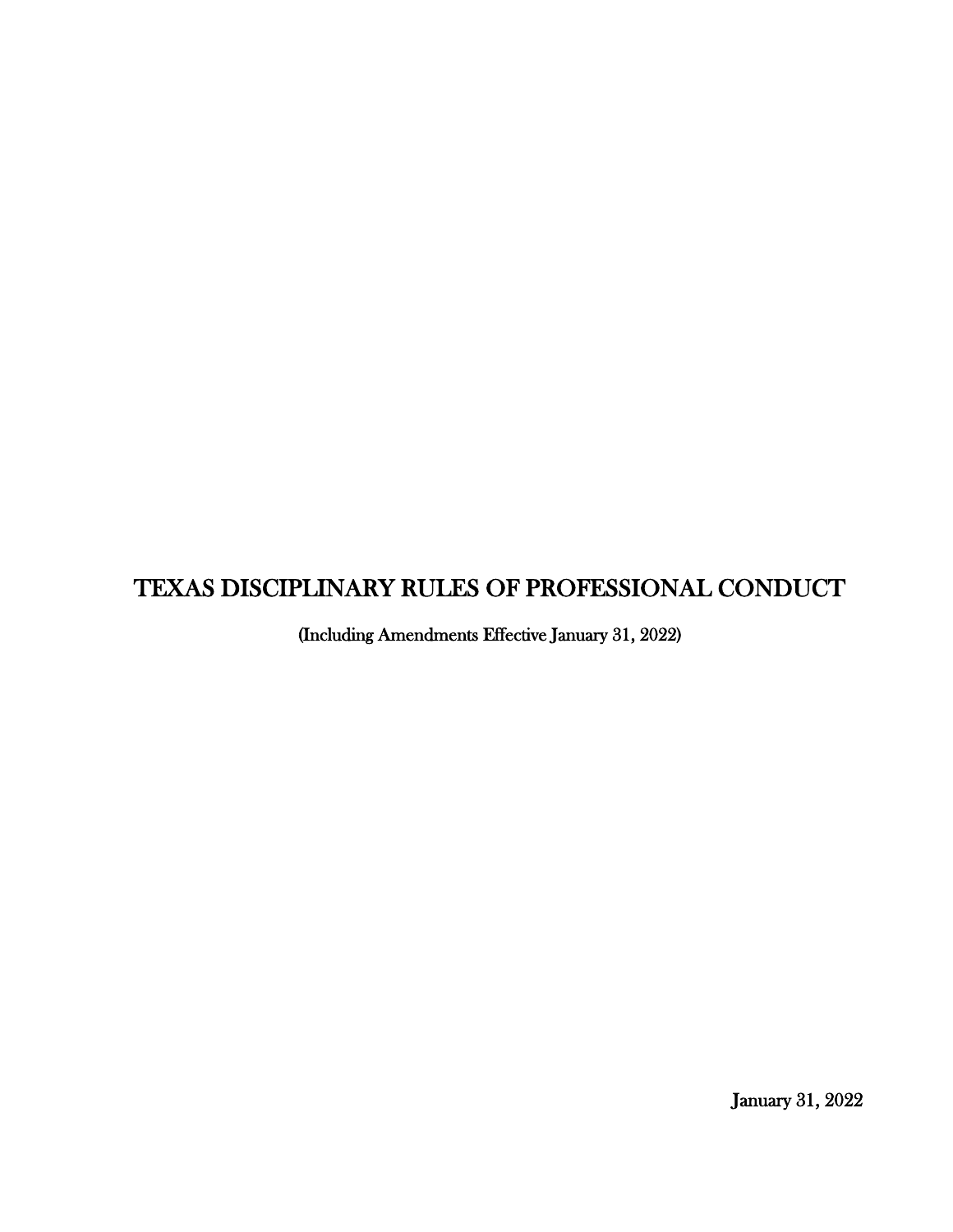# TEXAS DISCIPLINARY RULES OF PROFESSIONAL CONDUCT

(Including Amendments Effective January 31, 2022)

January 31, 2022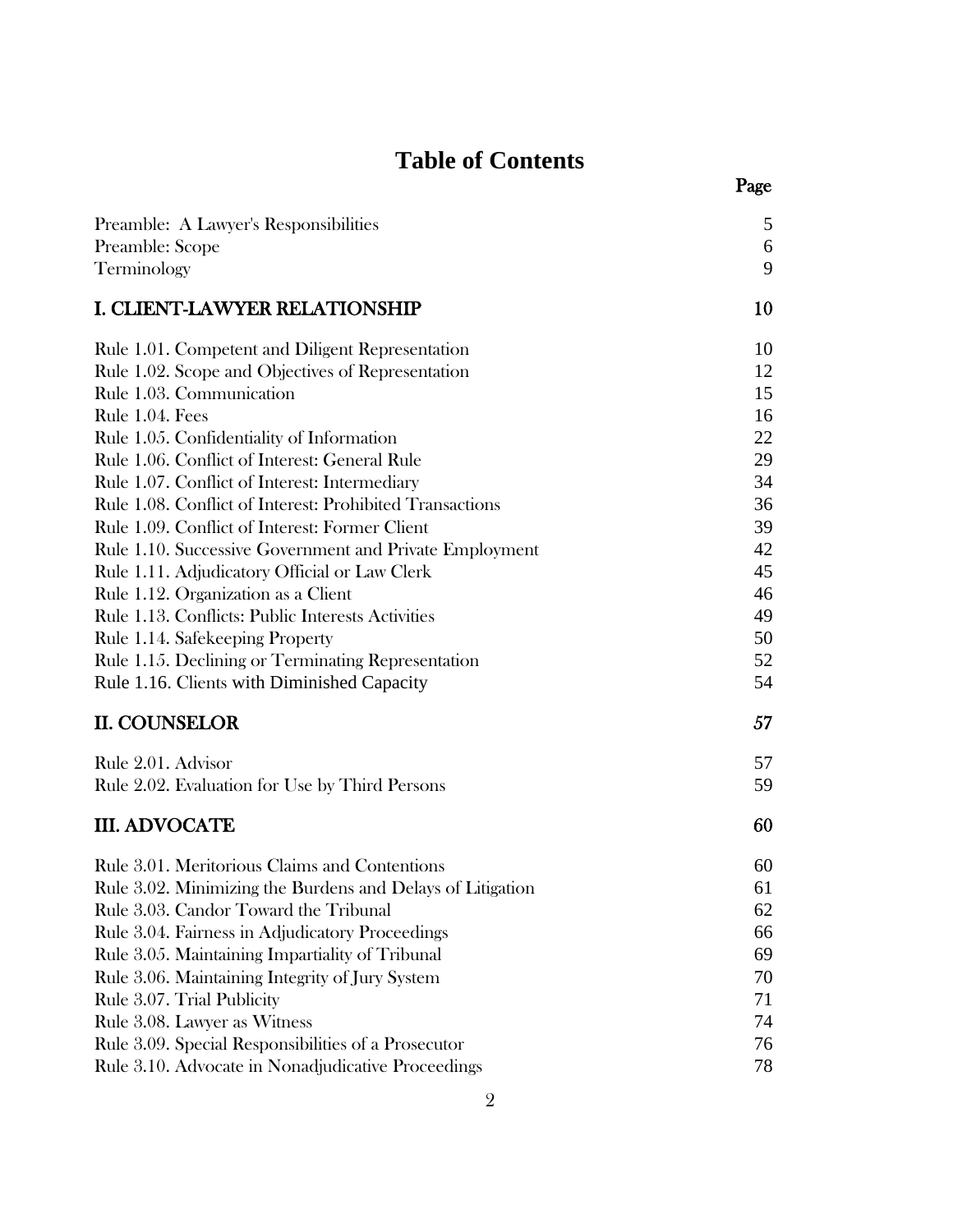# Table of Contents

| | Page |
|---|---|
| Preamble: A Lawyer's Responsibilities | 5 |
| Preamble: Scope | 6 |
| Terminology | 9 |
| **I. CLIENT-LAWYER RELATIONSHIP** | **10** |
| Rule 1.01. Competent and Diligent Representation | 10 |
| Rule 1.02. Scope and Objectives of Representation | 12 |
| Rule 1.03. Communication | 15 |
| Rule 1.04. Fees | 16 |
| Rule 1.05. Confidentiality of Information | 22 |
| Rule 1.06. Conflict of Interest: General Rule | 29 |
| Rule 1.07. Conflict of Interest: Intermediary | 34 |
| Rule 1.08. Conflict of Interest: Prohibited Transactions | 36 |
| Rule 1.09. Conflict of Interest: Former Client | 39 |
| Rule 1.10. Successive Government and Private Employment | 42 |
| Rule 1.11. Adjudicatory Official or Law Clerk | 45 |
| Rule 1.12. Organization as a Client | 46 |
| Rule 1.13. Conflicts: Public Interests Activities | 49 |
| Rule 1.14. Safekeeping Property | 50 |
| Rule 1.15. Declining or Terminating Representation | 52 |
| Rule 1.16. Clients with Diminished Capacity | 54 |
| **II. COUNSELOR** | **57** |
| Rule 2.01. Advisor | 57 |
| Rule 2.02. Evaluation for Use by Third Persons | 59 |
| **III. ADVOCATE** | **60** |
| Rule 3.01. Meritorious Claims and Contentions | 60 |
| Rule 3.02. Minimizing the Burdens and Delays of Litigation | 61 |
| Rule 3.03. Candor Toward the Tribunal | 62 |
| Rule 3.04. Fairness in Adjudicatory Proceedings | 66 |
| Rule 3.05. Maintaining Impartiality of Tribunal | 69 |
| Rule 3.06. Maintaining Integrity of Jury System | 70 |
| Rule 3.07. Trial Publicity | 71 |
| Rule 3.08. Lawyer as Witness | 74 |
| Rule 3.09. Special Responsibilities of a Prosecutor | 76 |
| Rule 3.10. Advocate in Nonadjudicative Proceedings | 78 |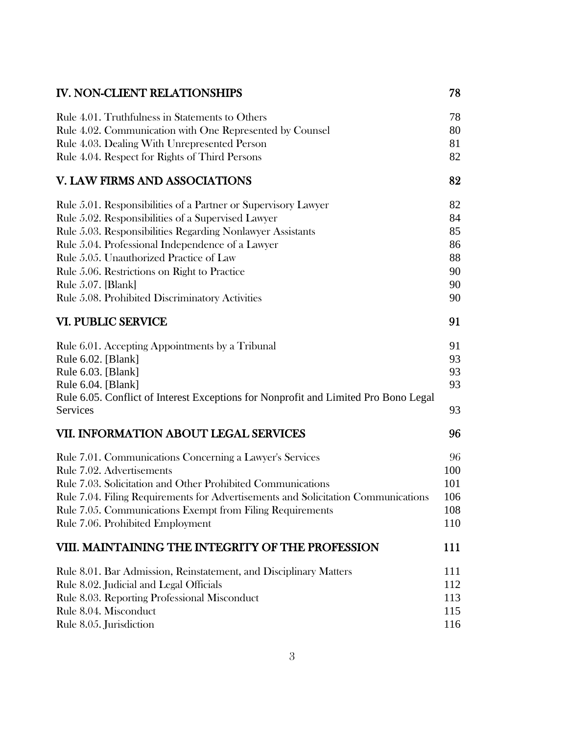## IV. NON-CLIENT RELATIONSHIPS — 78

Rule 4.01. Truthfulness in Statements to Others — 78
Rule 4.02. Communication with One Represented by Counsel — 80
Rule 4.03. Dealing With Unrepresented Person — 81
Rule 4.04. Respect for Rights of Third Persons — 82

## V. LAW FIRMS AND ASSOCIATIONS — 82

Rule 5.01. Responsibilities of a Partner or Supervisory Lawyer — 82
Rule 5.02. Responsibilities of a Supervised Lawyer — 84
Rule 5.03. Responsibilities Regarding Nonlawyer Assistants — 85
Rule 5.04. Professional Independence of a Lawyer — 86
Rule 5.05. Unauthorized Practice of Law — 88
Rule 5.06. Restrictions on Right to Practice — 90
Rule 5.07. [Blank] — 90
Rule 5.08. Prohibited Discriminatory Activities — 90

## VI. PUBLIC SERVICE — 91

Rule 6.01. Accepting Appointments by a Tribunal — 91
Rule 6.02. [Blank] — 93
Rule 6.03. [Blank] — 93
Rule 6.04. [Blank] — 93
Rule 6.05. Conflict of Interest Exceptions for Nonprofit and Limited Pro Bono Legal Services — 93

## VII. INFORMATION ABOUT LEGAL SERVICES — 96

Rule 7.01. Communications Concerning a Lawyer's Services — 96
Rule 7.02. Advertisements — 100
Rule 7.03. Solicitation and Other Prohibited Communications — 101
Rule 7.04. Filing Requirements for Advertisements and Solicitation Communications — 106
Rule 7.05. Communications Exempt from Filing Requirements — 108
Rule 7.06. Prohibited Employment — 110

## VIII. MAINTAINING THE INTEGRITY OF THE PROFESSION — 111

Rule 8.01. Bar Admission, Reinstatement, and Disciplinary Matters — 111
Rule 8.02. Judicial and Legal Officials — 112
Rule 8.03. Reporting Professional Misconduct — 113
Rule 8.04. Misconduct — 115
Rule 8.05. Jurisdiction — 116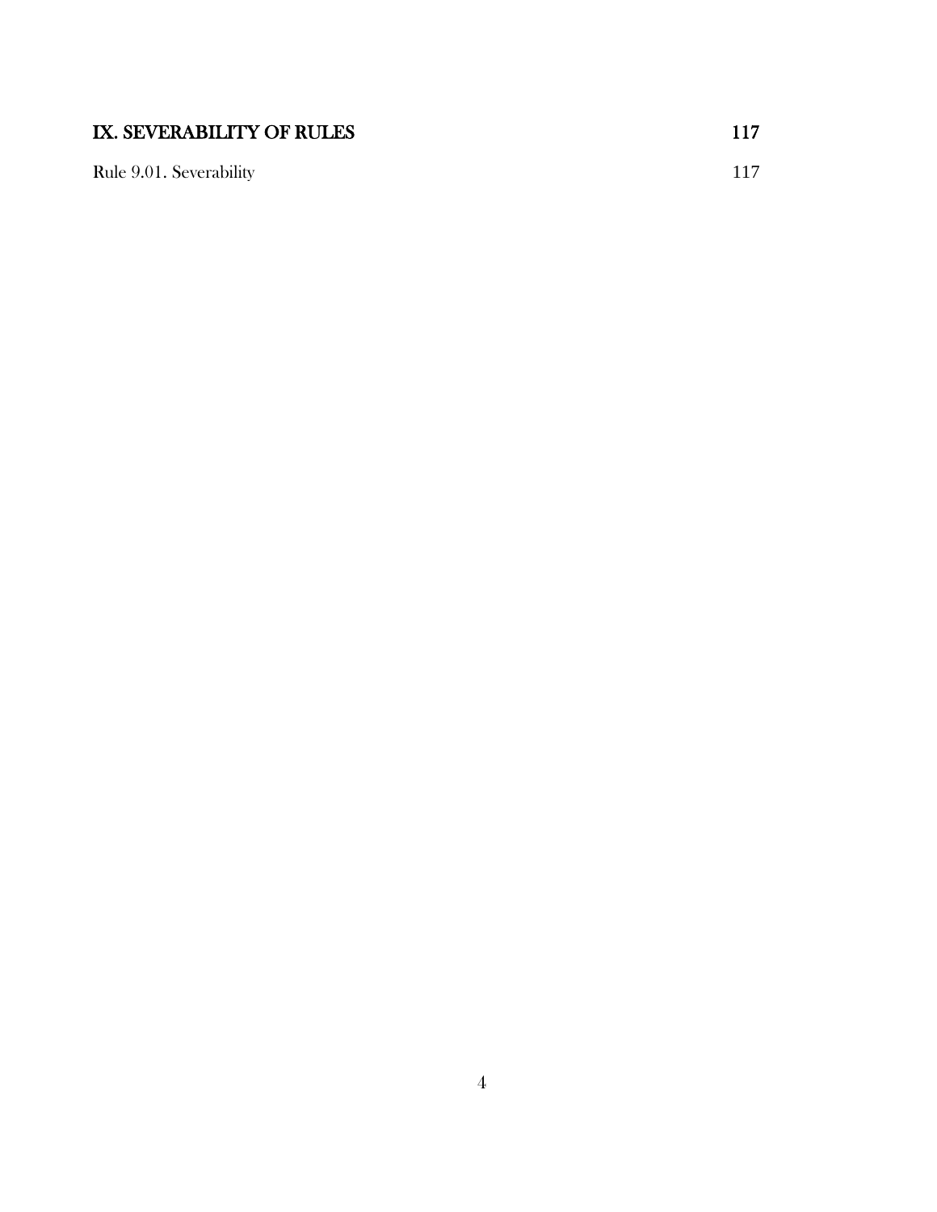**IX. SEVERABILITY OF RULES** **117**

Rule 9.01. Severability 117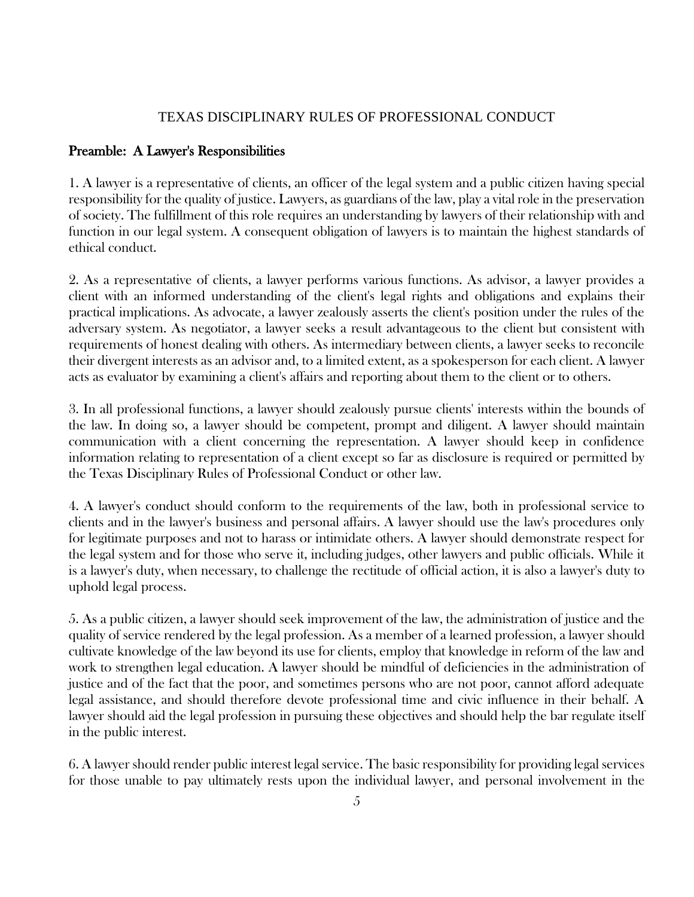# TEXAS DISCIPLINARY RULES OF PROFESSIONAL CONDUCT

## Preamble: A Lawyer's Responsibilities

1. A lawyer is a representative of clients, an officer of the legal system and a public citizen having special responsibility for the quality of justice. Lawyers, as guardians of the law, play a vital role in the preservation of society. The fulfillment of this role requires an understanding by lawyers of their relationship with and function in our legal system. A consequent obligation of lawyers is to maintain the highest standards of ethical conduct.

2. As a representative of clients, a lawyer performs various functions. As advisor, a lawyer provides a client with an informed understanding of the client's legal rights and obligations and explains their practical implications. As advocate, a lawyer zealously asserts the client's position under the rules of the adversary system. As negotiator, a lawyer seeks a result advantageous to the client but consistent with requirements of honest dealing with others. As intermediary between clients, a lawyer seeks to reconcile their divergent interests as an advisor and, to a limited extent, as a spokesperson for each client. A lawyer acts as evaluator by examining a client's affairs and reporting about them to the client or to others.

3. In all professional functions, a lawyer should zealously pursue clients' interests within the bounds of the law. In doing so, a lawyer should be competent, prompt and diligent. A lawyer should maintain communication with a client concerning the representation. A lawyer should keep in confidence information relating to representation of a client except so far as disclosure is required or permitted by the Texas Disciplinary Rules of Professional Conduct or other law.

4. A lawyer's conduct should conform to the requirements of the law, both in professional service to clients and in the lawyer's business and personal affairs. A lawyer should use the law's procedures only for legitimate purposes and not to harass or intimidate others. A lawyer should demonstrate respect for the legal system and for those who serve it, including judges, other lawyers and public officials. While it is a lawyer's duty, when necessary, to challenge the rectitude of official action, it is also a lawyer's duty to uphold legal process.

5. As a public citizen, a lawyer should seek improvement of the law, the administration of justice and the quality of service rendered by the legal profession. As a member of a learned profession, a lawyer should cultivate knowledge of the law beyond its use for clients, employ that knowledge in reform of the law and work to strengthen legal education. A lawyer should be mindful of deficiencies in the administration of justice and of the fact that the poor, and sometimes persons who are not poor, cannot afford adequate legal assistance, and should therefore devote professional time and civic influence in their behalf. A lawyer should aid the legal profession in pursuing these objectives and should help the bar regulate itself in the public interest.

6. A lawyer should render public interest legal service. The basic responsibility for providing legal services for those unable to pay ultimately rests upon the individual lawyer, and personal involvement in the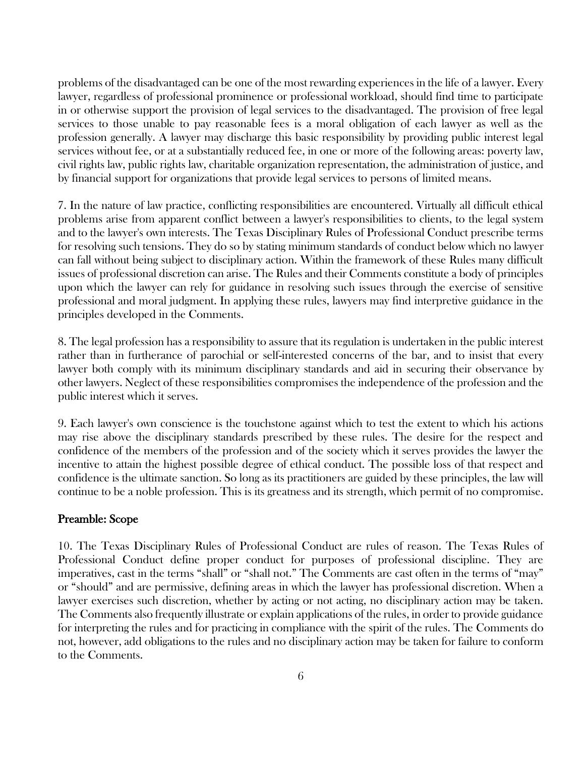problems of the disadvantaged can be one of the most rewarding experiences in the life of a lawyer. Every lawyer, regardless of professional prominence or professional workload, should find time to participate in or otherwise support the provision of legal services to the disadvantaged. The provision of free legal services to those unable to pay reasonable fees is a moral obligation of each lawyer as well as the profession generally. A lawyer may discharge this basic responsibility by providing public interest legal services without fee, or at a substantially reduced fee, in one or more of the following areas: poverty law, civil rights law, public rights law, charitable organization representation, the administration of justice, and by financial support for organizations that provide legal services to persons of limited means.

7. In the nature of law practice, conflicting responsibilities are encountered. Virtually all difficult ethical problems arise from apparent conflict between a lawyer's responsibilities to clients, to the legal system and to the lawyer's own interests. The Texas Disciplinary Rules of Professional Conduct prescribe terms for resolving such tensions. They do so by stating minimum standards of conduct below which no lawyer can fall without being subject to disciplinary action. Within the framework of these Rules many difficult issues of professional discretion can arise. The Rules and their Comments constitute a body of principles upon which the lawyer can rely for guidance in resolving such issues through the exercise of sensitive professional and moral judgment. In applying these rules, lawyers may find interpretive guidance in the principles developed in the Comments.

8. The legal profession has a responsibility to assure that its regulation is undertaken in the public interest rather than in furtherance of parochial or self-interested concerns of the bar, and to insist that every lawyer both comply with its minimum disciplinary standards and aid in securing their observance by other lawyers. Neglect of these responsibilities compromises the independence of the profession and the public interest which it serves.

9. Each lawyer's own conscience is the touchstone against which to test the extent to which his actions may rise above the disciplinary standards prescribed by these rules. The desire for the respect and confidence of the members of the profession and of the society which it serves provides the lawyer the incentive to attain the highest possible degree of ethical conduct. The possible loss of that respect and confidence is the ultimate sanction. So long as its practitioners are guided by these principles, the law will continue to be a noble profession. This is its greatness and its strength, which permit of no compromise.

## Preamble: Scope

10. The Texas Disciplinary Rules of Professional Conduct are rules of reason. The Texas Rules of Professional Conduct define proper conduct for purposes of professional discipline. They are imperatives, cast in the terms "shall" or "shall not." The Comments are cast often in the terms of "may" or "should" and are permissive, defining areas in which the lawyer has professional discretion. When a lawyer exercises such discretion, whether by acting or not acting, no disciplinary action may be taken. The Comments also frequently illustrate or explain applications of the rules, in order to provide guidance for interpreting the rules and for practicing in compliance with the spirit of the rules. The Comments do not, however, add obligations to the rules and no disciplinary action may be taken for failure to conform to the Comments.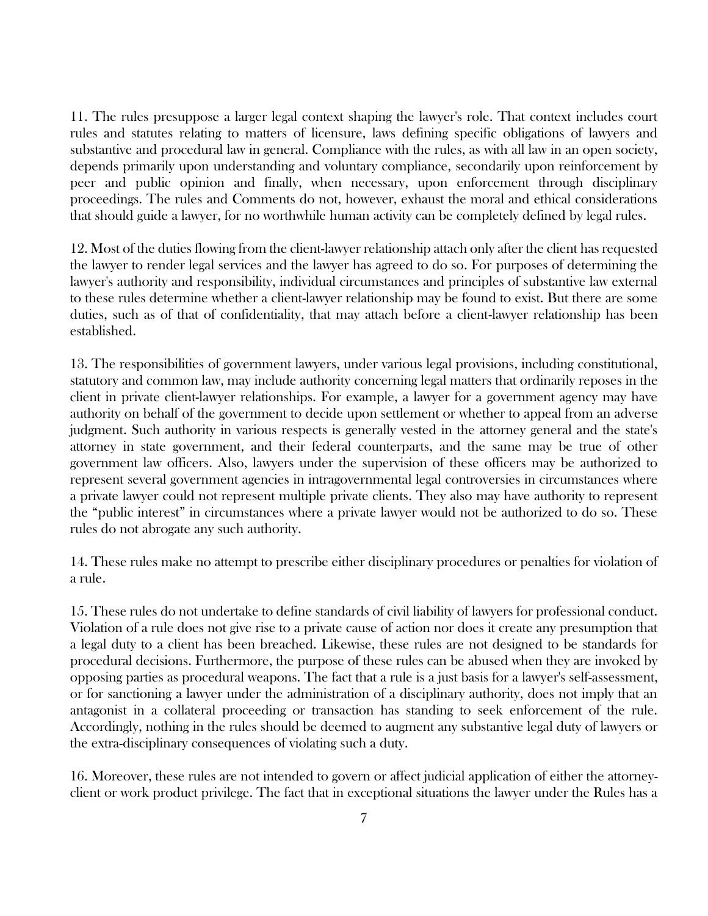11. The rules presuppose a larger legal context shaping the lawyer's role. That context includes court rules and statutes relating to matters of licensure, laws defining specific obligations of lawyers and substantive and procedural law in general. Compliance with the rules, as with all law in an open society, depends primarily upon understanding and voluntary compliance, secondarily upon reinforcement by peer and public opinion and finally, when necessary, upon enforcement through disciplinary proceedings. The rules and Comments do not, however, exhaust the moral and ethical considerations that should guide a lawyer, for no worthwhile human activity can be completely defined by legal rules.

12. Most of the duties flowing from the client-lawyer relationship attach only after the client has requested the lawyer to render legal services and the lawyer has agreed to do so. For purposes of determining the lawyer's authority and responsibility, individual circumstances and principles of substantive law external to these rules determine whether a client-lawyer relationship may be found to exist. But there are some duties, such as of that of confidentiality, that may attach before a client-lawyer relationship has been established.

13. The responsibilities of government lawyers, under various legal provisions, including constitutional, statutory and common law, may include authority concerning legal matters that ordinarily reposes in the client in private client-lawyer relationships. For example, a lawyer for a government agency may have authority on behalf of the government to decide upon settlement or whether to appeal from an adverse judgment. Such authority in various respects is generally vested in the attorney general and the state's attorney in state government, and their federal counterparts, and the same may be true of other government law officers. Also, lawyers under the supervision of these officers may be authorized to represent several government agencies in intragovernmental legal controversies in circumstances where a private lawyer could not represent multiple private clients. They also may have authority to represent the "public interest" in circumstances where a private lawyer would not be authorized to do so. These rules do not abrogate any such authority.

14. These rules make no attempt to prescribe either disciplinary procedures or penalties for violation of a rule.

15. These rules do not undertake to define standards of civil liability of lawyers for professional conduct. Violation of a rule does not give rise to a private cause of action nor does it create any presumption that a legal duty to a client has been breached. Likewise, these rules are not designed to be standards for procedural decisions. Furthermore, the purpose of these rules can be abused when they are invoked by opposing parties as procedural weapons. The fact that a rule is a just basis for a lawyer's self-assessment, or for sanctioning a lawyer under the administration of a disciplinary authority, does not imply that an antagonist in a collateral proceeding or transaction has standing to seek enforcement of the rule. Accordingly, nothing in the rules should be deemed to augment any substantive legal duty of lawyers or the extra-disciplinary consequences of violating such a duty.

16. Moreover, these rules are not intended to govern or affect judicial application of either the attorney-client or work product privilege. The fact that in exceptional situations the lawyer under the Rules has a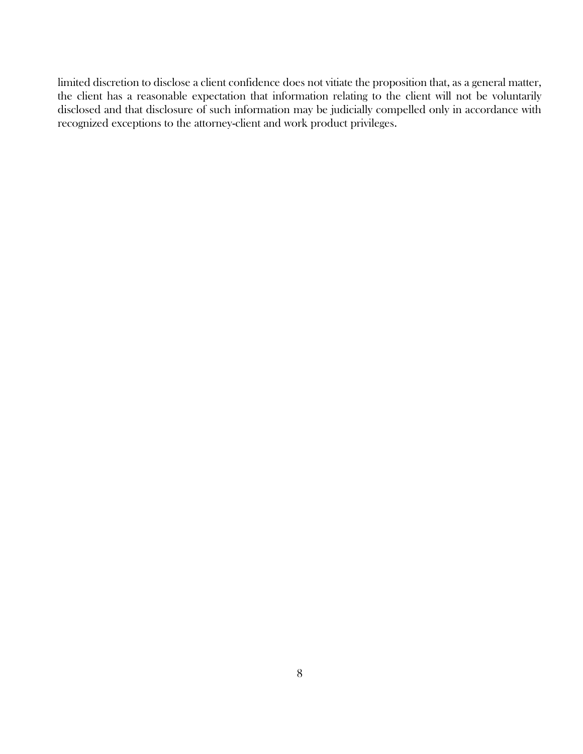limited discretion to disclose a client confidence does not vitiate the proposition that, as a general matter, the client has a reasonable expectation that information relating to the client will not be voluntarily disclosed and that disclosure of such information may be judicially compelled only in accordance with recognized exceptions to the attorney-client and work product privileges.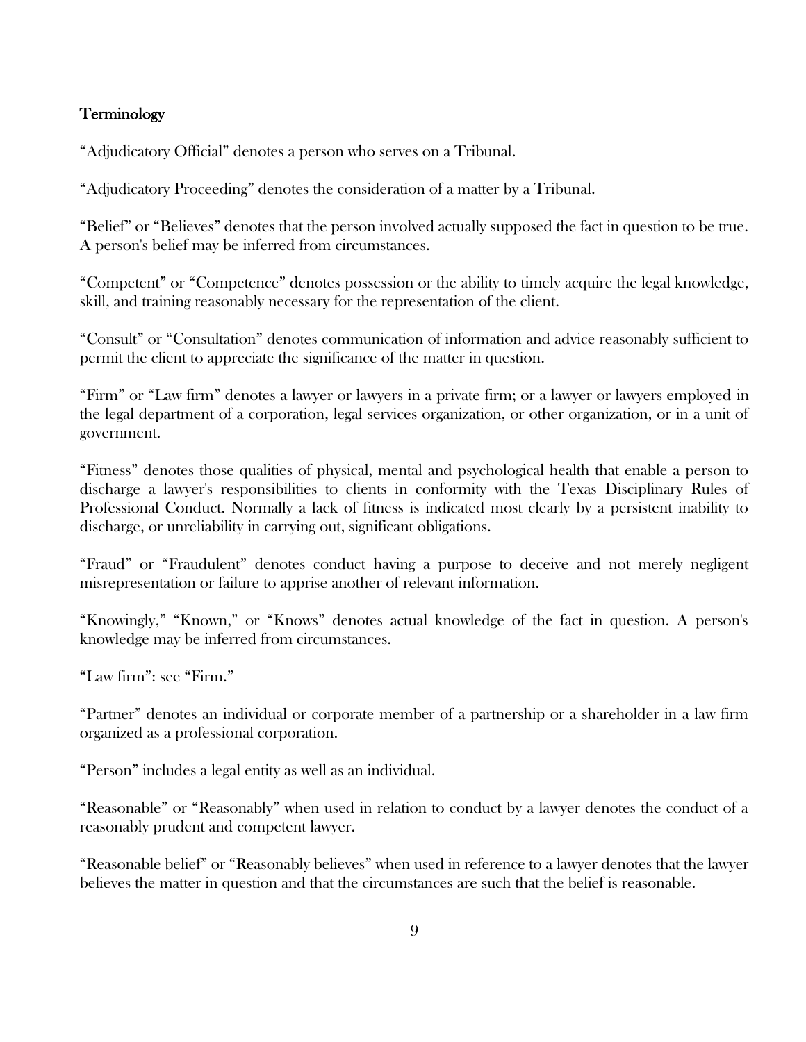## Terminology

"Adjudicatory Official" denotes a person who serves on a Tribunal.

"Adjudicatory Proceeding" denotes the consideration of a matter by a Tribunal.

"Belief" or "Believes" denotes that the person involved actually supposed the fact in question to be true. A person's belief may be inferred from circumstances.

"Competent" or "Competence" denotes possession or the ability to timely acquire the legal knowledge, skill, and training reasonably necessary for the representation of the client.

"Consult" or "Consultation" denotes communication of information and advice reasonably sufficient to permit the client to appreciate the significance of the matter in question.

"Firm" or "Law firm" denotes a lawyer or lawyers in a private firm; or a lawyer or lawyers employed in the legal department of a corporation, legal services organization, or other organization, or in a unit of government.

"Fitness" denotes those qualities of physical, mental and psychological health that enable a person to discharge a lawyer's responsibilities to clients in conformity with the Texas Disciplinary Rules of Professional Conduct. Normally a lack of fitness is indicated most clearly by a persistent inability to discharge, or unreliability in carrying out, significant obligations.

"Fraud" or "Fraudulent" denotes conduct having a purpose to deceive and not merely negligent misrepresentation or failure to apprise another of relevant information.

"Knowingly," "Known," or "Knows" denotes actual knowledge of the fact in question. A person's knowledge may be inferred from circumstances.

"Law firm": see "Firm."

"Partner" denotes an individual or corporate member of a partnership or a shareholder in a law firm organized as a professional corporation.

"Person" includes a legal entity as well as an individual.

"Reasonable" or "Reasonably" when used in relation to conduct by a lawyer denotes the conduct of a reasonably prudent and competent lawyer.

"Reasonable belief" or "Reasonably believes" when used in reference to a lawyer denotes that the lawyer believes the matter in question and that the circumstances are such that the belief is reasonable.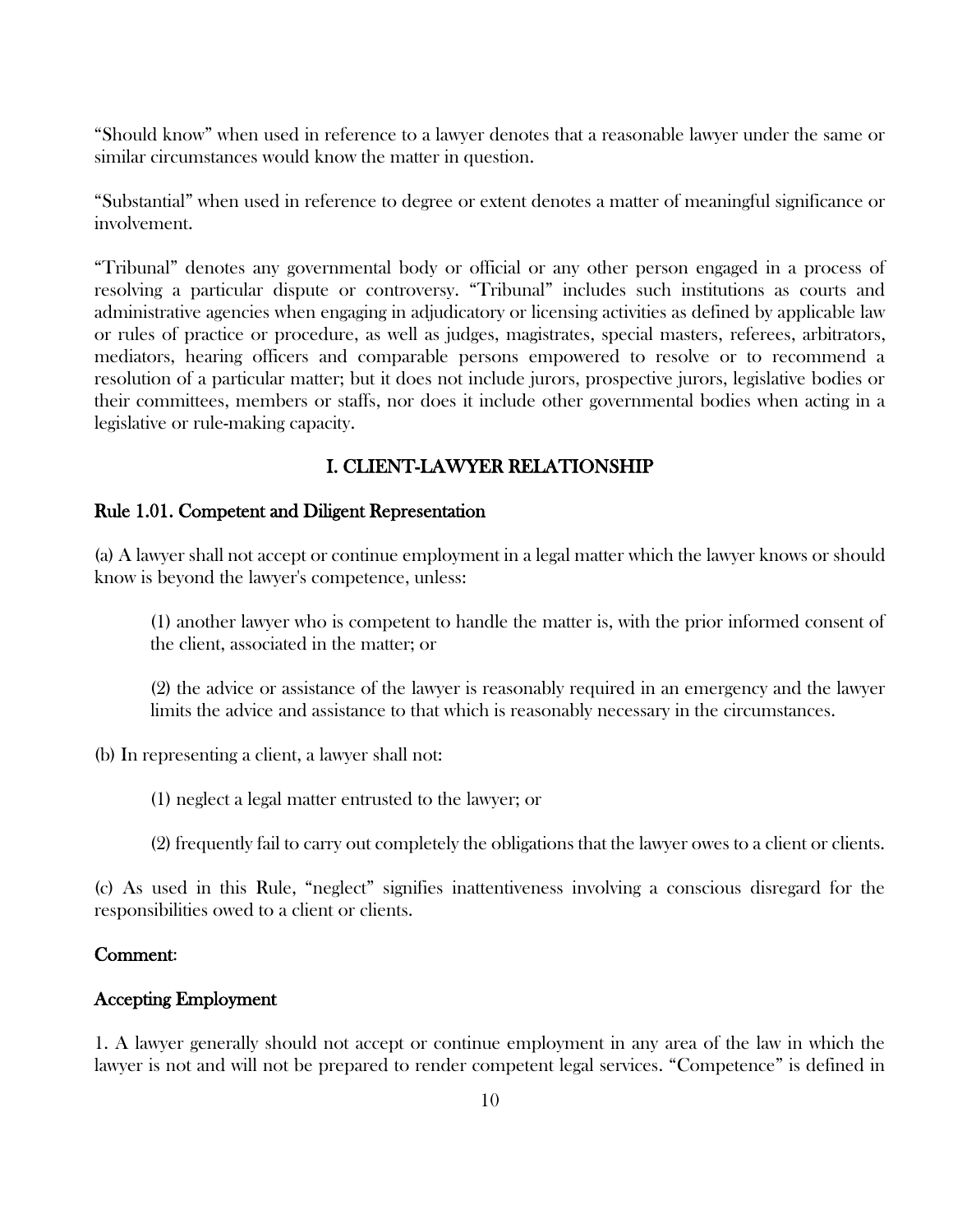"Should know" when used in reference to a lawyer denotes that a reasonable lawyer under the same or similar circumstances would know the matter in question.

"Substantial" when used in reference to degree or extent denotes a matter of meaningful significance or involvement.

"Tribunal" denotes any governmental body or official or any other person engaged in a process of resolving a particular dispute or controversy. "Tribunal" includes such institutions as courts and administrative agencies when engaging in adjudicatory or licensing activities as defined by applicable law or rules of practice or procedure, as well as judges, magistrates, special masters, referees, arbitrators, mediators, hearing officers and comparable persons empowered to resolve or to recommend a resolution of a particular matter; but it does not include jurors, prospective jurors, legislative bodies or their committees, members or staffs, nor does it include other governmental bodies when acting in a legislative or rule-making capacity.

## I. CLIENT-LAWYER RELATIONSHIP

### Rule 1.01. Competent and Diligent Representation

(a) A lawyer shall not accept or continue employment in a legal matter which the lawyer knows or should know is beyond the lawyer's competence, unless:

> (1) another lawyer who is competent to handle the matter is, with the prior informed consent of the client, associated in the matter; or
>
> (2) the advice or assistance of the lawyer is reasonably required in an emergency and the lawyer limits the advice and assistance to that which is reasonably necessary in the circumstances.

(b) In representing a client, a lawyer shall not:

> (1) neglect a legal matter entrusted to the lawyer; or
>
> (2) frequently fail to carry out completely the obligations that the lawyer owes to a client or clients.

(c) As used in this Rule, "neglect" signifies inattentiveness involving a conscious disregard for the responsibilities owed to a client or clients.

#### Comment:

#### Accepting Employment

1. A lawyer generally should not accept or continue employment in any area of the law in which the lawyer is not and will not be prepared to render competent legal services. "Competence" is defined in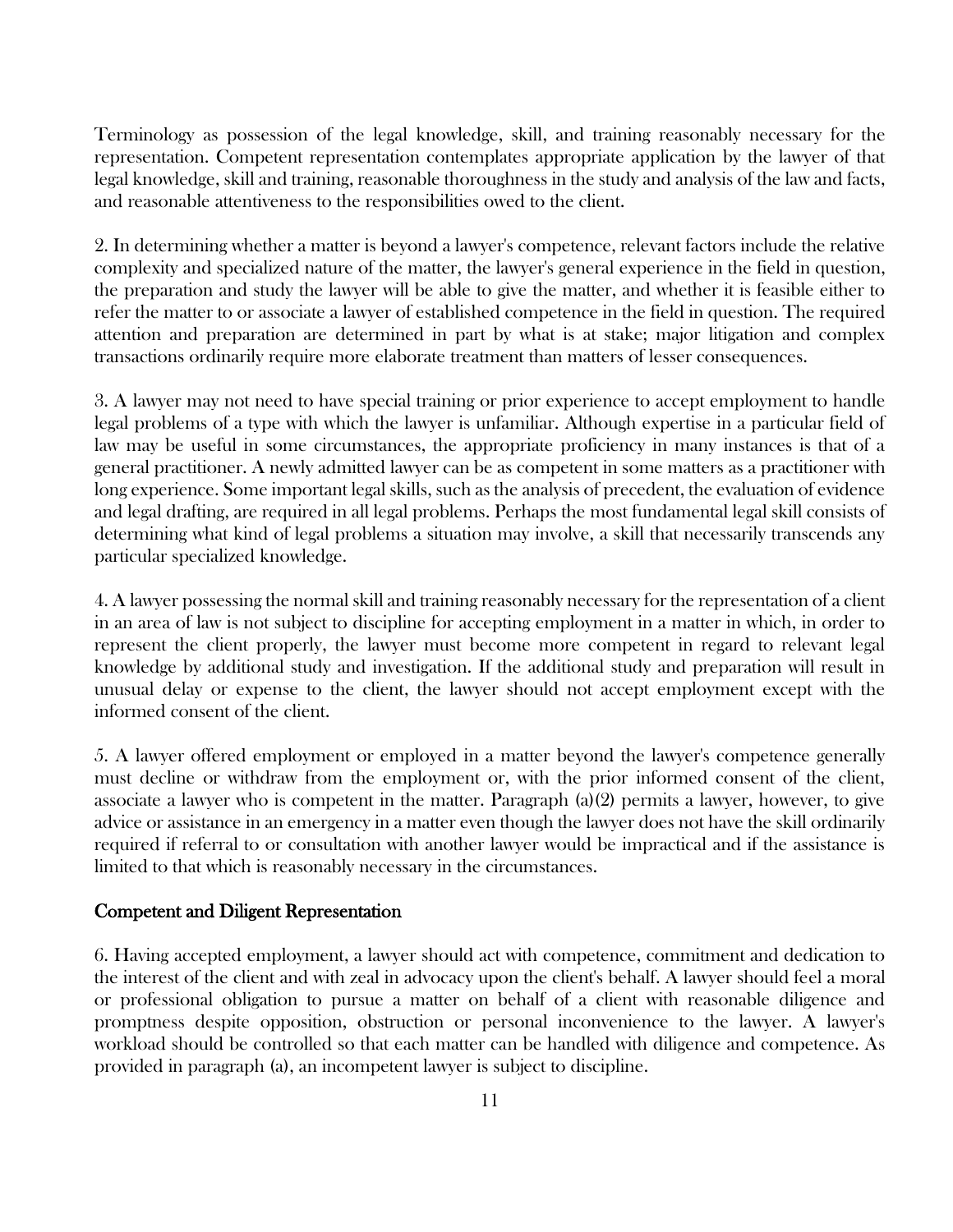Terminology as possession of the legal knowledge, skill, and training reasonably necessary for the representation. Competent representation contemplates appropriate application by the lawyer of that legal knowledge, skill and training, reasonable thoroughness in the study and analysis of the law and facts, and reasonable attentiveness to the responsibilities owed to the client.

2. In determining whether a matter is beyond a lawyer's competence, relevant factors include the relative complexity and specialized nature of the matter, the lawyer's general experience in the field in question, the preparation and study the lawyer will be able to give the matter, and whether it is feasible either to refer the matter to or associate a lawyer of established competence in the field in question. The required attention and preparation are determined in part by what is at stake; major litigation and complex transactions ordinarily require more elaborate treatment than matters of lesser consequences.

3. A lawyer may not need to have special training or prior experience to accept employment to handle legal problems of a type with which the lawyer is unfamiliar. Although expertise in a particular field of law may be useful in some circumstances, the appropriate proficiency in many instances is that of a general practitioner. A newly admitted lawyer can be as competent in some matters as a practitioner with long experience. Some important legal skills, such as the analysis of precedent, the evaluation of evidence and legal drafting, are required in all legal problems. Perhaps the most fundamental legal skill consists of determining what kind of legal problems a situation may involve, a skill that necessarily transcends any particular specialized knowledge.

4. A lawyer possessing the normal skill and training reasonably necessary for the representation of a client in an area of law is not subject to discipline for accepting employment in a matter in which, in order to represent the client properly, the lawyer must become more competent in regard to relevant legal knowledge by additional study and investigation. If the additional study and preparation will result in unusual delay or expense to the client, the lawyer should not accept employment except with the informed consent of the client.

5. A lawyer offered employment or employed in a matter beyond the lawyer's competence generally must decline or withdraw from the employment or, with the prior informed consent of the client, associate a lawyer who is competent in the matter. Paragraph (a)(2) permits a lawyer, however, to give advice or assistance in an emergency in a matter even though the lawyer does not have the skill ordinarily required if referral to or consultation with another lawyer would be impractical and if the assistance is limited to that which is reasonably necessary in the circumstances.

## Competent and Diligent Representation

6. Having accepted employment, a lawyer should act with competence, commitment and dedication to the interest of the client and with zeal in advocacy upon the client's behalf. A lawyer should feel a moral or professional obligation to pursue a matter on behalf of a client with reasonable diligence and promptness despite opposition, obstruction or personal inconvenience to the lawyer. A lawyer's workload should be controlled so that each matter can be handled with diligence and competence. As provided in paragraph (a), an incompetent lawyer is subject to discipline.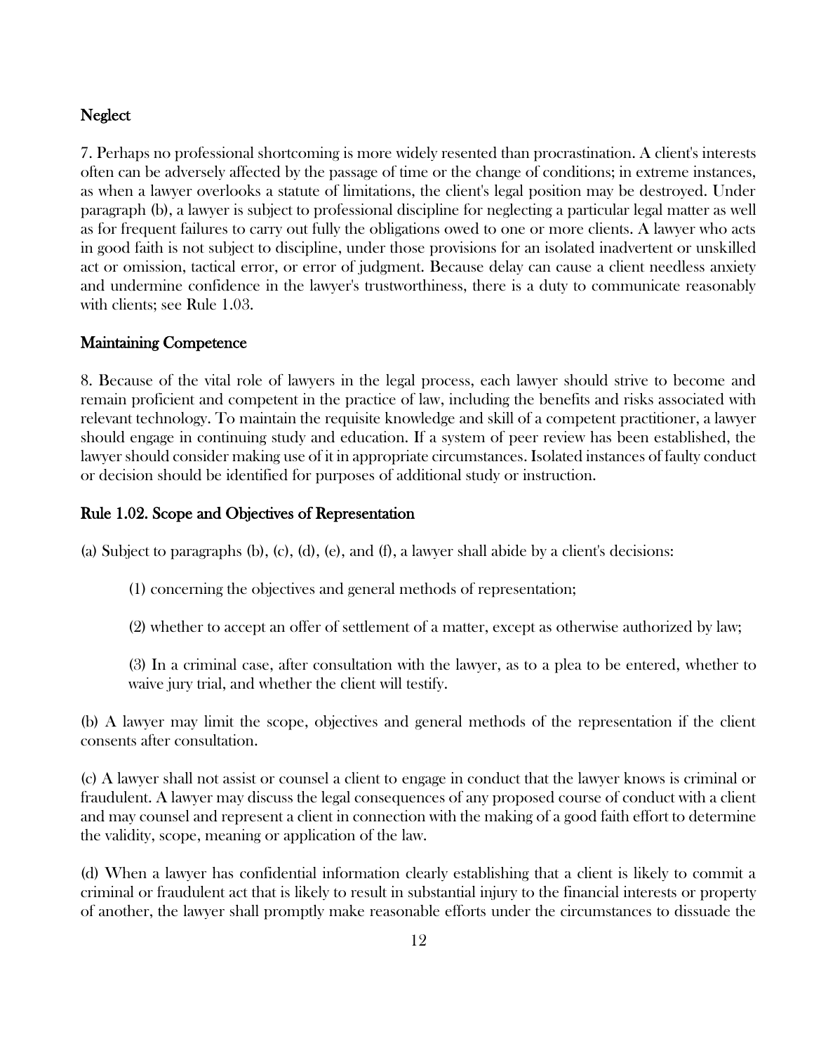### Neglect

7. Perhaps no professional shortcoming is more widely resented than procrastination. A client's interests often can be adversely affected by the passage of time or the change of conditions; in extreme instances, as when a lawyer overlooks a statute of limitations, the client's legal position may be destroyed. Under paragraph (b), a lawyer is subject to professional discipline for neglecting a particular legal matter as well as for frequent failures to carry out fully the obligations owed to one or more clients. A lawyer who acts in good faith is not subject to discipline, under those provisions for an isolated inadvertent or unskilled act or omission, tactical error, or error of judgment. Because delay can cause a client needless anxiety and undermine confidence in the lawyer's trustworthiness, there is a duty to communicate reasonably with clients; see Rule 1.03.

### Maintaining Competence

8. Because of the vital role of lawyers in the legal process, each lawyer should strive to become and remain proficient and competent in the practice of law, including the benefits and risks associated with relevant technology. To maintain the requisite knowledge and skill of a competent practitioner, a lawyer should engage in continuing study and education. If a system of peer review has been established, the lawyer should consider making use of it in appropriate circumstances. Isolated instances of faulty conduct or decision should be identified for purposes of additional study or instruction.

## Rule 1.02. Scope and Objectives of Representation

(a) Subject to paragraphs (b), (c), (d), (e), and (f), a lawyer shall abide by a client's decisions:

(1) concerning the objectives and general methods of representation;

(2) whether to accept an offer of settlement of a matter, except as otherwise authorized by law;

(3) In a criminal case, after consultation with the lawyer, as to a plea to be entered, whether to waive jury trial, and whether the client will testify.

(b) A lawyer may limit the scope, objectives and general methods of the representation if the client consents after consultation.

(c) A lawyer shall not assist or counsel a client to engage in conduct that the lawyer knows is criminal or fraudulent. A lawyer may discuss the legal consequences of any proposed course of conduct with a client and may counsel and represent a client in connection with the making of a good faith effort to determine the validity, scope, meaning or application of the law.

(d) When a lawyer has confidential information clearly establishing that a client is likely to commit a criminal or fraudulent act that is likely to result in substantial injury to the financial interests or property of another, the lawyer shall promptly make reasonable efforts under the circumstances to dissuade the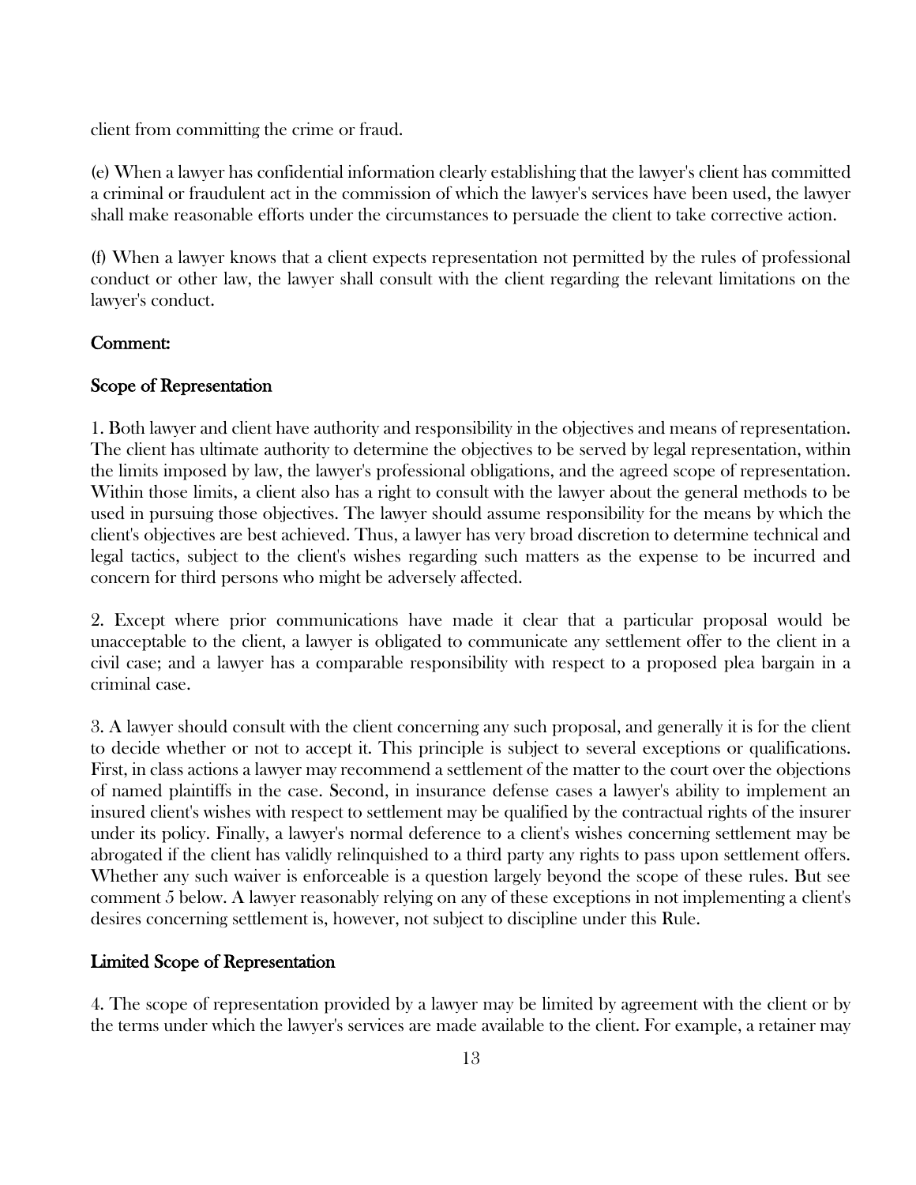client from committing the crime or fraud.

(e) When a lawyer has confidential information clearly establishing that the lawyer's client has committed a criminal or fraudulent act in the commission of which the lawyer's services have been used, the lawyer shall make reasonable efforts under the circumstances to persuade the client to take corrective action.

(f) When a lawyer knows that a client expects representation not permitted by the rules of professional conduct or other law, the lawyer shall consult with the client regarding the relevant limitations on the lawyer's conduct.

## Comment:

### Scope of Representation

1. Both lawyer and client have authority and responsibility in the objectives and means of representation. The client has ultimate authority to determine the objectives to be served by legal representation, within the limits imposed by law, the lawyer's professional obligations, and the agreed scope of representation. Within those limits, a client also has a right to consult with the lawyer about the general methods to be used in pursuing those objectives. The lawyer should assume responsibility for the means by which the client's objectives are best achieved. Thus, a lawyer has very broad discretion to determine technical and legal tactics, subject to the client's wishes regarding such matters as the expense to be incurred and concern for third persons who might be adversely affected.

2. Except where prior communications have made it clear that a particular proposal would be unacceptable to the client, a lawyer is obligated to communicate any settlement offer to the client in a civil case; and a lawyer has a comparable responsibility with respect to a proposed plea bargain in a criminal case.

3. A lawyer should consult with the client concerning any such proposal, and generally it is for the client to decide whether or not to accept it. This principle is subject to several exceptions or qualifications. First, in class actions a lawyer may recommend a settlement of the matter to the court over the objections of named plaintiffs in the case. Second, in insurance defense cases a lawyer's ability to implement an insured client's wishes with respect to settlement may be qualified by the contractual rights of the insurer under its policy. Finally, a lawyer's normal deference to a client's wishes concerning settlement may be abrogated if the client has validly relinquished to a third party any rights to pass upon settlement offers. Whether any such waiver is enforceable is a question largely beyond the scope of these rules. But see comment 5 below. A lawyer reasonably relying on any of these exceptions in not implementing a client's desires concerning settlement is, however, not subject to discipline under this Rule.

### Limited Scope of Representation

4. The scope of representation provided by a lawyer may be limited by agreement with the client or by the terms under which the lawyer's services are made available to the client. For example, a retainer may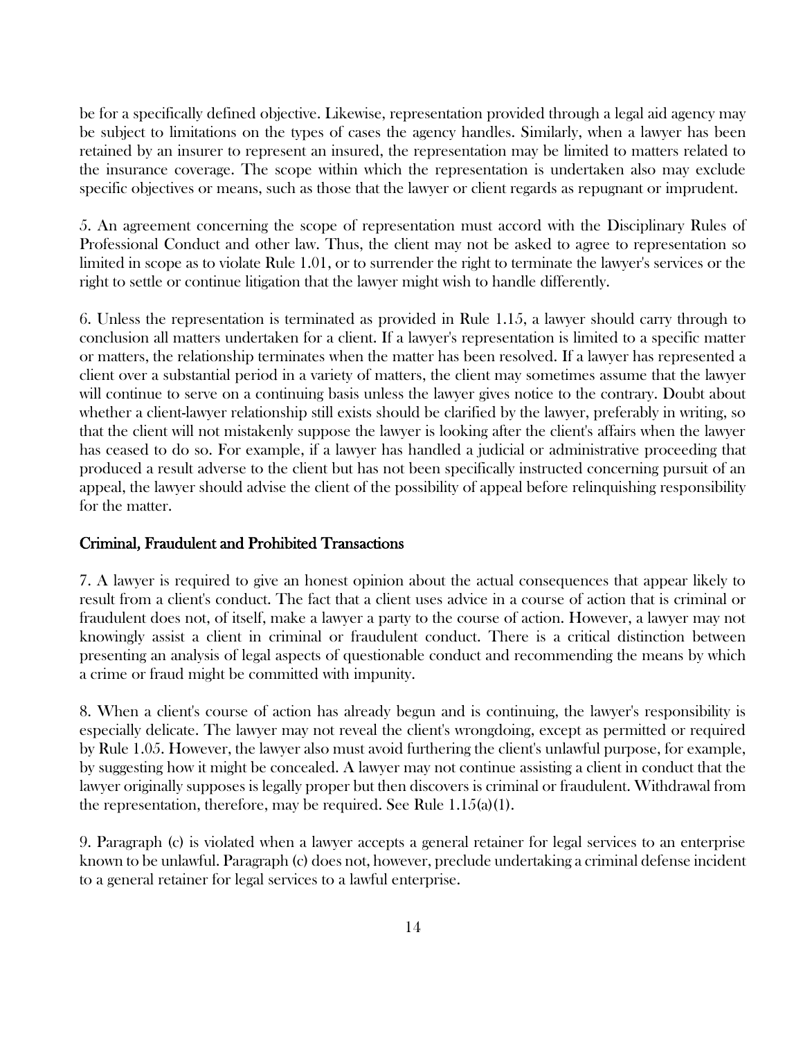be for a specifically defined objective. Likewise, representation provided through a legal aid agency may be subject to limitations on the types of cases the agency handles. Similarly, when a lawyer has been retained by an insurer to represent an insured, the representation may be limited to matters related to the insurance coverage. The scope within which the representation is undertaken also may exclude specific objectives or means, such as those that the lawyer or client regards as repugnant or imprudent.

5. An agreement concerning the scope of representation must accord with the Disciplinary Rules of Professional Conduct and other law. Thus, the client may not be asked to agree to representation so limited in scope as to violate Rule 1.01, or to surrender the right to terminate the lawyer's services or the right to settle or continue litigation that the lawyer might wish to handle differently.

6. Unless the representation is terminated as provided in Rule 1.15, a lawyer should carry through to conclusion all matters undertaken for a client. If a lawyer's representation is limited to a specific matter or matters, the relationship terminates when the matter has been resolved. If a lawyer has represented a client over a substantial period in a variety of matters, the client may sometimes assume that the lawyer will continue to serve on a continuing basis unless the lawyer gives notice to the contrary. Doubt about whether a client-lawyer relationship still exists should be clarified by the lawyer, preferably in writing, so that the client will not mistakenly suppose the lawyer is looking after the client's affairs when the lawyer has ceased to do so. For example, if a lawyer has handled a judicial or administrative proceeding that produced a result adverse to the client but has not been specifically instructed concerning pursuit of an appeal, the lawyer should advise the client of the possibility of appeal before relinquishing responsibility for the matter.

## Criminal, Fraudulent and Prohibited Transactions

7. A lawyer is required to give an honest opinion about the actual consequences that appear likely to result from a client's conduct. The fact that a client uses advice in a course of action that is criminal or fraudulent does not, of itself, make a lawyer a party to the course of action. However, a lawyer may not knowingly assist a client in criminal or fraudulent conduct. There is a critical distinction between presenting an analysis of legal aspects of questionable conduct and recommending the means by which a crime or fraud might be committed with impunity.

8. When a client's course of action has already begun and is continuing, the lawyer's responsibility is especially delicate. The lawyer may not reveal the client's wrongdoing, except as permitted or required by Rule 1.05. However, the lawyer also must avoid furthering the client's unlawful purpose, for example, by suggesting how it might be concealed. A lawyer may not continue assisting a client in conduct that the lawyer originally supposes is legally proper but then discovers is criminal or fraudulent. Withdrawal from the representation, therefore, may be required. See Rule 1.15(a)(1).

9. Paragraph (c) is violated when a lawyer accepts a general retainer for legal services to an enterprise known to be unlawful. Paragraph (c) does not, however, preclude undertaking a criminal defense incident to a general retainer for legal services to a lawful enterprise.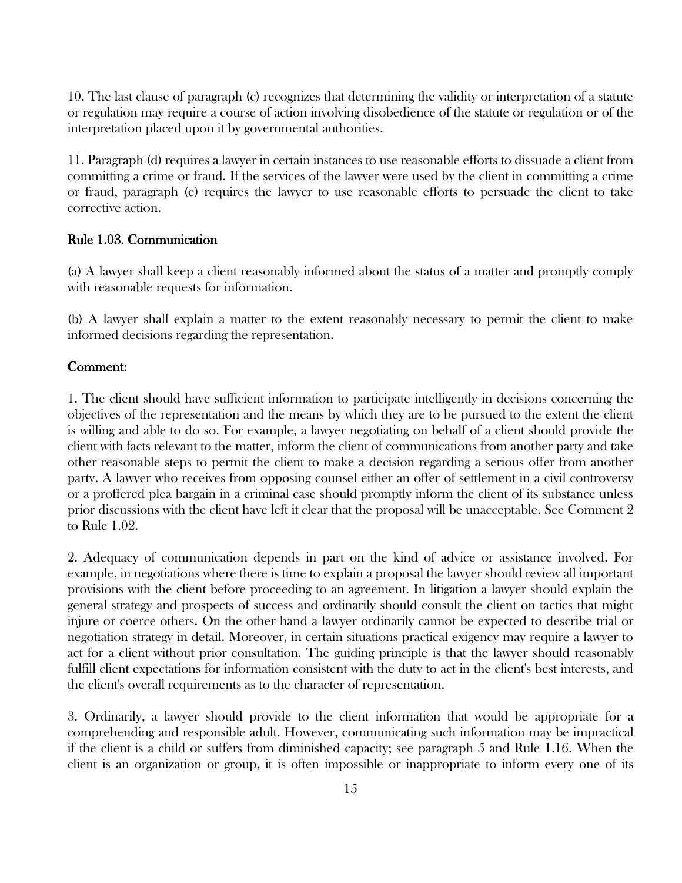10. The last clause of paragraph (c) recognizes that determining the validity or interpretation of a statute or regulation may require a course of action involving disobedience of the statute or regulation or of the interpretation placed upon it by governmental authorities.

11. Paragraph (d) requires a lawyer in certain instances to use reasonable efforts to dissuade a client from committing a crime or fraud. If the services of the lawyer were used by the client in committing a crime or fraud, paragraph (e) requires the lawyer to use reasonable efforts to persuade the client to take corrective action.

## Rule 1.03. Communication

(a) A lawyer shall keep a client reasonably informed about the status of a matter and promptly comply with reasonable requests for information.

(b) A lawyer shall explain a matter to the extent reasonably necessary to permit the client to make informed decisions regarding the representation.

### Comment:

1. The client should have sufficient information to participate intelligently in decisions concerning the objectives of the representation and the means by which they are to be pursued to the extent the client is willing and able to do so. For example, a lawyer negotiating on behalf of a client should provide the client with facts relevant to the matter, inform the client of communications from another party and take other reasonable steps to permit the client to make a decision regarding a serious offer from another party. A lawyer who receives from opposing counsel either an offer of settlement in a civil controversy or a proffered plea bargain in a criminal case should promptly inform the client of its substance unless prior discussions with the client have left it clear that the proposal will be unacceptable. See Comment 2 to Rule 1.02.

2. Adequacy of communication depends in part on the kind of advice or assistance involved. For example, in negotiations where there is time to explain a proposal the lawyer should review all important provisions with the client before proceeding to an agreement. In litigation a lawyer should explain the general strategy and prospects of success and ordinarily should consult the client on tactics that might injure or coerce others. On the other hand a lawyer ordinarily cannot be expected to describe trial or negotiation strategy in detail. Moreover, in certain situations practical exigency may require a lawyer to act for a client without prior consultation. The guiding principle is that the lawyer should reasonably fulfill client expectations for information consistent with the duty to act in the client's best interests, and the client's overall requirements as to the character of representation.

3. Ordinarily, a lawyer should provide to the client information that would be appropriate for a comprehending and responsible adult. However, communicating such information may be impractical if the client is a child or suffers from diminished capacity; see paragraph 5 and Rule 1.16. When the client is an organization or group, it is often impossible or inappropriate to inform every one of its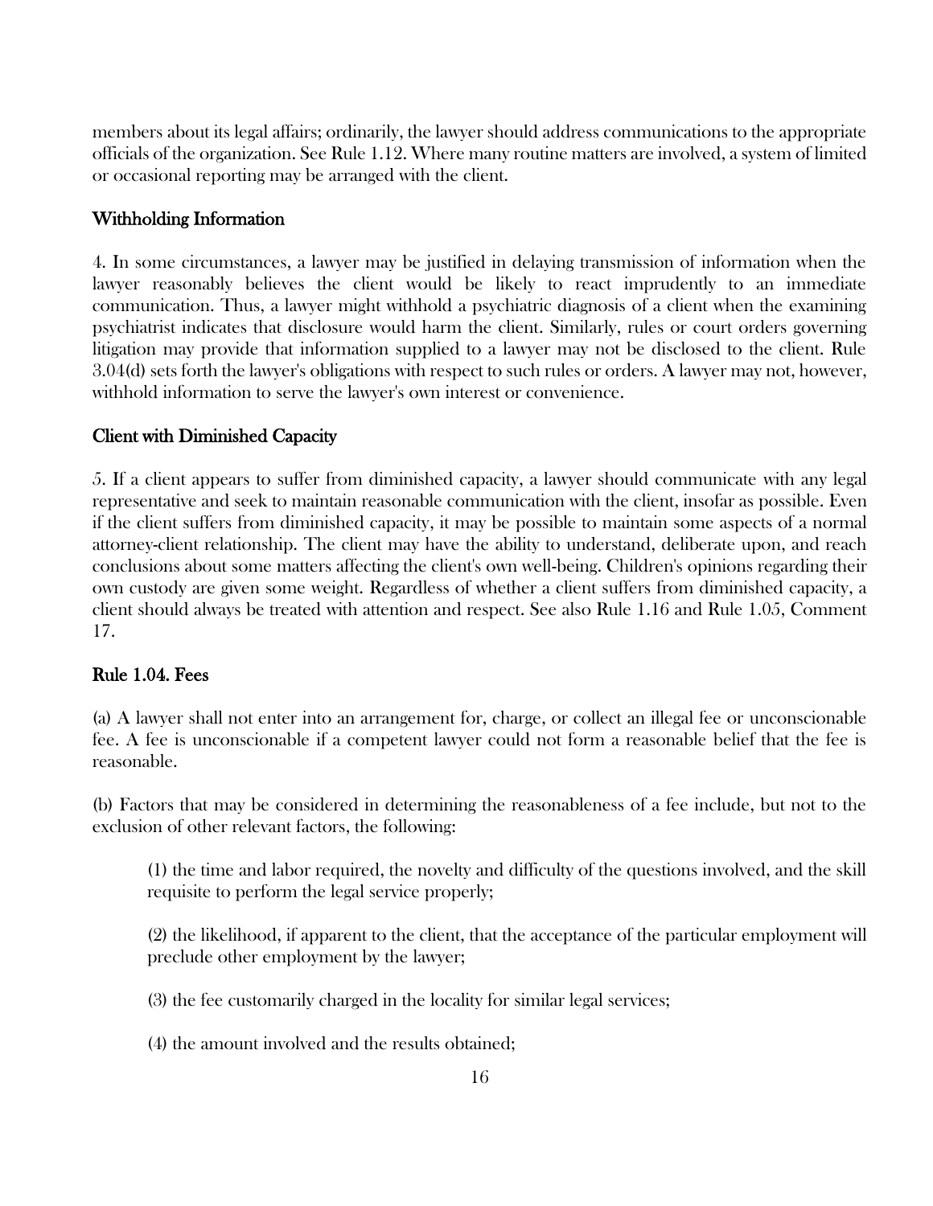members about its legal affairs; ordinarily, the lawyer should address communications to the appropriate officials of the organization. See Rule 1.12. Where many routine matters are involved, a system of limited or occasional reporting may be arranged with the client.

### Withholding Information

4. In some circumstances, a lawyer may be justified in delaying transmission of information when the lawyer reasonably believes the client would be likely to react imprudently to an immediate communication. Thus, a lawyer might withhold a psychiatric diagnosis of a client when the examining psychiatrist indicates that disclosure would harm the client. Similarly, rules or court orders governing litigation may provide that information supplied to a lawyer may not be disclosed to the client. Rule 3.04(d) sets forth the lawyer's obligations with respect to such rules or orders. A lawyer may not, however, withhold information to serve the lawyer's own interest or convenience.

### Client with Diminished Capacity

5. If a client appears to suffer from diminished capacity, a lawyer should communicate with any legal representative and seek to maintain reasonable communication with the client, insofar as possible. Even if the client suffers from diminished capacity, it may be possible to maintain some aspects of a normal attorney-client relationship. The client may have the ability to understand, deliberate upon, and reach conclusions about some matters affecting the client's own well-being. Children's opinions regarding their own custody are given some weight. Regardless of whether a client suffers from diminished capacity, a client should always be treated with attention and respect. See also Rule 1.16 and Rule 1.05, Comment 17.

## Rule 1.04. Fees

(a) A lawyer shall not enter into an arrangement for, charge, or collect an illegal fee or unconscionable fee. A fee is unconscionable if a competent lawyer could not form a reasonable belief that the fee is reasonable.

(b) Factors that may be considered in determining the reasonableness of a fee include, but not to the exclusion of other relevant factors, the following:

(1) the time and labor required, the novelty and difficulty of the questions involved, and the skill requisite to perform the legal service properly;

(2) the likelihood, if apparent to the client, that the acceptance of the particular employment will preclude other employment by the lawyer;

(3) the fee customarily charged in the locality for similar legal services;

(4) the amount involved and the results obtained;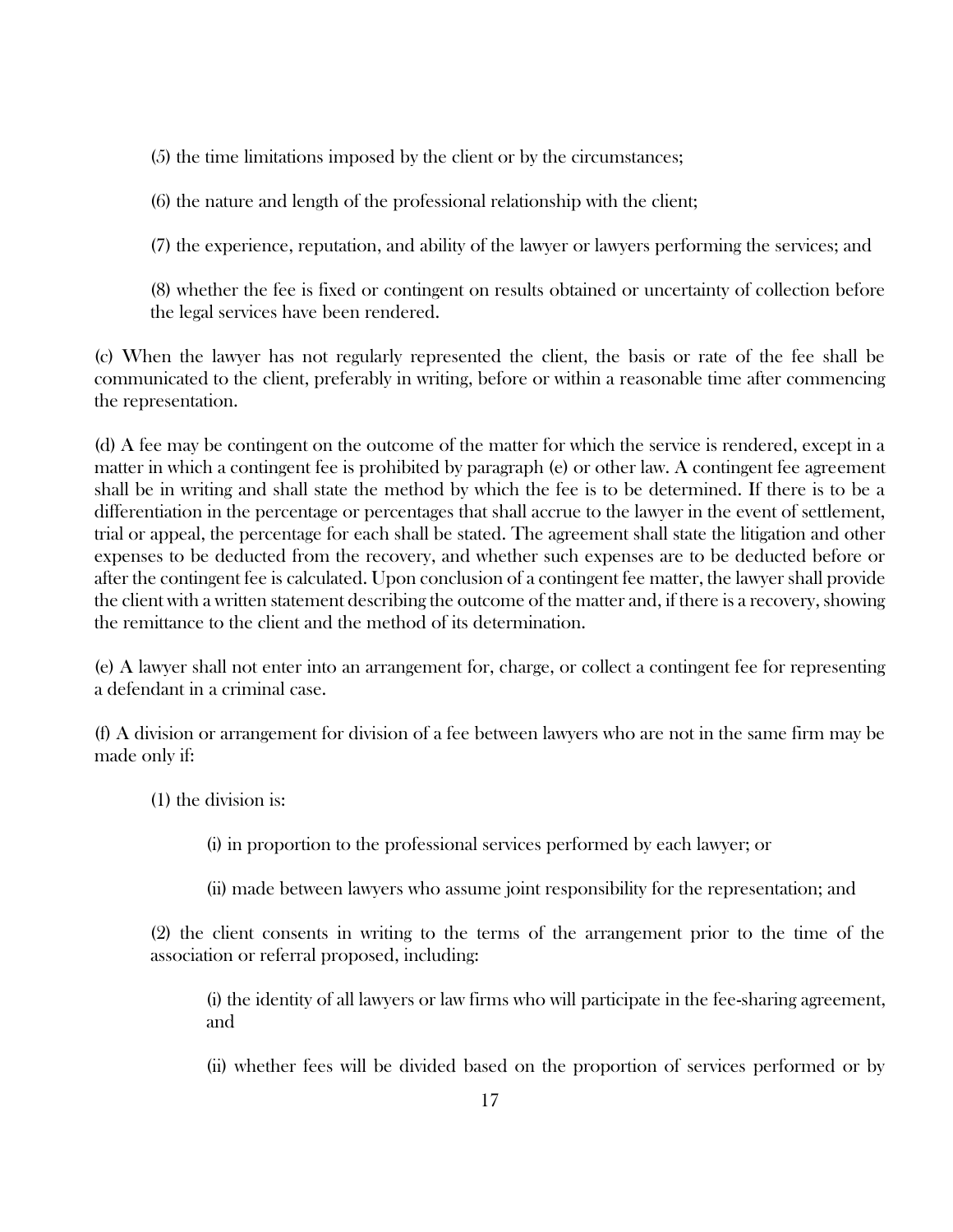(5) the time limitations imposed by the client or by the circumstances;

(6) the nature and length of the professional relationship with the client;

(7) the experience, reputation, and ability of the lawyer or lawyers performing the services; and

(8) whether the fee is fixed or contingent on results obtained or uncertainty of collection before the legal services have been rendered.

(c) When the lawyer has not regularly represented the client, the basis or rate of the fee shall be communicated to the client, preferably in writing, before or within a reasonable time after commencing the representation.

(d) A fee may be contingent on the outcome of the matter for which the service is rendered, except in a matter in which a contingent fee is prohibited by paragraph (e) or other law. A contingent fee agreement shall be in writing and shall state the method by which the fee is to be determined. If there is to be a differentiation in the percentage or percentages that shall accrue to the lawyer in the event of settlement, trial or appeal, the percentage for each shall be stated. The agreement shall state the litigation and other expenses to be deducted from the recovery, and whether such expenses are to be deducted before or after the contingent fee is calculated. Upon conclusion of a contingent fee matter, the lawyer shall provide the client with a written statement describing the outcome of the matter and, if there is a recovery, showing the remittance to the client and the method of its determination.

(e) A lawyer shall not enter into an arrangement for, charge, or collect a contingent fee for representing a defendant in a criminal case.

(f) A division or arrangement for division of a fee between lawyers who are not in the same firm may be made only if:

(1) the division is:

(i) in proportion to the professional services performed by each lawyer; or

(ii) made between lawyers who assume joint responsibility for the representation; and

(2) the client consents in writing to the terms of the arrangement prior to the time of the association or referral proposed, including:

(i) the identity of all lawyers or law firms who will participate in the fee-sharing agreement, and

(ii) whether fees will be divided based on the proportion of services performed or by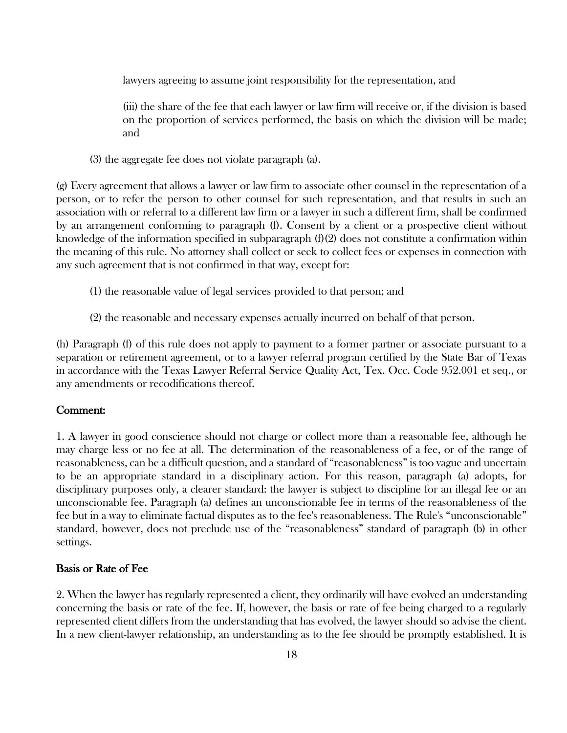lawyers agreeing to assume joint responsibility for the representation, and

(iii) the share of the fee that each lawyer or law firm will receive or, if the division is based on the proportion of services performed, the basis on which the division will be made; and

(3) the aggregate fee does not violate paragraph (a).

(g) Every agreement that allows a lawyer or law firm to associate other counsel in the representation of a person, or to refer the person to other counsel for such representation, and that results in such an association with or referral to a different law firm or a lawyer in such a different firm, shall be confirmed by an arrangement conforming to paragraph (f). Consent by a client or a prospective client without knowledge of the information specified in subparagraph (f)(2) does not constitute a confirmation within the meaning of this rule. No attorney shall collect or seek to collect fees or expenses in connection with any such agreement that is not confirmed in that way, except for:

(1) the reasonable value of legal services provided to that person; and

(2) the reasonable and necessary expenses actually incurred on behalf of that person.

(h) Paragraph (f) of this rule does not apply to payment to a former partner or associate pursuant to a separation or retirement agreement, or to a lawyer referral program certified by the State Bar of Texas in accordance with the Texas Lawyer Referral Service Quality Act, Tex. Occ. Code 952.001 et seq., or any amendments or recodifications thereof.

## Comment:

1. A lawyer in good conscience should not charge or collect more than a reasonable fee, although he may charge less or no fee at all. The determination of the reasonableness of a fee, or of the range of reasonableness, can be a difficult question, and a standard of "reasonableness" is too vague and uncertain to be an appropriate standard in a disciplinary action. For this reason, paragraph (a) adopts, for disciplinary purposes only, a clearer standard: the lawyer is subject to discipline for an illegal fee or an unconscionable fee. Paragraph (a) defines an unconscionable fee in terms of the reasonableness of the fee but in a way to eliminate factual disputes as to the fee's reasonableness. The Rule's "unconscionable" standard, however, does not preclude use of the "reasonableness" standard of paragraph (b) in other settings.

## Basis or Rate of Fee

2. When the lawyer has regularly represented a client, they ordinarily will have evolved an understanding concerning the basis or rate of the fee. If, however, the basis or rate of fee being charged to a regularly represented client differs from the understanding that has evolved, the lawyer should so advise the client. In a new client-lawyer relationship, an understanding as to the fee should be promptly established. It is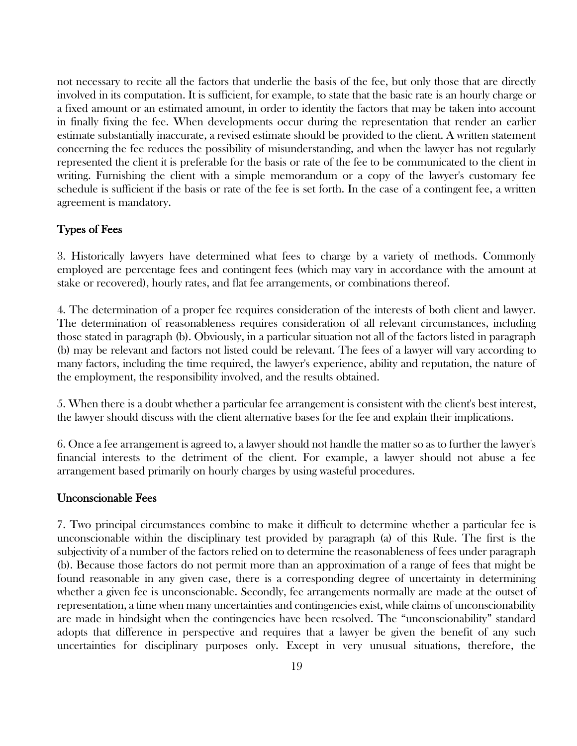not necessary to recite all the factors that underlie the basis of the fee, but only those that are directly involved in its computation. It is sufficient, for example, to state that the basic rate is an hourly charge or a fixed amount or an estimated amount, in order to identity the factors that may be taken into account in finally fixing the fee. When developments occur during the representation that render an earlier estimate substantially inaccurate, a revised estimate should be provided to the client. A written statement concerning the fee reduces the possibility of misunderstanding, and when the lawyer has not regularly represented the client it is preferable for the basis or rate of the fee to be communicated to the client in writing. Furnishing the client with a simple memorandum or a copy of the lawyer's customary fee schedule is sufficient if the basis or rate of the fee is set forth. In the case of a contingent fee, a written agreement is mandatory.

## Types of Fees

3. Historically lawyers have determined what fees to charge by a variety of methods. Commonly employed are percentage fees and contingent fees (which may vary in accordance with the amount at stake or recovered), hourly rates, and flat fee arrangements, or combinations thereof.

4. The determination of a proper fee requires consideration of the interests of both client and lawyer. The determination of reasonableness requires consideration of all relevant circumstances, including those stated in paragraph (b). Obviously, in a particular situation not all of the factors listed in paragraph (b) may be relevant and factors not listed could be relevant. The fees of a lawyer will vary according to many factors, including the time required, the lawyer's experience, ability and reputation, the nature of the employment, the responsibility involved, and the results obtained.

5. When there is a doubt whether a particular fee arrangement is consistent with the client's best interest, the lawyer should discuss with the client alternative bases for the fee and explain their implications.

6. Once a fee arrangement is agreed to, a lawyer should not handle the matter so as to further the lawyer's financial interests to the detriment of the client. For example, a lawyer should not abuse a fee arrangement based primarily on hourly charges by using wasteful procedures.

## Unconscionable Fees

7. Two principal circumstances combine to make it difficult to determine whether a particular fee is unconscionable within the disciplinary test provided by paragraph (a) of this Rule. The first is the subjectivity of a number of the factors relied on to determine the reasonableness of fees under paragraph (b). Because those factors do not permit more than an approximation of a range of fees that might be found reasonable in any given case, there is a corresponding degree of uncertainty in determining whether a given fee is unconscionable. Secondly, fee arrangements normally are made at the outset of representation, a time when many uncertainties and contingencies exist, while claims of unconscionability are made in hindsight when the contingencies have been resolved. The "unconscionability" standard adopts that difference in perspective and requires that a lawyer be given the benefit of any such uncertainties for disciplinary purposes only. Except in very unusual situations, therefore, the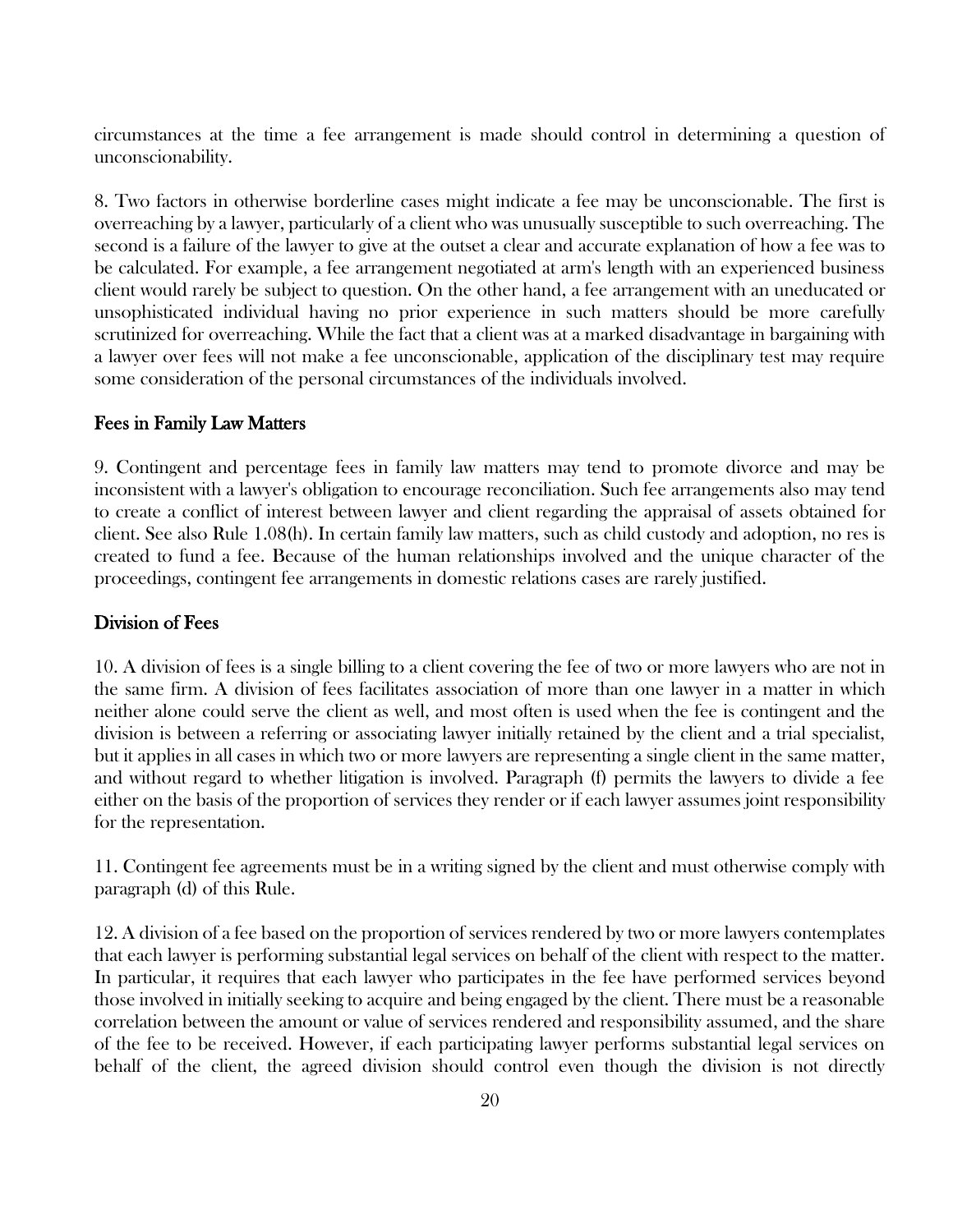circumstances at the time a fee arrangement is made should control in determining a question of unconscionability.

8. Two factors in otherwise borderline cases might indicate a fee may be unconscionable. The first is overreaching by a lawyer, particularly of a client who was unusually susceptible to such overreaching. The second is a failure of the lawyer to give at the outset a clear and accurate explanation of how a fee was to be calculated. For example, a fee arrangement negotiated at arm's length with an experienced business client would rarely be subject to question. On the other hand, a fee arrangement with an uneducated or unsophisticated individual having no prior experience in such matters should be more carefully scrutinized for overreaching. While the fact that a client was at a marked disadvantage in bargaining with a lawyer over fees will not make a fee unconscionable, application of the disciplinary test may require some consideration of the personal circumstances of the individuals involved.

## Fees in Family Law Matters

9. Contingent and percentage fees in family law matters may tend to promote divorce and may be inconsistent with a lawyer's obligation to encourage reconciliation. Such fee arrangements also may tend to create a conflict of interest between lawyer and client regarding the appraisal of assets obtained for client. See also Rule 1.08(h). In certain family law matters, such as child custody and adoption, no res is created to fund a fee. Because of the human relationships involved and the unique character of the proceedings, contingent fee arrangements in domestic relations cases are rarely justified.

## Division of Fees

10. A division of fees is a single billing to a client covering the fee of two or more lawyers who are not in the same firm. A division of fees facilitates association of more than one lawyer in a matter in which neither alone could serve the client as well, and most often is used when the fee is contingent and the division is between a referring or associating lawyer initially retained by the client and a trial specialist, but it applies in all cases in which two or more lawyers are representing a single client in the same matter, and without regard to whether litigation is involved. Paragraph (f) permits the lawyers to divide a fee either on the basis of the proportion of services they render or if each lawyer assumes joint responsibility for the representation.

11. Contingent fee agreements must be in a writing signed by the client and must otherwise comply with paragraph (d) of this Rule.

12. A division of a fee based on the proportion of services rendered by two or more lawyers contemplates that each lawyer is performing substantial legal services on behalf of the client with respect to the matter. In particular, it requires that each lawyer who participates in the fee have performed services beyond those involved in initially seeking to acquire and being engaged by the client. There must be a reasonable correlation between the amount or value of services rendered and responsibility assumed, and the share of the fee to be received. However, if each participating lawyer performs substantial legal services on behalf of the client, the agreed division should control even though the division is not directly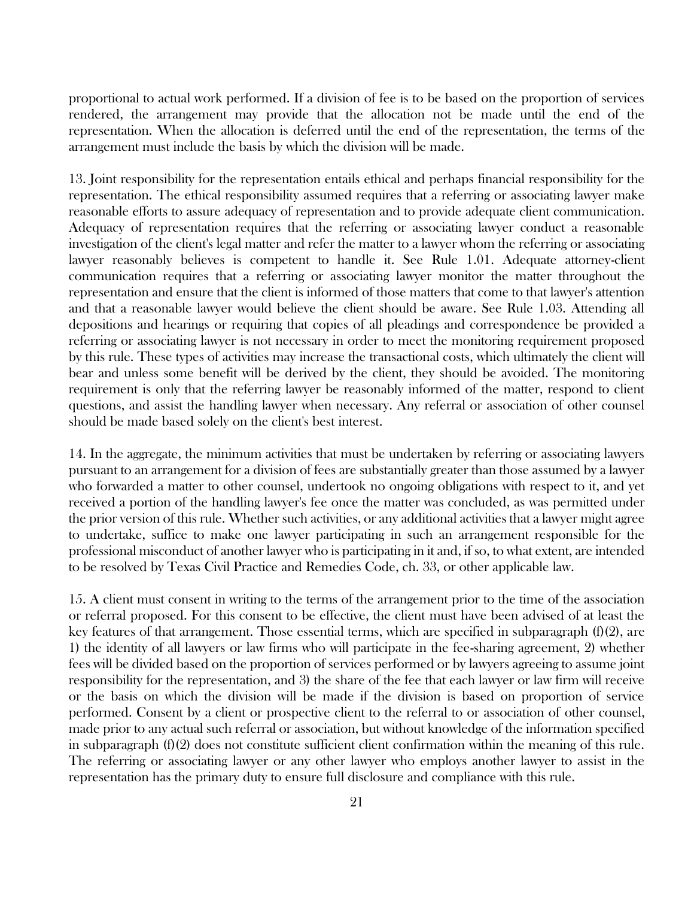proportional to actual work performed. If a division of fee is to be based on the proportion of services rendered, the arrangement may provide that the allocation not be made until the end of the representation. When the allocation is deferred until the end of the representation, the terms of the arrangement must include the basis by which the division will be made.

13. Joint responsibility for the representation entails ethical and perhaps financial responsibility for the representation. The ethical responsibility assumed requires that a referring or associating lawyer make reasonable efforts to assure adequacy of representation and to provide adequate client communication. Adequacy of representation requires that the referring or associating lawyer conduct a reasonable investigation of the client's legal matter and refer the matter to a lawyer whom the referring or associating lawyer reasonably believes is competent to handle it. See Rule 1.01. Adequate attorney-client communication requires that a referring or associating lawyer monitor the matter throughout the representation and ensure that the client is informed of those matters that come to that lawyer's attention and that a reasonable lawyer would believe the client should be aware. See Rule 1.03. Attending all depositions and hearings or requiring that copies of all pleadings and correspondence be provided a referring or associating lawyer is not necessary in order to meet the monitoring requirement proposed by this rule. These types of activities may increase the transactional costs, which ultimately the client will bear and unless some benefit will be derived by the client, they should be avoided. The monitoring requirement is only that the referring lawyer be reasonably informed of the matter, respond to client questions, and assist the handling lawyer when necessary. Any referral or association of other counsel should be made based solely on the client's best interest.

14. In the aggregate, the minimum activities that must be undertaken by referring or associating lawyers pursuant to an arrangement for a division of fees are substantially greater than those assumed by a lawyer who forwarded a matter to other counsel, undertook no ongoing obligations with respect to it, and yet received a portion of the handling lawyer's fee once the matter was concluded, as was permitted under the prior version of this rule. Whether such activities, or any additional activities that a lawyer might agree to undertake, suffice to make one lawyer participating in such an arrangement responsible for the professional misconduct of another lawyer who is participating in it and, if so, to what extent, are intended to be resolved by Texas Civil Practice and Remedies Code, ch. 33, or other applicable law.

15. A client must consent in writing to the terms of the arrangement prior to the time of the association or referral proposed. For this consent to be effective, the client must have been advised of at least the key features of that arrangement. Those essential terms, which are specified in subparagraph (f)(2), are 1) the identity of all lawyers or law firms who will participate in the fee-sharing agreement, 2) whether fees will be divided based on the proportion of services performed or by lawyers agreeing to assume joint responsibility for the representation, and 3) the share of the fee that each lawyer or law firm will receive or the basis on which the division will be made if the division is based on proportion of service performed. Consent by a client or prospective client to the referral to or association of other counsel, made prior to any actual such referral or association, but without knowledge of the information specified in subparagraph (f)(2) does not constitute sufficient client confirmation within the meaning of this rule. The referring or associating lawyer or any other lawyer who employs another lawyer to assist in the representation has the primary duty to ensure full disclosure and compliance with this rule.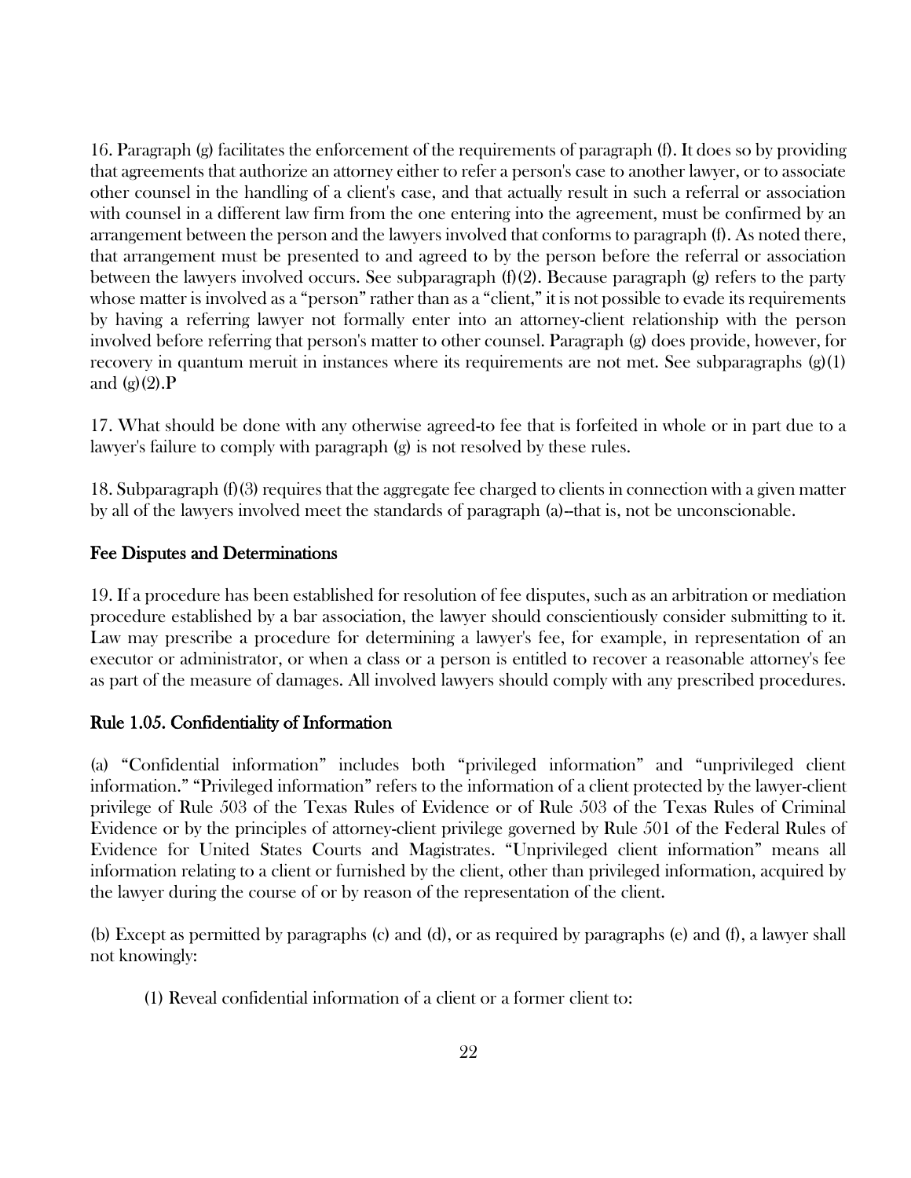16. Paragraph (g) facilitates the enforcement of the requirements of paragraph (f). It does so by providing that agreements that authorize an attorney either to refer a person's case to another lawyer, or to associate other counsel in the handling of a client's case, and that actually result in such a referral or association with counsel in a different law firm from the one entering into the agreement, must be confirmed by an arrangement between the person and the lawyers involved that conforms to paragraph (f). As noted there, that arrangement must be presented to and agreed to by the person before the referral or association between the lawyers involved occurs. See subparagraph (f)(2). Because paragraph (g) refers to the party whose matter is involved as a "person" rather than as a "client," it is not possible to evade its requirements by having a referring lawyer not formally enter into an attorney-client relationship with the person involved before referring that person's matter to other counsel. Paragraph (g) does provide, however, for recovery in quantum meruit in instances where its requirements are not met. See subparagraphs (g)(1) and (g)(2).P

17. What should be done with any otherwise agreed-to fee that is forfeited in whole or in part due to a lawyer's failure to comply with paragraph (g) is not resolved by these rules.

18. Subparagraph (f)(3) requires that the aggregate fee charged to clients in connection with a given matter by all of the lawyers involved meet the standards of paragraph (a)--that is, not be unconscionable.

## Fee Disputes and Determinations

19. If a procedure has been established for resolution of fee disputes, such as an arbitration or mediation procedure established by a bar association, the lawyer should conscientiously consider submitting to it. Law may prescribe a procedure for determining a lawyer's fee, for example, in representation of an executor or administrator, or when a class or a person is entitled to recover a reasonable attorney's fee as part of the measure of damages. All involved lawyers should comply with any prescribed procedures.

## Rule 1.05. Confidentiality of Information

(a) "Confidential information" includes both "privileged information" and "unprivileged client information." "Privileged information" refers to the information of a client protected by the lawyer-client privilege of Rule 503 of the Texas Rules of Evidence or of Rule 503 of the Texas Rules of Criminal Evidence or by the principles of attorney-client privilege governed by Rule 501 of the Federal Rules of Evidence for United States Courts and Magistrates. "Unprivileged client information" means all information relating to a client or furnished by the client, other than privileged information, acquired by the lawyer during the course of or by reason of the representation of the client.

(b) Except as permitted by paragraphs (c) and (d), or as required by paragraphs (e) and (f), a lawyer shall not knowingly:

(1) Reveal confidential information of a client or a former client to: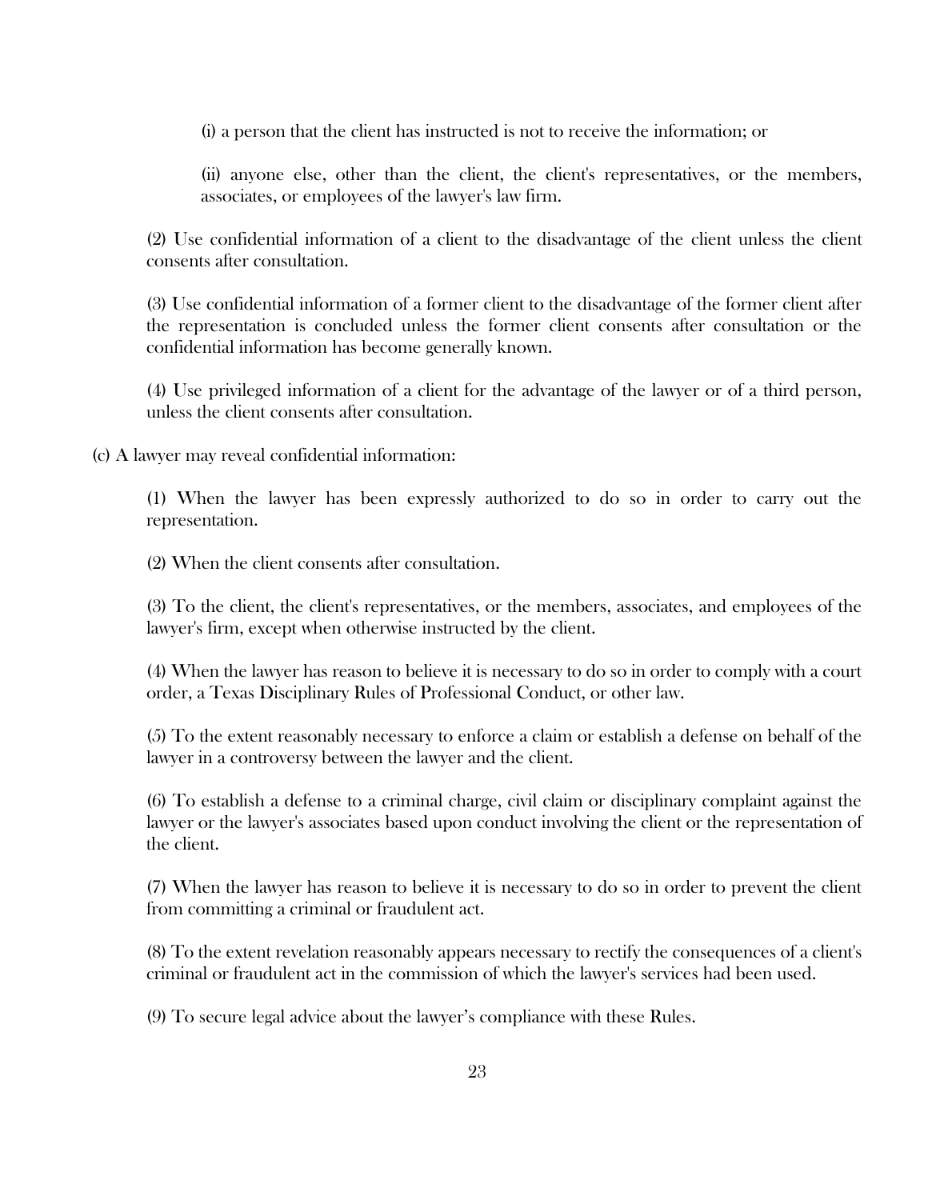(i) a person that the client has instructed is not to receive the information; or

(ii) anyone else, other than the client, the client's representatives, or the members, associates, or employees of the lawyer's law firm.

(2) Use confidential information of a client to the disadvantage of the client unless the client consents after consultation.

(3) Use confidential information of a former client to the disadvantage of the former client after the representation is concluded unless the former client consents after consultation or the confidential information has become generally known.

(4) Use privileged information of a client for the advantage of the lawyer or of a third person, unless the client consents after consultation.

(c) A lawyer may reveal confidential information:

(1) When the lawyer has been expressly authorized to do so in order to carry out the representation.

(2) When the client consents after consultation.

(3) To the client, the client's representatives, or the members, associates, and employees of the lawyer's firm, except when otherwise instructed by the client.

(4) When the lawyer has reason to believe it is necessary to do so in order to comply with a court order, a Texas Disciplinary Rules of Professional Conduct, or other law.

(5) To the extent reasonably necessary to enforce a claim or establish a defense on behalf of the lawyer in a controversy between the lawyer and the client.

(6) To establish a defense to a criminal charge, civil claim or disciplinary complaint against the lawyer or the lawyer's associates based upon conduct involving the client or the representation of the client.

(7) When the lawyer has reason to believe it is necessary to do so in order to prevent the client from committing a criminal or fraudulent act.

(8) To the extent revelation reasonably appears necessary to rectify the consequences of a client's criminal or fraudulent act in the commission of which the lawyer's services had been used.

(9) To secure legal advice about the lawyer’s compliance with these Rules.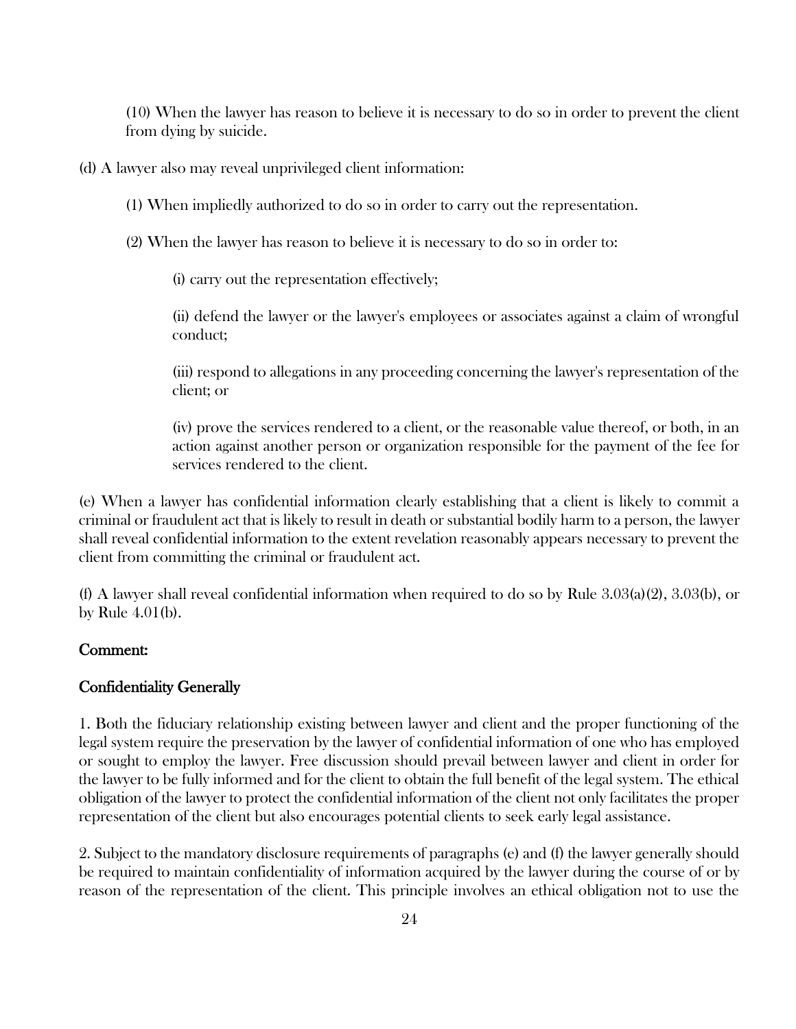(10) When the lawyer has reason to believe it is necessary to do so in order to prevent the client from dying by suicide.

(d) A lawyer also may reveal unprivileged client information:

(1) When impliedly authorized to do so in order to carry out the representation.

(2) When the lawyer has reason to believe it is necessary to do so in order to:

(i) carry out the representation effectively;

(ii) defend the lawyer or the lawyer's employees or associates against a claim of wrongful conduct;

(iii) respond to allegations in any proceeding concerning the lawyer's representation of the client; or

(iv) prove the services rendered to a client, or the reasonable value thereof, or both, in an action against another person or organization responsible for the payment of the fee for services rendered to the client.

(e) When a lawyer has confidential information clearly establishing that a client is likely to commit a criminal or fraudulent act that is likely to result in death or substantial bodily harm to a person, the lawyer shall reveal confidential information to the extent revelation reasonably appears necessary to prevent the client from committing the criminal or fraudulent act.

(f) A lawyer shall reveal confidential information when required to do so by Rule 3.03(a)(2), 3.03(b), or by Rule 4.01(b).

## Comment:

### Confidentiality Generally

1. Both the fiduciary relationship existing between lawyer and client and the proper functioning of the legal system require the preservation by the lawyer of confidential information of one who has employed or sought to employ the lawyer. Free discussion should prevail between lawyer and client in order for the lawyer to be fully informed and for the client to obtain the full benefit of the legal system. The ethical obligation of the lawyer to protect the confidential information of the client not only facilitates the proper representation of the client but also encourages potential clients to seek early legal assistance.

2. Subject to the mandatory disclosure requirements of paragraphs (e) and (f) the lawyer generally should be required to maintain confidentiality of information acquired by the lawyer during the course of or by reason of the representation of the client. This principle involves an ethical obligation not to use the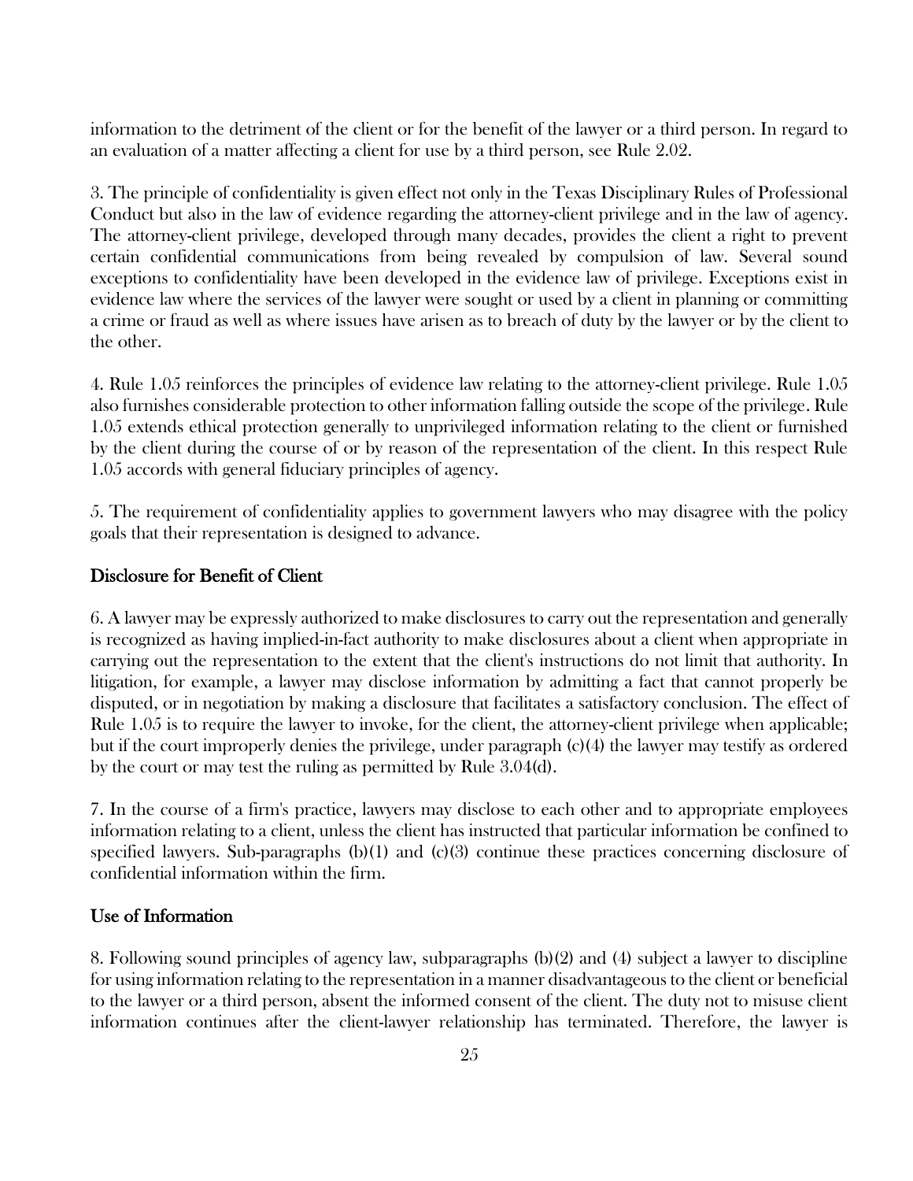information to the detriment of the client or for the benefit of the lawyer or a third person. In regard to an evaluation of a matter affecting a client for use by a third person, see Rule 2.02.

3. The principle of confidentiality is given effect not only in the Texas Disciplinary Rules of Professional Conduct but also in the law of evidence regarding the attorney-client privilege and in the law of agency. The attorney-client privilege, developed through many decades, provides the client a right to prevent certain confidential communications from being revealed by compulsion of law. Several sound exceptions to confidentiality have been developed in the evidence law of privilege. Exceptions exist in evidence law where the services of the lawyer were sought or used by a client in planning or committing a crime or fraud as well as where issues have arisen as to breach of duty by the lawyer or by the client to the other.

4. Rule 1.05 reinforces the principles of evidence law relating to the attorney-client privilege. Rule 1.05 also furnishes considerable protection to other information falling outside the scope of the privilege. Rule 1.05 extends ethical protection generally to unprivileged information relating to the client or furnished by the client during the course of or by reason of the representation of the client. In this respect Rule 1.05 accords with general fiduciary principles of agency.

5. The requirement of confidentiality applies to government lawyers who may disagree with the policy goals that their representation is designed to advance.

## Disclosure for Benefit of Client

6. A lawyer may be expressly authorized to make disclosures to carry out the representation and generally is recognized as having implied-in-fact authority to make disclosures about a client when appropriate in carrying out the representation to the extent that the client's instructions do not limit that authority. In litigation, for example, a lawyer may disclose information by admitting a fact that cannot properly be disputed, or in negotiation by making a disclosure that facilitates a satisfactory conclusion. The effect of Rule 1.05 is to require the lawyer to invoke, for the client, the attorney-client privilege when applicable; but if the court improperly denies the privilege, under paragraph (c)(4) the lawyer may testify as ordered by the court or may test the ruling as permitted by Rule 3.04(d).

7. In the course of a firm's practice, lawyers may disclose to each other and to appropriate employees information relating to a client, unless the client has instructed that particular information be confined to specified lawyers. Sub-paragraphs (b)(1) and (c)(3) continue these practices concerning disclosure of confidential information within the firm.

## Use of Information

8. Following sound principles of agency law, subparagraphs (b)(2) and (4) subject a lawyer to discipline for using information relating to the representation in a manner disadvantageous to the client or beneficial to the lawyer or a third person, absent the informed consent of the client. The duty not to misuse client information continues after the client-lawyer relationship has terminated. Therefore, the lawyer is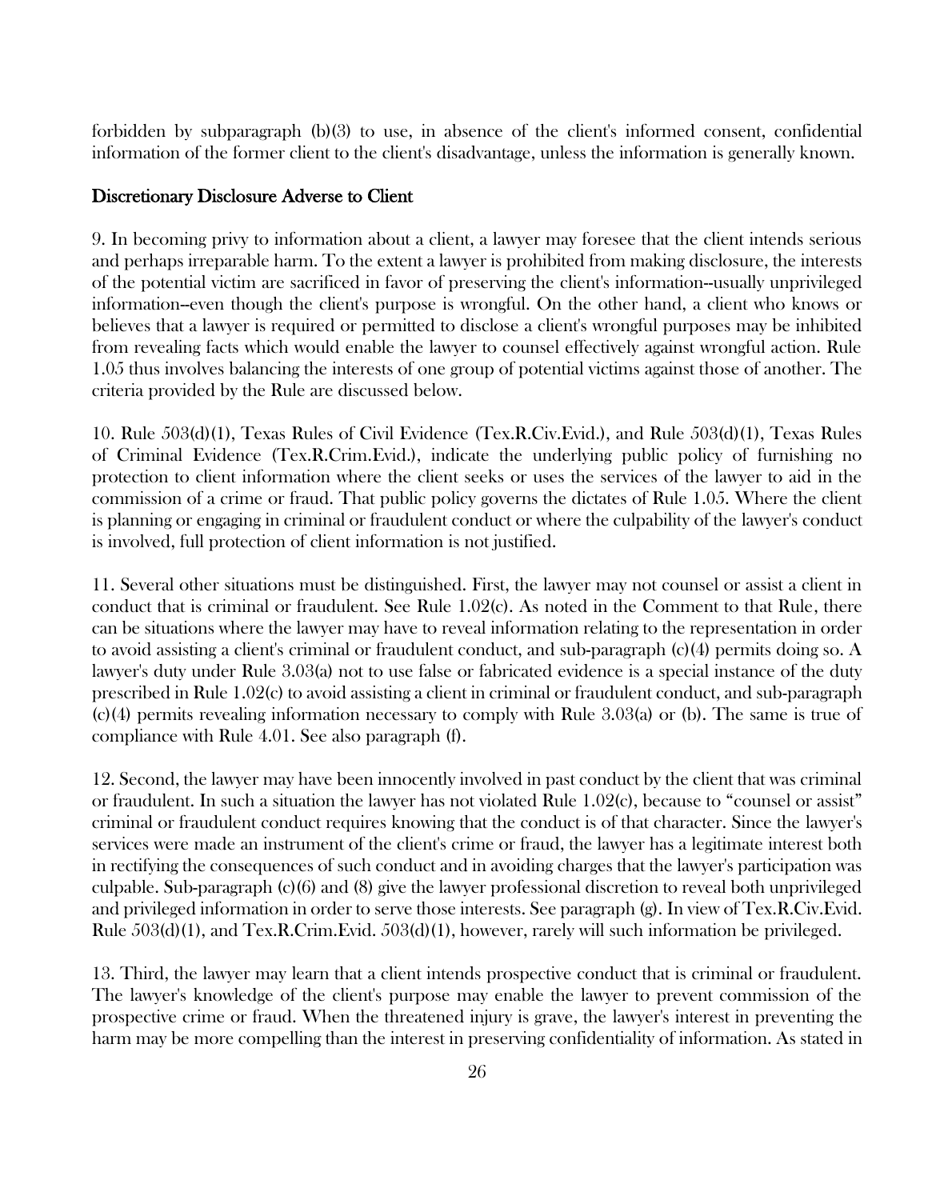forbidden by subparagraph (b)(3) to use, in absence of the client's informed consent, confidential information of the former client to the client's disadvantage, unless the information is generally known.

## Discretionary Disclosure Adverse to Client

9. In becoming privy to information about a client, a lawyer may foresee that the client intends serious and perhaps irreparable harm. To the extent a lawyer is prohibited from making disclosure, the interests of the potential victim are sacrificed in favor of preserving the client's information--usually unprivileged information--even though the client's purpose is wrongful. On the other hand, a client who knows or believes that a lawyer is required or permitted to disclose a client's wrongful purposes may be inhibited from revealing facts which would enable the lawyer to counsel effectively against wrongful action. Rule 1.05 thus involves balancing the interests of one group of potential victims against those of another. The criteria provided by the Rule are discussed below.

10. Rule 503(d)(1), Texas Rules of Civil Evidence (Tex.R.Civ.Evid.), and Rule 503(d)(1), Texas Rules of Criminal Evidence (Tex.R.Crim.Evid.), indicate the underlying public policy of furnishing no protection to client information where the client seeks or uses the services of the lawyer to aid in the commission of a crime or fraud. That public policy governs the dictates of Rule 1.05. Where the client is planning or engaging in criminal or fraudulent conduct or where the culpability of the lawyer's conduct is involved, full protection of client information is not justified.

11. Several other situations must be distinguished. First, the lawyer may not counsel or assist a client in conduct that is criminal or fraudulent. See Rule 1.02(c). As noted in the Comment to that Rule, there can be situations where the lawyer may have to reveal information relating to the representation in order to avoid assisting a client's criminal or fraudulent conduct, and sub-paragraph (c)(4) permits doing so. A lawyer's duty under Rule 3.03(a) not to use false or fabricated evidence is a special instance of the duty prescribed in Rule 1.02(c) to avoid assisting a client in criminal or fraudulent conduct, and sub-paragraph (c)(4) permits revealing information necessary to comply with Rule 3.03(a) or (b). The same is true of compliance with Rule 4.01. See also paragraph (f).

12. Second, the lawyer may have been innocently involved in past conduct by the client that was criminal or fraudulent. In such a situation the lawyer has not violated Rule 1.02(c), because to "counsel or assist" criminal or fraudulent conduct requires knowing that the conduct is of that character. Since the lawyer's services were made an instrument of the client's crime or fraud, the lawyer has a legitimate interest both in rectifying the consequences of such conduct and in avoiding charges that the lawyer's participation was culpable. Sub-paragraph (c)(6) and (8) give the lawyer professional discretion to reveal both unprivileged and privileged information in order to serve those interests. See paragraph (g). In view of Tex.R.Civ.Evid. Rule 503(d)(1), and Tex.R.Crim.Evid. 503(d)(1), however, rarely will such information be privileged.

13. Third, the lawyer may learn that a client intends prospective conduct that is criminal or fraudulent. The lawyer's knowledge of the client's purpose may enable the lawyer to prevent commission of the prospective crime or fraud. When the threatened injury is grave, the lawyer's interest in preventing the harm may be more compelling than the interest in preserving confidentiality of information. As stated in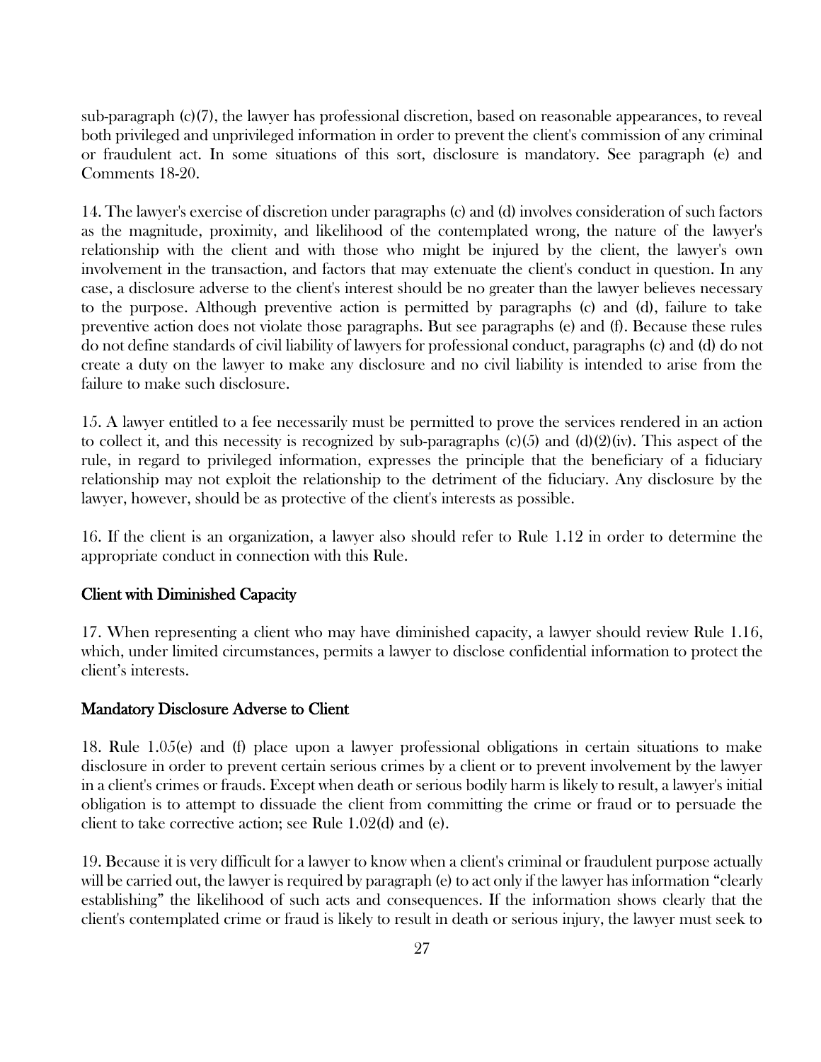sub-paragraph (c)(7), the lawyer has professional discretion, based on reasonable appearances, to reveal both privileged and unprivileged information in order to prevent the client's commission of any criminal or fraudulent act. In some situations of this sort, disclosure is mandatory. See paragraph (e) and Comments 18-20.

14. The lawyer's exercise of discretion under paragraphs (c) and (d) involves consideration of such factors as the magnitude, proximity, and likelihood of the contemplated wrong, the nature of the lawyer's relationship with the client and with those who might be injured by the client, the lawyer's own involvement in the transaction, and factors that may extenuate the client's conduct in question. In any case, a disclosure adverse to the client's interest should be no greater than the lawyer believes necessary to the purpose. Although preventive action is permitted by paragraphs (c) and (d), failure to take preventive action does not violate those paragraphs. But see paragraphs (e) and (f). Because these rules do not define standards of civil liability of lawyers for professional conduct, paragraphs (c) and (d) do not create a duty on the lawyer to make any disclosure and no civil liability is intended to arise from the failure to make such disclosure.

15. A lawyer entitled to a fee necessarily must be permitted to prove the services rendered in an action to collect it, and this necessity is recognized by sub-paragraphs (c)(5) and (d)(2)(iv). This aspect of the rule, in regard to privileged information, expresses the principle that the beneficiary of a fiduciary relationship may not exploit the relationship to the detriment of the fiduciary. Any disclosure by the lawyer, however, should be as protective of the client's interests as possible.

16. If the client is an organization, a lawyer also should refer to Rule 1.12 in order to determine the appropriate conduct in connection with this Rule.

### Client with Diminished Capacity

17. When representing a client who may have diminished capacity, a lawyer should review Rule 1.16, which, under limited circumstances, permits a lawyer to disclose confidential information to protect the client's interests.

### Mandatory Disclosure Adverse to Client

18. Rule 1.05(e) and (f) place upon a lawyer professional obligations in certain situations to make disclosure in order to prevent certain serious crimes by a client or to prevent involvement by the lawyer in a client's crimes or frauds. Except when death or serious bodily harm is likely to result, a lawyer's initial obligation is to attempt to dissuade the client from committing the crime or fraud or to persuade the client to take corrective action; see Rule 1.02(d) and (e).

19. Because it is very difficult for a lawyer to know when a client's criminal or fraudulent purpose actually will be carried out, the lawyer is required by paragraph (e) to act only if the lawyer has information "clearly establishing" the likelihood of such acts and consequences. If the information shows clearly that the client's contemplated crime or fraud is likely to result in death or serious injury, the lawyer must seek to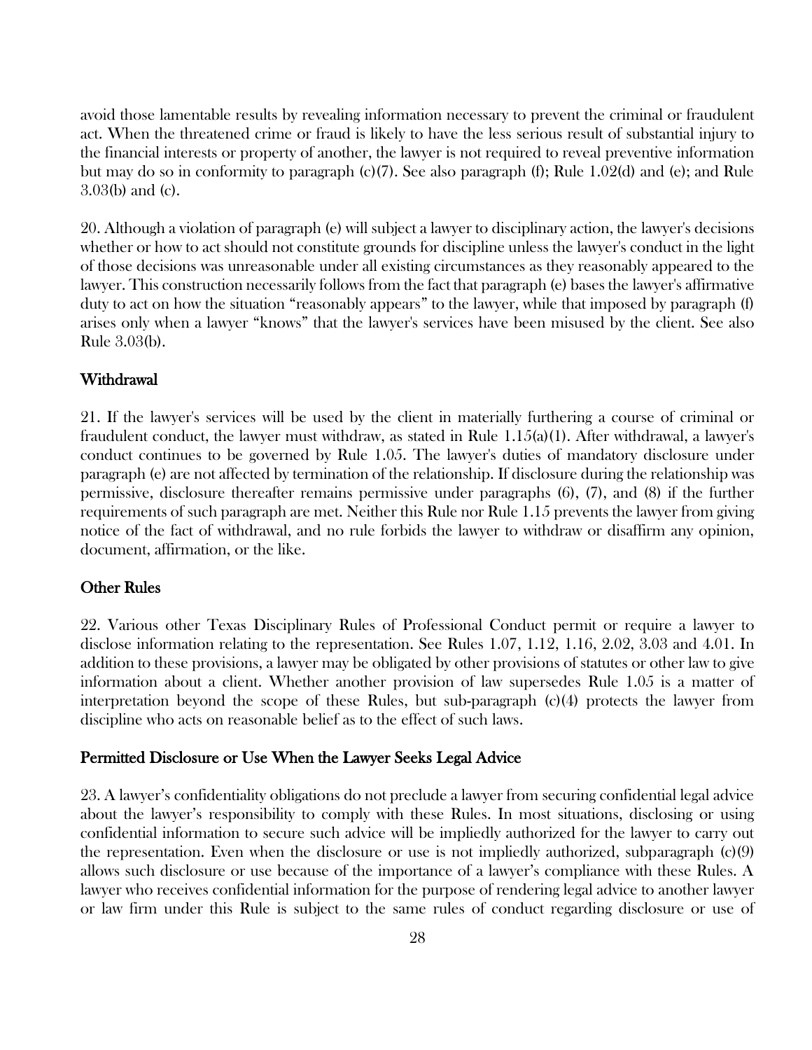avoid those lamentable results by revealing information necessary to prevent the criminal or fraudulent act. When the threatened crime or fraud is likely to have the less serious result of substantial injury to the financial interests or property of another, the lawyer is not required to reveal preventive information but may do so in conformity to paragraph (c)(7). See also paragraph (f); Rule 1.02(d) and (e); and Rule 3.03(b) and (c).

20. Although a violation of paragraph (e) will subject a lawyer to disciplinary action, the lawyer's decisions whether or how to act should not constitute grounds for discipline unless the lawyer's conduct in the light of those decisions was unreasonable under all existing circumstances as they reasonably appeared to the lawyer. This construction necessarily follows from the fact that paragraph (e) bases the lawyer's affirmative duty to act on how the situation "reasonably appears" to the lawyer, while that imposed by paragraph (f) arises only when a lawyer "knows" that the lawyer's services have been misused by the client. See also Rule 3.03(b).

## Withdrawal

21. If the lawyer's services will be used by the client in materially furthering a course of criminal or fraudulent conduct, the lawyer must withdraw, as stated in Rule 1.15(a)(1). After withdrawal, a lawyer's conduct continues to be governed by Rule 1.05. The lawyer's duties of mandatory disclosure under paragraph (e) are not affected by termination of the relationship. If disclosure during the relationship was permissive, disclosure thereafter remains permissive under paragraphs (6), (7), and (8) if the further requirements of such paragraph are met. Neither this Rule nor Rule 1.15 prevents the lawyer from giving notice of the fact of withdrawal, and no rule forbids the lawyer to withdraw or disaffirm any opinion, document, affirmation, or the like.

## Other Rules

22. Various other Texas Disciplinary Rules of Professional Conduct permit or require a lawyer to disclose information relating to the representation. See Rules 1.07, 1.12, 1.16, 2.02, 3.03 and 4.01. In addition to these provisions, a lawyer may be obligated by other provisions of statutes or other law to give information about a client. Whether another provision of law supersedes Rule 1.05 is a matter of interpretation beyond the scope of these Rules, but sub-paragraph (c)(4) protects the lawyer from discipline who acts on reasonable belief as to the effect of such laws.

## Permitted Disclosure or Use When the Lawyer Seeks Legal Advice

23. A lawyer's confidentiality obligations do not preclude a lawyer from securing confidential legal advice about the lawyer's responsibility to comply with these Rules. In most situations, disclosing or using confidential information to secure such advice will be impliedly authorized for the lawyer to carry out the representation. Even when the disclosure or use is not impliedly authorized, subparagraph (c)(9) allows such disclosure or use because of the importance of a lawyer's compliance with these Rules. A lawyer who receives confidential information for the purpose of rendering legal advice to another lawyer or law firm under this Rule is subject to the same rules of conduct regarding disclosure or use of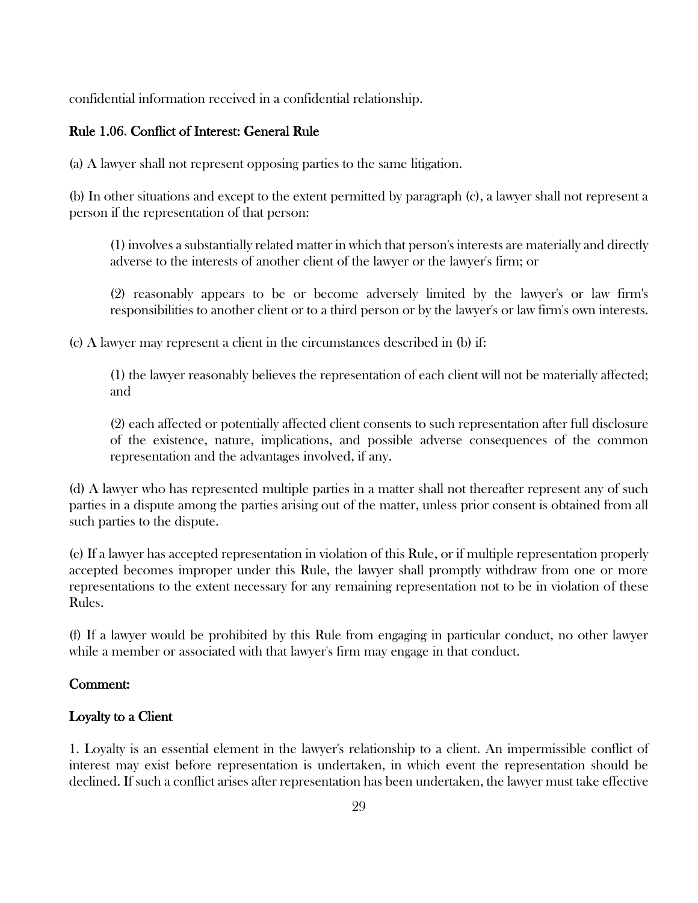confidential information received in a confidential relationship.

## Rule 1.06. Conflict of Interest: General Rule

(a) A lawyer shall not represent opposing parties to the same litigation.

(b) In other situations and except to the extent permitted by paragraph (c), a lawyer shall not represent a person if the representation of that person:

> (1) involves a substantially related matter in which that person's interests are materially and directly adverse to the interests of another client of the lawyer or the lawyer's firm; or
>
> (2) reasonably appears to be or become adversely limited by the lawyer's or law firm's responsibilities to another client or to a third person or by the lawyer's or law firm's own interests.

(c) A lawyer may represent a client in the circumstances described in (b) if:

> (1) the lawyer reasonably believes the representation of each client will not be materially affected; and
>
> (2) each affected or potentially affected client consents to such representation after full disclosure of the existence, nature, implications, and possible adverse consequences of the common representation and the advantages involved, if any.

(d) A lawyer who has represented multiple parties in a matter shall not thereafter represent any of such parties in a dispute among the parties arising out of the matter, unless prior consent is obtained from all such parties to the dispute.

(e) If a lawyer has accepted representation in violation of this Rule, or if multiple representation properly accepted becomes improper under this Rule, the lawyer shall promptly withdraw from one or more representations to the extent necessary for any remaining representation not to be in violation of these Rules.

(f) If a lawyer would be prohibited by this Rule from engaging in particular conduct, no other lawyer while a member or associated with that lawyer's firm may engage in that conduct.

### Comment:

### Loyalty to a Client

1. Loyalty is an essential element in the lawyer's relationship to a client. An impermissible conflict of interest may exist before representation is undertaken, in which event the representation should be declined. If such a conflict arises after representation has been undertaken, the lawyer must take effective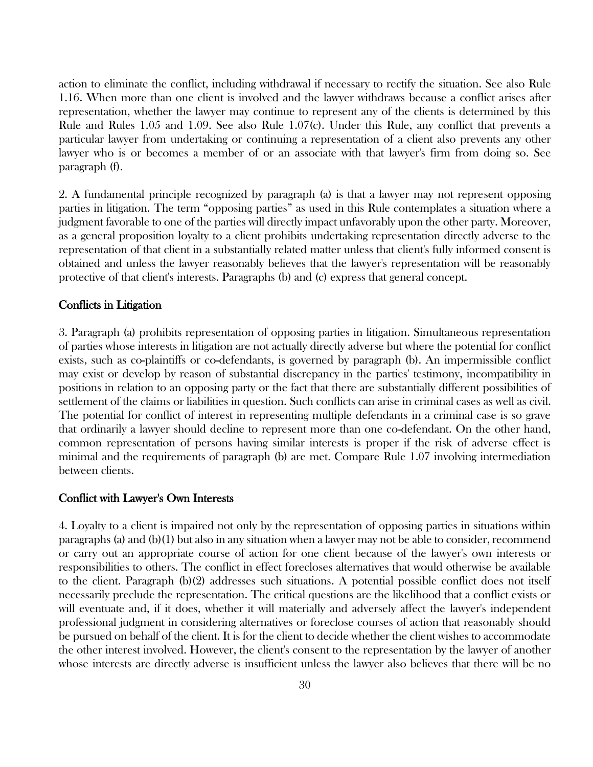action to eliminate the conflict, including withdrawal if necessary to rectify the situation. See also Rule 1.16. When more than one client is involved and the lawyer withdraws because a conflict arises after representation, whether the lawyer may continue to represent any of the clients is determined by this Rule and Rules 1.05 and 1.09. See also Rule 1.07(c). Under this Rule, any conflict that prevents a particular lawyer from undertaking or continuing a representation of a client also prevents any other lawyer who is or becomes a member of or an associate with that lawyer's firm from doing so. See paragraph (f).

2. A fundamental principle recognized by paragraph (a) is that a lawyer may not represent opposing parties in litigation. The term "opposing parties" as used in this Rule contemplates a situation where a judgment favorable to one of the parties will directly impact unfavorably upon the other party. Moreover, as a general proposition loyalty to a client prohibits undertaking representation directly adverse to the representation of that client in a substantially related matter unless that client's fully informed consent is obtained and unless the lawyer reasonably believes that the lawyer's representation will be reasonably protective of that client's interests. Paragraphs (b) and (c) express that general concept.

## Conflicts in Litigation

3. Paragraph (a) prohibits representation of opposing parties in litigation. Simultaneous representation of parties whose interests in litigation are not actually directly adverse but where the potential for conflict exists, such as co-plaintiffs or co-defendants, is governed by paragraph (b). An impermissible conflict may exist or develop by reason of substantial discrepancy in the parties' testimony, incompatibility in positions in relation to an opposing party or the fact that there are substantially different possibilities of settlement of the claims or liabilities in question. Such conflicts can arise in criminal cases as well as civil. The potential for conflict of interest in representing multiple defendants in a criminal case is so grave that ordinarily a lawyer should decline to represent more than one co-defendant. On the other hand, common representation of persons having similar interests is proper if the risk of adverse effect is minimal and the requirements of paragraph (b) are met. Compare Rule 1.07 involving intermediation between clients.

## Conflict with Lawyer's Own Interests

4. Loyalty to a client is impaired not only by the representation of opposing parties in situations within paragraphs (a) and (b)(1) but also in any situation when a lawyer may not be able to consider, recommend or carry out an appropriate course of action for one client because of the lawyer's own interests or responsibilities to others. The conflict in effect forecloses alternatives that would otherwise be available to the client. Paragraph (b)(2) addresses such situations. A potential possible conflict does not itself necessarily preclude the representation. The critical questions are the likelihood that a conflict exists or will eventuate and, if it does, whether it will materially and adversely affect the lawyer's independent professional judgment in considering alternatives or foreclose courses of action that reasonably should be pursued on behalf of the client. It is for the client to decide whether the client wishes to accommodate the other interest involved. However, the client's consent to the representation by the lawyer of another whose interests are directly adverse is insufficient unless the lawyer also believes that there will be no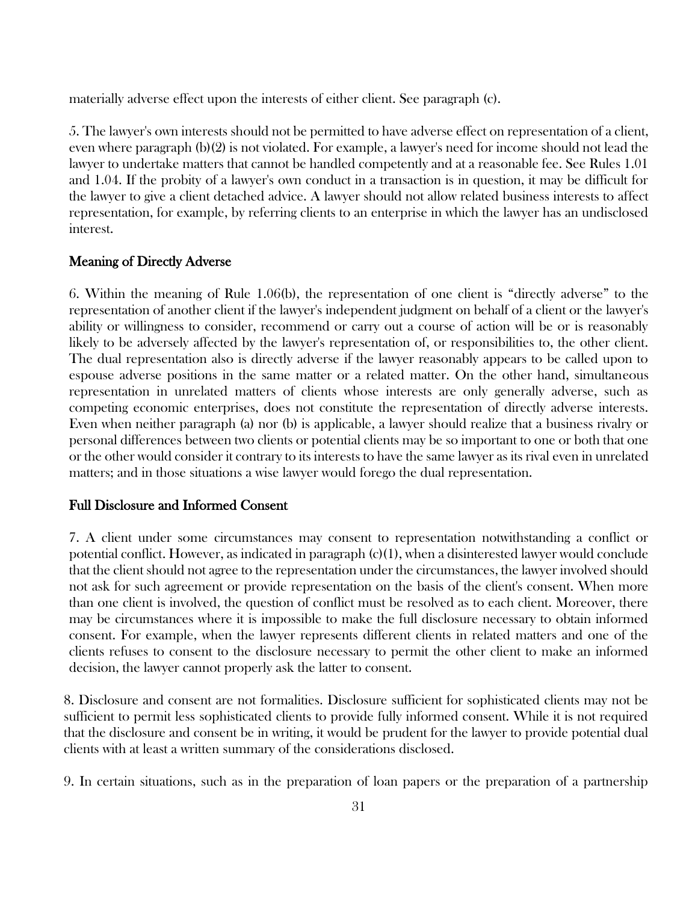materially adverse effect upon the interests of either client. See paragraph (c).

5. The lawyer's own interests should not be permitted to have adverse effect on representation of a client, even where paragraph (b)(2) is not violated. For example, a lawyer's need for income should not lead the lawyer to undertake matters that cannot be handled competently and at a reasonable fee. See Rules 1.01 and 1.04. If the probity of a lawyer's own conduct in a transaction is in question, it may be difficult for the lawyer to give a client detached advice. A lawyer should not allow related business interests to affect representation, for example, by referring clients to an enterprise in which the lawyer has an undisclosed interest.

## Meaning of Directly Adverse

6. Within the meaning of Rule 1.06(b), the representation of one client is "directly adverse" to the representation of another client if the lawyer's independent judgment on behalf of a client or the lawyer's ability or willingness to consider, recommend or carry out a course of action will be or is reasonably likely to be adversely affected by the lawyer's representation of, or responsibilities to, the other client. The dual representation also is directly adverse if the lawyer reasonably appears to be called upon to espouse adverse positions in the same matter or a related matter. On the other hand, simultaneous representation in unrelated matters of clients whose interests are only generally adverse, such as competing economic enterprises, does not constitute the representation of directly adverse interests. Even when neither paragraph (a) nor (b) is applicable, a lawyer should realize that a business rivalry or personal differences between two clients or potential clients may be so important to one or both that one or the other would consider it contrary to its interests to have the same lawyer as its rival even in unrelated matters; and in those situations a wise lawyer would forego the dual representation.

## Full Disclosure and Informed Consent

7. A client under some circumstances may consent to representation notwithstanding a conflict or potential conflict. However, as indicated in paragraph (c)(1), when a disinterested lawyer would conclude that the client should not agree to the representation under the circumstances, the lawyer involved should not ask for such agreement or provide representation on the basis of the client's consent. When more than one client is involved, the question of conflict must be resolved as to each client. Moreover, there may be circumstances where it is impossible to make the full disclosure necessary to obtain informed consent. For example, when the lawyer represents different clients in related matters and one of the clients refuses to consent to the disclosure necessary to permit the other client to make an informed decision, the lawyer cannot properly ask the latter to consent.

8. Disclosure and consent are not formalities. Disclosure sufficient for sophisticated clients may not be sufficient to permit less sophisticated clients to provide fully informed consent. While it is not required that the disclosure and consent be in writing, it would be prudent for the lawyer to provide potential dual clients with at least a written summary of the considerations disclosed.

9. In certain situations, such as in the preparation of loan papers or the preparation of a partnership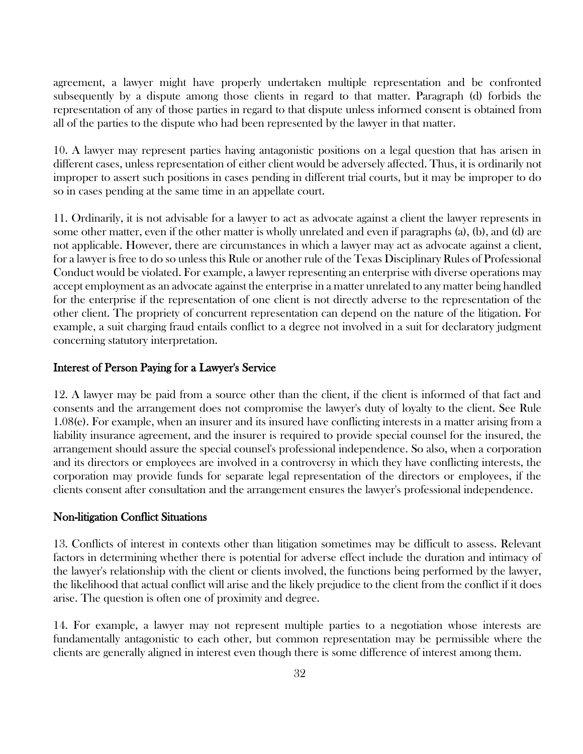agreement, a lawyer might have properly undertaken multiple representation and be confronted subsequently by a dispute among those clients in regard to that matter. Paragraph (d) forbids the representation of any of those parties in regard to that dispute unless informed consent is obtained from all of the parties to the dispute who had been represented by the lawyer in that matter.

10. A lawyer may represent parties having antagonistic positions on a legal question that has arisen in different cases, unless representation of either client would be adversely affected. Thus, it is ordinarily not improper to assert such positions in cases pending in different trial courts, but it may be improper to do so in cases pending at the same time in an appellate court.

11. Ordinarily, it is not advisable for a lawyer to act as advocate against a client the lawyer represents in some other matter, even if the other matter is wholly unrelated and even if paragraphs (a), (b), and (d) are not applicable. However, there are circumstances in which a lawyer may act as advocate against a client, for a lawyer is free to do so unless this Rule or another rule of the Texas Disciplinary Rules of Professional Conduct would be violated. For example, a lawyer representing an enterprise with diverse operations may accept employment as an advocate against the enterprise in a matter unrelated to any matter being handled for the enterprise if the representation of one client is not directly adverse to the representation of the other client. The propriety of concurrent representation can depend on the nature of the litigation. For example, a suit charging fraud entails conflict to a degree not involved in a suit for declaratory judgment concerning statutory interpretation.

## Interest of Person Paying for a Lawyer's Service

12. A lawyer may be paid from a source other than the client, if the client is informed of that fact and consents and the arrangement does not compromise the lawyer's duty of loyalty to the client. See Rule 1.08(e). For example, when an insurer and its insured have conflicting interests in a matter arising from a liability insurance agreement, and the insurer is required to provide special counsel for the insured, the arrangement should assure the special counsel's professional independence. So also, when a corporation and its directors or employees are involved in a controversy in which they have conflicting interests, the corporation may provide funds for separate legal representation of the directors or employees, if the clients consent after consultation and the arrangement ensures the lawyer's professional independence.

## Non-litigation Conflict Situations

13. Conflicts of interest in contexts other than litigation sometimes may be difficult to assess. Relevant factors in determining whether there is potential for adverse effect include the duration and intimacy of the lawyer's relationship with the client or clients involved, the functions being performed by the lawyer, the likelihood that actual conflict will arise and the likely prejudice to the client from the conflict if it does arise. The question is often one of proximity and degree.

14. For example, a lawyer may not represent multiple parties to a negotiation whose interests are fundamentally antagonistic to each other, but common representation may be permissible where the clients are generally aligned in interest even though there is some difference of interest among them.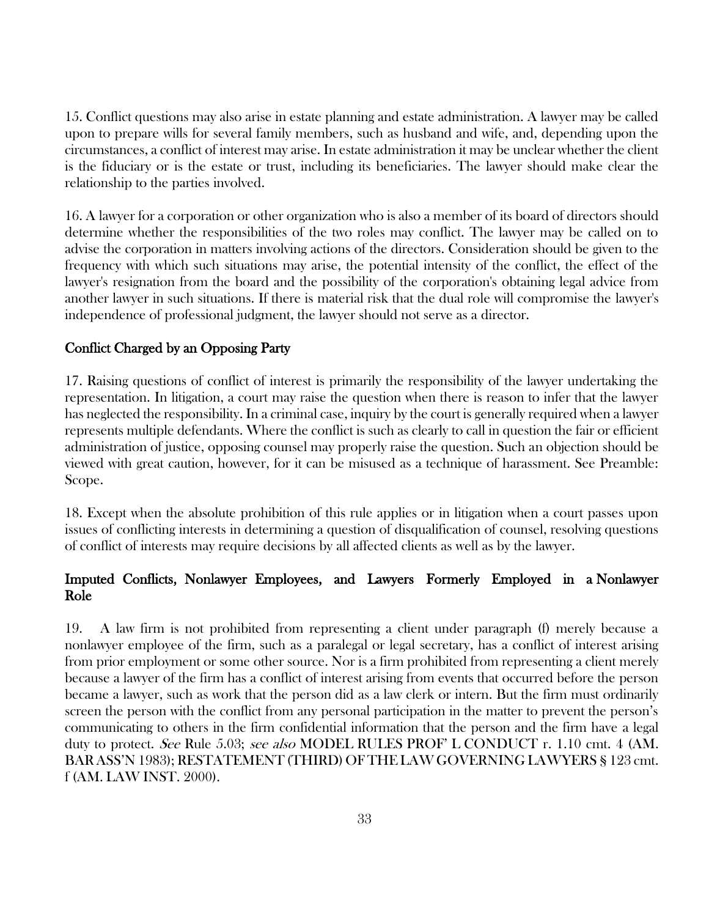15. Conflict questions may also arise in estate planning and estate administration. A lawyer may be called upon to prepare wills for several family members, such as husband and wife, and, depending upon the circumstances, a conflict of interest may arise. In estate administration it may be unclear whether the client is the fiduciary or is the estate or trust, including its beneficiaries. The lawyer should make clear the relationship to the parties involved.

16. A lawyer for a corporation or other organization who is also a member of its board of directors should determine whether the responsibilities of the two roles may conflict. The lawyer may be called on to advise the corporation in matters involving actions of the directors. Consideration should be given to the frequency with which such situations may arise, the potential intensity of the conflict, the effect of the lawyer's resignation from the board and the possibility of the corporation's obtaining legal advice from another lawyer in such situations. If there is material risk that the dual role will compromise the lawyer's independence of professional judgment, the lawyer should not serve as a director.

## Conflict Charged by an Opposing Party

17. Raising questions of conflict of interest is primarily the responsibility of the lawyer undertaking the representation. In litigation, a court may raise the question when there is reason to infer that the lawyer has neglected the responsibility. In a criminal case, inquiry by the court is generally required when a lawyer represents multiple defendants. Where the conflict is such as clearly to call in question the fair or efficient administration of justice, opposing counsel may properly raise the question. Such an objection should be viewed with great caution, however, for it can be misused as a technique of harassment. See Preamble: Scope.

18. Except when the absolute prohibition of this rule applies or in litigation when a court passes upon issues of conflicting interests in determining a question of disqualification of counsel, resolving questions of conflict of interests may require decisions by all affected clients as well as by the lawyer.

## Imputed Conflicts, Nonlawyer Employees, and Lawyers Formerly Employed in a Nonlawyer Role

19. A law firm is not prohibited from representing a client under paragraph (f) merely because a nonlawyer employee of the firm, such as a paralegal or legal secretary, has a conflict of interest arising from prior employment or some other source. Nor is a firm prohibited from representing a client merely because a lawyer of the firm has a conflict of interest arising from events that occurred before the person became a lawyer, such as work that the person did as a law clerk or intern. But the firm must ordinarily screen the person with the conflict from any personal participation in the matter to prevent the person's communicating to others in the firm confidential information that the person and the firm have a legal duty to protect. *See* Rule 5.03; *see also* MODEL RULES PROF' L CONDUCT r. 1.10 cmt. 4 (AM. BAR ASS'N 1983); RESTATEMENT (THIRD) OF THE LAW GOVERNING LAWYERS § 123 cmt. f (AM. LAW INST. 2000).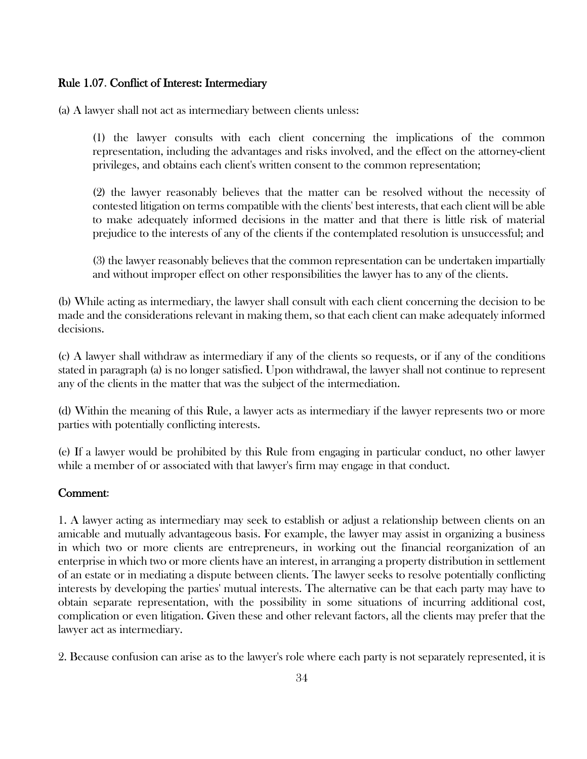## Rule 1.07. Conflict of Interest: Intermediary

(a) A lawyer shall not act as intermediary between clients unless:

> (1) the lawyer consults with each client concerning the implications of the common representation, including the advantages and risks involved, and the effect on the attorney-client privileges, and obtains each client's written consent to the common representation;
>
> (2) the lawyer reasonably believes that the matter can be resolved without the necessity of contested litigation on terms compatible with the clients' best interests, that each client will be able to make adequately informed decisions in the matter and that there is little risk of material prejudice to the interests of any of the clients if the contemplated resolution is unsuccessful; and
>
> (3) the lawyer reasonably believes that the common representation can be undertaken impartially and without improper effect on other responsibilities the lawyer has to any of the clients.

(b) While acting as intermediary, the lawyer shall consult with each client concerning the decision to be made and the considerations relevant in making them, so that each client can make adequately informed decisions.

(c) A lawyer shall withdraw as intermediary if any of the clients so requests, or if any of the conditions stated in paragraph (a) is no longer satisfied. Upon withdrawal, the lawyer shall not continue to represent any of the clients in the matter that was the subject of the intermediation.

(d) Within the meaning of this Rule, a lawyer acts as intermediary if the lawyer represents two or more parties with potentially conflicting interests.

(e) If a lawyer would be prohibited by this Rule from engaging in particular conduct, no other lawyer while a member of or associated with that lawyer's firm may engage in that conduct.

## Comment:

1. A lawyer acting as intermediary may seek to establish or adjust a relationship between clients on an amicable and mutually advantageous basis. For example, the lawyer may assist in organizing a business in which two or more clients are entrepreneurs, in working out the financial reorganization of an enterprise in which two or more clients have an interest, in arranging a property distribution in settlement of an estate or in mediating a dispute between clients. The lawyer seeks to resolve potentially conflicting interests by developing the parties' mutual interests. The alternative can be that each party may have to obtain separate representation, with the possibility in some situations of incurring additional cost, complication or even litigation. Given these and other relevant factors, all the clients may prefer that the lawyer act as intermediary.

2. Because confusion can arise as to the lawyer's role where each party is not separately represented, it is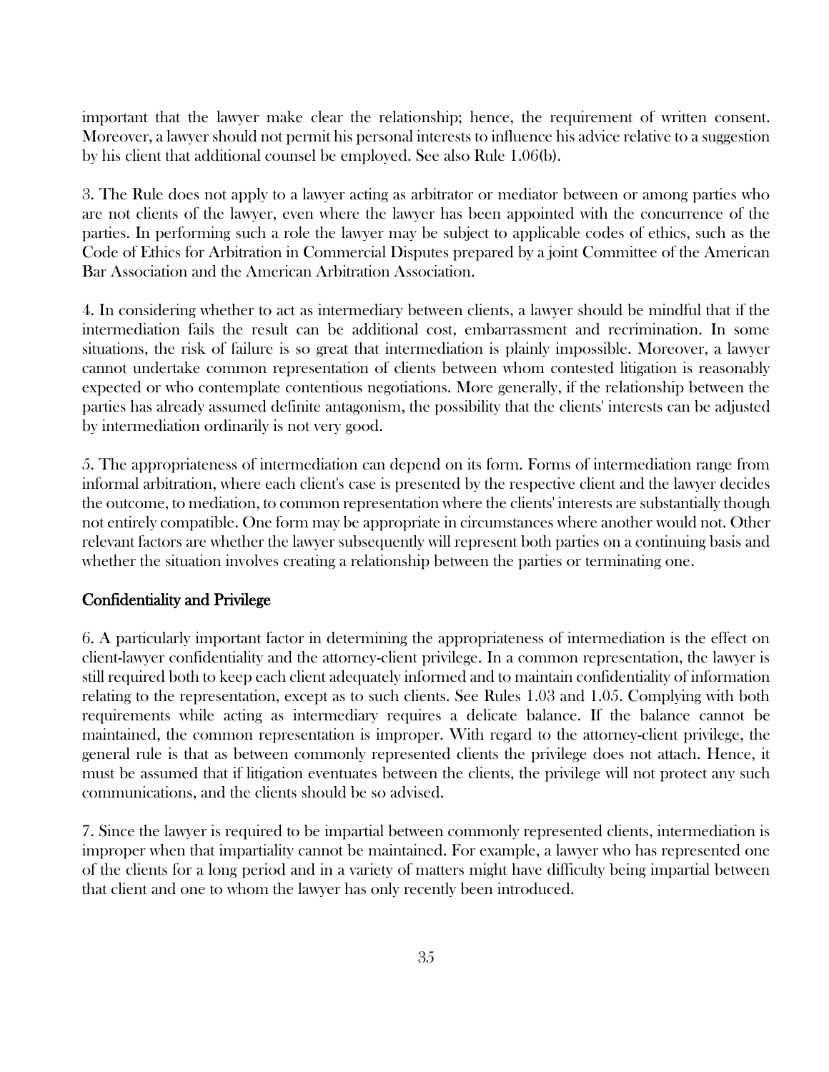important that the lawyer make clear the relationship; hence, the requirement of written consent. Moreover, a lawyer should not permit his personal interests to influence his advice relative to a suggestion by his client that additional counsel be employed. See also Rule 1.06(b).

3. The Rule does not apply to a lawyer acting as arbitrator or mediator between or among parties who are not clients of the lawyer, even where the lawyer has been appointed with the concurrence of the parties. In performing such a role the lawyer may be subject to applicable codes of ethics, such as the Code of Ethics for Arbitration in Commercial Disputes prepared by a joint Committee of the American Bar Association and the American Arbitration Association.

4. In considering whether to act as intermediary between clients, a lawyer should be mindful that if the intermediation fails the result can be additional cost, embarrassment and recrimination. In some situations, the risk of failure is so great that intermediation is plainly impossible. Moreover, a lawyer cannot undertake common representation of clients between whom contested litigation is reasonably expected or who contemplate contentious negotiations. More generally, if the relationship between the parties has already assumed definite antagonism, the possibility that the clients' interests can be adjusted by intermediation ordinarily is not very good.

5. The appropriateness of intermediation can depend on its form. Forms of intermediation range from informal arbitration, where each client's case is presented by the respective client and the lawyer decides the outcome, to mediation, to common representation where the clients' interests are substantially though not entirely compatible. One form may be appropriate in circumstances where another would not. Other relevant factors are whether the lawyer subsequently will represent both parties on a continuing basis and whether the situation involves creating a relationship between the parties or terminating one.

## Confidentiality and Privilege

6. A particularly important factor in determining the appropriateness of intermediation is the effect on client-lawyer confidentiality and the attorney-client privilege. In a common representation, the lawyer is still required both to keep each client adequately informed and to maintain confidentiality of information relating to the representation, except as to such clients. See Rules 1.03 and 1.05. Complying with both requirements while acting as intermediary requires a delicate balance. If the balance cannot be maintained, the common representation is improper. With regard to the attorney-client privilege, the general rule is that as between commonly represented clients the privilege does not attach. Hence, it must be assumed that if litigation eventuates between the clients, the privilege will not protect any such communications, and the clients should be so advised.

7. Since the lawyer is required to be impartial between commonly represented clients, intermediation is improper when that impartiality cannot be maintained. For example, a lawyer who has represented one of the clients for a long period and in a variety of matters might have difficulty being impartial between that client and one to whom the lawyer has only recently been introduced.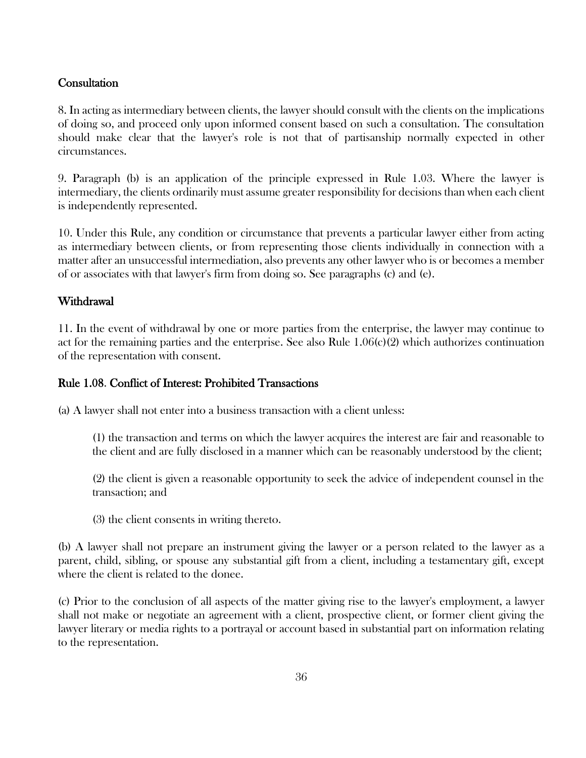### Consultation

8. In acting as intermediary between clients, the lawyer should consult with the clients on the implications of doing so, and proceed only upon informed consent based on such a consultation. The consultation should make clear that the lawyer's role is not that of partisanship normally expected in other circumstances.

9. Paragraph (b) is an application of the principle expressed in Rule 1.03. Where the lawyer is intermediary, the clients ordinarily must assume greater responsibility for decisions than when each client is independently represented.

10. Under this Rule, any condition or circumstance that prevents a particular lawyer either from acting as intermediary between clients, or from representing those clients individually in connection with a matter after an unsuccessful intermediation, also prevents any other lawyer who is or becomes a member of or associates with that lawyer's firm from doing so. See paragraphs (c) and (e).

### Withdrawal

11. In the event of withdrawal by one or more parties from the enterprise, the lawyer may continue to act for the remaining parties and the enterprise. See also Rule 1.06(c)(2) which authorizes continuation of the representation with consent.

## Rule 1.08. Conflict of Interest: Prohibited Transactions

(a) A lawyer shall not enter into a business transaction with a client unless:

> (1) the transaction and terms on which the lawyer acquires the interest are fair and reasonable to the client and are fully disclosed in a manner which can be reasonably understood by the client;
>
> (2) the client is given a reasonable opportunity to seek the advice of independent counsel in the transaction; and
>
> (3) the client consents in writing thereto.

(b) A lawyer shall not prepare an instrument giving the lawyer or a person related to the lawyer as a parent, child, sibling, or spouse any substantial gift from a client, including a testamentary gift, except where the client is related to the donee.

(c) Prior to the conclusion of all aspects of the matter giving rise to the lawyer's employment, a lawyer shall not make or negotiate an agreement with a client, prospective client, or former client giving the lawyer literary or media rights to a portrayal or account based in substantial part on information relating to the representation.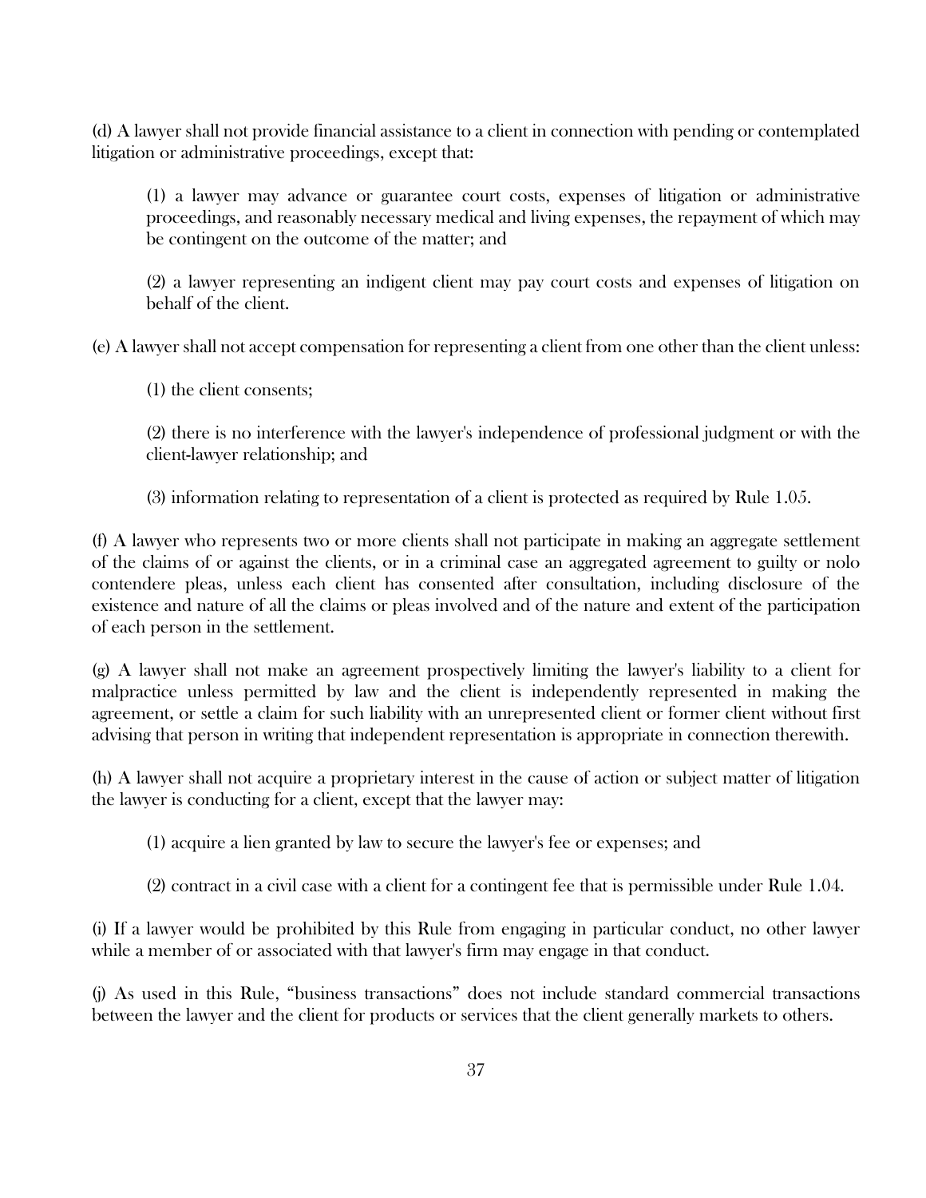(d) A lawyer shall not provide financial assistance to a client in connection with pending or contemplated litigation or administrative proceedings, except that:

> (1) a lawyer may advance or guarantee court costs, expenses of litigation or administrative proceedings, and reasonably necessary medical and living expenses, the repayment of which may be contingent on the outcome of the matter; and
>
> (2) a lawyer representing an indigent client may pay court costs and expenses of litigation on behalf of the client.

(e) A lawyer shall not accept compensation for representing a client from one other than the client unless:

> (1) the client consents;
>
> (2) there is no interference with the lawyer's independence of professional judgment or with the client-lawyer relationship; and
>
> (3) information relating to representation of a client is protected as required by Rule 1.05.

(f) A lawyer who represents two or more clients shall not participate in making an aggregate settlement of the claims of or against the clients, or in a criminal case an aggregated agreement to guilty or nolo contendere pleas, unless each client has consented after consultation, including disclosure of the existence and nature of all the claims or pleas involved and of the nature and extent of the participation of each person in the settlement.

(g) A lawyer shall not make an agreement prospectively limiting the lawyer's liability to a client for malpractice unless permitted by law and the client is independently represented in making the agreement, or settle a claim for such liability with an unrepresented client or former client without first advising that person in writing that independent representation is appropriate in connection therewith.

(h) A lawyer shall not acquire a proprietary interest in the cause of action or subject matter of litigation the lawyer is conducting for a client, except that the lawyer may:

> (1) acquire a lien granted by law to secure the lawyer's fee or expenses; and
>
> (2) contract in a civil case with a client for a contingent fee that is permissible under Rule 1.04.

(i) If a lawyer would be prohibited by this Rule from engaging in particular conduct, no other lawyer while a member of or associated with that lawyer's firm may engage in that conduct.

(j) As used in this Rule, "business transactions" does not include standard commercial transactions between the lawyer and the client for products or services that the client generally markets to others.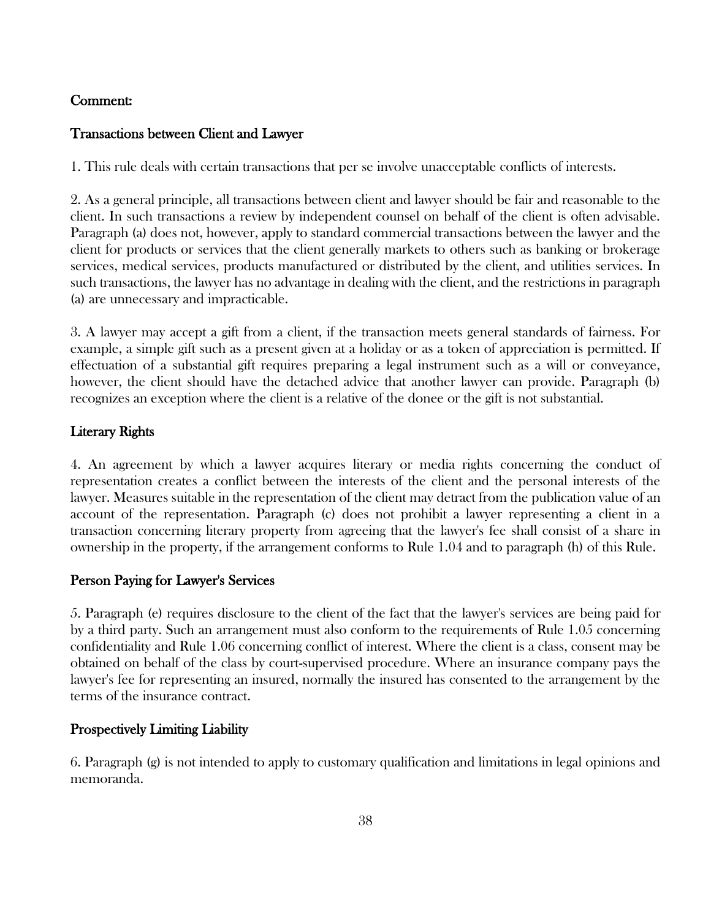## Comment:

### Transactions between Client and Lawyer

1. This rule deals with certain transactions that per se involve unacceptable conflicts of interests.

2. As a general principle, all transactions between client and lawyer should be fair and reasonable to the client. In such transactions a review by independent counsel on behalf of the client is often advisable. Paragraph (a) does not, however, apply to standard commercial transactions between the lawyer and the client for products or services that the client generally markets to others such as banking or brokerage services, medical services, products manufactured or distributed by the client, and utilities services. In such transactions, the lawyer has no advantage in dealing with the client, and the restrictions in paragraph (a) are unnecessary and impracticable.

3. A lawyer may accept a gift from a client, if the transaction meets general standards of fairness. For example, a simple gift such as a present given at a holiday or as a token of appreciation is permitted. If effectuation of a substantial gift requires preparing a legal instrument such as a will or conveyance, however, the client should have the detached advice that another lawyer can provide. Paragraph (b) recognizes an exception where the client is a relative of the donee or the gift is not substantial.

### Literary Rights

4. An agreement by which a lawyer acquires literary or media rights concerning the conduct of representation creates a conflict between the interests of the client and the personal interests of the lawyer. Measures suitable in the representation of the client may detract from the publication value of an account of the representation. Paragraph (c) does not prohibit a lawyer representing a client in a transaction concerning literary property from agreeing that the lawyer's fee shall consist of a share in ownership in the property, if the arrangement conforms to Rule 1.04 and to paragraph (h) of this Rule.

### Person Paying for Lawyer's Services

5. Paragraph (e) requires disclosure to the client of the fact that the lawyer's services are being paid for by a third party. Such an arrangement must also conform to the requirements of Rule 1.05 concerning confidentiality and Rule 1.06 concerning conflict of interest. Where the client is a class, consent may be obtained on behalf of the class by court-supervised procedure. Where an insurance company pays the lawyer's fee for representing an insured, normally the insured has consented to the arrangement by the terms of the insurance contract.

### Prospectively Limiting Liability

6. Paragraph (g) is not intended to apply to customary qualification and limitations in legal opinions and memoranda.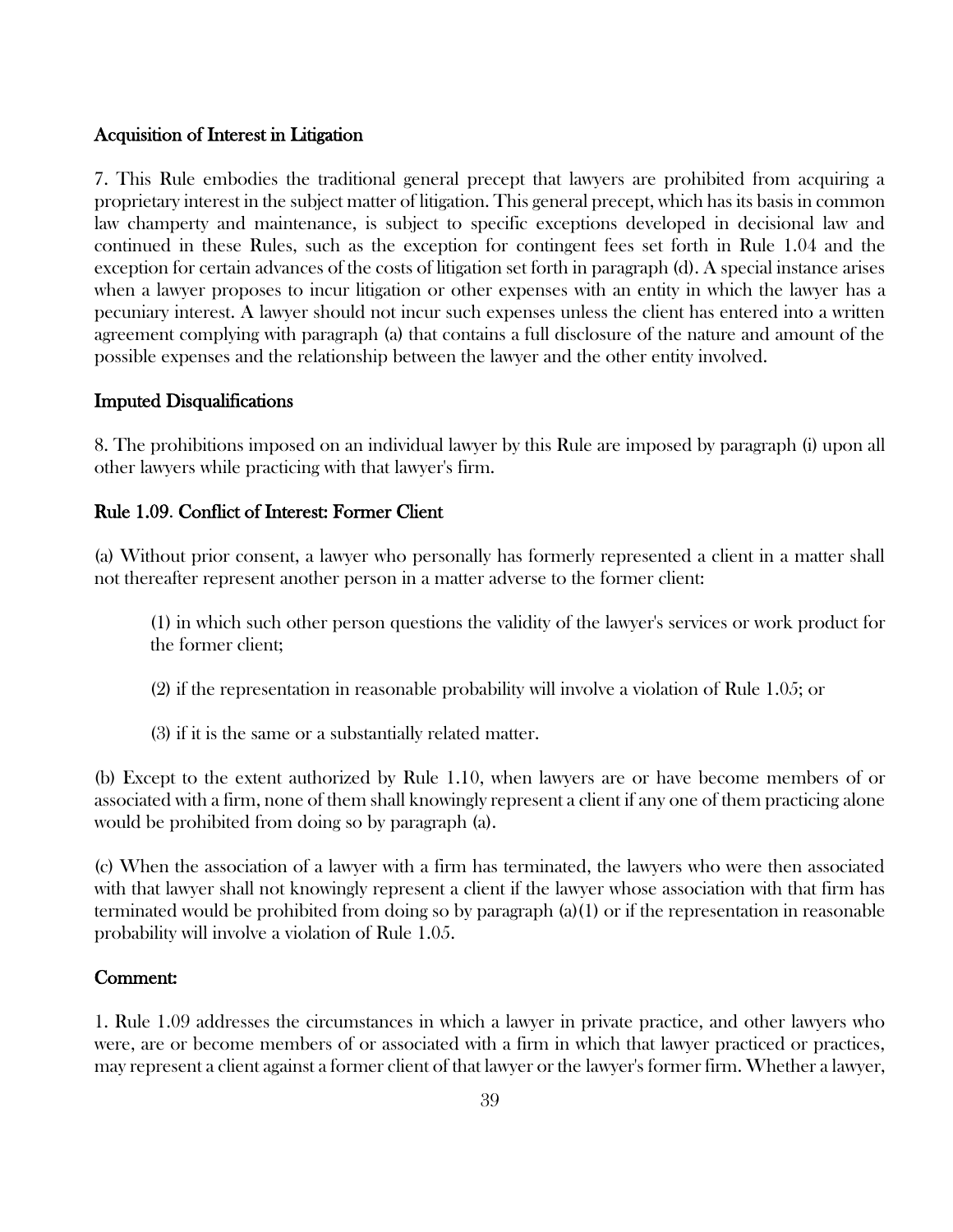### Acquisition of Interest in Litigation

7. This Rule embodies the traditional general precept that lawyers are prohibited from acquiring a proprietary interest in the subject matter of litigation. This general precept, which has its basis in common law champerty and maintenance, is subject to specific exceptions developed in decisional law and continued in these Rules, such as the exception for contingent fees set forth in Rule 1.04 and the exception for certain advances of the costs of litigation set forth in paragraph (d). A special instance arises when a lawyer proposes to incur litigation or other expenses with an entity in which the lawyer has a pecuniary interest. A lawyer should not incur such expenses unless the client has entered into a written agreement complying with paragraph (a) that contains a full disclosure of the nature and amount of the possible expenses and the relationship between the lawyer and the other entity involved.

### Imputed Disqualifications

8. The prohibitions imposed on an individual lawyer by this Rule are imposed by paragraph (i) upon all other lawyers while practicing with that lawyer's firm.

## Rule 1.09. Conflict of Interest: Former Client

(a) Without prior consent, a lawyer who personally has formerly represented a client in a matter shall not thereafter represent another person in a matter adverse to the former client:

> (1) in which such other person questions the validity of the lawyer's services or work product for the former client;
>
> (2) if the representation in reasonable probability will involve a violation of Rule 1.05; or
>
> (3) if it is the same or a substantially related matter.

(b) Except to the extent authorized by Rule 1.10, when lawyers are or have become members of or associated with a firm, none of them shall knowingly represent a client if any one of them practicing alone would be prohibited from doing so by paragraph (a).

(c) When the association of a lawyer with a firm has terminated, the lawyers who were then associated with that lawyer shall not knowingly represent a client if the lawyer whose association with that firm has terminated would be prohibited from doing so by paragraph (a)(1) or if the representation in reasonable probability will involve a violation of Rule 1.05.

### Comment:

1. Rule 1.09 addresses the circumstances in which a lawyer in private practice, and other lawyers who were, are or become members of or associated with a firm in which that lawyer practiced or practices, may represent a client against a former client of that lawyer or the lawyer's former firm. Whether a lawyer,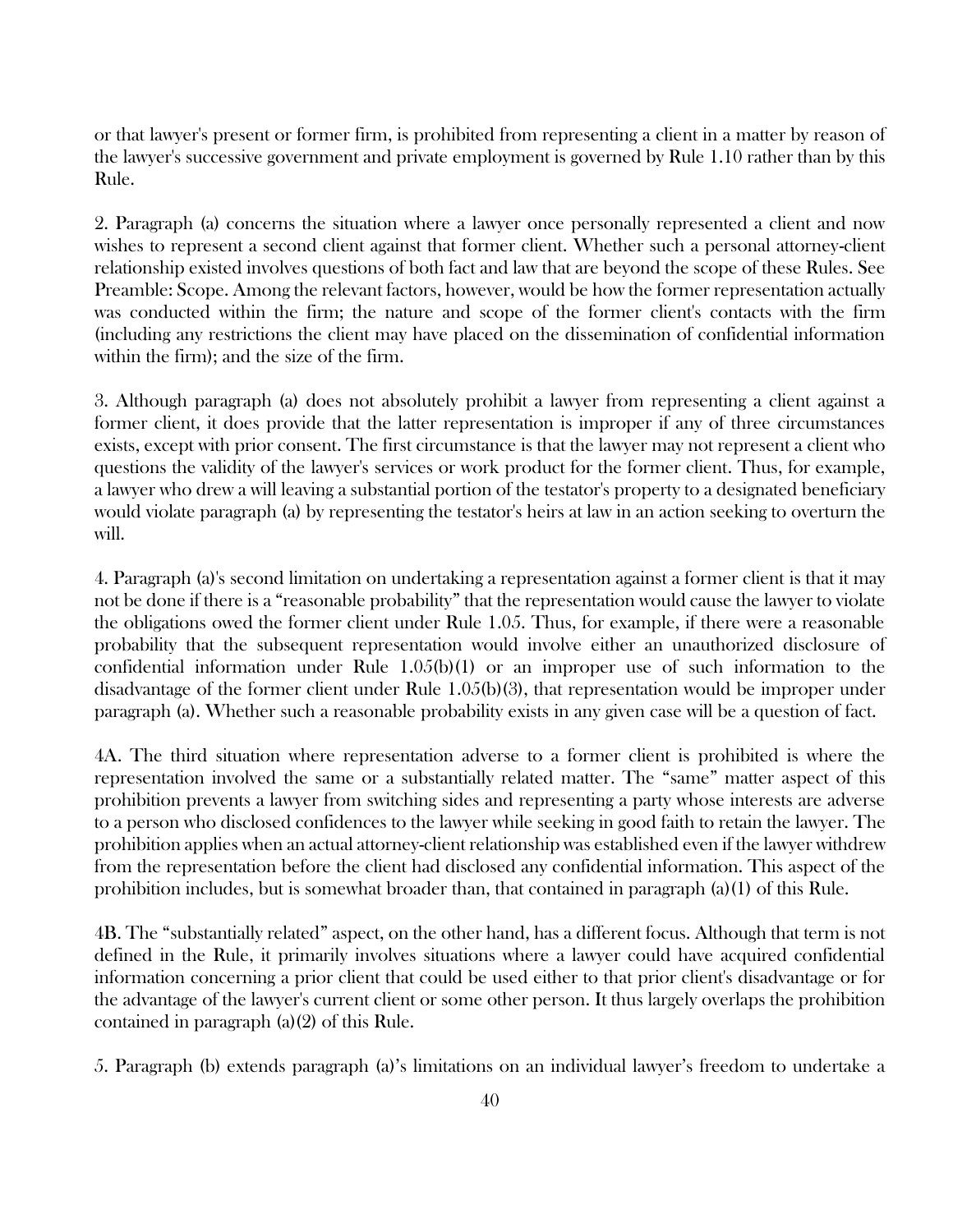or that lawyer's present or former firm, is prohibited from representing a client in a matter by reason of the lawyer's successive government and private employment is governed by Rule 1.10 rather than by this Rule.

2. Paragraph (a) concerns the situation where a lawyer once personally represented a client and now wishes to represent a second client against that former client. Whether such a personal attorney-client relationship existed involves questions of both fact and law that are beyond the scope of these Rules. See Preamble: Scope. Among the relevant factors, however, would be how the former representation actually was conducted within the firm; the nature and scope of the former client's contacts with the firm (including any restrictions the client may have placed on the dissemination of confidential information within the firm); and the size of the firm.

3. Although paragraph (a) does not absolutely prohibit a lawyer from representing a client against a former client, it does provide that the latter representation is improper if any of three circumstances exists, except with prior consent. The first circumstance is that the lawyer may not represent a client who questions the validity of the lawyer's services or work product for the former client. Thus, for example, a lawyer who drew a will leaving a substantial portion of the testator's property to a designated beneficiary would violate paragraph (a) by representing the testator's heirs at law in an action seeking to overturn the will.

4. Paragraph (a)'s second limitation on undertaking a representation against a former client is that it may not be done if there is a "reasonable probability" that the representation would cause the lawyer to violate the obligations owed the former client under Rule 1.05. Thus, for example, if there were a reasonable probability that the subsequent representation would involve either an unauthorized disclosure of confidential information under Rule 1.05(b)(1) or an improper use of such information to the disadvantage of the former client under Rule 1.05(b)(3), that representation would be improper under paragraph (a). Whether such a reasonable probability exists in any given case will be a question of fact.

4A. The third situation where representation adverse to a former client is prohibited is where the representation involved the same or a substantially related matter. The "same" matter aspect of this prohibition prevents a lawyer from switching sides and representing a party whose interests are adverse to a person who disclosed confidences to the lawyer while seeking in good faith to retain the lawyer. The prohibition applies when an actual attorney-client relationship was established even if the lawyer withdrew from the representation before the client had disclosed any confidential information. This aspect of the prohibition includes, but is somewhat broader than, that contained in paragraph (a)(1) of this Rule.

4B. The "substantially related" aspect, on the other hand, has a different focus. Although that term is not defined in the Rule, it primarily involves situations where a lawyer could have acquired confidential information concerning a prior client that could be used either to that prior client's disadvantage or for the advantage of the lawyer's current client or some other person. It thus largely overlaps the prohibition contained in paragraph (a)(2) of this Rule.

5. Paragraph (b) extends paragraph (a)'s limitations on an individual lawyer's freedom to undertake a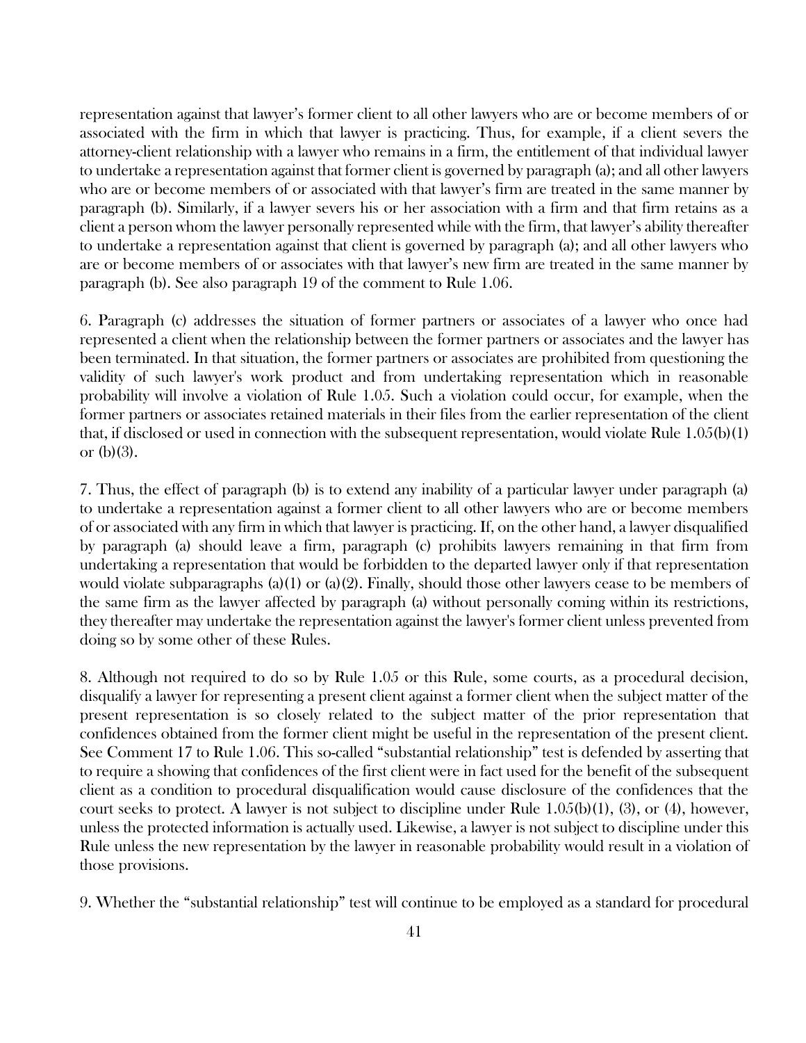representation against that lawyer's former client to all other lawyers who are or become members of or associated with the firm in which that lawyer is practicing. Thus, for example, if a client severs the attorney-client relationship with a lawyer who remains in a firm, the entitlement of that individual lawyer to undertake a representation against that former client is governed by paragraph (a); and all other lawyers who are or become members of or associated with that lawyer's firm are treated in the same manner by paragraph (b). Similarly, if a lawyer severs his or her association with a firm and that firm retains as a client a person whom the lawyer personally represented while with the firm, that lawyer's ability thereafter to undertake a representation against that client is governed by paragraph (a); and all other lawyers who are or become members of or associates with that lawyer's new firm are treated in the same manner by paragraph (b). See also paragraph 19 of the comment to Rule 1.06.

6. Paragraph (c) addresses the situation of former partners or associates of a lawyer who once had represented a client when the relationship between the former partners or associates and the lawyer has been terminated. In that situation, the former partners or associates are prohibited from questioning the validity of such lawyer's work product and from undertaking representation which in reasonable probability will involve a violation of Rule 1.05. Such a violation could occur, for example, when the former partners or associates retained materials in their files from the earlier representation of the client that, if disclosed or used in connection with the subsequent representation, would violate Rule 1.05(b)(1) or (b)(3).

7. Thus, the effect of paragraph (b) is to extend any inability of a particular lawyer under paragraph (a) to undertake a representation against a former client to all other lawyers who are or become members of or associated with any firm in which that lawyer is practicing. If, on the other hand, a lawyer disqualified by paragraph (a) should leave a firm, paragraph (c) prohibits lawyers remaining in that firm from undertaking a representation that would be forbidden to the departed lawyer only if that representation would violate subparagraphs (a)(1) or (a)(2). Finally, should those other lawyers cease to be members of the same firm as the lawyer affected by paragraph (a) without personally coming within its restrictions, they thereafter may undertake the representation against the lawyer's former client unless prevented from doing so by some other of these Rules.

8. Although not required to do so by Rule 1.05 or this Rule, some courts, as a procedural decision, disqualify a lawyer for representing a present client against a former client when the subject matter of the present representation is so closely related to the subject matter of the prior representation that confidences obtained from the former client might be useful in the representation of the present client. See Comment 17 to Rule 1.06. This so-called "substantial relationship" test is defended by asserting that to require a showing that confidences of the first client were in fact used for the benefit of the subsequent client as a condition to procedural disqualification would cause disclosure of the confidences that the court seeks to protect. A lawyer is not subject to discipline under Rule 1.05(b)(1), (3), or (4), however, unless the protected information is actually used. Likewise, a lawyer is not subject to discipline under this Rule unless the new representation by the lawyer in reasonable probability would result in a violation of those provisions.

9. Whether the "substantial relationship" test will continue to be employed as a standard for procedural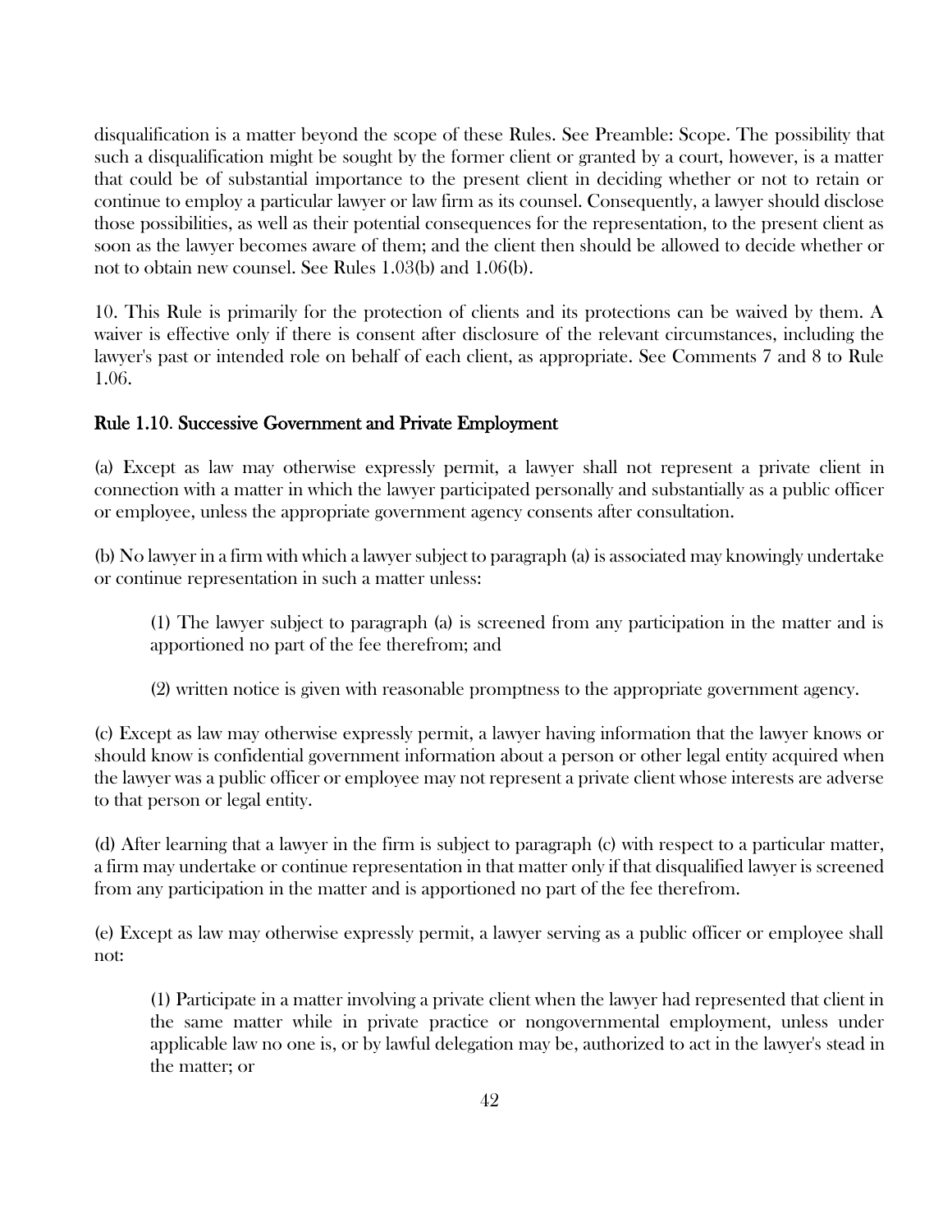disqualification is a matter beyond the scope of these Rules. See Preamble: Scope. The possibility that such a disqualification might be sought by the former client or granted by a court, however, is a matter that could be of substantial importance to the present client in deciding whether or not to retain or continue to employ a particular lawyer or law firm as its counsel. Consequently, a lawyer should disclose those possibilities, as well as their potential consequences for the representation, to the present client as soon as the lawyer becomes aware of them; and the client then should be allowed to decide whether or not to obtain new counsel. See Rules 1.03(b) and 1.06(b).

10. This Rule is primarily for the protection of clients and its protections can be waived by them. A waiver is effective only if there is consent after disclosure of the relevant circumstances, including the lawyer's past or intended role on behalf of each client, as appropriate. See Comments 7 and 8 to Rule 1.06.

## Rule 1.10. Successive Government and Private Employment

(a) Except as law may otherwise expressly permit, a lawyer shall not represent a private client in connection with a matter in which the lawyer participated personally and substantially as a public officer or employee, unless the appropriate government agency consents after consultation.

(b) No lawyer in a firm with which a lawyer subject to paragraph (a) is associated may knowingly undertake or continue representation in such a matter unless:

> (1) The lawyer subject to paragraph (a) is screened from any participation in the matter and is apportioned no part of the fee therefrom; and
>
> (2) written notice is given with reasonable promptness to the appropriate government agency.

(c) Except as law may otherwise expressly permit, a lawyer having information that the lawyer knows or should know is confidential government information about a person or other legal entity acquired when the lawyer was a public officer or employee may not represent a private client whose interests are adverse to that person or legal entity.

(d) After learning that a lawyer in the firm is subject to paragraph (c) with respect to a particular matter, a firm may undertake or continue representation in that matter only if that disqualified lawyer is screened from any participation in the matter and is apportioned no part of the fee therefrom.

(e) Except as law may otherwise expressly permit, a lawyer serving as a public officer or employee shall not:

> (1) Participate in a matter involving a private client when the lawyer had represented that client in the same matter while in private practice or nongovernmental employment, unless under applicable law no one is, or by lawful delegation may be, authorized to act in the lawyer's stead in the matter; or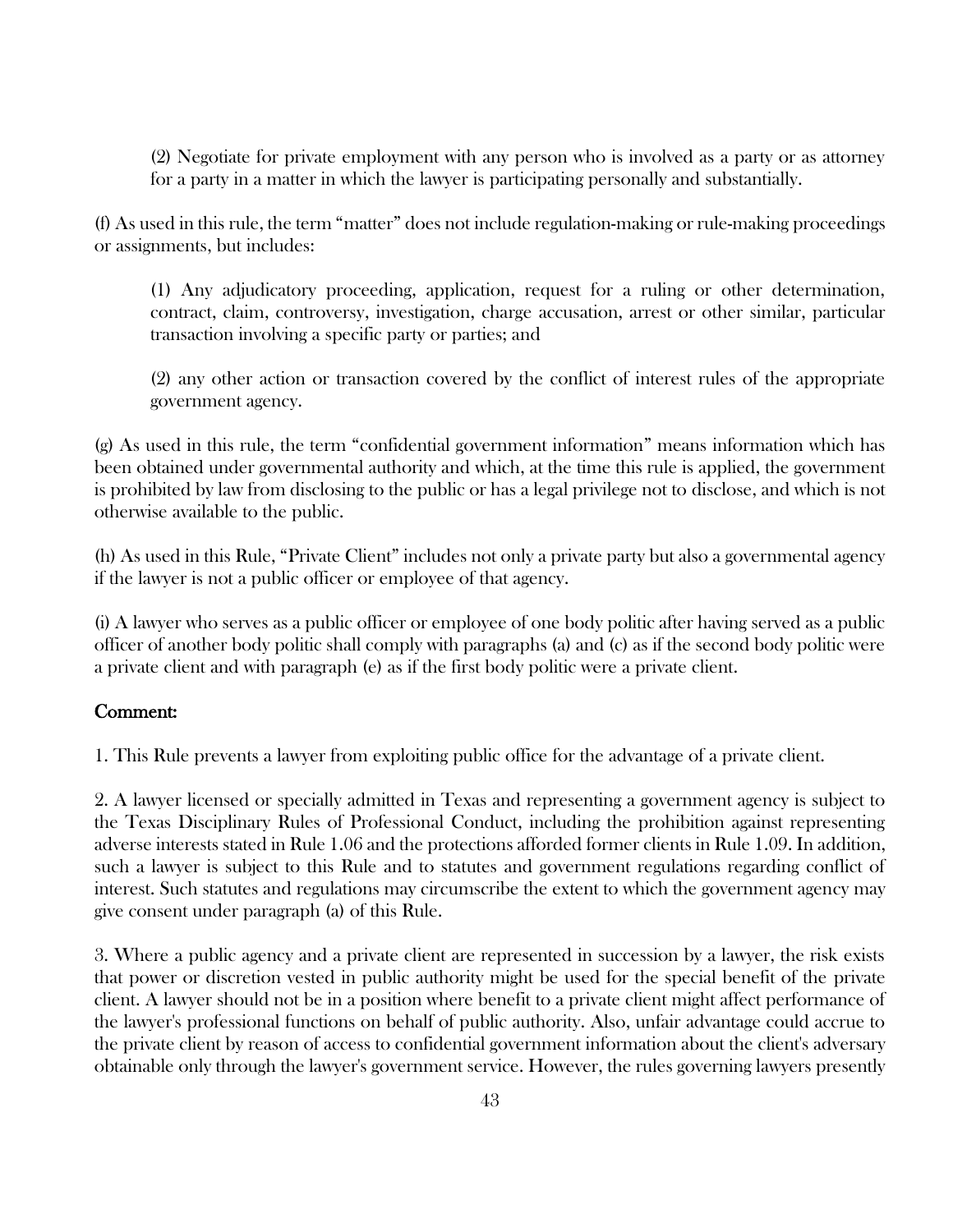(2) Negotiate for private employment with any person who is involved as a party or as attorney for a party in a matter in which the lawyer is participating personally and substantially.

(f) As used in this rule, the term "matter" does not include regulation-making or rule-making proceedings or assignments, but includes:

(1) Any adjudicatory proceeding, application, request for a ruling or other determination, contract, claim, controversy, investigation, charge accusation, arrest or other similar, particular transaction involving a specific party or parties; and

(2) any other action or transaction covered by the conflict of interest rules of the appropriate government agency.

(g) As used in this rule, the term "confidential government information" means information which has been obtained under governmental authority and which, at the time this rule is applied, the government is prohibited by law from disclosing to the public or has a legal privilege not to disclose, and which is not otherwise available to the public.

(h) As used in this Rule, "Private Client" includes not only a private party but also a governmental agency if the lawyer is not a public officer or employee of that agency.

(i) A lawyer who serves as a public officer or employee of one body politic after having served as a public officer of another body politic shall comply with paragraphs (a) and (c) as if the second body politic were a private client and with paragraph (e) as if the first body politic were a private client.

## Comment:

1. This Rule prevents a lawyer from exploiting public office for the advantage of a private client.

2. A lawyer licensed or specially admitted in Texas and representing a government agency is subject to the Texas Disciplinary Rules of Professional Conduct, including the prohibition against representing adverse interests stated in Rule 1.06 and the protections afforded former clients in Rule 1.09. In addition, such a lawyer is subject to this Rule and to statutes and government regulations regarding conflict of interest. Such statutes and regulations may circumscribe the extent to which the government agency may give consent under paragraph (a) of this Rule.

3. Where a public agency and a private client are represented in succession by a lawyer, the risk exists that power or discretion vested in public authority might be used for the special benefit of the private client. A lawyer should not be in a position where benefit to a private client might affect performance of the lawyer's professional functions on behalf of public authority. Also, unfair advantage could accrue to the private client by reason of access to confidential government information about the client's adversary obtainable only through the lawyer's government service. However, the rules governing lawyers presently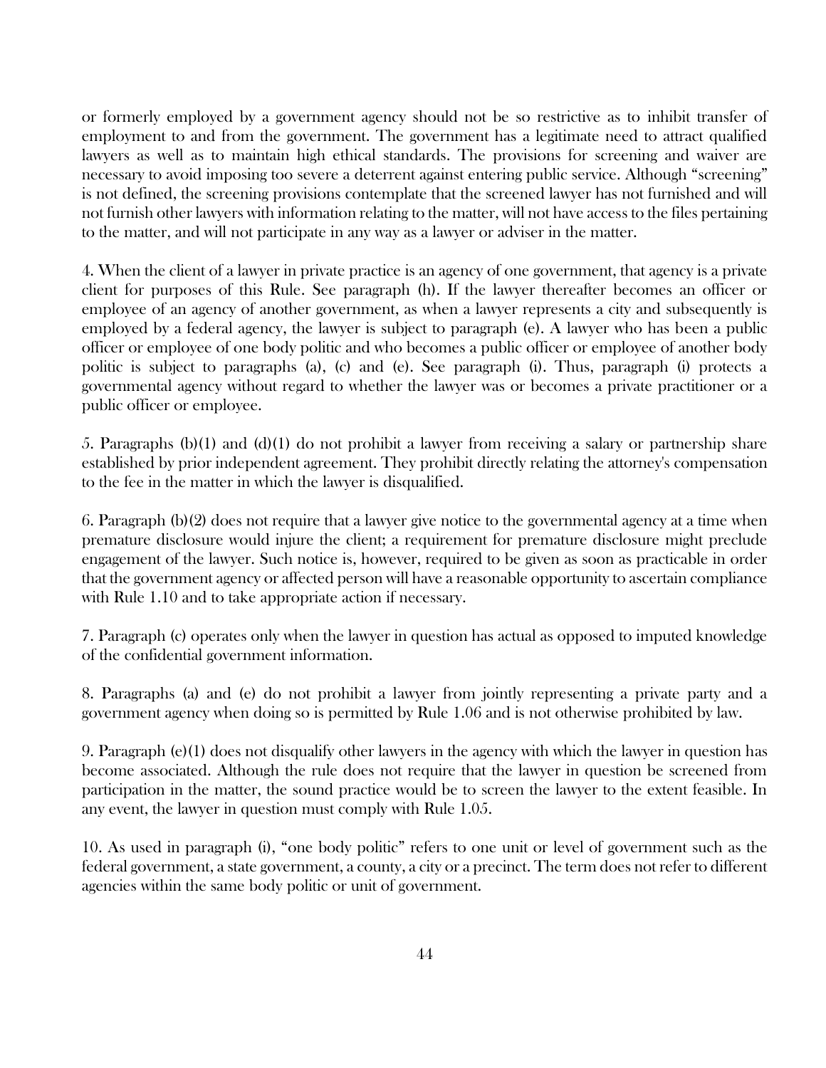or formerly employed by a government agency should not be so restrictive as to inhibit transfer of employment to and from the government. The government has a legitimate need to attract qualified lawyers as well as to maintain high ethical standards. The provisions for screening and waiver are necessary to avoid imposing too severe a deterrent against entering public service. Although "screening" is not defined, the screening provisions contemplate that the screened lawyer has not furnished and will not furnish other lawyers with information relating to the matter, will not have access to the files pertaining to the matter, and will not participate in any way as a lawyer or adviser in the matter.

4. When the client of a lawyer in private practice is an agency of one government, that agency is a private client for purposes of this Rule. See paragraph (h). If the lawyer thereafter becomes an officer or employee of an agency of another government, as when a lawyer represents a city and subsequently is employed by a federal agency, the lawyer is subject to paragraph (e). A lawyer who has been a public officer or employee of one body politic and who becomes a public officer or employee of another body politic is subject to paragraphs (a), (c) and (e). See paragraph (i). Thus, paragraph (i) protects a governmental agency without regard to whether the lawyer was or becomes a private practitioner or a public officer or employee.

5. Paragraphs (b)(1) and (d)(1) do not prohibit a lawyer from receiving a salary or partnership share established by prior independent agreement. They prohibit directly relating the attorney's compensation to the fee in the matter in which the lawyer is disqualified.

6. Paragraph (b)(2) does not require that a lawyer give notice to the governmental agency at a time when premature disclosure would injure the client; a requirement for premature disclosure might preclude engagement of the lawyer. Such notice is, however, required to be given as soon as practicable in order that the government agency or affected person will have a reasonable opportunity to ascertain compliance with Rule 1.10 and to take appropriate action if necessary.

7. Paragraph (c) operates only when the lawyer in question has actual as opposed to imputed knowledge of the confidential government information.

8. Paragraphs (a) and (e) do not prohibit a lawyer from jointly representing a private party and a government agency when doing so is permitted by Rule 1.06 and is not otherwise prohibited by law.

9. Paragraph (e)(1) does not disqualify other lawyers in the agency with which the lawyer in question has become associated. Although the rule does not require that the lawyer in question be screened from participation in the matter, the sound practice would be to screen the lawyer to the extent feasible. In any event, the lawyer in question must comply with Rule 1.05.

10. As used in paragraph (i), "one body politic" refers to one unit or level of government such as the federal government, a state government, a county, a city or a precinct. The term does not refer to different agencies within the same body politic or unit of government.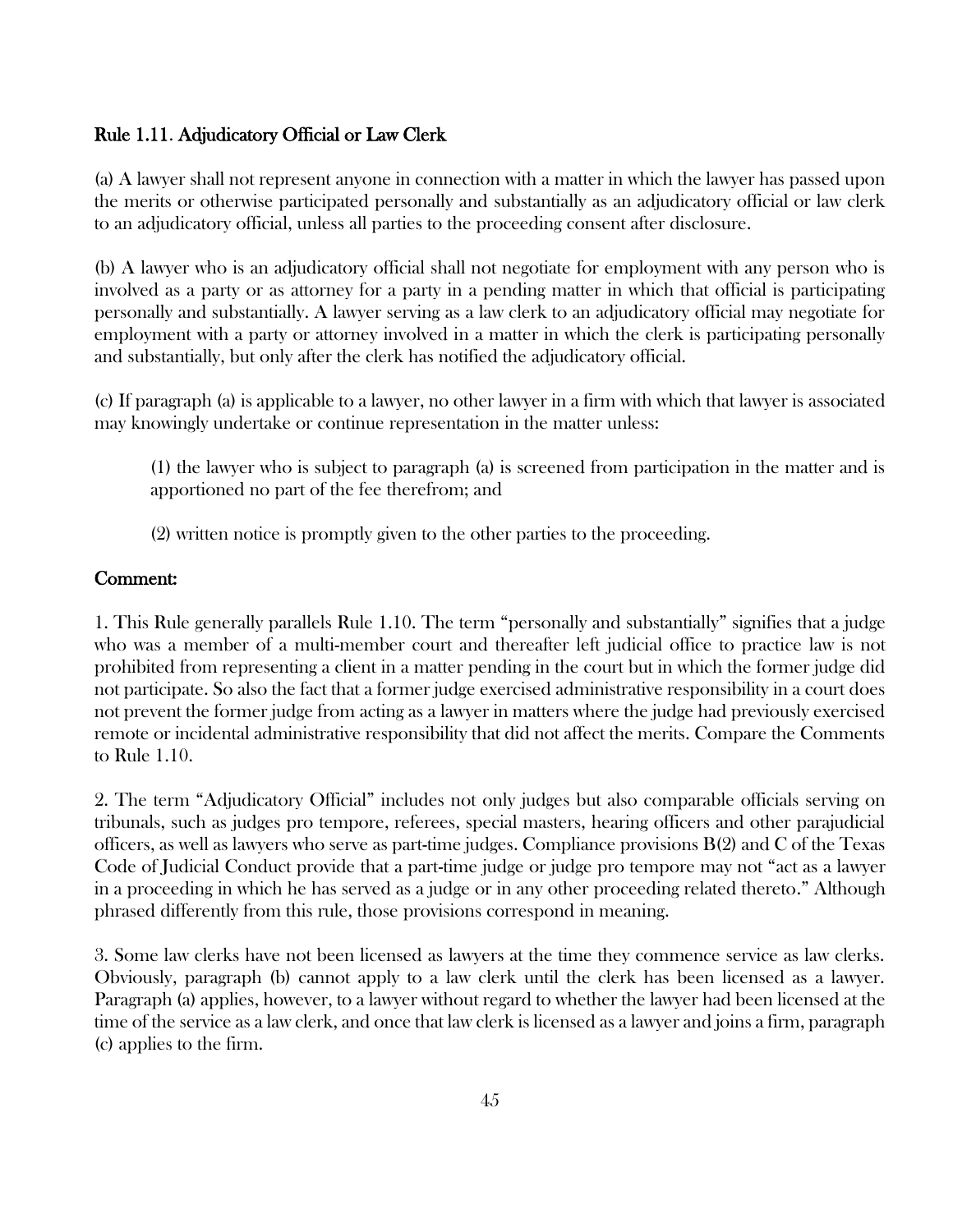## Rule 1.11. Adjudicatory Official or Law Clerk

(a) A lawyer shall not represent anyone in connection with a matter in which the lawyer has passed upon the merits or otherwise participated personally and substantially as an adjudicatory official or law clerk to an adjudicatory official, unless all parties to the proceeding consent after disclosure.

(b) A lawyer who is an adjudicatory official shall not negotiate for employment with any person who is involved as a party or as attorney for a party in a pending matter in which that official is participating personally and substantially. A lawyer serving as a law clerk to an adjudicatory official may negotiate for employment with a party or attorney involved in a matter in which the clerk is participating personally and substantially, but only after the clerk has notified the adjudicatory official.

(c) If paragraph (a) is applicable to a lawyer, no other lawyer in a firm with which that lawyer is associated may knowingly undertake or continue representation in the matter unless:

> (1) the lawyer who is subject to paragraph (a) is screened from participation in the matter and is apportioned no part of the fee therefrom; and
>
> (2) written notice is promptly given to the other parties to the proceeding.

### Comment:

1. This Rule generally parallels Rule 1.10. The term "personally and substantially" signifies that a judge who was a member of a multi-member court and thereafter left judicial office to practice law is not prohibited from representing a client in a matter pending in the court but in which the former judge did not participate. So also the fact that a former judge exercised administrative responsibility in a court does not prevent the former judge from acting as a lawyer in matters where the judge had previously exercised remote or incidental administrative responsibility that did not affect the merits. Compare the Comments to Rule 1.10.

2. The term "Adjudicatory Official" includes not only judges but also comparable officials serving on tribunals, such as judges pro tempore, referees, special masters, hearing officers and other parajudicial officers, as well as lawyers who serve as part-time judges. Compliance provisions B(2) and C of the Texas Code of Judicial Conduct provide that a part-time judge or judge pro tempore may not "act as a lawyer in a proceeding in which he has served as a judge or in any other proceeding related thereto." Although phrased differently from this rule, those provisions correspond in meaning.

3. Some law clerks have not been licensed as lawyers at the time they commence service as law clerks. Obviously, paragraph (b) cannot apply to a law clerk until the clerk has been licensed as a lawyer. Paragraph (a) applies, however, to a lawyer without regard to whether the lawyer had been licensed at the time of the service as a law clerk, and once that law clerk is licensed as a lawyer and joins a firm, paragraph (c) applies to the firm.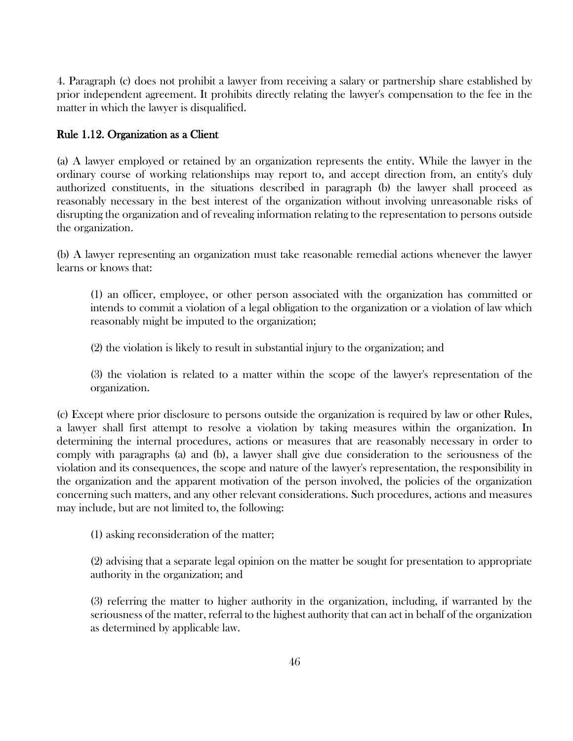4. Paragraph (c) does not prohibit a lawyer from receiving a salary or partnership share established by prior independent agreement. It prohibits directly relating the lawyer's compensation to the fee in the matter in which the lawyer is disqualified.

## Rule 1.12. Organization as a Client

(a) A lawyer employed or retained by an organization represents the entity. While the lawyer in the ordinary course of working relationships may report to, and accept direction from, an entity's duly authorized constituents, in the situations described in paragraph (b) the lawyer shall proceed as reasonably necessary in the best interest of the organization without involving unreasonable risks of disrupting the organization and of revealing information relating to the representation to persons outside the organization.

(b) A lawyer representing an organization must take reasonable remedial actions whenever the lawyer learns or knows that:

> (1) an officer, employee, or other person associated with the organization has committed or intends to commit a violation of a legal obligation to the organization or a violation of law which reasonably might be imputed to the organization;
>
> (2) the violation is likely to result in substantial injury to the organization; and
>
> (3) the violation is related to a matter within the scope of the lawyer's representation of the organization.

(c) Except where prior disclosure to persons outside the organization is required by law or other Rules, a lawyer shall first attempt to resolve a violation by taking measures within the organization. In determining the internal procedures, actions or measures that are reasonably necessary in order to comply with paragraphs (a) and (b), a lawyer shall give due consideration to the seriousness of the violation and its consequences, the scope and nature of the lawyer's representation, the responsibility in the organization and the apparent motivation of the person involved, the policies of the organization concerning such matters, and any other relevant considerations. Such procedures, actions and measures may include, but are not limited to, the following:

> (1) asking reconsideration of the matter;
>
> (2) advising that a separate legal opinion on the matter be sought for presentation to appropriate authority in the organization; and
>
> (3) referring the matter to higher authority in the organization, including, if warranted by the seriousness of the matter, referral to the highest authority that can act in behalf of the organization as determined by applicable law.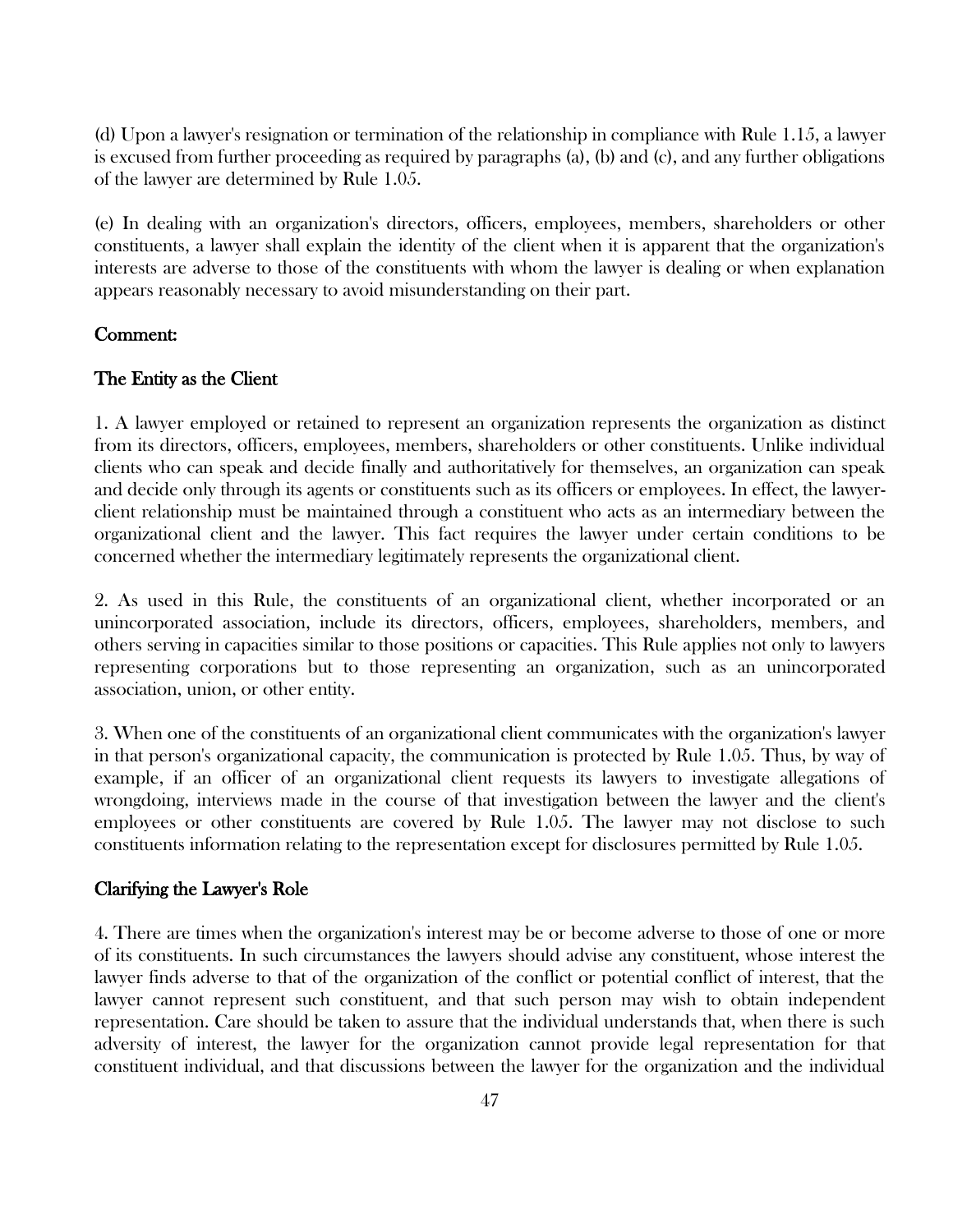(d) Upon a lawyer's resignation or termination of the relationship in compliance with Rule 1.15, a lawyer is excused from further proceeding as required by paragraphs (a), (b) and (c), and any further obligations of the lawyer are determined by Rule 1.05.

(e) In dealing with an organization's directors, officers, employees, members, shareholders or other constituents, a lawyer shall explain the identity of the client when it is apparent that the organization's interests are adverse to those of the constituents with whom the lawyer is dealing or when explanation appears reasonably necessary to avoid misunderstanding on their part.

## Comment:

### The Entity as the Client

1. A lawyer employed or retained to represent an organization represents the organization as distinct from its directors, officers, employees, members, shareholders or other constituents. Unlike individual clients who can speak and decide finally and authoritatively for themselves, an organization can speak and decide only through its agents or constituents such as its officers or employees. In effect, the lawyer-client relationship must be maintained through a constituent who acts as an intermediary between the organizational client and the lawyer. This fact requires the lawyer under certain conditions to be concerned whether the intermediary legitimately represents the organizational client.

2. As used in this Rule, the constituents of an organizational client, whether incorporated or an unincorporated association, include its directors, officers, employees, shareholders, members, and others serving in capacities similar to those positions or capacities. This Rule applies not only to lawyers representing corporations but to those representing an organization, such as an unincorporated association, union, or other entity.

3. When one of the constituents of an organizational client communicates with the organization's lawyer in that person's organizational capacity, the communication is protected by Rule 1.05. Thus, by way of example, if an officer of an organizational client requests its lawyers to investigate allegations of wrongdoing, interviews made in the course of that investigation between the lawyer and the client's employees or other constituents are covered by Rule 1.05. The lawyer may not disclose to such constituents information relating to the representation except for disclosures permitted by Rule 1.05.

### Clarifying the Lawyer's Role

4. There are times when the organization's interest may be or become adverse to those of one or more of its constituents. In such circumstances the lawyers should advise any constituent, whose interest the lawyer finds adverse to that of the organization of the conflict or potential conflict of interest, that the lawyer cannot represent such constituent, and that such person may wish to obtain independent representation. Care should be taken to assure that the individual understands that, when there is such adversity of interest, the lawyer for the organization cannot provide legal representation for that constituent individual, and that discussions between the lawyer for the organization and the individual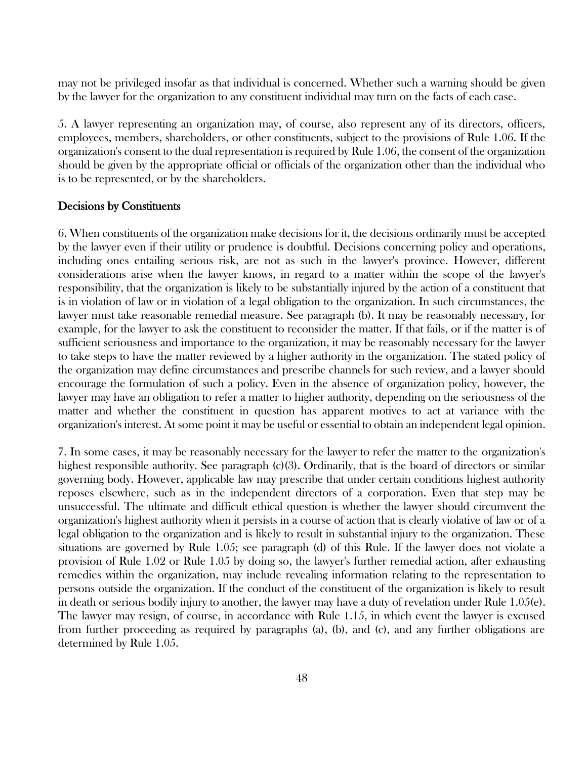may not be privileged insofar as that individual is concerned. Whether such a warning should be given by the lawyer for the organization to any constituent individual may turn on the facts of each case.

5. A lawyer representing an organization may, of course, also represent any of its directors, officers, employees, members, shareholders, or other constituents, subject to the provisions of Rule 1.06. If the organization's consent to the dual representation is required by Rule 1.06, the consent of the organization should be given by the appropriate official or officials of the organization other than the individual who is to be represented, or by the shareholders.

## Decisions by Constituents

6. When constituents of the organization make decisions for it, the decisions ordinarily must be accepted by the lawyer even if their utility or prudence is doubtful. Decisions concerning policy and operations, including ones entailing serious risk, are not as such in the lawyer's province. However, different considerations arise when the lawyer knows, in regard to a matter within the scope of the lawyer's responsibility, that the organization is likely to be substantially injured by the action of a constituent that is in violation of law or in violation of a legal obligation to the organization. In such circumstances, the lawyer must take reasonable remedial measure. See paragraph (b). It may be reasonably necessary, for example, for the lawyer to ask the constituent to reconsider the matter. If that fails, or if the matter is of sufficient seriousness and importance to the organization, it may be reasonably necessary for the lawyer to take steps to have the matter reviewed by a higher authority in the organization. The stated policy of the organization may define circumstances and prescribe channels for such review, and a lawyer should encourage the formulation of such a policy. Even in the absence of organization policy, however, the lawyer may have an obligation to refer a matter to higher authority, depending on the seriousness of the matter and whether the constituent in question has apparent motives to act at variance with the organization's interest. At some point it may be useful or essential to obtain an independent legal opinion.

7. In some cases, it may be reasonably necessary for the lawyer to refer the matter to the organization's highest responsible authority. See paragraph (c)(3). Ordinarily, that is the board of directors or similar governing body. However, applicable law may prescribe that under certain conditions highest authority reposes elsewhere, such as in the independent directors of a corporation. Even that step may be unsuccessful. The ultimate and difficult ethical question is whether the lawyer should circumvent the organization's highest authority when it persists in a course of action that is clearly violative of law or of a legal obligation to the organization and is likely to result in substantial injury to the organization. These situations are governed by Rule 1.05; see paragraph (d) of this Rule. If the lawyer does not violate a provision of Rule 1.02 or Rule 1.05 by doing so, the lawyer's further remedial action, after exhausting remedies within the organization, may include revealing information relating to the representation to persons outside the organization. If the conduct of the constituent of the organization is likely to result in death or serious bodily injury to another, the lawyer may have a duty of revelation under Rule 1.05(e). The lawyer may resign, of course, in accordance with Rule 1.15, in which event the lawyer is excused from further proceeding as required by paragraphs (a), (b), and (c), and any further obligations are determined by Rule 1.05.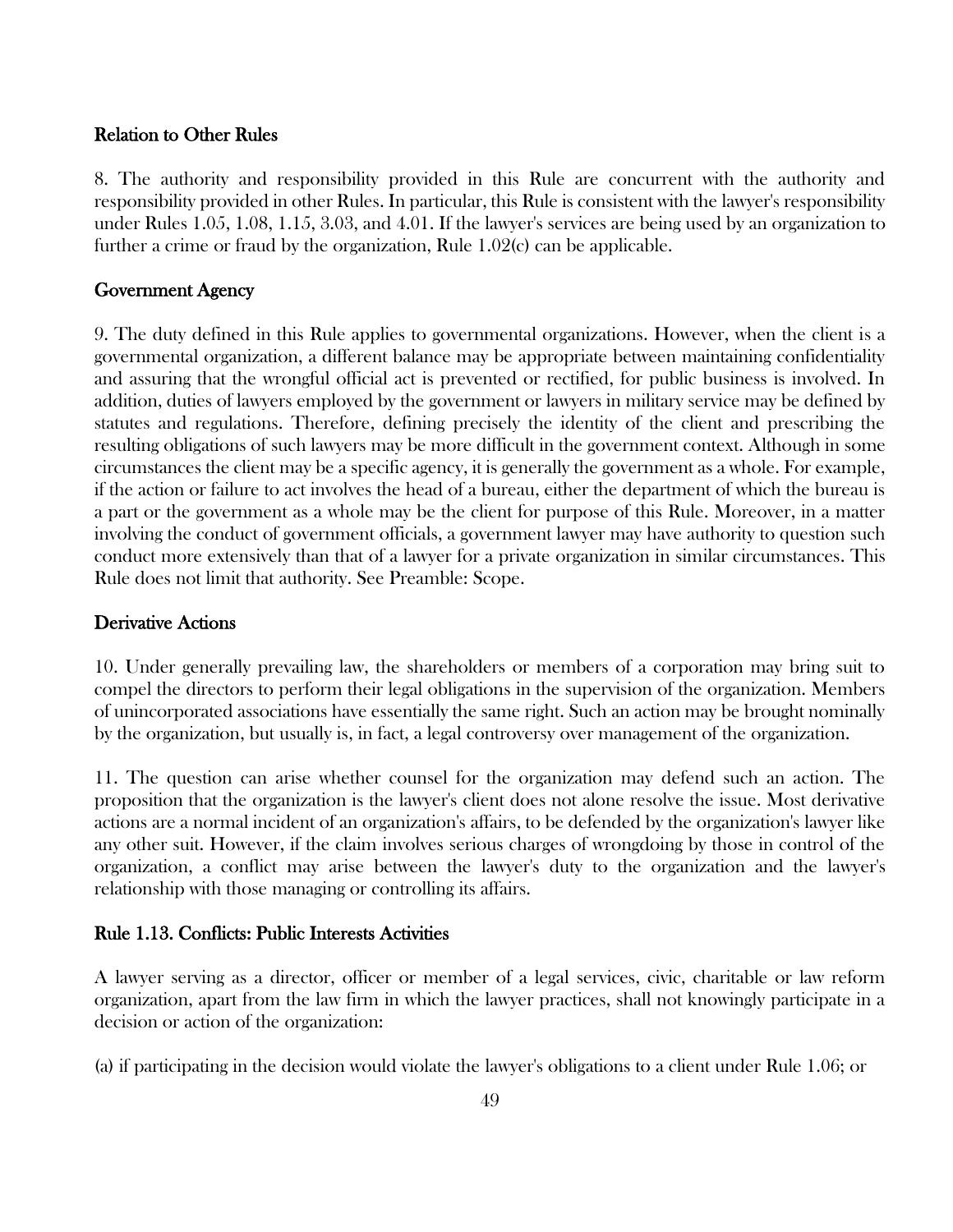### Relation to Other Rules

8. The authority and responsibility provided in this Rule are concurrent with the authority and responsibility provided in other Rules. In particular, this Rule is consistent with the lawyer's responsibility under Rules 1.05, 1.08, 1.15, 3.03, and 4.01. If the lawyer's services are being used by an organization to further a crime or fraud by the organization, Rule 1.02(c) can be applicable.

### Government Agency

9. The duty defined in this Rule applies to governmental organizations. However, when the client is a governmental organization, a different balance may be appropriate between maintaining confidentiality and assuring that the wrongful official act is prevented or rectified, for public business is involved. In addition, duties of lawyers employed by the government or lawyers in military service may be defined by statutes and regulations. Therefore, defining precisely the identity of the client and prescribing the resulting obligations of such lawyers may be more difficult in the government context. Although in some circumstances the client may be a specific agency, it is generally the government as a whole. For example, if the action or failure to act involves the head of a bureau, either the department of which the bureau is a part or the government as a whole may be the client for purpose of this Rule. Moreover, in a matter involving the conduct of government officials, a government lawyer may have authority to question such conduct more extensively than that of a lawyer for a private organization in similar circumstances. This Rule does not limit that authority. See Preamble: Scope.

### Derivative Actions

10. Under generally prevailing law, the shareholders or members of a corporation may bring suit to compel the directors to perform their legal obligations in the supervision of the organization. Members of unincorporated associations have essentially the same right. Such an action may be brought nominally by the organization, but usually is, in fact, a legal controversy over management of the organization.

11. The question can arise whether counsel for the organization may defend such an action. The proposition that the organization is the lawyer's client does not alone resolve the issue. Most derivative actions are a normal incident of an organization's affairs, to be defended by the organization's lawyer like any other suit. However, if the claim involves serious charges of wrongdoing by those in control of the organization, a conflict may arise between the lawyer's duty to the organization and the lawyer's relationship with those managing or controlling its affairs.

## Rule 1.13. Conflicts: Public Interests Activities

A lawyer serving as a director, officer or member of a legal services, civic, charitable or law reform organization, apart from the law firm in which the lawyer practices, shall not knowingly participate in a decision or action of the organization:

(a) if participating in the decision would violate the lawyer's obligations to a client under Rule 1.06; or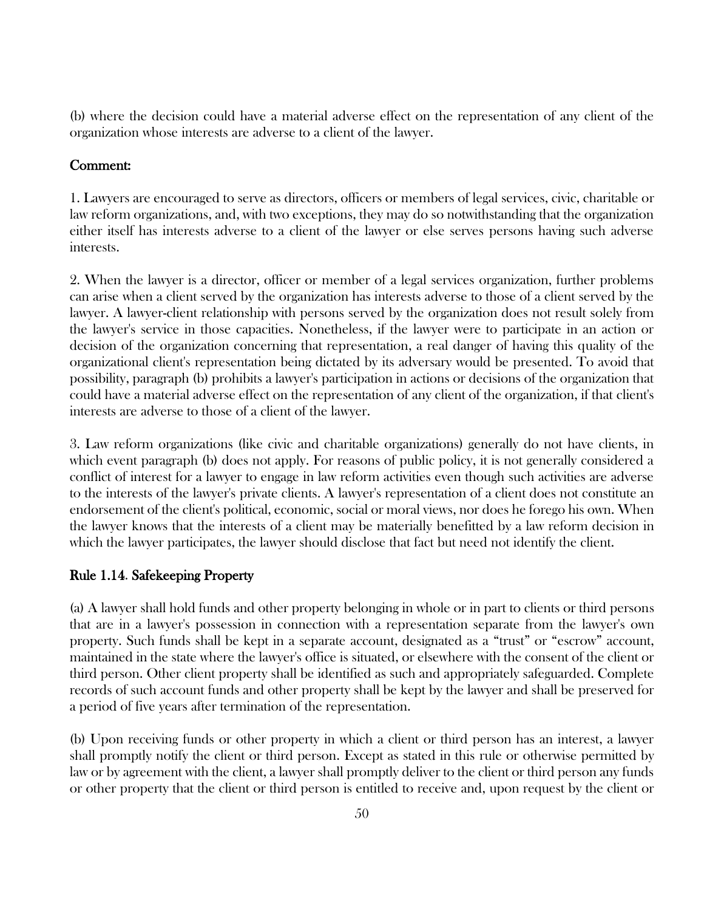(b) where the decision could have a material adverse effect on the representation of any client of the organization whose interests are adverse to a client of the lawyer.

**Comment:**

1. Lawyers are encouraged to serve as directors, officers or members of legal services, civic, charitable or law reform organizations, and, with two exceptions, they may do so notwithstanding that the organization either itself has interests adverse to a client of the lawyer or else serves persons having such adverse interests.

2. When the lawyer is a director, officer or member of a legal services organization, further problems can arise when a client served by the organization has interests adverse to those of a client served by the lawyer. A lawyer-client relationship with persons served by the organization does not result solely from the lawyer's service in those capacities. Nonetheless, if the lawyer were to participate in an action or decision of the organization concerning that representation, a real danger of having this quality of the organizational client's representation being dictated by its adversary would be presented. To avoid that possibility, paragraph (b) prohibits a lawyer's participation in actions or decisions of the organization that could have a material adverse effect on the representation of any client of the organization, if that client's interests are adverse to those of a client of the lawyer.

3. Law reform organizations (like civic and charitable organizations) generally do not have clients, in which event paragraph (b) does not apply. For reasons of public policy, it is not generally considered a conflict of interest for a lawyer to engage in law reform activities even though such activities are adverse to the interests of the lawyer's private clients. A lawyer's representation of a client does not constitute an endorsement of the client's political, economic, social or moral views, nor does he forego his own. When the lawyer knows that the interests of a client may be materially benefitted by a law reform decision in which the lawyer participates, the lawyer should disclose that fact but need not identify the client.

## Rule 1.14. Safekeeping Property

(a) A lawyer shall hold funds and other property belonging in whole or in part to clients or third persons that are in a lawyer's possession in connection with a representation separate from the lawyer's own property. Such funds shall be kept in a separate account, designated as a "trust" or "escrow" account, maintained in the state where the lawyer's office is situated, or elsewhere with the consent of the client or third person. Other client property shall be identified as such and appropriately safeguarded. Complete records of such account funds and other property shall be kept by the lawyer and shall be preserved for a period of five years after termination of the representation.

(b) Upon receiving funds or other property in which a client or third person has an interest, a lawyer shall promptly notify the client or third person. Except as stated in this rule or otherwise permitted by law or by agreement with the client, a lawyer shall promptly deliver to the client or third person any funds or other property that the client or third person is entitled to receive and, upon request by the client or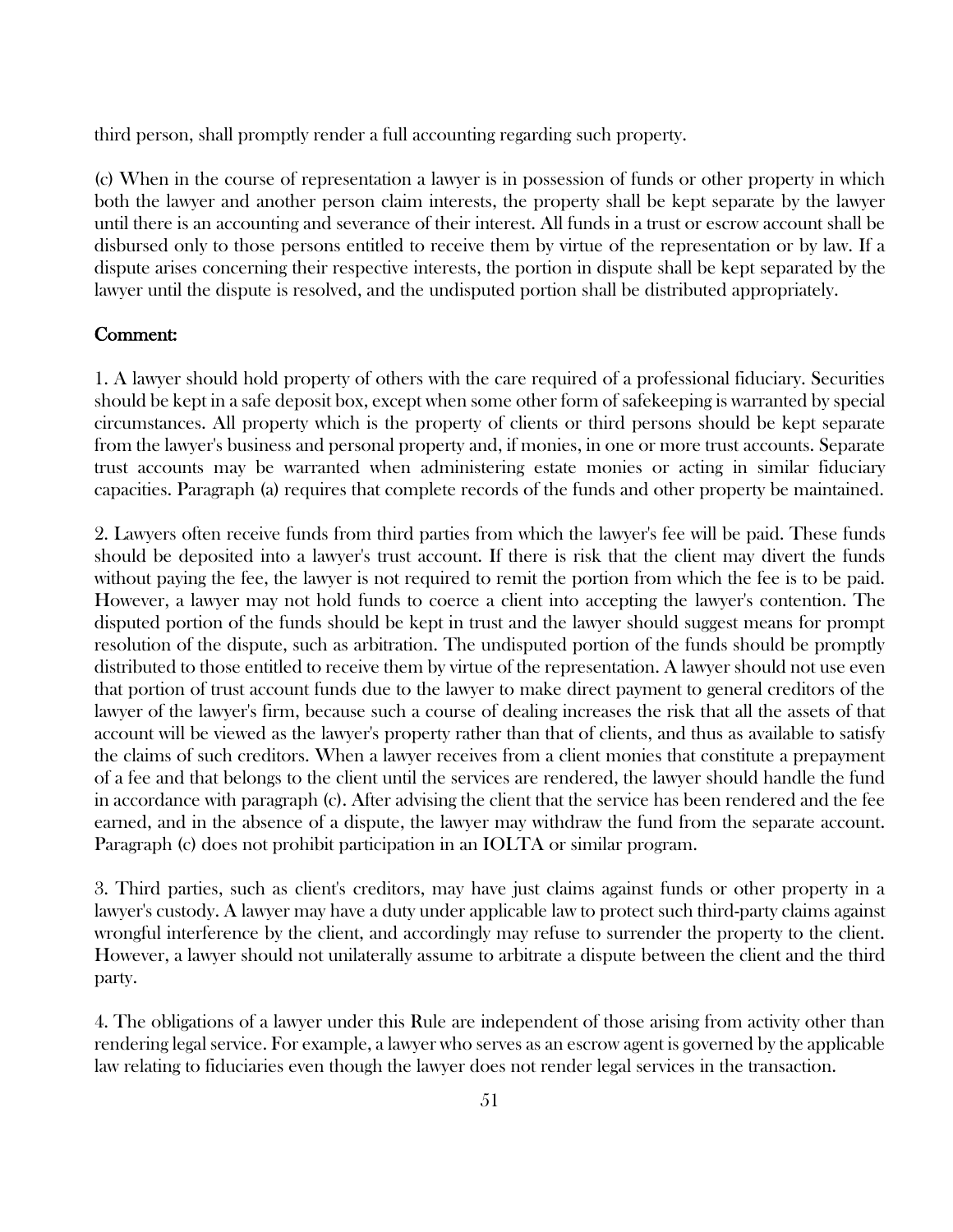third person, shall promptly render a full accounting regarding such property.

(c) When in the course of representation a lawyer is in possession of funds or other property in which both the lawyer and another person claim interests, the property shall be kept separate by the lawyer until there is an accounting and severance of their interest. All funds in a trust or escrow account shall be disbursed only to those persons entitled to receive them by virtue of the representation or by law. If a dispute arises concerning their respective interests, the portion in dispute shall be kept separated by the lawyer until the dispute is resolved, and the undisputed portion shall be distributed appropriately.

## Comment:

1. A lawyer should hold property of others with the care required of a professional fiduciary. Securities should be kept in a safe deposit box, except when some other form of safekeeping is warranted by special circumstances. All property which is the property of clients or third persons should be kept separate from the lawyer's business and personal property and, if monies, in one or more trust accounts. Separate trust accounts may be warranted when administering estate monies or acting in similar fiduciary capacities. Paragraph (a) requires that complete records of the funds and other property be maintained.

2. Lawyers often receive funds from third parties from which the lawyer's fee will be paid. These funds should be deposited into a lawyer's trust account. If there is risk that the client may divert the funds without paying the fee, the lawyer is not required to remit the portion from which the fee is to be paid. However, a lawyer may not hold funds to coerce a client into accepting the lawyer's contention. The disputed portion of the funds should be kept in trust and the lawyer should suggest means for prompt resolution of the dispute, such as arbitration. The undisputed portion of the funds should be promptly distributed to those entitled to receive them by virtue of the representation. A lawyer should not use even that portion of trust account funds due to the lawyer to make direct payment to general creditors of the lawyer of the lawyer's firm, because such a course of dealing increases the risk that all the assets of that account will be viewed as the lawyer's property rather than that of clients, and thus as available to satisfy the claims of such creditors. When a lawyer receives from a client monies that constitute a prepayment of a fee and that belongs to the client until the services are rendered, the lawyer should handle the fund in accordance with paragraph (c). After advising the client that the service has been rendered and the fee earned, and in the absence of a dispute, the lawyer may withdraw the fund from the separate account. Paragraph (c) does not prohibit participation in an IOLTA or similar program.

3. Third parties, such as client's creditors, may have just claims against funds or other property in a lawyer's custody. A lawyer may have a duty under applicable law to protect such third-party claims against wrongful interference by the client, and accordingly may refuse to surrender the property to the client. However, a lawyer should not unilaterally assume to arbitrate a dispute between the client and the third party.

4. The obligations of a lawyer under this Rule are independent of those arising from activity other than rendering legal service. For example, a lawyer who serves as an escrow agent is governed by the applicable law relating to fiduciaries even though the lawyer does not render legal services in the transaction.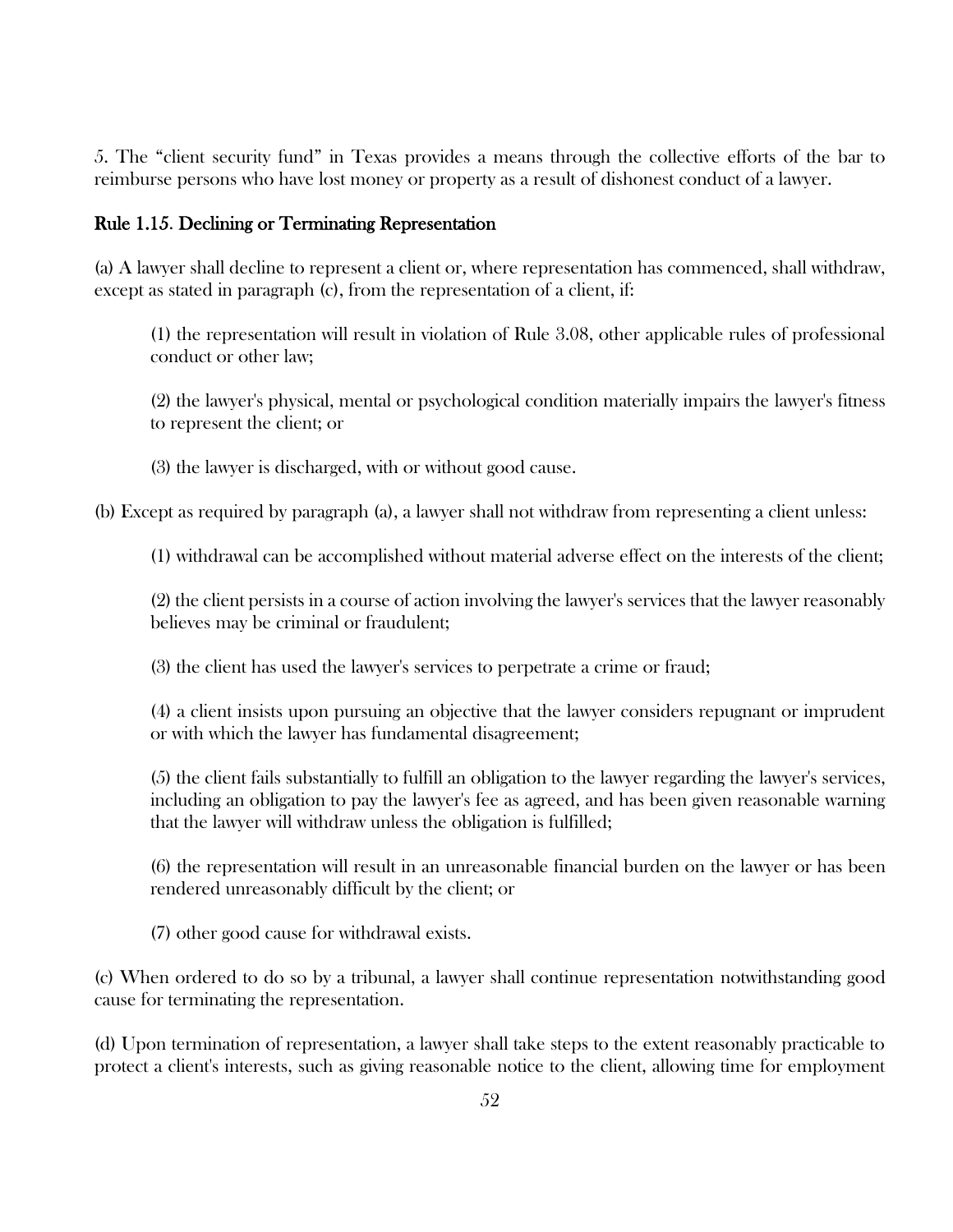5. The "client security fund" in Texas provides a means through the collective efforts of the bar to reimburse persons who have lost money or property as a result of dishonest conduct of a lawyer.

### Rule 1.15. Declining or Terminating Representation

(a) A lawyer shall decline to represent a client or, where representation has commenced, shall withdraw, except as stated in paragraph (c), from the representation of a client, if:

(1) the representation will result in violation of Rule 3.08, other applicable rules of professional conduct or other law;

(2) the lawyer's physical, mental or psychological condition materially impairs the lawyer's fitness to represent the client; or

(3) the lawyer is discharged, with or without good cause.

(b) Except as required by paragraph (a), a lawyer shall not withdraw from representing a client unless:

(1) withdrawal can be accomplished without material adverse effect on the interests of the client;

(2) the client persists in a course of action involving the lawyer's services that the lawyer reasonably believes may be criminal or fraudulent;

(3) the client has used the lawyer's services to perpetrate a crime or fraud;

(4) a client insists upon pursuing an objective that the lawyer considers repugnant or imprudent or with which the lawyer has fundamental disagreement;

(5) the client fails substantially to fulfill an obligation to the lawyer regarding the lawyer's services, including an obligation to pay the lawyer's fee as agreed, and has been given reasonable warning that the lawyer will withdraw unless the obligation is fulfilled;

(6) the representation will result in an unreasonable financial burden on the lawyer or has been rendered unreasonably difficult by the client; or

(7) other good cause for withdrawal exists.

(c) When ordered to do so by a tribunal, a lawyer shall continue representation notwithstanding good cause for terminating the representation.

(d) Upon termination of representation, a lawyer shall take steps to the extent reasonably practicable to protect a client's interests, such as giving reasonable notice to the client, allowing time for employment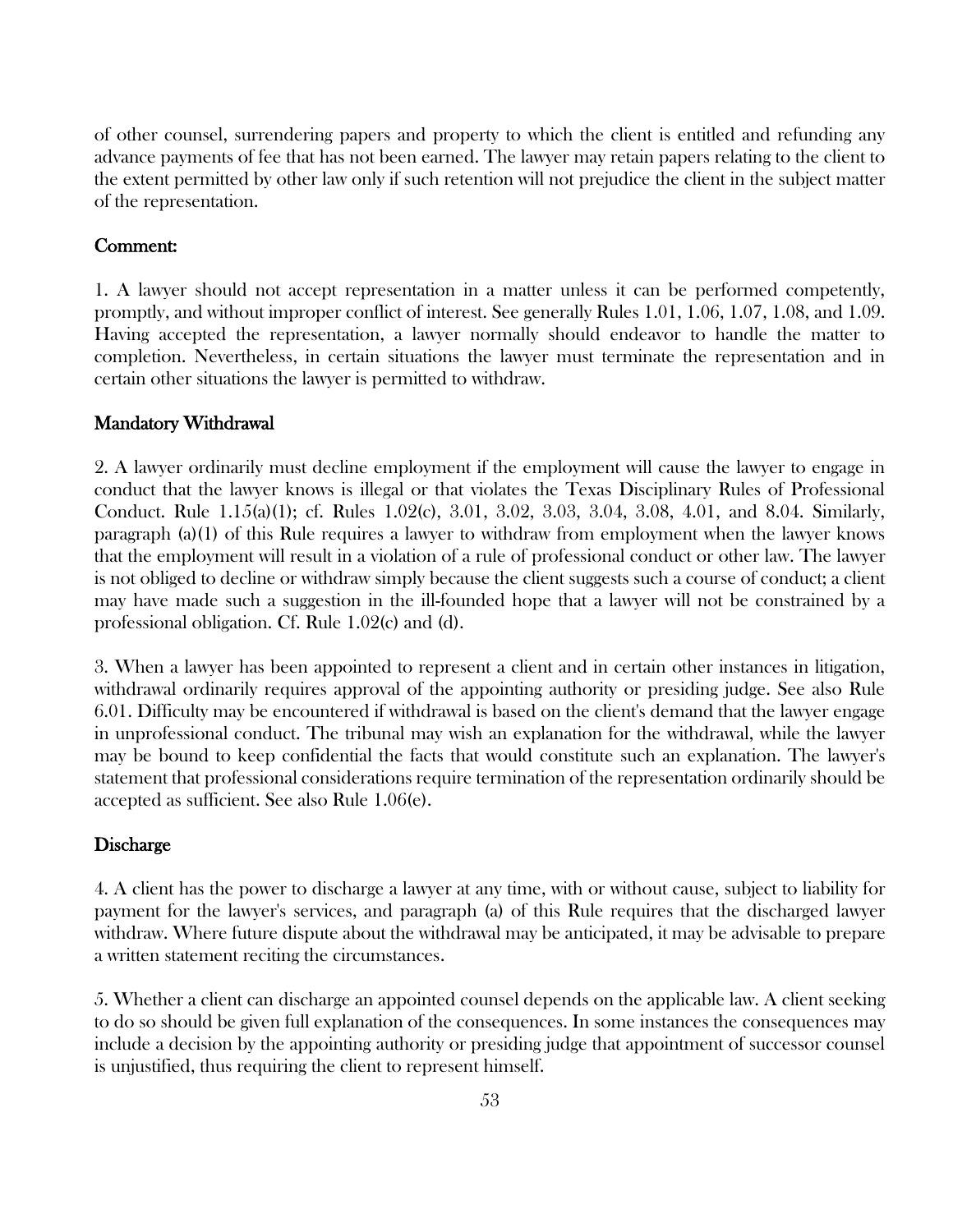of other counsel, surrendering papers and property to which the client is entitled and refunding any advance payments of fee that has not been earned. The lawyer may retain papers relating to the client to the extent permitted by other law only if such retention will not prejudice the client in the subject matter of the representation.

## Comment:

1. A lawyer should not accept representation in a matter unless it can be performed competently, promptly, and without improper conflict of interest. See generally Rules 1.01, 1.06, 1.07, 1.08, and 1.09. Having accepted the representation, a lawyer normally should endeavor to handle the matter to completion. Nevertheless, in certain situations the lawyer must terminate the representation and in certain other situations the lawyer is permitted to withdraw.

## Mandatory Withdrawal

2. A lawyer ordinarily must decline employment if the employment will cause the lawyer to engage in conduct that the lawyer knows is illegal or that violates the Texas Disciplinary Rules of Professional Conduct. Rule 1.15(a)(1); cf. Rules 1.02(c), 3.01, 3.02, 3.03, 3.04, 3.08, 4.01, and 8.04. Similarly, paragraph (a)(1) of this Rule requires a lawyer to withdraw from employment when the lawyer knows that the employment will result in a violation of a rule of professional conduct or other law. The lawyer is not obliged to decline or withdraw simply because the client suggests such a course of conduct; a client may have made such a suggestion in the ill-founded hope that a lawyer will not be constrained by a professional obligation. Cf. Rule 1.02(c) and (d).

3. When a lawyer has been appointed to represent a client and in certain other instances in litigation, withdrawal ordinarily requires approval of the appointing authority or presiding judge. See also Rule 6.01. Difficulty may be encountered if withdrawal is based on the client's demand that the lawyer engage in unprofessional conduct. The tribunal may wish an explanation for the withdrawal, while the lawyer may be bound to keep confidential the facts that would constitute such an explanation. The lawyer's statement that professional considerations require termination of the representation ordinarily should be accepted as sufficient. See also Rule 1.06(e).

## Discharge

4. A client has the power to discharge a lawyer at any time, with or without cause, subject to liability for payment for the lawyer's services, and paragraph (a) of this Rule requires that the discharged lawyer withdraw. Where future dispute about the withdrawal may be anticipated, it may be advisable to prepare a written statement reciting the circumstances.

5. Whether a client can discharge an appointed counsel depends on the applicable law. A client seeking to do so should be given full explanation of the consequences. In some instances the consequences may include a decision by the appointing authority or presiding judge that appointment of successor counsel is unjustified, thus requiring the client to represent himself.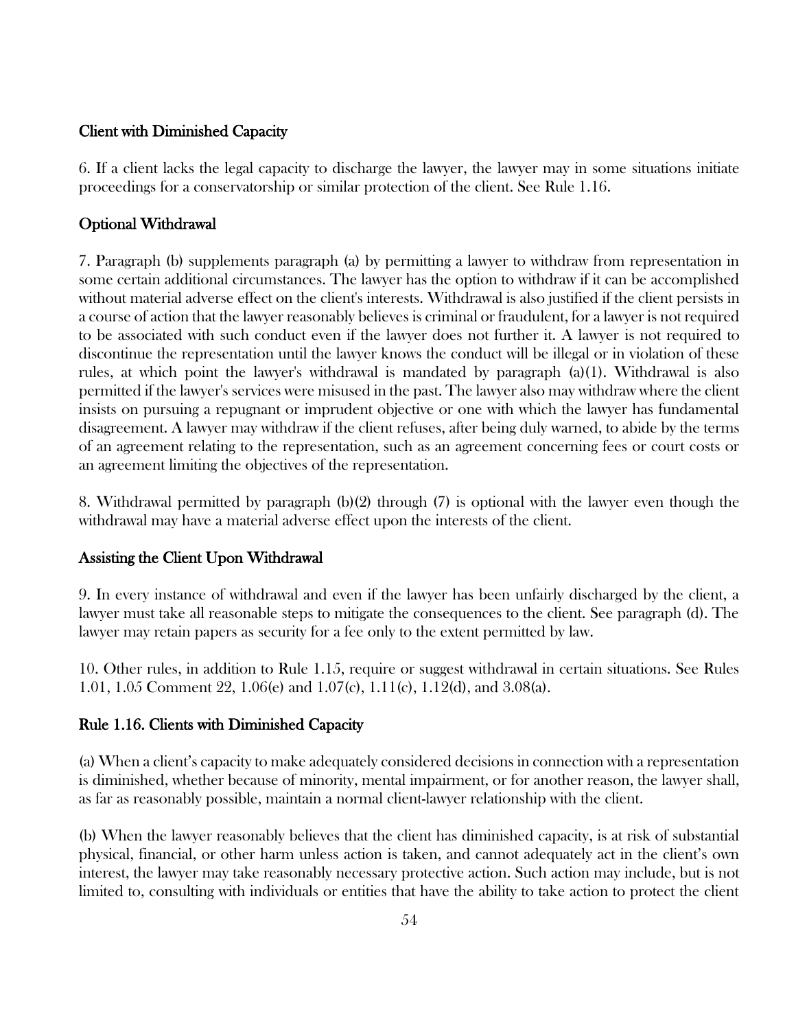### Client with Diminished Capacity

6. If a client lacks the legal capacity to discharge the lawyer, the lawyer may in some situations initiate proceedings for a conservatorship or similar protection of the client. See Rule 1.16.

### Optional Withdrawal

7. Paragraph (b) supplements paragraph (a) by permitting a lawyer to withdraw from representation in some certain additional circumstances. The lawyer has the option to withdraw if it can be accomplished without material adverse effect on the client's interests. Withdrawal is also justified if the client persists in a course of action that the lawyer reasonably believes is criminal or fraudulent, for a lawyer is not required to be associated with such conduct even if the lawyer does not further it. A lawyer is not required to discontinue the representation until the lawyer knows the conduct will be illegal or in violation of these rules, at which point the lawyer's withdrawal is mandated by paragraph (a)(1). Withdrawal is also permitted if the lawyer's services were misused in the past. The lawyer also may withdraw where the client insists on pursuing a repugnant or imprudent objective or one with which the lawyer has fundamental disagreement. A lawyer may withdraw if the client refuses, after being duly warned, to abide by the terms of an agreement relating to the representation, such as an agreement concerning fees or court costs or an agreement limiting the objectives of the representation.

8. Withdrawal permitted by paragraph (b)(2) through (7) is optional with the lawyer even though the withdrawal may have a material adverse effect upon the interests of the client.

### Assisting the Client Upon Withdrawal

9. In every instance of withdrawal and even if the lawyer has been unfairly discharged by the client, a lawyer must take all reasonable steps to mitigate the consequences to the client. See paragraph (d). The lawyer may retain papers as security for a fee only to the extent permitted by law.

10. Other rules, in addition to Rule 1.15, require or suggest withdrawal in certain situations. See Rules 1.01, 1.05 Comment 22, 1.06(e) and 1.07(c), 1.11(c), 1.12(d), and 3.08(a).

## Rule 1.16. Clients with Diminished Capacity

(a) When a client's capacity to make adequately considered decisions in connection with a representation is diminished, whether because of minority, mental impairment, or for another reason, the lawyer shall, as far as reasonably possible, maintain a normal client-lawyer relationship with the client.

(b) When the lawyer reasonably believes that the client has diminished capacity, is at risk of substantial physical, financial, or other harm unless action is taken, and cannot adequately act in the client's own interest, the lawyer may take reasonably necessary protective action. Such action may include, but is not limited to, consulting with individuals or entities that have the ability to take action to protect the client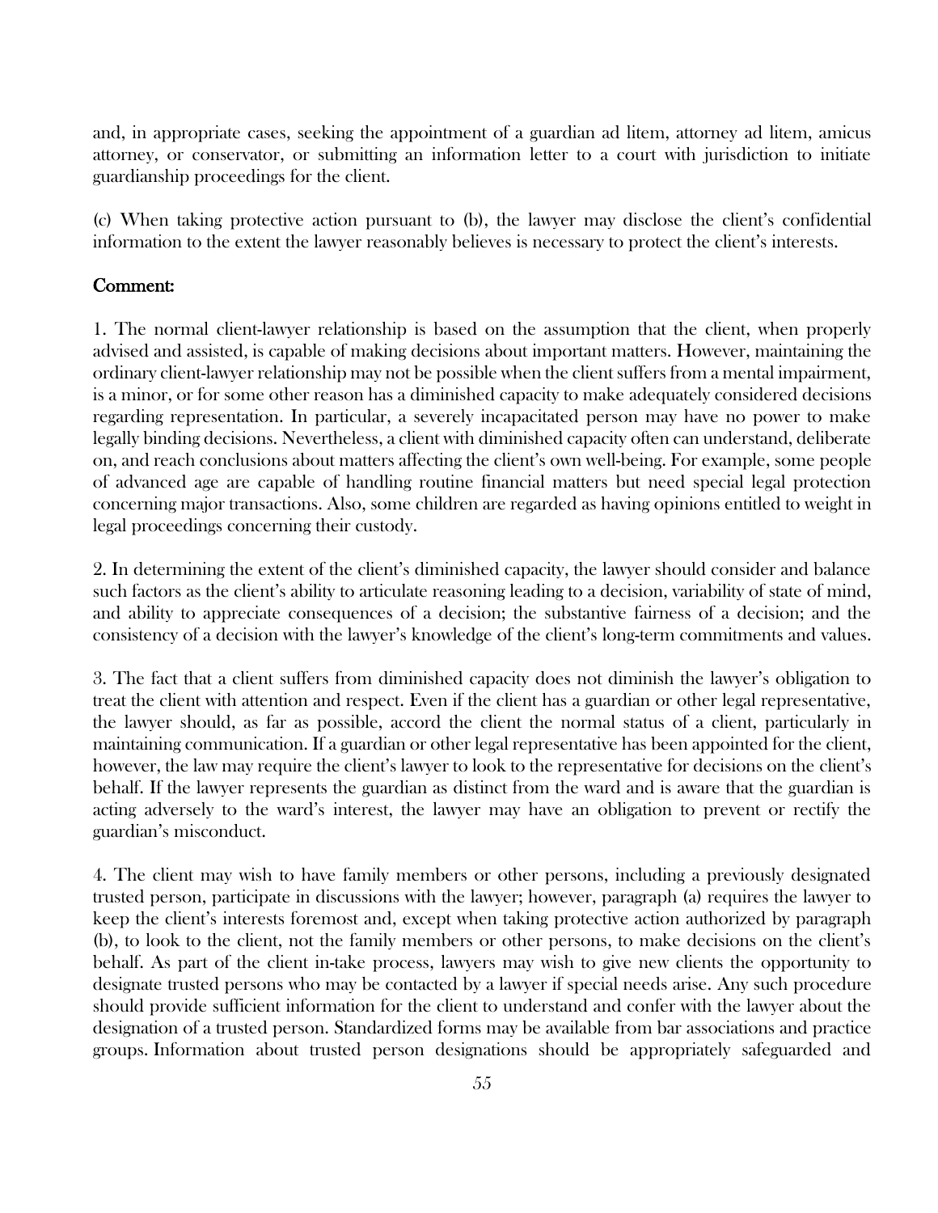and, in appropriate cases, seeking the appointment of a guardian ad litem, attorney ad litem, amicus attorney, or conservator, or submitting an information letter to a court with jurisdiction to initiate guardianship proceedings for the client.

(c) When taking protective action pursuant to (b), the lawyer may disclose the client's confidential information to the extent the lawyer reasonably believes is necessary to protect the client's interests.

## Comment:

1. The normal client-lawyer relationship is based on the assumption that the client, when properly advised and assisted, is capable of making decisions about important matters. However, maintaining the ordinary client-lawyer relationship may not be possible when the client suffers from a mental impairment, is a minor, or for some other reason has a diminished capacity to make adequately considered decisions regarding representation. In particular, a severely incapacitated person may have no power to make legally binding decisions. Nevertheless, a client with diminished capacity often can understand, deliberate on, and reach conclusions about matters affecting the client's own well-being. For example, some people of advanced age are capable of handling routine financial matters but need special legal protection concerning major transactions. Also, some children are regarded as having opinions entitled to weight in legal proceedings concerning their custody.

2. In determining the extent of the client's diminished capacity, the lawyer should consider and balance such factors as the client's ability to articulate reasoning leading to a decision, variability of state of mind, and ability to appreciate consequences of a decision; the substantive fairness of a decision; and the consistency of a decision with the lawyer's knowledge of the client's long-term commitments and values.

3. The fact that a client suffers from diminished capacity does not diminish the lawyer's obligation to treat the client with attention and respect. Even if the client has a guardian or other legal representative, the lawyer should, as far as possible, accord the client the normal status of a client, particularly in maintaining communication. If a guardian or other legal representative has been appointed for the client, however, the law may require the client's lawyer to look to the representative for decisions on the client's behalf. If the lawyer represents the guardian as distinct from the ward and is aware that the guardian is acting adversely to the ward's interest, the lawyer may have an obligation to prevent or rectify the guardian's misconduct.

4. The client may wish to have family members or other persons, including a previously designated trusted person, participate in discussions with the lawyer; however, paragraph (a) requires the lawyer to keep the client's interests foremost and, except when taking protective action authorized by paragraph (b), to look to the client, not the family members or other persons, to make decisions on the client's behalf. As part of the client in-take process, lawyers may wish to give new clients the opportunity to designate trusted persons who may be contacted by a lawyer if special needs arise. Any such procedure should provide sufficient information for the client to understand and confer with the lawyer about the designation of a trusted person. Standardized forms may be available from bar associations and practice groups. Information about trusted person designations should be appropriately safeguarded and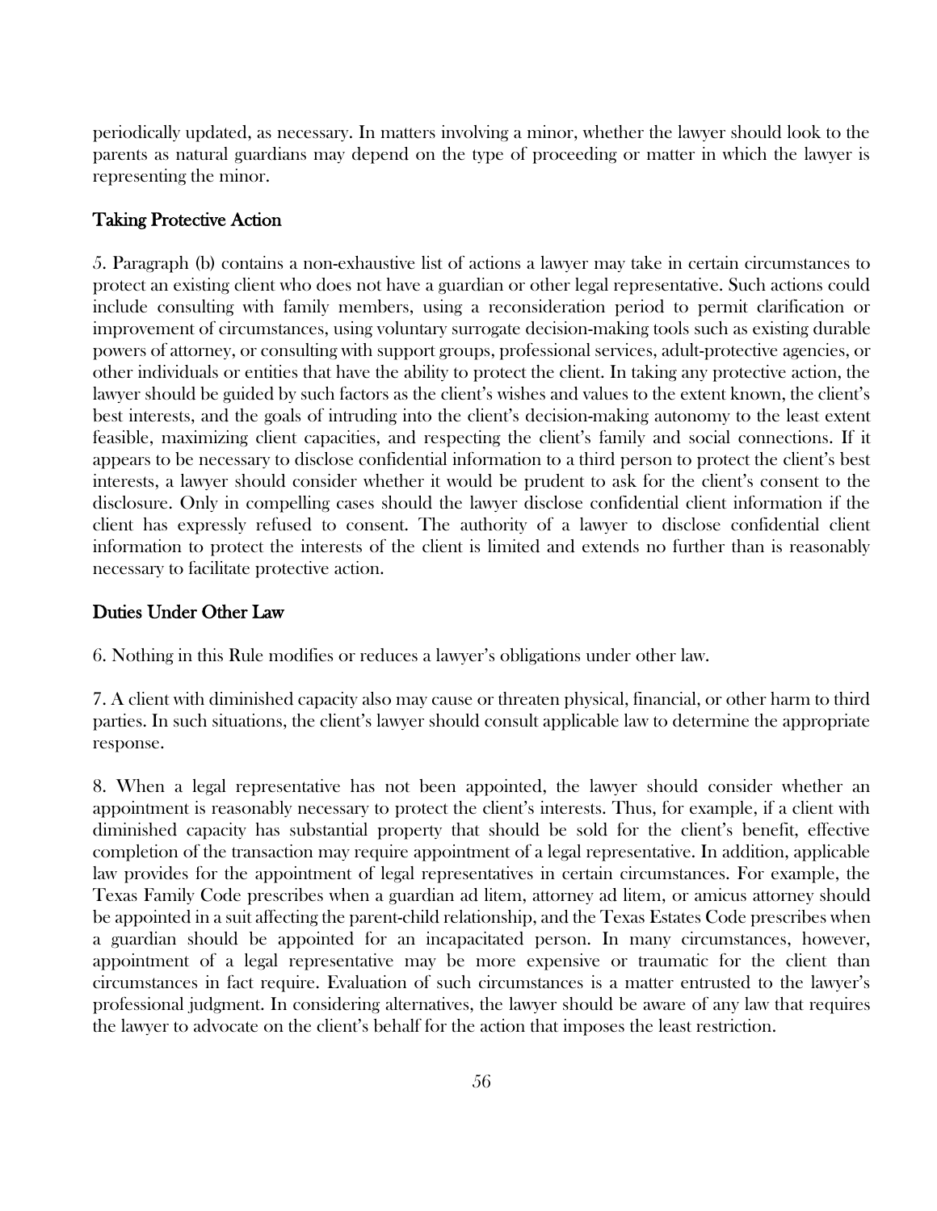periodically updated, as necessary. In matters involving a minor, whether the lawyer should look to the parents as natural guardians may depend on the type of proceeding or matter in which the lawyer is representing the minor.

## Taking Protective Action

5. Paragraph (b) contains a non-exhaustive list of actions a lawyer may take in certain circumstances to protect an existing client who does not have a guardian or other legal representative. Such actions could include consulting with family members, using a reconsideration period to permit clarification or improvement of circumstances, using voluntary surrogate decision-making tools such as existing durable powers of attorney, or consulting with support groups, professional services, adult-protective agencies, or other individuals or entities that have the ability to protect the client. In taking any protective action, the lawyer should be guided by such factors as the client's wishes and values to the extent known, the client's best interests, and the goals of intruding into the client's decision-making autonomy to the least extent feasible, maximizing client capacities, and respecting the client's family and social connections. If it appears to be necessary to disclose confidential information to a third person to protect the client's best interests, a lawyer should consider whether it would be prudent to ask for the client's consent to the disclosure. Only in compelling cases should the lawyer disclose confidential client information if the client has expressly refused to consent. The authority of a lawyer to disclose confidential client information to protect the interests of the client is limited and extends no further than is reasonably necessary to facilitate protective action.

## Duties Under Other Law

6. Nothing in this Rule modifies or reduces a lawyer's obligations under other law.

7. A client with diminished capacity also may cause or threaten physical, financial, or other harm to third parties. In such situations, the client's lawyer should consult applicable law to determine the appropriate response.

8. When a legal representative has not been appointed, the lawyer should consider whether an appointment is reasonably necessary to protect the client's interests. Thus, for example, if a client with diminished capacity has substantial property that should be sold for the client's benefit, effective completion of the transaction may require appointment of a legal representative. In addition, applicable law provides for the appointment of legal representatives in certain circumstances. For example, the Texas Family Code prescribes when a guardian ad litem, attorney ad litem, or amicus attorney should be appointed in a suit affecting the parent-child relationship, and the Texas Estates Code prescribes when a guardian should be appointed for an incapacitated person. In many circumstances, however, appointment of a legal representative may be more expensive or traumatic for the client than circumstances in fact require. Evaluation of such circumstances is a matter entrusted to the lawyer's professional judgment. In considering alternatives, the lawyer should be aware of any law that requires the lawyer to advocate on the client's behalf for the action that imposes the least restriction.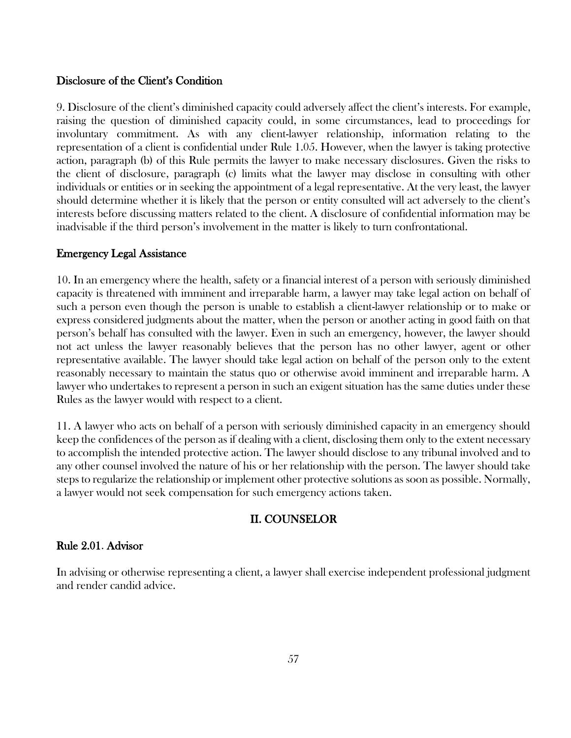### Disclosure of the Client's Condition

9. Disclosure of the client's diminished capacity could adversely affect the client's interests. For example, raising the question of diminished capacity could, in some circumstances, lead to proceedings for involuntary commitment. As with any client-lawyer relationship, information relating to the representation of a client is confidential under Rule 1.05. However, when the lawyer is taking protective action, paragraph (b) of this Rule permits the lawyer to make necessary disclosures. Given the risks to the client of disclosure, paragraph (c) limits what the lawyer may disclose in consulting with other individuals or entities or in seeking the appointment of a legal representative. At the very least, the lawyer should determine whether it is likely that the person or entity consulted will act adversely to the client's interests before discussing matters related to the client. A disclosure of confidential information may be inadvisable if the third person's involvement in the matter is likely to turn confrontational.

### Emergency Legal Assistance

10. In an emergency where the health, safety or a financial interest of a person with seriously diminished capacity is threatened with imminent and irreparable harm, a lawyer may take legal action on behalf of such a person even though the person is unable to establish a client-lawyer relationship or to make or express considered judgments about the matter, when the person or another acting in good faith on that person's behalf has consulted with the lawyer. Even in such an emergency, however, the lawyer should not act unless the lawyer reasonably believes that the person has no other lawyer, agent or other representative available. The lawyer should take legal action on behalf of the person only to the extent reasonably necessary to maintain the status quo or otherwise avoid imminent and irreparable harm. A lawyer who undertakes to represent a person in such an exigent situation has the same duties under these Rules as the lawyer would with respect to a client.

11. A lawyer who acts on behalf of a person with seriously diminished capacity in an emergency should keep the confidences of the person as if dealing with a client, disclosing them only to the extent necessary to accomplish the intended protective action. The lawyer should disclose to any tribunal involved and to any other counsel involved the nature of his or her relationship with the person. The lawyer should take steps to regularize the relationship or implement other protective solutions as soon as possible. Normally, a lawyer would not seek compensation for such emergency actions taken.

## II. COUNSELOR

### Rule 2.01. Advisor

In advising or otherwise representing a client, a lawyer shall exercise independent professional judgment and render candid advice.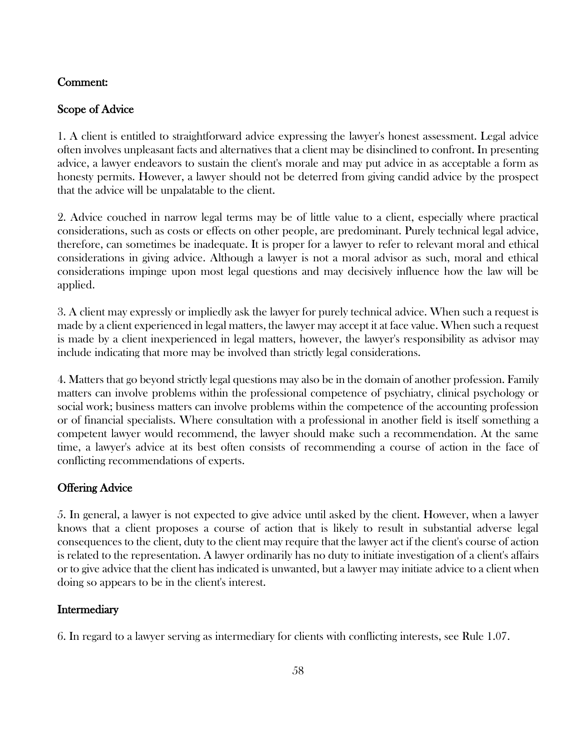### Comment:

### Scope of Advice

1. A client is entitled to straightforward advice expressing the lawyer's honest assessment. Legal advice often involves unpleasant facts and alternatives that a client may be disinclined to confront. In presenting advice, a lawyer endeavors to sustain the client's morale and may put advice in as acceptable a form as honesty permits. However, a lawyer should not be deterred from giving candid advice by the prospect that the advice will be unpalatable to the client.

2. Advice couched in narrow legal terms may be of little value to a client, especially where practical considerations, such as costs or effects on other people, are predominant. Purely technical legal advice, therefore, can sometimes be inadequate. It is proper for a lawyer to refer to relevant moral and ethical considerations in giving advice. Although a lawyer is not a moral advisor as such, moral and ethical considerations impinge upon most legal questions and may decisively influence how the law will be applied.

3. A client may expressly or impliedly ask the lawyer for purely technical advice. When such a request is made by a client experienced in legal matters, the lawyer may accept it at face value. When such a request is made by a client inexperienced in legal matters, however, the lawyer's responsibility as advisor may include indicating that more may be involved than strictly legal considerations.

4. Matters that go beyond strictly legal questions may also be in the domain of another profession. Family matters can involve problems within the professional competence of psychiatry, clinical psychology or social work; business matters can involve problems within the competence of the accounting profession or of financial specialists. Where consultation with a professional in another field is itself something a competent lawyer would recommend, the lawyer should make such a recommendation. At the same time, a lawyer's advice at its best often consists of recommending a course of action in the face of conflicting recommendations of experts.

### Offering Advice

5. In general, a lawyer is not expected to give advice until asked by the client. However, when a lawyer knows that a client proposes a course of action that is likely to result in substantial adverse legal consequences to the client, duty to the client may require that the lawyer act if the client's course of action is related to the representation. A lawyer ordinarily has no duty to initiate investigation of a client's affairs or to give advice that the client has indicated is unwanted, but a lawyer may initiate advice to a client when doing so appears to be in the client's interest.

### Intermediary

6. In regard to a lawyer serving as intermediary for clients with conflicting interests, see Rule 1.07.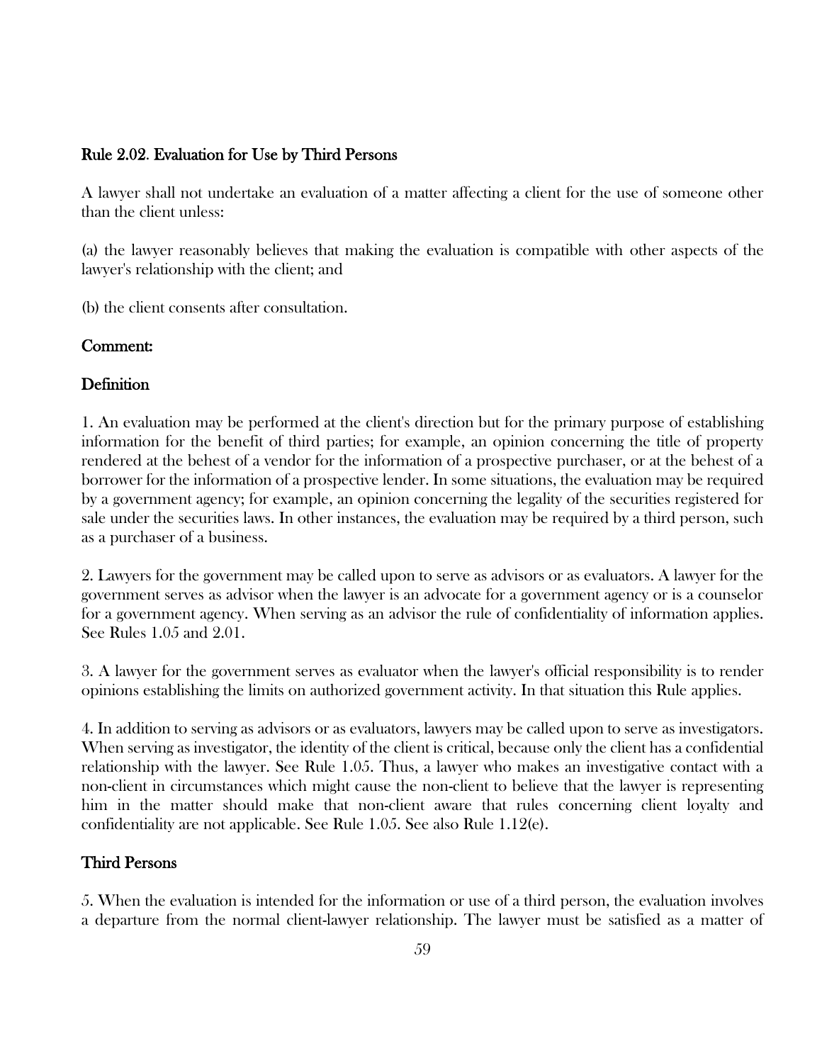### Rule 2.02. Evaluation for Use by Third Persons

A lawyer shall not undertake an evaluation of a matter affecting a client for the use of someone other than the client unless:

(a) the lawyer reasonably believes that making the evaluation is compatible with other aspects of the lawyer's relationship with the client; and

(b) the client consents after consultation.

#### Comment:

#### Definition

1. An evaluation may be performed at the client's direction but for the primary purpose of establishing information for the benefit of third parties; for example, an opinion concerning the title of property rendered at the behest of a vendor for the information of a prospective purchaser, or at the behest of a borrower for the information of a prospective lender. In some situations, the evaluation may be required by a government agency; for example, an opinion concerning the legality of the securities registered for sale under the securities laws. In other instances, the evaluation may be required by a third person, such as a purchaser of a business.

2. Lawyers for the government may be called upon to serve as advisors or as evaluators. A lawyer for the government serves as advisor when the lawyer is an advocate for a government agency or is a counselor for a government agency. When serving as an advisor the rule of confidentiality of information applies. See Rules 1.05 and 2.01.

3. A lawyer for the government serves as evaluator when the lawyer's official responsibility is to render opinions establishing the limits on authorized government activity. In that situation this Rule applies.

4. In addition to serving as advisors or as evaluators, lawyers may be called upon to serve as investigators. When serving as investigator, the identity of the client is critical, because only the client has a confidential relationship with the lawyer. See Rule 1.05. Thus, a lawyer who makes an investigative contact with a non-client in circumstances which might cause the non-client to believe that the lawyer is representing him in the matter should make that non-client aware that rules concerning client loyalty and confidentiality are not applicable. See Rule 1.05. See also Rule 1.12(e).

#### Third Persons

5. When the evaluation is intended for the information or use of a third person, the evaluation involves a departure from the normal client-lawyer relationship. The lawyer must be satisfied as a matter of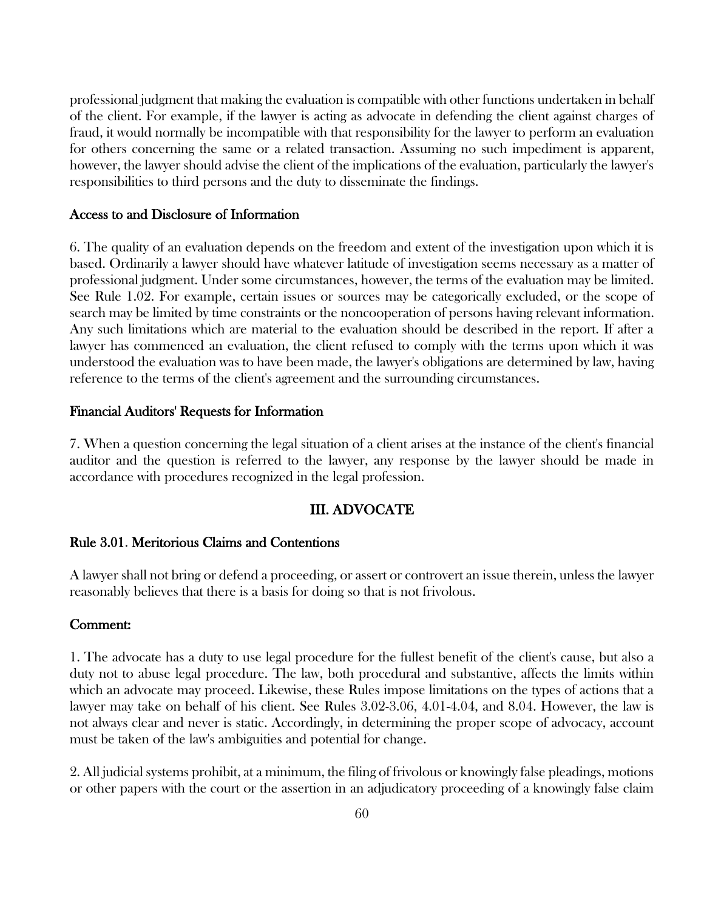professional judgment that making the evaluation is compatible with other functions undertaken in behalf of the client. For example, if the lawyer is acting as advocate in defending the client against charges of fraud, it would normally be incompatible with that responsibility for the lawyer to perform an evaluation for others concerning the same or a related transaction. Assuming no such impediment is apparent, however, the lawyer should advise the client of the implications of the evaluation, particularly the lawyer's responsibilities to third persons and the duty to disseminate the findings.

### Access to and Disclosure of Information

6. The quality of an evaluation depends on the freedom and extent of the investigation upon which it is based. Ordinarily a lawyer should have whatever latitude of investigation seems necessary as a matter of professional judgment. Under some circumstances, however, the terms of the evaluation may be limited. See Rule 1.02. For example, certain issues or sources may be categorically excluded, or the scope of search may be limited by time constraints or the noncooperation of persons having relevant information. Any such limitations which are material to the evaluation should be described in the report. If after a lawyer has commenced an evaluation, the client refused to comply with the terms upon which it was understood the evaluation was to have been made, the lawyer's obligations are determined by law, having reference to the terms of the client's agreement and the surrounding circumstances.

### Financial Auditors' Requests for Information

7. When a question concerning the legal situation of a client arises at the instance of the client's financial auditor and the question is referred to the lawyer, any response by the lawyer should be made in accordance with procedures recognized in the legal profession.

## III. ADVOCATE

### Rule 3.01. Meritorious Claims and Contentions

A lawyer shall not bring or defend a proceeding, or assert or controvert an issue therein, unless the lawyer reasonably believes that there is a basis for doing so that is not frivolous.

### Comment:

1. The advocate has a duty to use legal procedure for the fullest benefit of the client's cause, but also a duty not to abuse legal procedure. The law, both procedural and substantive, affects the limits within which an advocate may proceed. Likewise, these Rules impose limitations on the types of actions that a lawyer may take on behalf of his client. See Rules 3.02-3.06, 4.01-4.04, and 8.04. However, the law is not always clear and never is static. Accordingly, in determining the proper scope of advocacy, account must be taken of the law's ambiguities and potential for change.

2. All judicial systems prohibit, at a minimum, the filing of frivolous or knowingly false pleadings, motions or other papers with the court or the assertion in an adjudicatory proceeding of a knowingly false claim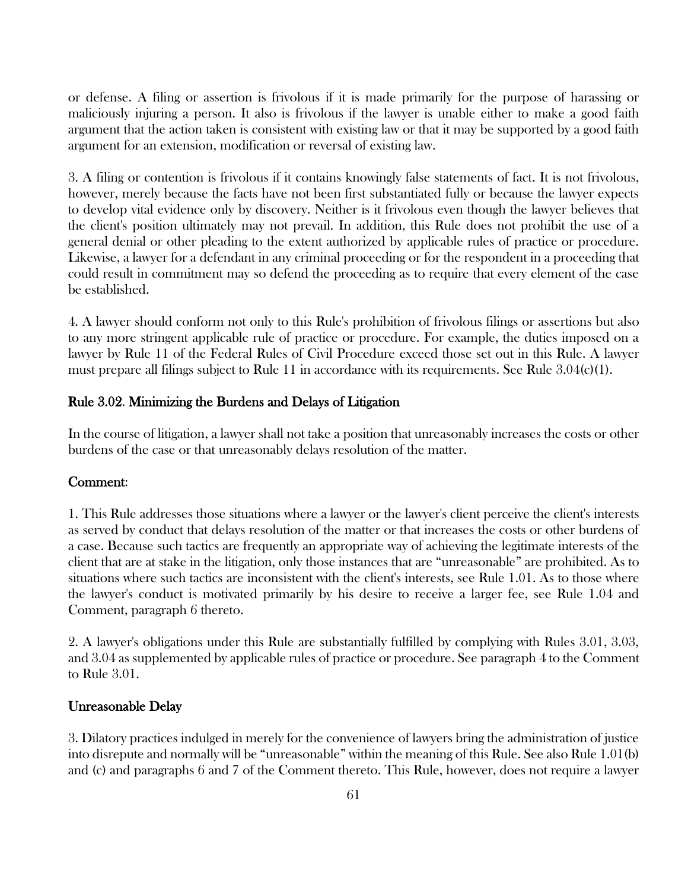or defense. A filing or assertion is frivolous if it is made primarily for the purpose of harassing or maliciously injuring a person. It also is frivolous if the lawyer is unable either to make a good faith argument that the action taken is consistent with existing law or that it may be supported by a good faith argument for an extension, modification or reversal of existing law.

3. A filing or contention is frivolous if it contains knowingly false statements of fact. It is not frivolous, however, merely because the facts have not been first substantiated fully or because the lawyer expects to develop vital evidence only by discovery. Neither is it frivolous even though the lawyer believes that the client's position ultimately may not prevail. In addition, this Rule does not prohibit the use of a general denial or other pleading to the extent authorized by applicable rules of practice or procedure. Likewise, a lawyer for a defendant in any criminal proceeding or for the respondent in a proceeding that could result in commitment may so defend the proceeding as to require that every element of the case be established.

4. A lawyer should conform not only to this Rule's prohibition of frivolous filings or assertions but also to any more stringent applicable rule of practice or procedure. For example, the duties imposed on a lawyer by Rule 11 of the Federal Rules of Civil Procedure exceed those set out in this Rule. A lawyer must prepare all filings subject to Rule 11 in accordance with its requirements. See Rule 3.04(c)(1).

## Rule 3.02. Minimizing the Burdens and Delays of Litigation

In the course of litigation, a lawyer shall not take a position that unreasonably increases the costs or other burdens of the case or that unreasonably delays resolution of the matter.

### Comment:

1. This Rule addresses those situations where a lawyer or the lawyer's client perceive the client's interests as served by conduct that delays resolution of the matter or that increases the costs or other burdens of a case. Because such tactics are frequently an appropriate way of achieving the legitimate interests of the client that are at stake in the litigation, only those instances that are "unreasonable" are prohibited. As to situations where such tactics are inconsistent with the client's interests, see Rule 1.01. As to those where the lawyer's conduct is motivated primarily by his desire to receive a larger fee, see Rule 1.04 and Comment, paragraph 6 thereto.

2. A lawyer's obligations under this Rule are substantially fulfilled by complying with Rules 3.01, 3.03, and 3.04 as supplemented by applicable rules of practice or procedure. See paragraph 4 to the Comment to Rule 3.01.

### Unreasonable Delay

3. Dilatory practices indulged in merely for the convenience of lawyers bring the administration of justice into disrepute and normally will be "unreasonable" within the meaning of this Rule. See also Rule 1.01(b) and (c) and paragraphs 6 and 7 of the Comment thereto. This Rule, however, does not require a lawyer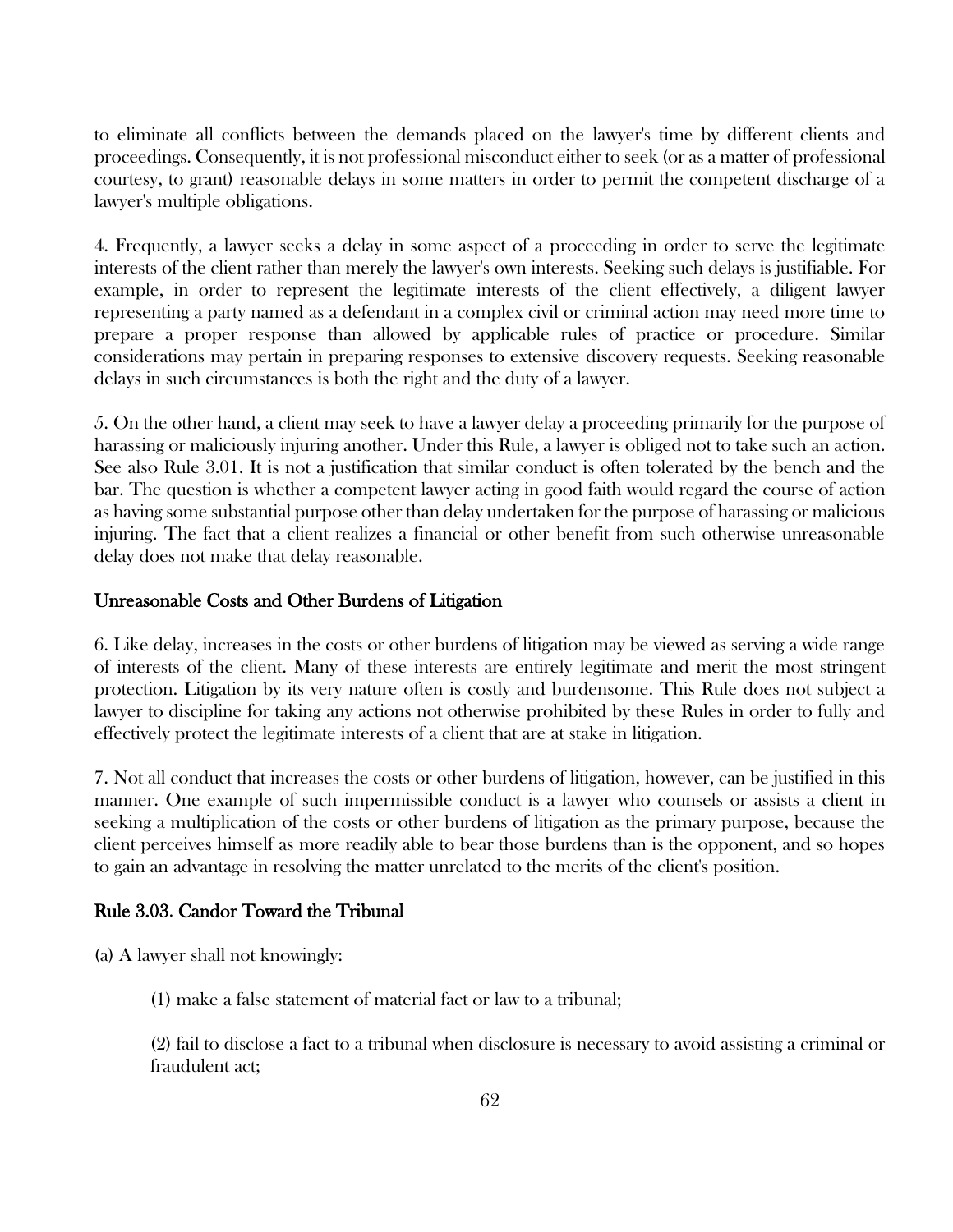to eliminate all conflicts between the demands placed on the lawyer's time by different clients and proceedings. Consequently, it is not professional misconduct either to seek (or as a matter of professional courtesy, to grant) reasonable delays in some matters in order to permit the competent discharge of a lawyer's multiple obligations.

4. Frequently, a lawyer seeks a delay in some aspect of a proceeding in order to serve the legitimate interests of the client rather than merely the lawyer's own interests. Seeking such delays is justifiable. For example, in order to represent the legitimate interests of the client effectively, a diligent lawyer representing a party named as a defendant in a complex civil or criminal action may need more time to prepare a proper response than allowed by applicable rules of practice or procedure. Similar considerations may pertain in preparing responses to extensive discovery requests. Seeking reasonable delays in such circumstances is both the right and the duty of a lawyer.

5. On the other hand, a client may seek to have a lawyer delay a proceeding primarily for the purpose of harassing or maliciously injuring another. Under this Rule, a lawyer is obliged not to take such an action. See also Rule 3.01. It is not a justification that similar conduct is often tolerated by the bench and the bar. The question is whether a competent lawyer acting in good faith would regard the course of action as having some substantial purpose other than delay undertaken for the purpose of harassing or malicious injuring. The fact that a client realizes a financial or other benefit from such otherwise unreasonable delay does not make that delay reasonable.

### Unreasonable Costs and Other Burdens of Litigation

6. Like delay, increases in the costs or other burdens of litigation may be viewed as serving a wide range of interests of the client. Many of these interests are entirely legitimate and merit the most stringent protection. Litigation by its very nature often is costly and burdensome. This Rule does not subject a lawyer to discipline for taking any actions not otherwise prohibited by these Rules in order to fully and effectively protect the legitimate interests of a client that are at stake in litigation.

7. Not all conduct that increases the costs or other burdens of litigation, however, can be justified in this manner. One example of such impermissible conduct is a lawyer who counsels or assists a client in seeking a multiplication of the costs or other burdens of litigation as the primary purpose, because the client perceives himself as more readily able to bear those burdens than is the opponent, and so hopes to gain an advantage in resolving the matter unrelated to the merits of the client's position.

## Rule 3.03. Candor Toward the Tribunal

(a) A lawyer shall not knowingly:

(1) make a false statement of material fact or law to a tribunal;

(2) fail to disclose a fact to a tribunal when disclosure is necessary to avoid assisting a criminal or fraudulent act;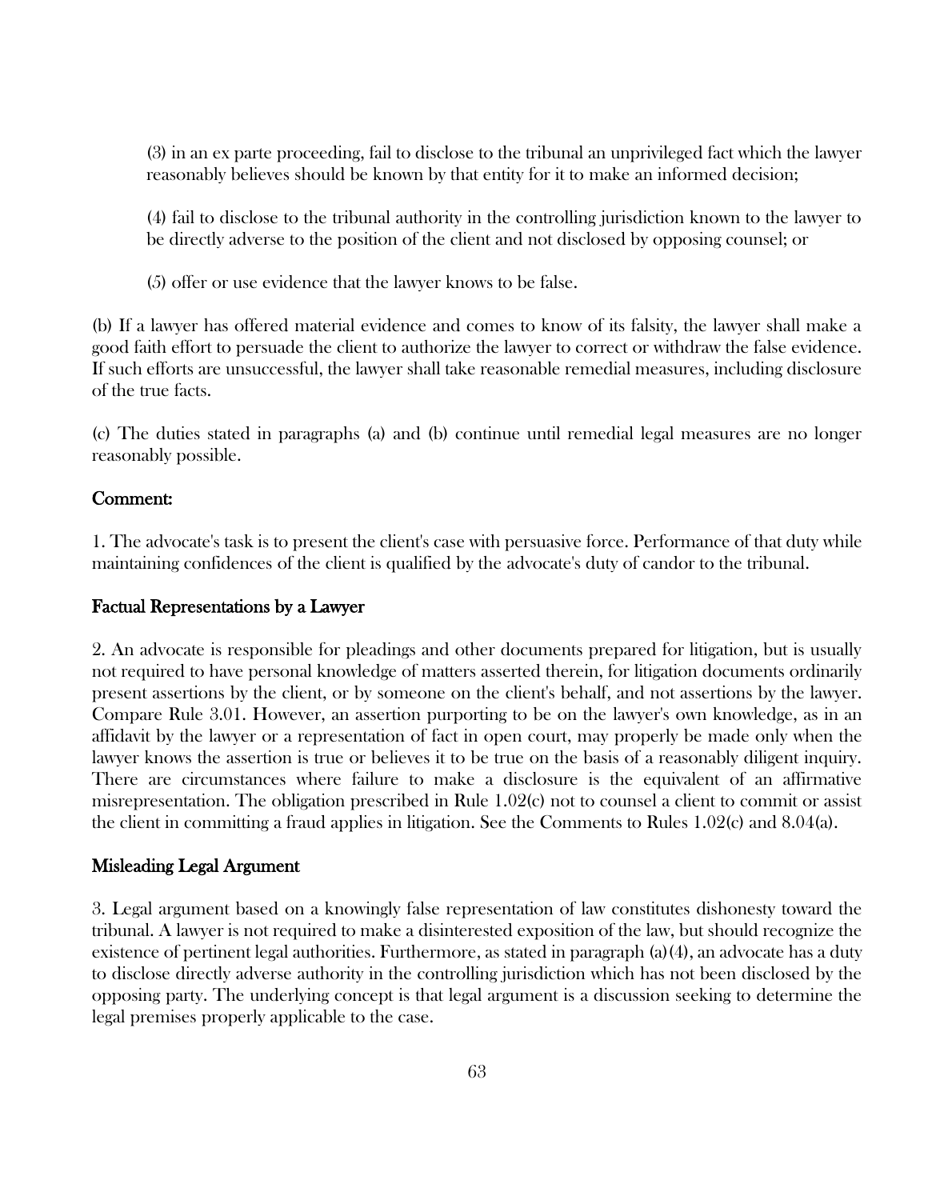(3) in an ex parte proceeding, fail to disclose to the tribunal an unprivileged fact which the lawyer reasonably believes should be known by that entity for it to make an informed decision;

(4) fail to disclose to the tribunal authority in the controlling jurisdiction known to the lawyer to be directly adverse to the position of the client and not disclosed by opposing counsel; or

(5) offer or use evidence that the lawyer knows to be false.

(b) If a lawyer has offered material evidence and comes to know of its falsity, the lawyer shall make a good faith effort to persuade the client to authorize the lawyer to correct or withdraw the false evidence. If such efforts are unsuccessful, the lawyer shall take reasonable remedial measures, including disclosure of the true facts.

(c) The duties stated in paragraphs (a) and (b) continue until remedial legal measures are no longer reasonably possible.

## Comment:

1. The advocate's task is to present the client's case with persuasive force. Performance of that duty while maintaining confidences of the client is qualified by the advocate's duty of candor to the tribunal.

### Factual Representations by a Lawyer

2. An advocate is responsible for pleadings and other documents prepared for litigation, but is usually not required to have personal knowledge of matters asserted therein, for litigation documents ordinarily present assertions by the client, or by someone on the client's behalf, and not assertions by the lawyer. Compare Rule 3.01. However, an assertion purporting to be on the lawyer's own knowledge, as in an affidavit by the lawyer or a representation of fact in open court, may properly be made only when the lawyer knows the assertion is true or believes it to be true on the basis of a reasonably diligent inquiry. There are circumstances where failure to make a disclosure is the equivalent of an affirmative misrepresentation. The obligation prescribed in Rule 1.02(c) not to counsel a client to commit or assist the client in committing a fraud applies in litigation. See the Comments to Rules 1.02(c) and 8.04(a).

### Misleading Legal Argument

3. Legal argument based on a knowingly false representation of law constitutes dishonesty toward the tribunal. A lawyer is not required to make a disinterested exposition of the law, but should recognize the existence of pertinent legal authorities. Furthermore, as stated in paragraph (a)(4), an advocate has a duty to disclose directly adverse authority in the controlling jurisdiction which has not been disclosed by the opposing party. The underlying concept is that legal argument is a discussion seeking to determine the legal premises properly applicable to the case.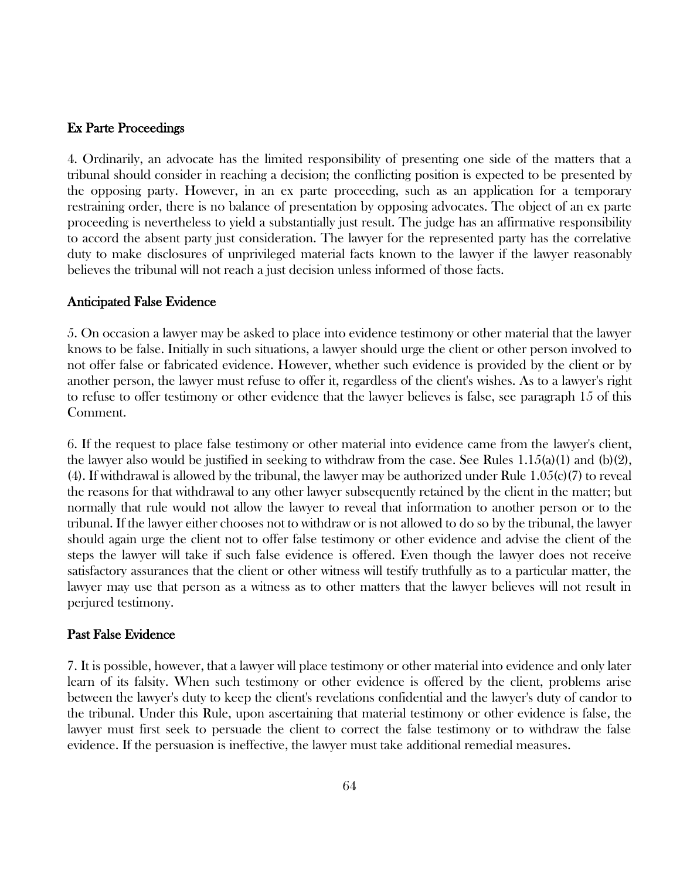### Ex Parte Proceedings

4. Ordinarily, an advocate has the limited responsibility of presenting one side of the matters that a tribunal should consider in reaching a decision; the conflicting position is expected to be presented by the opposing party. However, in an ex parte proceeding, such as an application for a temporary restraining order, there is no balance of presentation by opposing advocates. The object of an ex parte proceeding is nevertheless to yield a substantially just result. The judge has an affirmative responsibility to accord the absent party just consideration. The lawyer for the represented party has the correlative duty to make disclosures of unprivileged material facts known to the lawyer if the lawyer reasonably believes the tribunal will not reach a just decision unless informed of those facts.

### Anticipated False Evidence

5. On occasion a lawyer may be asked to place into evidence testimony or other material that the lawyer knows to be false. Initially in such situations, a lawyer should urge the client or other person involved to not offer false or fabricated evidence. However, whether such evidence is provided by the client or by another person, the lawyer must refuse to offer it, regardless of the client's wishes. As to a lawyer's right to refuse to offer testimony or other evidence that the lawyer believes is false, see paragraph 15 of this Comment.

6. If the request to place false testimony or other material into evidence came from the lawyer's client, the lawyer also would be justified in seeking to withdraw from the case. See Rules 1.15(a)(1) and (b)(2), (4). If withdrawal is allowed by the tribunal, the lawyer may be authorized under Rule 1.05(c)(7) to reveal the reasons for that withdrawal to any other lawyer subsequently retained by the client in the matter; but normally that rule would not allow the lawyer to reveal that information to another person or to the tribunal. If the lawyer either chooses not to withdraw or is not allowed to do so by the tribunal, the lawyer should again urge the client not to offer false testimony or other evidence and advise the client of the steps the lawyer will take if such false evidence is offered. Even though the lawyer does not receive satisfactory assurances that the client or other witness will testify truthfully as to a particular matter, the lawyer may use that person as a witness as to other matters that the lawyer believes will not result in perjured testimony.

### Past False Evidence

7. It is possible, however, that a lawyer will place testimony or other material into evidence and only later learn of its falsity. When such testimony or other evidence is offered by the client, problems arise between the lawyer's duty to keep the client's revelations confidential and the lawyer's duty of candor to the tribunal. Under this Rule, upon ascertaining that material testimony or other evidence is false, the lawyer must first seek to persuade the client to correct the false testimony or to withdraw the false evidence. If the persuasion is ineffective, the lawyer must take additional remedial measures.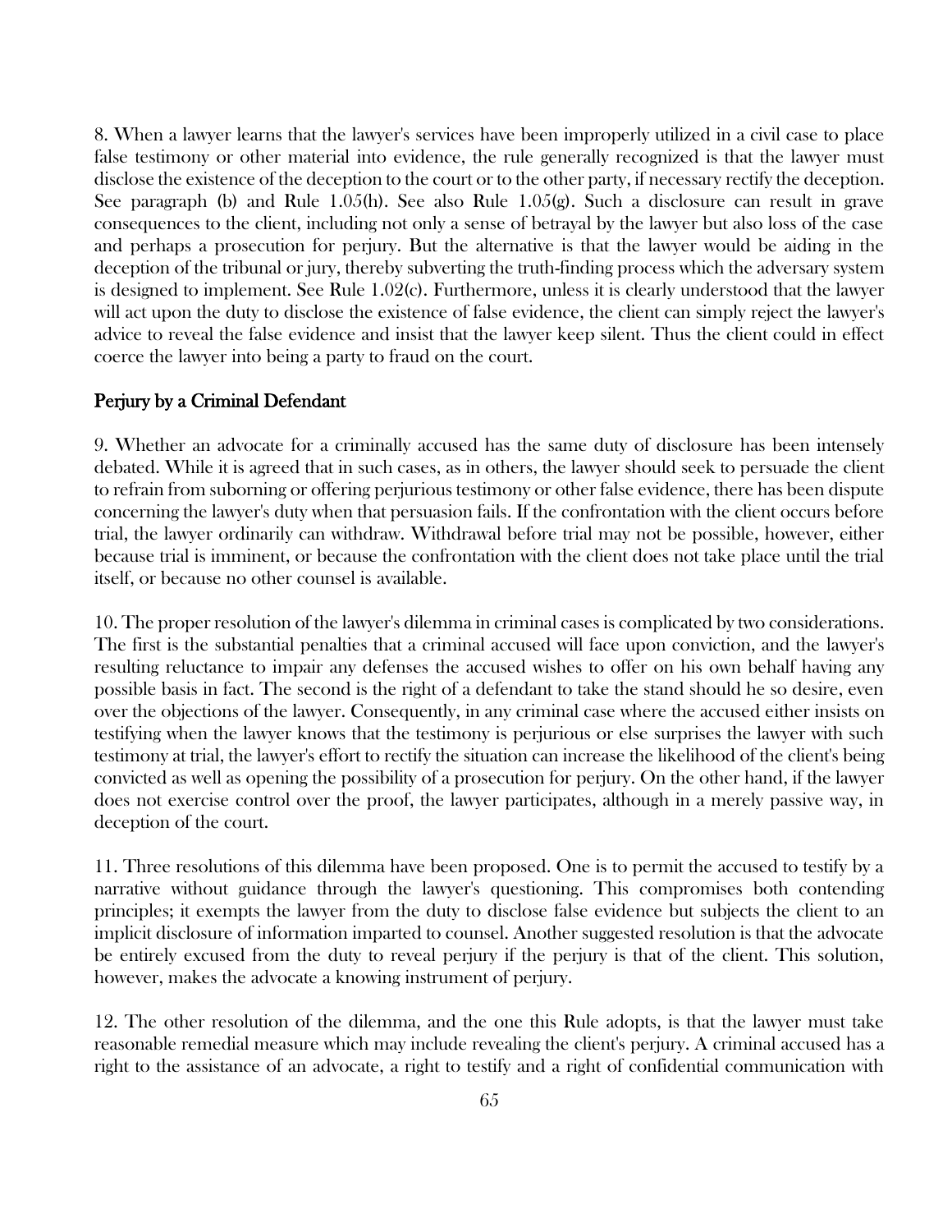8. When a lawyer learns that the lawyer's services have been improperly utilized in a civil case to place false testimony or other material into evidence, the rule generally recognized is that the lawyer must disclose the existence of the deception to the court or to the other party, if necessary rectify the deception. See paragraph (b) and Rule 1.05(h). See also Rule 1.05(g). Such a disclosure can result in grave consequences to the client, including not only a sense of betrayal by the lawyer but also loss of the case and perhaps a prosecution for perjury. But the alternative is that the lawyer would be aiding in the deception of the tribunal or jury, thereby subverting the truth-finding process which the adversary system is designed to implement. See Rule 1.02(c). Furthermore, unless it is clearly understood that the lawyer will act upon the duty to disclose the existence of false evidence, the client can simply reject the lawyer's advice to reveal the false evidence and insist that the lawyer keep silent. Thus the client could in effect coerce the lawyer into being a party to fraud on the court.

## Perjury by a Criminal Defendant

9. Whether an advocate for a criminally accused has the same duty of disclosure has been intensely debated. While it is agreed that in such cases, as in others, the lawyer should seek to persuade the client to refrain from suborning or offering perjurious testimony or other false evidence, there has been dispute concerning the lawyer's duty when that persuasion fails. If the confrontation with the client occurs before trial, the lawyer ordinarily can withdraw. Withdrawal before trial may not be possible, however, either because trial is imminent, or because the confrontation with the client does not take place until the trial itself, or because no other counsel is available.

10. The proper resolution of the lawyer's dilemma in criminal cases is complicated by two considerations. The first is the substantial penalties that a criminal accused will face upon conviction, and the lawyer's resulting reluctance to impair any defenses the accused wishes to offer on his own behalf having any possible basis in fact. The second is the right of a defendant to take the stand should he so desire, even over the objections of the lawyer. Consequently, in any criminal case where the accused either insists on testifying when the lawyer knows that the testimony is perjurious or else surprises the lawyer with such testimony at trial, the lawyer's effort to rectify the situation can increase the likelihood of the client's being convicted as well as opening the possibility of a prosecution for perjury. On the other hand, if the lawyer does not exercise control over the proof, the lawyer participates, although in a merely passive way, in deception of the court.

11. Three resolutions of this dilemma have been proposed. One is to permit the accused to testify by a narrative without guidance through the lawyer's questioning. This compromises both contending principles; it exempts the lawyer from the duty to disclose false evidence but subjects the client to an implicit disclosure of information imparted to counsel. Another suggested resolution is that the advocate be entirely excused from the duty to reveal perjury if the perjury is that of the client. This solution, however, makes the advocate a knowing instrument of perjury.

12. The other resolution of the dilemma, and the one this Rule adopts, is that the lawyer must take reasonable remedial measure which may include revealing the client's perjury. A criminal accused has a right to the assistance of an advocate, a right to testify and a right of confidential communication with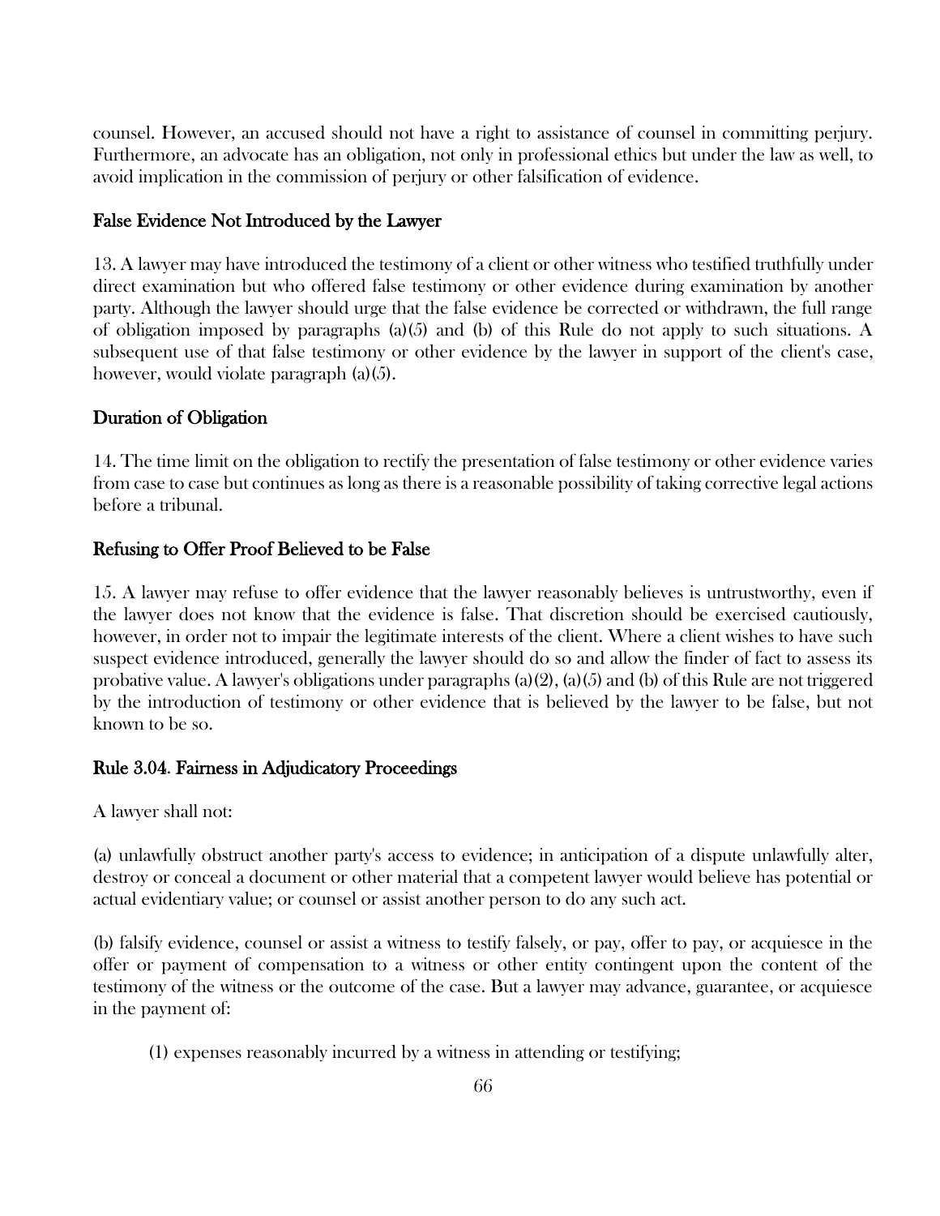counsel. However, an accused should not have a right to assistance of counsel in committing perjury. Furthermore, an advocate has an obligation, not only in professional ethics but under the law as well, to avoid implication in the commission of perjury or other falsification of evidence.

### False Evidence Not Introduced by the Lawyer

13. A lawyer may have introduced the testimony of a client or other witness who testified truthfully under direct examination but who offered false testimony or other evidence during examination by another party. Although the lawyer should urge that the false evidence be corrected or withdrawn, the full range of obligation imposed by paragraphs (a)(5) and (b) of this Rule do not apply to such situations. A subsequent use of that false testimony or other evidence by the lawyer in support of the client's case, however, would violate paragraph (a)(5).

### Duration of Obligation

14. The time limit on the obligation to rectify the presentation of false testimony or other evidence varies from case to case but continues as long as there is a reasonable possibility of taking corrective legal actions before a tribunal.

### Refusing to Offer Proof Believed to be False

15. A lawyer may refuse to offer evidence that the lawyer reasonably believes is untrustworthy, even if the lawyer does not know that the evidence is false. That discretion should be exercised cautiously, however, in order not to impair the legitimate interests of the client. Where a client wishes to have such suspect evidence introduced, generally the lawyer should do so and allow the finder of fact to assess its probative value. A lawyer's obligations under paragraphs (a)(2), (a)(5) and (b) of this Rule are not triggered by the introduction of testimony or other evidence that is believed by the lawyer to be false, but not known to be so.

## Rule 3.04. Fairness in Adjudicatory Proceedings

A lawyer shall not:

(a) unlawfully obstruct another party's access to evidence; in anticipation of a dispute unlawfully alter, destroy or conceal a document or other material that a competent lawyer would believe has potential or actual evidentiary value; or counsel or assist another person to do any such act.

(b) falsify evidence, counsel or assist a witness to testify falsely, or pay, offer to pay, or acquiesce in the offer or payment of compensation to a witness or other entity contingent upon the content of the testimony of the witness or the outcome of the case. But a lawyer may advance, guarantee, or acquiesce in the payment of:

(1) expenses reasonably incurred by a witness in attending or testifying;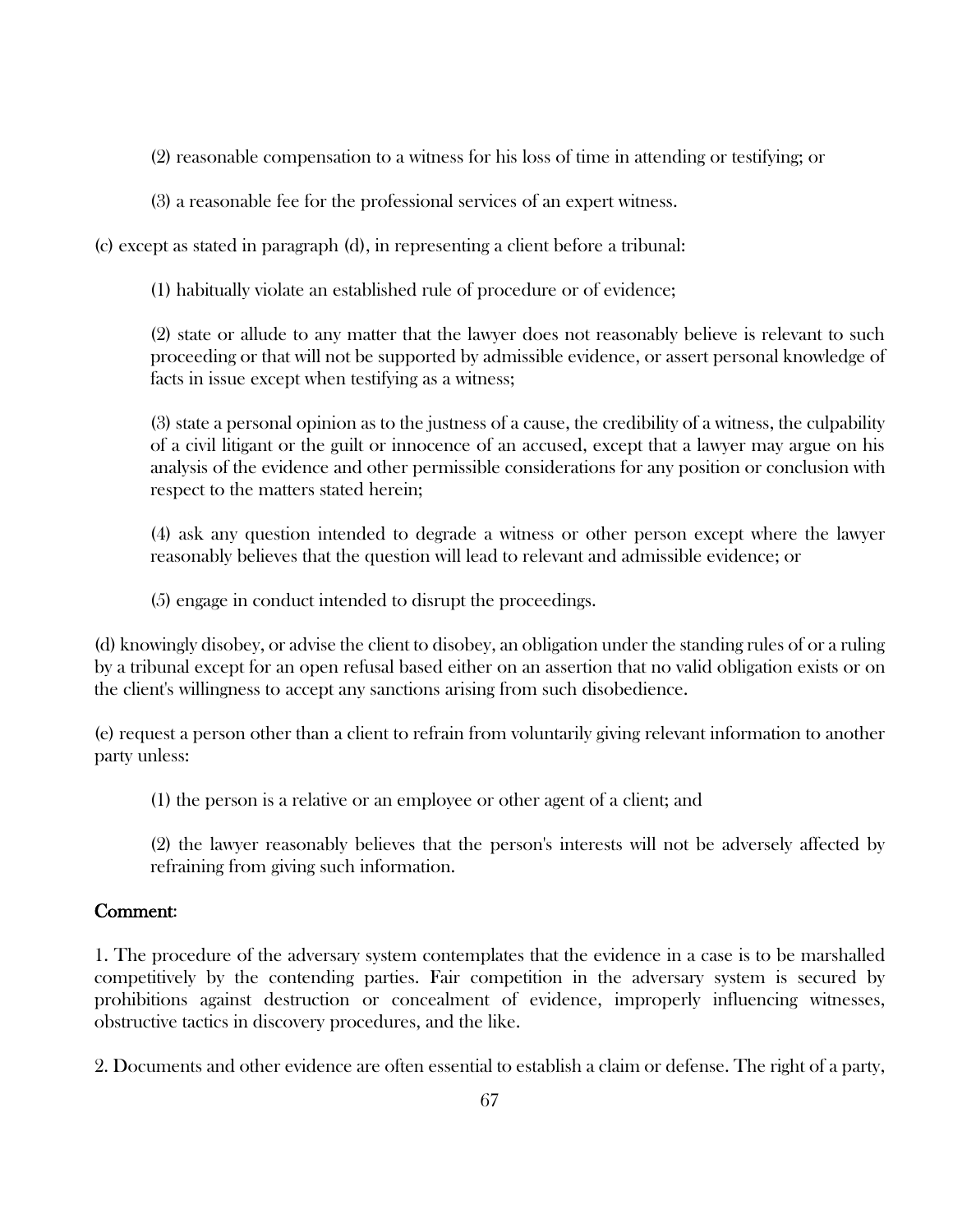(2) reasonable compensation to a witness for his loss of time in attending or testifying; or

(3) a reasonable fee for the professional services of an expert witness.

(c) except as stated in paragraph (d), in representing a client before a tribunal:

(1) habitually violate an established rule of procedure or of evidence;

(2) state or allude to any matter that the lawyer does not reasonably believe is relevant to such proceeding or that will not be supported by admissible evidence, or assert personal knowledge of facts in issue except when testifying as a witness;

(3) state a personal opinion as to the justness of a cause, the credibility of a witness, the culpability of a civil litigant or the guilt or innocence of an accused, except that a lawyer may argue on his analysis of the evidence and other permissible considerations for any position or conclusion with respect to the matters stated herein;

(4) ask any question intended to degrade a witness or other person except where the lawyer reasonably believes that the question will lead to relevant and admissible evidence; or

(5) engage in conduct intended to disrupt the proceedings.

(d) knowingly disobey, or advise the client to disobey, an obligation under the standing rules of or a ruling by a tribunal except for an open refusal based either on an assertion that no valid obligation exists or on the client's willingness to accept any sanctions arising from such disobedience.

(e) request a person other than a client to refrain from voluntarily giving relevant information to another party unless:

(1) the person is a relative or an employee or other agent of a client; and

(2) the lawyer reasonably believes that the person's interests will not be adversely affected by refraining from giving such information.

**Comment:**

1. The procedure of the adversary system contemplates that the evidence in a case is to be marshalled competitively by the contending parties. Fair competition in the adversary system is secured by prohibitions against destruction or concealment of evidence, improperly influencing witnesses, obstructive tactics in discovery procedures, and the like.

2. Documents and other evidence are often essential to establish a claim or defense. The right of a party,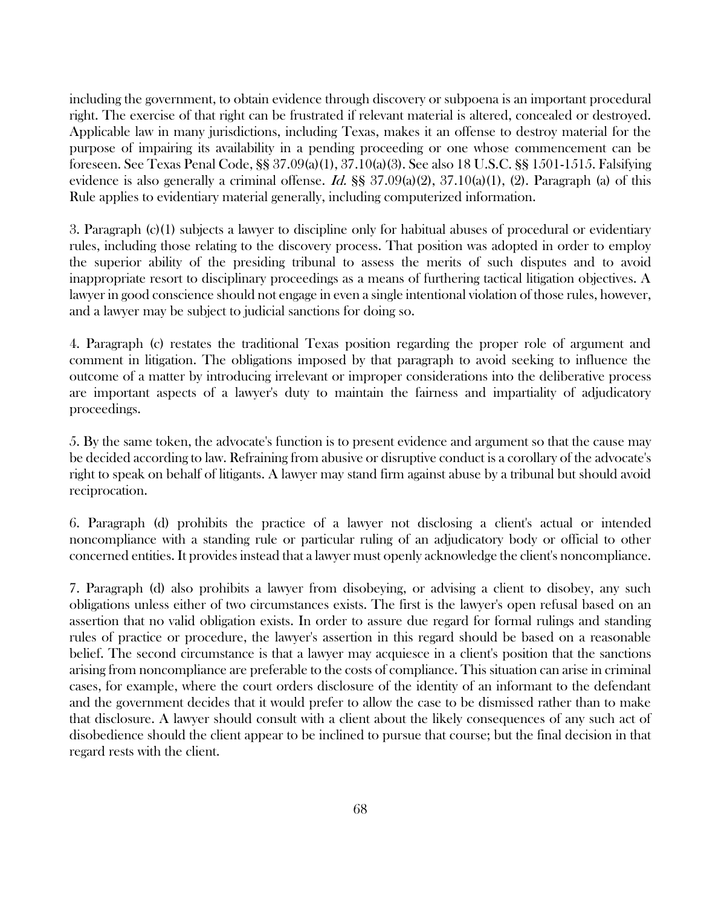including the government, to obtain evidence through discovery or subpoena is an important procedural right. The exercise of that right can be frustrated if relevant material is altered, concealed or destroyed. Applicable law in many jurisdictions, including Texas, makes it an offense to destroy material for the purpose of impairing its availability in a pending proceeding or one whose commencement can be foreseen. See Texas Penal Code, §§ 37.09(a)(1), 37.10(a)(3). See also 18 U.S.C. §§ 1501-1515. Falsifying evidence is also generally a criminal offense. *Id.* §§ 37.09(a)(2), 37.10(a)(1), (2). Paragraph (a) of this Rule applies to evidentiary material generally, including computerized information.

3. Paragraph (c)(1) subjects a lawyer to discipline only for habitual abuses of procedural or evidentiary rules, including those relating to the discovery process. That position was adopted in order to employ the superior ability of the presiding tribunal to assess the merits of such disputes and to avoid inappropriate resort to disciplinary proceedings as a means of furthering tactical litigation objectives. A lawyer in good conscience should not engage in even a single intentional violation of those rules, however, and a lawyer may be subject to judicial sanctions for doing so.

4. Paragraph (c) restates the traditional Texas position regarding the proper role of argument and comment in litigation. The obligations imposed by that paragraph to avoid seeking to influence the outcome of a matter by introducing irrelevant or improper considerations into the deliberative process are important aspects of a lawyer's duty to maintain the fairness and impartiality of adjudicatory proceedings.

5. By the same token, the advocate's function is to present evidence and argument so that the cause may be decided according to law. Refraining from abusive or disruptive conduct is a corollary of the advocate's right to speak on behalf of litigants. A lawyer may stand firm against abuse by a tribunal but should avoid reciprocation.

6. Paragraph (d) prohibits the practice of a lawyer not disclosing a client's actual or intended noncompliance with a standing rule or particular ruling of an adjudicatory body or official to other concerned entities. It provides instead that a lawyer must openly acknowledge the client's noncompliance.

7. Paragraph (d) also prohibits a lawyer from disobeying, or advising a client to disobey, any such obligations unless either of two circumstances exists. The first is the lawyer's open refusal based on an assertion that no valid obligation exists. In order to assure due regard for formal rulings and standing rules of practice or procedure, the lawyer's assertion in this regard should be based on a reasonable belief. The second circumstance is that a lawyer may acquiesce in a client's position that the sanctions arising from noncompliance are preferable to the costs of compliance. This situation can arise in criminal cases, for example, where the court orders disclosure of the identity of an informant to the defendant and the government decides that it would prefer to allow the case to be dismissed rather than to make that disclosure. A lawyer should consult with a client about the likely consequences of any such act of disobedience should the client appear to be inclined to pursue that course; but the final decision in that regard rests with the client.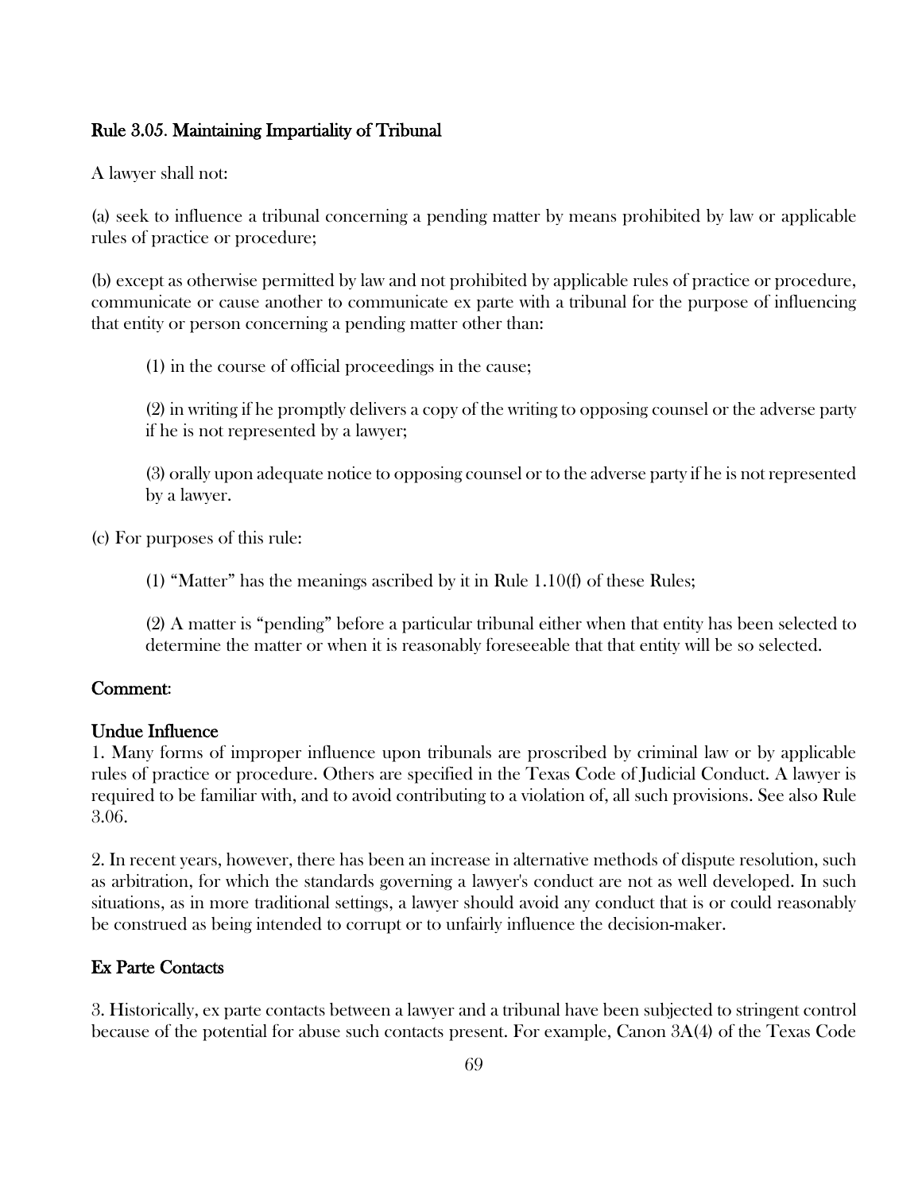### Rule 3.05. Maintaining Impartiality of Tribunal

A lawyer shall not:

(a) seek to influence a tribunal concerning a pending matter by means prohibited by law or applicable rules of practice or procedure;

(b) except as otherwise permitted by law and not prohibited by applicable rules of practice or procedure, communicate or cause another to communicate ex parte with a tribunal for the purpose of influencing that entity or person concerning a pending matter other than:

> (1) in the course of official proceedings in the cause;
>
> (2) in writing if he promptly delivers a copy of the writing to opposing counsel or the adverse party if he is not represented by a lawyer;
>
> (3) orally upon adequate notice to opposing counsel or to the adverse party if he is not represented by a lawyer.

(c) For purposes of this rule:

> (1) "Matter" has the meanings ascribed by it in Rule 1.10(f) of these Rules;
>
> (2) A matter is "pending" before a particular tribunal either when that entity has been selected to determine the matter or when it is reasonably foreseeable that that entity will be so selected.

### Comment:

#### Undue Influence

1. Many forms of improper influence upon tribunals are proscribed by criminal law or by applicable rules of practice or procedure. Others are specified in the Texas Code of Judicial Conduct. A lawyer is required to be familiar with, and to avoid contributing to a violation of, all such provisions. See also Rule 3.06.

2. In recent years, however, there has been an increase in alternative methods of dispute resolution, such as arbitration, for which the standards governing a lawyer's conduct are not as well developed. In such situations, as in more traditional settings, a lawyer should avoid any conduct that is or could reasonably be construed as being intended to corrupt or to unfairly influence the decision-maker.

#### Ex Parte Contacts

3. Historically, ex parte contacts between a lawyer and a tribunal have been subjected to stringent control because of the potential for abuse such contacts present. For example, Canon 3A(4) of the Texas Code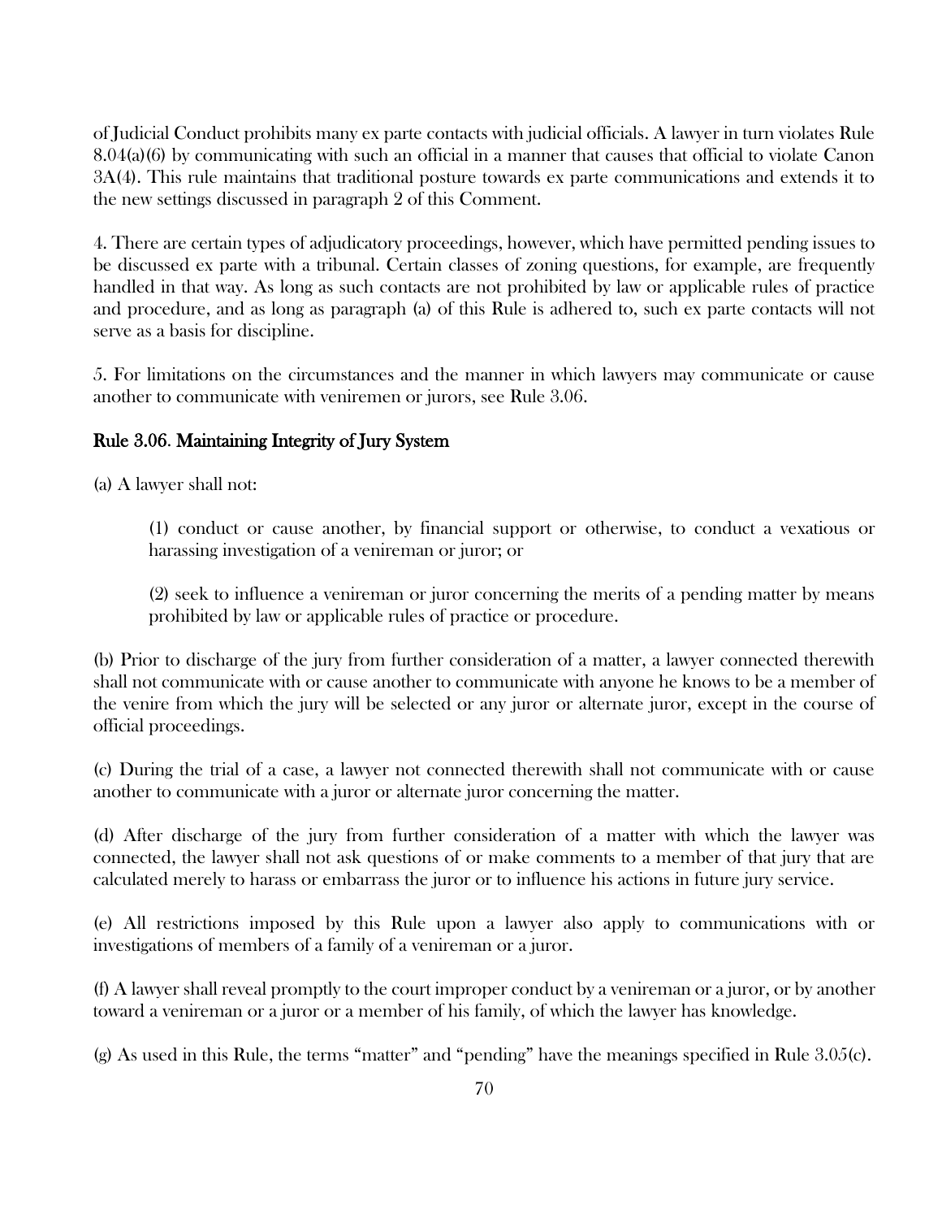of Judicial Conduct prohibits many ex parte contacts with judicial officials. A lawyer in turn violates Rule 8.04(a)(6) by communicating with such an official in a manner that causes that official to violate Canon 3A(4). This rule maintains that traditional posture towards ex parte communications and extends it to the new settings discussed in paragraph 2 of this Comment.

4. There are certain types of adjudicatory proceedings, however, which have permitted pending issues to be discussed ex parte with a tribunal. Certain classes of zoning questions, for example, are frequently handled in that way. As long as such contacts are not prohibited by law or applicable rules of practice and procedure, and as long as paragraph (a) of this Rule is adhered to, such ex parte contacts will not serve as a basis for discipline.

5. For limitations on the circumstances and the manner in which lawyers may communicate or cause another to communicate with veniremen or jurors, see Rule 3.06.

## Rule 3.06. Maintaining Integrity of Jury System

(a) A lawyer shall not:

> (1) conduct or cause another, by financial support or otherwise, to conduct a vexatious or harassing investigation of a venireman or juror; or
>
> (2) seek to influence a venireman or juror concerning the merits of a pending matter by means prohibited by law or applicable rules of practice or procedure.

(b) Prior to discharge of the jury from further consideration of a matter, a lawyer connected therewith shall not communicate with or cause another to communicate with anyone he knows to be a member of the venire from which the jury will be selected or any juror or alternate juror, except in the course of official proceedings.

(c) During the trial of a case, a lawyer not connected therewith shall not communicate with or cause another to communicate with a juror or alternate juror concerning the matter.

(d) After discharge of the jury from further consideration of a matter with which the lawyer was connected, the lawyer shall not ask questions of or make comments to a member of that jury that are calculated merely to harass or embarrass the juror or to influence his actions in future jury service.

(e) All restrictions imposed by this Rule upon a lawyer also apply to communications with or investigations of members of a family of a venireman or a juror.

(f) A lawyer shall reveal promptly to the court improper conduct by a venireman or a juror, or by another toward a venireman or a juror or a member of his family, of which the lawyer has knowledge.

(g) As used in this Rule, the terms "matter" and "pending" have the meanings specified in Rule 3.05(c).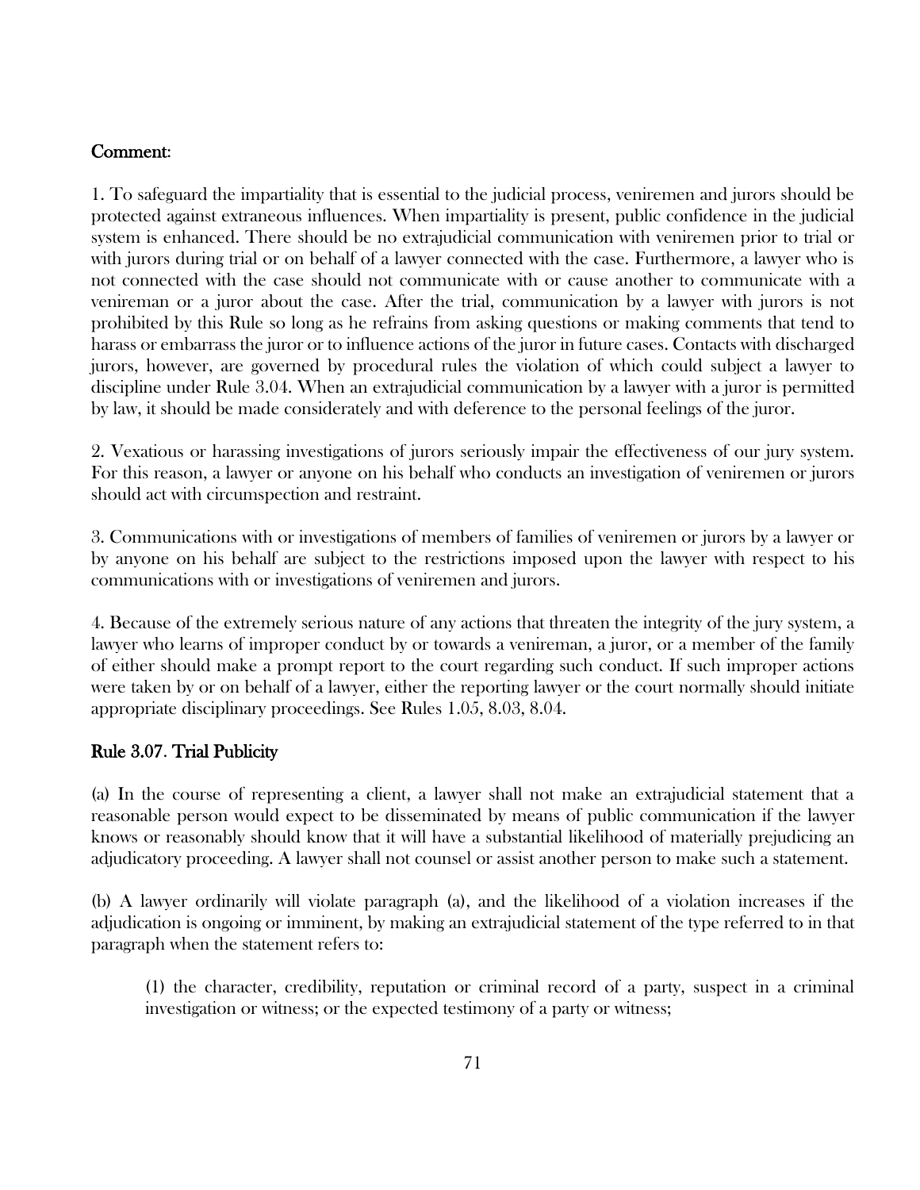**Comment:**

1. To safeguard the impartiality that is essential to the judicial process, veniremen and jurors should be protected against extraneous influences. When impartiality is present, public confidence in the judicial system is enhanced. There should be no extrajudicial communication with veniremen prior to trial or with jurors during trial or on behalf of a lawyer connected with the case. Furthermore, a lawyer who is not connected with the case should not communicate with or cause another to communicate with a venireman or a juror about the case. After the trial, communication by a lawyer with jurors is not prohibited by this Rule so long as he refrains from asking questions or making comments that tend to harass or embarrass the juror or to influence actions of the juror in future cases. Contacts with discharged jurors, however, are governed by procedural rules the violation of which could subject a lawyer to discipline under Rule 3.04. When an extrajudicial communication by a lawyer with a juror is permitted by law, it should be made considerately and with deference to the personal feelings of the juror.

2. Vexatious or harassing investigations of jurors seriously impair the effectiveness of our jury system. For this reason, a lawyer or anyone on his behalf who conducts an investigation of veniremen or jurors should act with circumspection and restraint.

3. Communications with or investigations of members of families of veniremen or jurors by a lawyer or by anyone on his behalf are subject to the restrictions imposed upon the lawyer with respect to his communications with or investigations of veniremen and jurors.

4. Because of the extremely serious nature of any actions that threaten the integrity of the jury system, a lawyer who learns of improper conduct by or towards a venireman, a juror, or a member of the family of either should make a prompt report to the court regarding such conduct. If such improper actions were taken by or on behalf of a lawyer, either the reporting lawyer or the court normally should initiate appropriate disciplinary proceedings. See Rules 1.05, 8.03, 8.04.

## Rule 3.07. Trial Publicity

(a) In the course of representing a client, a lawyer shall not make an extrajudicial statement that a reasonable person would expect to be disseminated by means of public communication if the lawyer knows or reasonably should know that it will have a substantial likelihood of materially prejudicing an adjudicatory proceeding. A lawyer shall not counsel or assist another person to make such a statement.

(b) A lawyer ordinarily will violate paragraph (a), and the likelihood of a violation increases if the adjudication is ongoing or imminent, by making an extrajudicial statement of the type referred to in that paragraph when the statement refers to:

> (1) the character, credibility, reputation or criminal record of a party, suspect in a criminal investigation or witness; or the expected testimony of a party or witness;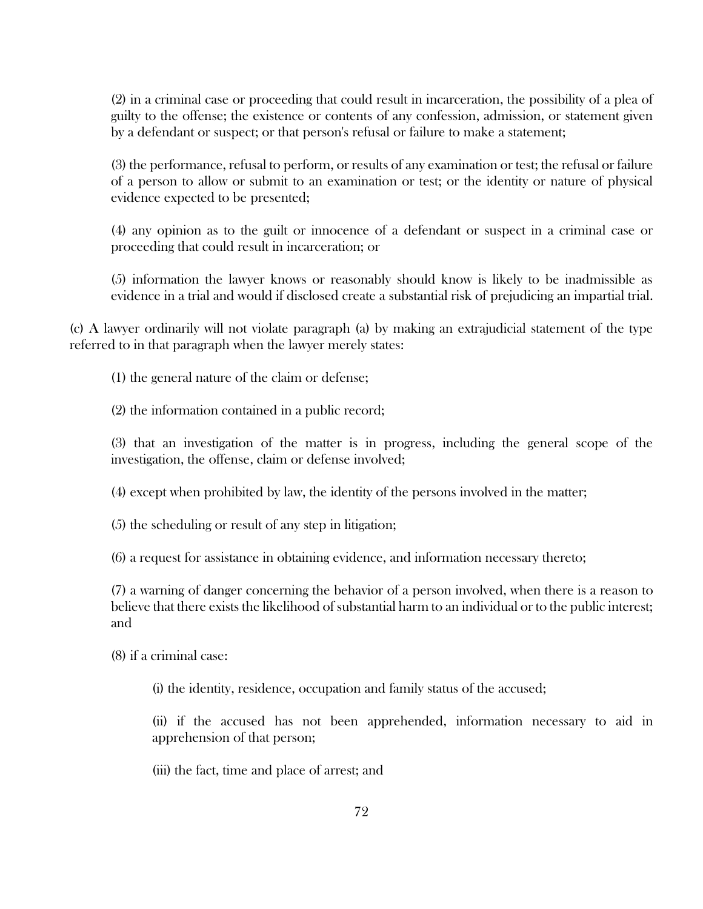(2) in a criminal case or proceeding that could result in incarceration, the possibility of a plea of guilty to the offense; the existence or contents of any confession, admission, or statement given by a defendant or suspect; or that person's refusal or failure to make a statement;

(3) the performance, refusal to perform, or results of any examination or test; the refusal or failure of a person to allow or submit to an examination or test; or the identity or nature of physical evidence expected to be presented;

(4) any opinion as to the guilt or innocence of a defendant or suspect in a criminal case or proceeding that could result in incarceration; or

(5) information the lawyer knows or reasonably should know is likely to be inadmissible as evidence in a trial and would if disclosed create a substantial risk of prejudicing an impartial trial.

(c) A lawyer ordinarily will not violate paragraph (a) by making an extrajudicial statement of the type referred to in that paragraph when the lawyer merely states:

(1) the general nature of the claim or defense;

(2) the information contained in a public record;

(3) that an investigation of the matter is in progress, including the general scope of the investigation, the offense, claim or defense involved;

(4) except when prohibited by law, the identity of the persons involved in the matter;

(5) the scheduling or result of any step in litigation;

(6) a request for assistance in obtaining evidence, and information necessary thereto;

(7) a warning of danger concerning the behavior of a person involved, when there is a reason to believe that there exists the likelihood of substantial harm to an individual or to the public interest; and

(8) if a criminal case:

(i) the identity, residence, occupation and family status of the accused;

(ii) if the accused has not been apprehended, information necessary to aid in apprehension of that person;

(iii) the fact, time and place of arrest; and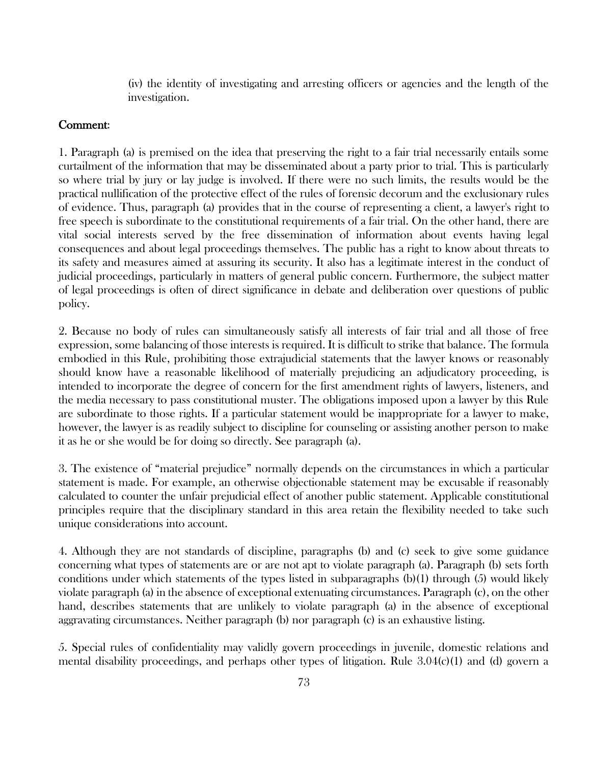(iv) the identity of investigating and arresting officers or agencies and the length of the investigation.

## Comment:

1. Paragraph (a) is premised on the idea that preserving the right to a fair trial necessarily entails some curtailment of the information that may be disseminated about a party prior to trial. This is particularly so where trial by jury or lay judge is involved. If there were no such limits, the results would be the practical nullification of the protective effect of the rules of forensic decorum and the exclusionary rules of evidence. Thus, paragraph (a) provides that in the course of representing a client, a lawyer's right to free speech is subordinate to the constitutional requirements of a fair trial. On the other hand, there are vital social interests served by the free dissemination of information about events having legal consequences and about legal proceedings themselves. The public has a right to know about threats to its safety and measures aimed at assuring its security. It also has a legitimate interest in the conduct of judicial proceedings, particularly in matters of general public concern. Furthermore, the subject matter of legal proceedings is often of direct significance in debate and deliberation over questions of public policy.

2. Because no body of rules can simultaneously satisfy all interests of fair trial and all those of free expression, some balancing of those interests is required. It is difficult to strike that balance. The formula embodied in this Rule, prohibiting those extrajudicial statements that the lawyer knows or reasonably should know have a reasonable likelihood of materially prejudicing an adjudicatory proceeding, is intended to incorporate the degree of concern for the first amendment rights of lawyers, listeners, and the media necessary to pass constitutional muster. The obligations imposed upon a lawyer by this Rule are subordinate to those rights. If a particular statement would be inappropriate for a lawyer to make, however, the lawyer is as readily subject to discipline for counseling or assisting another person to make it as he or she would be for doing so directly. See paragraph (a).

3. The existence of "material prejudice" normally depends on the circumstances in which a particular statement is made. For example, an otherwise objectionable statement may be excusable if reasonably calculated to counter the unfair prejudicial effect of another public statement. Applicable constitutional principles require that the disciplinary standard in this area retain the flexibility needed to take such unique considerations into account.

4. Although they are not standards of discipline, paragraphs (b) and (c) seek to give some guidance concerning what types of statements are or are not apt to violate paragraph (a). Paragraph (b) sets forth conditions under which statements of the types listed in subparagraphs (b)(1) through (5) would likely violate paragraph (a) in the absence of exceptional extenuating circumstances. Paragraph (c), on the other hand, describes statements that are unlikely to violate paragraph (a) in the absence of exceptional aggravating circumstances. Neither paragraph (b) nor paragraph (c) is an exhaustive listing.

5. Special rules of confidentiality may validly govern proceedings in juvenile, domestic relations and mental disability proceedings, and perhaps other types of litigation. Rule 3.04(c)(1) and (d) govern a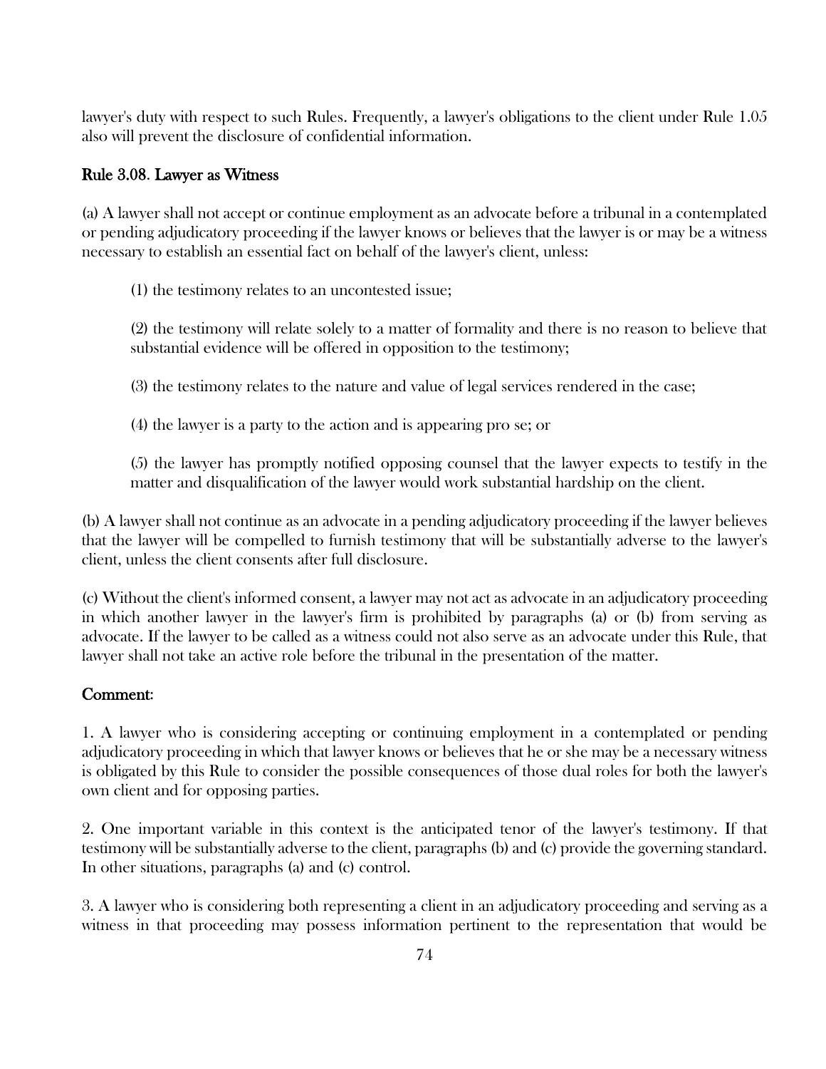lawyer's duty with respect to such Rules. Frequently, a lawyer's obligations to the client under Rule 1.05 also will prevent the disclosure of confidential information.

## Rule 3.08. Lawyer as Witness

(a) A lawyer shall not accept or continue employment as an advocate before a tribunal in a contemplated or pending adjudicatory proceeding if the lawyer knows or believes that the lawyer is or may be a witness necessary to establish an essential fact on behalf of the lawyer's client, unless:

(1) the testimony relates to an uncontested issue;

(2) the testimony will relate solely to a matter of formality and there is no reason to believe that substantial evidence will be offered in opposition to the testimony;

(3) the testimony relates to the nature and value of legal services rendered in the case;

(4) the lawyer is a party to the action and is appearing pro se; or

(5) the lawyer has promptly notified opposing counsel that the lawyer expects to testify in the matter and disqualification of the lawyer would work substantial hardship on the client.

(b) A lawyer shall not continue as an advocate in a pending adjudicatory proceeding if the lawyer believes that the lawyer will be compelled to furnish testimony that will be substantially adverse to the lawyer's client, unless the client consents after full disclosure.

(c) Without the client's informed consent, a lawyer may not act as advocate in an adjudicatory proceeding in which another lawyer in the lawyer's firm is prohibited by paragraphs (a) or (b) from serving as advocate. If the lawyer to be called as a witness could not also serve as an advocate under this Rule, that lawyer shall not take an active role before the tribunal in the presentation of the matter.

## Comment:

1. A lawyer who is considering accepting or continuing employment in a contemplated or pending adjudicatory proceeding in which that lawyer knows or believes that he or she may be a necessary witness is obligated by this Rule to consider the possible consequences of those dual roles for both the lawyer's own client and for opposing parties.

2. One important variable in this context is the anticipated tenor of the lawyer's testimony. If that testimony will be substantially adverse to the client, paragraphs (b) and (c) provide the governing standard. In other situations, paragraphs (a) and (c) control.

3. A lawyer who is considering both representing a client in an adjudicatory proceeding and serving as a witness in that proceeding may possess information pertinent to the representation that would be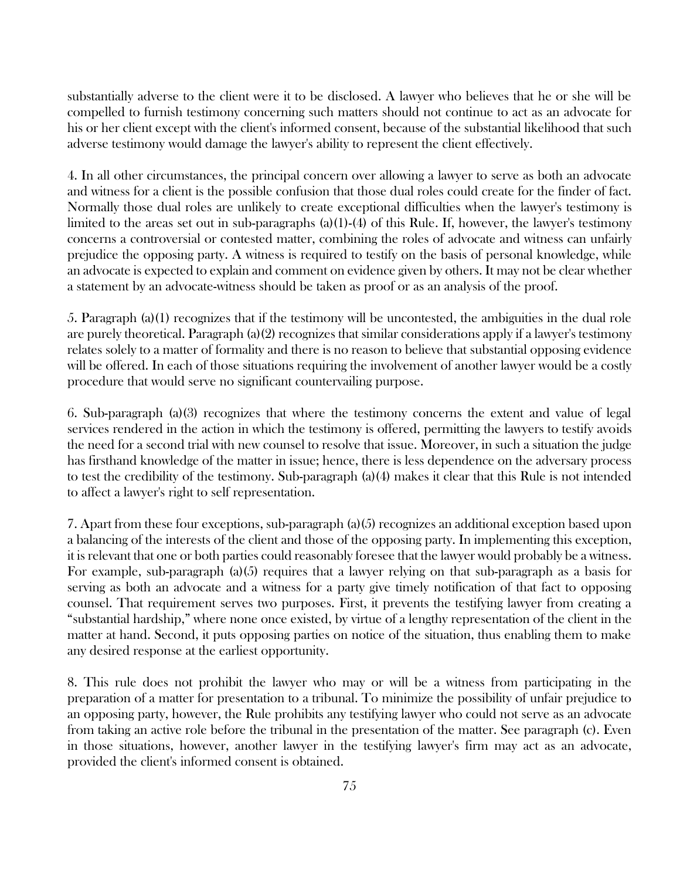substantially adverse to the client were it to be disclosed. A lawyer who believes that he or she will be compelled to furnish testimony concerning such matters should not continue to act as an advocate for his or her client except with the client's informed consent, because of the substantial likelihood that such adverse testimony would damage the lawyer's ability to represent the client effectively.

4. In all other circumstances, the principal concern over allowing a lawyer to serve as both an advocate and witness for a client is the possible confusion that those dual roles could create for the finder of fact. Normally those dual roles are unlikely to create exceptional difficulties when the lawyer's testimony is limited to the areas set out in sub-paragraphs (a)(1)-(4) of this Rule. If, however, the lawyer's testimony concerns a controversial or contested matter, combining the roles of advocate and witness can unfairly prejudice the opposing party. A witness is required to testify on the basis of personal knowledge, while an advocate is expected to explain and comment on evidence given by others. It may not be clear whether a statement by an advocate-witness should be taken as proof or as an analysis of the proof.

5. Paragraph (a)(1) recognizes that if the testimony will be uncontested, the ambiguities in the dual role are purely theoretical. Paragraph (a)(2) recognizes that similar considerations apply if a lawyer's testimony relates solely to a matter of formality and there is no reason to believe that substantial opposing evidence will be offered. In each of those situations requiring the involvement of another lawyer would be a costly procedure that would serve no significant countervailing purpose.

6. Sub-paragraph (a)(3) recognizes that where the testimony concerns the extent and value of legal services rendered in the action in which the testimony is offered, permitting the lawyers to testify avoids the need for a second trial with new counsel to resolve that issue. Moreover, in such a situation the judge has firsthand knowledge of the matter in issue; hence, there is less dependence on the adversary process to test the credibility of the testimony. Sub-paragraph (a)(4) makes it clear that this Rule is not intended to affect a lawyer's right to self representation.

7. Apart from these four exceptions, sub-paragraph (a)(5) recognizes an additional exception based upon a balancing of the interests of the client and those of the opposing party. In implementing this exception, it is relevant that one or both parties could reasonably foresee that the lawyer would probably be a witness. For example, sub-paragraph (a)(5) requires that a lawyer relying on that sub-paragraph as a basis for serving as both an advocate and a witness for a party give timely notification of that fact to opposing counsel. That requirement serves two purposes. First, it prevents the testifying lawyer from creating a "substantial hardship," where none once existed, by virtue of a lengthy representation of the client in the matter at hand. Second, it puts opposing parties on notice of the situation, thus enabling them to make any desired response at the earliest opportunity.

8. This rule does not prohibit the lawyer who may or will be a witness from participating in the preparation of a matter for presentation to a tribunal. To minimize the possibility of unfair prejudice to an opposing party, however, the Rule prohibits any testifying lawyer who could not serve as an advocate from taking an active role before the tribunal in the presentation of the matter. See paragraph (c). Even in those situations, however, another lawyer in the testifying lawyer's firm may act as an advocate, provided the client's informed consent is obtained.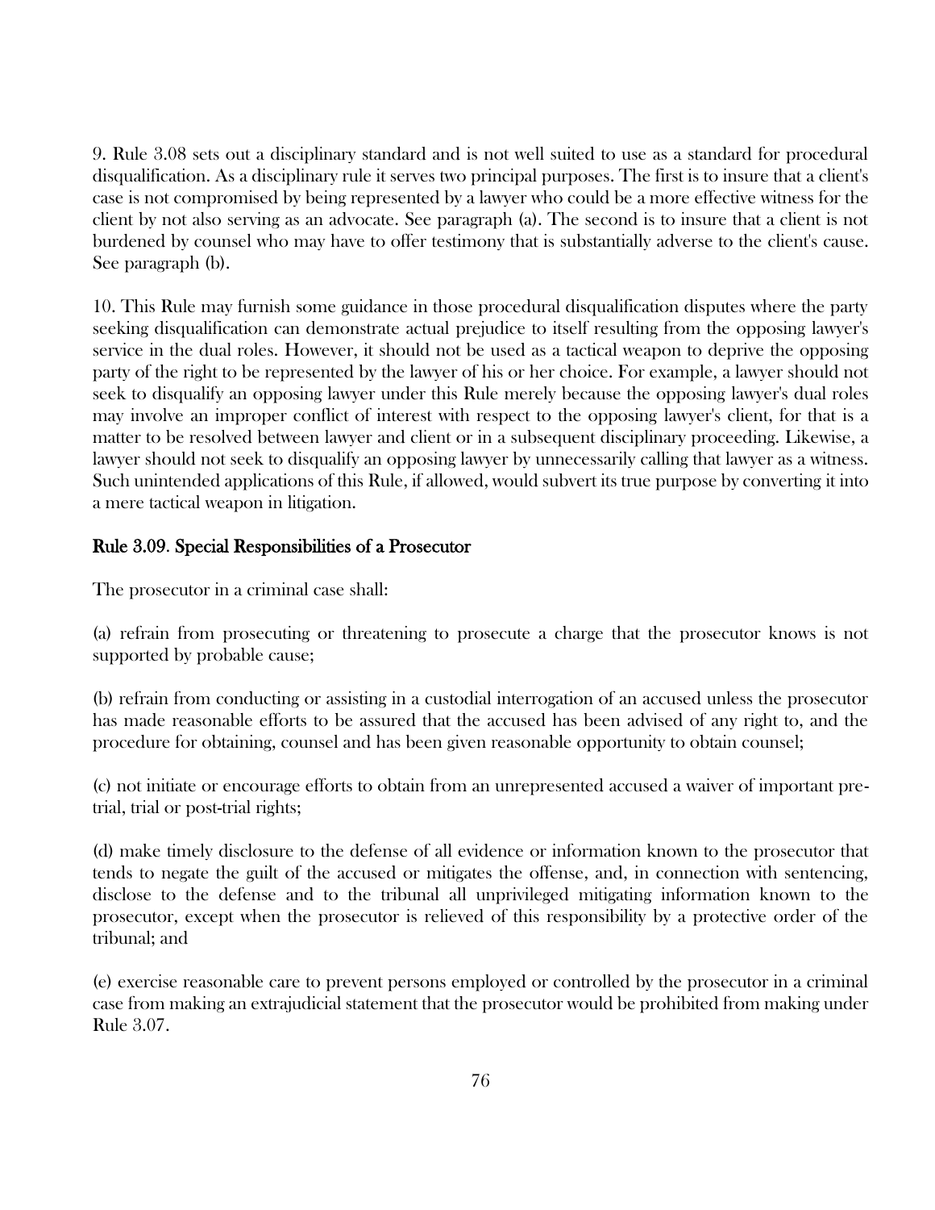9. Rule 3.08 sets out a disciplinary standard and is not well suited to use as a standard for procedural disqualification. As a disciplinary rule it serves two principal purposes. The first is to insure that a client's case is not compromised by being represented by a lawyer who could be a more effective witness for the client by not also serving as an advocate. See paragraph (a). The second is to insure that a client is not burdened by counsel who may have to offer testimony that is substantially adverse to the client's cause. See paragraph (b).

10. This Rule may furnish some guidance in those procedural disqualification disputes where the party seeking disqualification can demonstrate actual prejudice to itself resulting from the opposing lawyer's service in the dual roles. However, it should not be used as a tactical weapon to deprive the opposing party of the right to be represented by the lawyer of his or her choice. For example, a lawyer should not seek to disqualify an opposing lawyer under this Rule merely because the opposing lawyer's dual roles may involve an improper conflict of interest with respect to the opposing lawyer's client, for that is a matter to be resolved between lawyer and client or in a subsequent disciplinary proceeding. Likewise, a lawyer should not seek to disqualify an opposing lawyer by unnecessarily calling that lawyer as a witness. Such unintended applications of this Rule, if allowed, would subvert its true purpose by converting it into a mere tactical weapon in litigation.

## Rule 3.09. Special Responsibilities of a Prosecutor

The prosecutor in a criminal case shall:

(a) refrain from prosecuting or threatening to prosecute a charge that the prosecutor knows is not supported by probable cause;

(b) refrain from conducting or assisting in a custodial interrogation of an accused unless the prosecutor has made reasonable efforts to be assured that the accused has been advised of any right to, and the procedure for obtaining, counsel and has been given reasonable opportunity to obtain counsel;

(c) not initiate or encourage efforts to obtain from an unrepresented accused a waiver of important pre-trial, trial or post-trial rights;

(d) make timely disclosure to the defense of all evidence or information known to the prosecutor that tends to negate the guilt of the accused or mitigates the offense, and, in connection with sentencing, disclose to the defense and to the tribunal all unprivileged mitigating information known to the prosecutor, except when the prosecutor is relieved of this responsibility by a protective order of the tribunal; and

(e) exercise reasonable care to prevent persons employed or controlled by the prosecutor in a criminal case from making an extrajudicial statement that the prosecutor would be prohibited from making under Rule 3.07.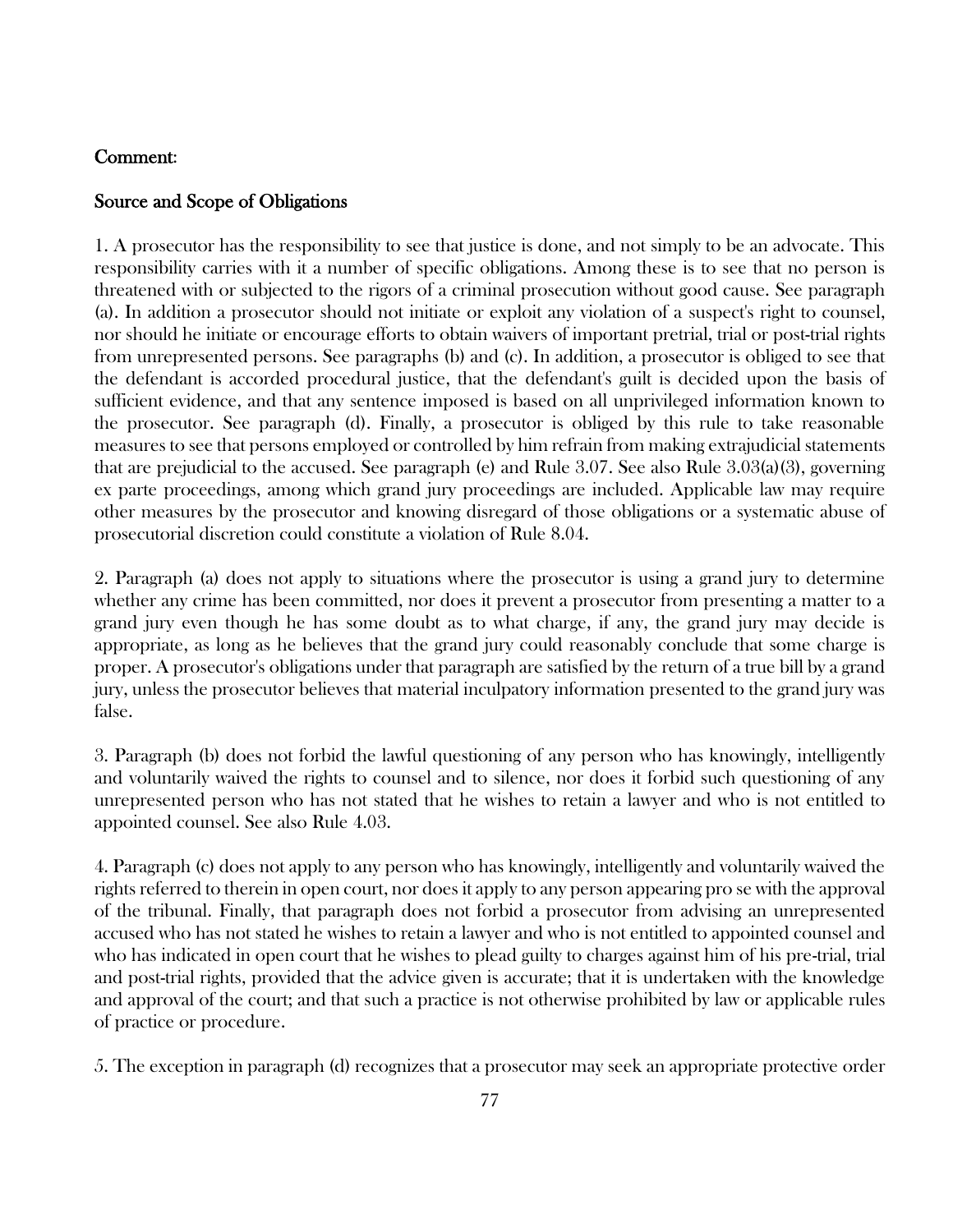## Comment:

### Source and Scope of Obligations

1. A prosecutor has the responsibility to see that justice is done, and not simply to be an advocate. This responsibility carries with it a number of specific obligations. Among these is to see that no person is threatened with or subjected to the rigors of a criminal prosecution without good cause. See paragraph (a). In addition a prosecutor should not initiate or exploit any violation of a suspect's right to counsel, nor should he initiate or encourage efforts to obtain waivers of important pretrial, trial or post-trial rights from unrepresented persons. See paragraphs (b) and (c). In addition, a prosecutor is obliged to see that the defendant is accorded procedural justice, that the defendant's guilt is decided upon the basis of sufficient evidence, and that any sentence imposed is based on all unprivileged information known to the prosecutor. See paragraph (d). Finally, a prosecutor is obliged by this rule to take reasonable measures to see that persons employed or controlled by him refrain from making extrajudicial statements that are prejudicial to the accused. See paragraph (e) and Rule 3.07. See also Rule 3.03(a)(3), governing ex parte proceedings, among which grand jury proceedings are included. Applicable law may require other measures by the prosecutor and knowing disregard of those obligations or a systematic abuse of prosecutorial discretion could constitute a violation of Rule 8.04.

2. Paragraph (a) does not apply to situations where the prosecutor is using a grand jury to determine whether any crime has been committed, nor does it prevent a prosecutor from presenting a matter to a grand jury even though he has some doubt as to what charge, if any, the grand jury may decide is appropriate, as long as he believes that the grand jury could reasonably conclude that some charge is proper. A prosecutor's obligations under that paragraph are satisfied by the return of a true bill by a grand jury, unless the prosecutor believes that material inculpatory information presented to the grand jury was false.

3. Paragraph (b) does not forbid the lawful questioning of any person who has knowingly, intelligently and voluntarily waived the rights to counsel and to silence, nor does it forbid such questioning of any unrepresented person who has not stated that he wishes to retain a lawyer and who is not entitled to appointed counsel. See also Rule 4.03.

4. Paragraph (c) does not apply to any person who has knowingly, intelligently and voluntarily waived the rights referred to therein in open court, nor does it apply to any person appearing pro se with the approval of the tribunal. Finally, that paragraph does not forbid a prosecutor from advising an unrepresented accused who has not stated he wishes to retain a lawyer and who is not entitled to appointed counsel and who has indicated in open court that he wishes to plead guilty to charges against him of his pre-trial, trial and post-trial rights, provided that the advice given is accurate; that it is undertaken with the knowledge and approval of the court; and that such a practice is not otherwise prohibited by law or applicable rules of practice or procedure.

5. The exception in paragraph (d) recognizes that a prosecutor may seek an appropriate protective order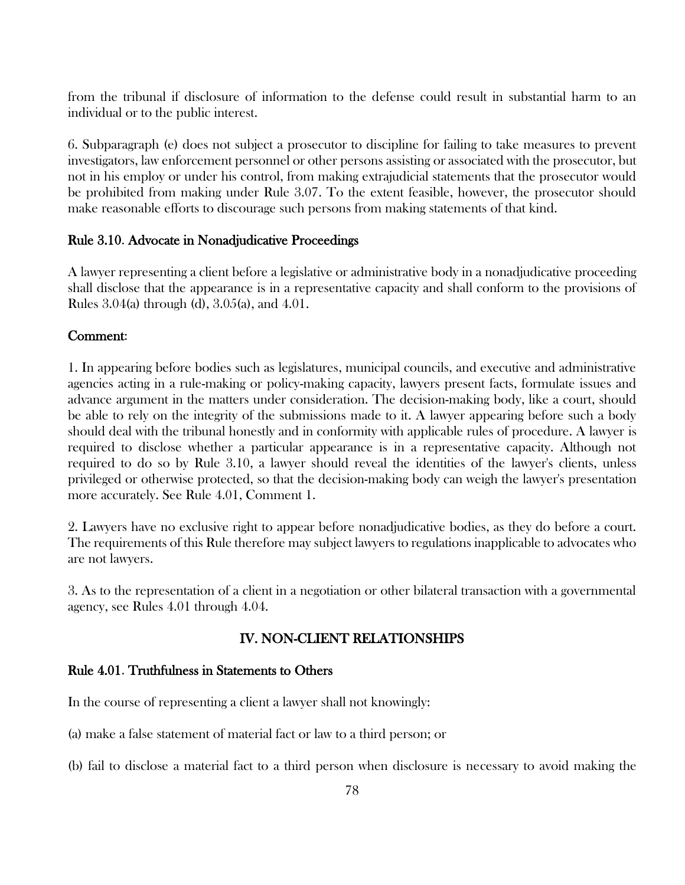from the tribunal if disclosure of information to the defense could result in substantial harm to an individual or to the public interest.

6. Subparagraph (e) does not subject a prosecutor to discipline for failing to take measures to prevent investigators, law enforcement personnel or other persons assisting or associated with the prosecutor, but not in his employ or under his control, from making extrajudicial statements that the prosecutor would be prohibited from making under Rule 3.07. To the extent feasible, however, the prosecutor should make reasonable efforts to discourage such persons from making statements of that kind.

### Rule 3.10. Advocate in Nonadjudicative Proceedings

A lawyer representing a client before a legislative or administrative body in a nonadjudicative proceeding shall disclose that the appearance is in a representative capacity and shall conform to the provisions of Rules 3.04(a) through (d), 3.05(a), and 4.01.

### Comment:

1. In appearing before bodies such as legislatures, municipal councils, and executive and administrative agencies acting in a rule-making or policy-making capacity, lawyers present facts, formulate issues and advance argument in the matters under consideration. The decision-making body, like a court, should be able to rely on the integrity of the submissions made to it. A lawyer appearing before such a body should deal with the tribunal honestly and in conformity with applicable rules of procedure. A lawyer is required to disclose whether a particular appearance is in a representative capacity. Although not required to do so by Rule 3.10, a lawyer should reveal the identities of the lawyer's clients, unless privileged or otherwise protected, so that the decision-making body can weigh the lawyer's presentation more accurately. See Rule 4.01, Comment 1.

2. Lawyers have no exclusive right to appear before nonadjudicative bodies, as they do before a court. The requirements of this Rule therefore may subject lawyers to regulations inapplicable to advocates who are not lawyers.

3. As to the representation of a client in a negotiation or other bilateral transaction with a governmental agency, see Rules 4.01 through 4.04.

## IV. NON-CLIENT RELATIONSHIPS

### Rule 4.01. Truthfulness in Statements to Others

In the course of representing a client a lawyer shall not knowingly:

(a) make a false statement of material fact or law to a third person; or

(b) fail to disclose a material fact to a third person when disclosure is necessary to avoid making the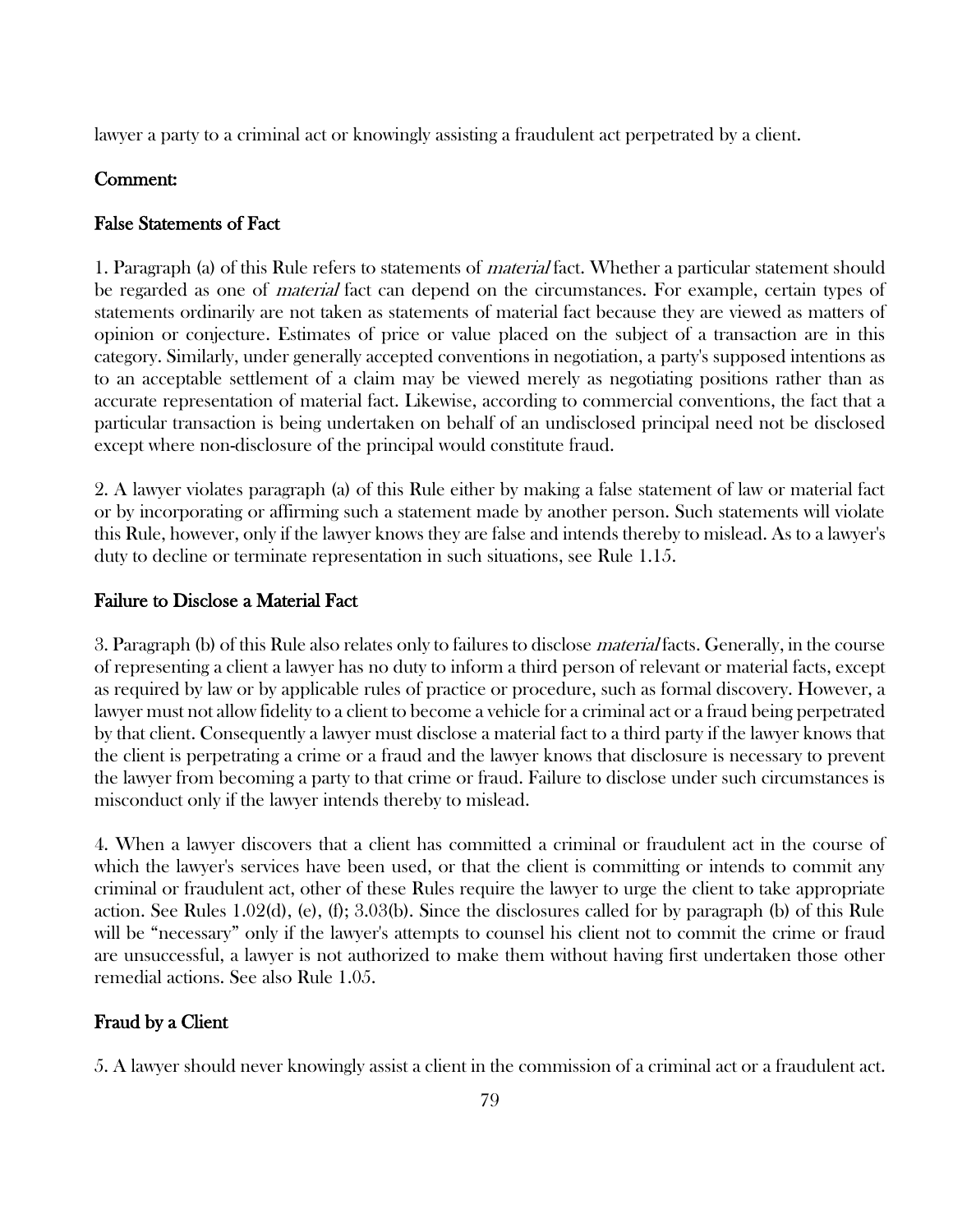lawyer a party to a criminal act or knowingly assisting a fraudulent act perpetrated by a client.

### Comment:

### False Statements of Fact

1. Paragraph (a) of this Rule refers to statements of *material* fact. Whether a particular statement should be regarded as one of *material* fact can depend on the circumstances. For example, certain types of statements ordinarily are not taken as statements of material fact because they are viewed as matters of opinion or conjecture. Estimates of price or value placed on the subject of a transaction are in this category. Similarly, under generally accepted conventions in negotiation, a party's supposed intentions as to an acceptable settlement of a claim may be viewed merely as negotiating positions rather than as accurate representation of material fact. Likewise, according to commercial conventions, the fact that a particular transaction is being undertaken on behalf of an undisclosed principal need not be disclosed except where non-disclosure of the principal would constitute fraud.

2. A lawyer violates paragraph (a) of this Rule either by making a false statement of law or material fact or by incorporating or affirming such a statement made by another person. Such statements will violate this Rule, however, only if the lawyer knows they are false and intends thereby to mislead. As to a lawyer's duty to decline or terminate representation in such situations, see Rule 1.15.

### Failure to Disclose a Material Fact

3. Paragraph (b) of this Rule also relates only to failures to disclose *material* facts. Generally, in the course of representing a client a lawyer has no duty to inform a third person of relevant or material facts, except as required by law or by applicable rules of practice or procedure, such as formal discovery. However, a lawyer must not allow fidelity to a client to become a vehicle for a criminal act or a fraud being perpetrated by that client. Consequently a lawyer must disclose a material fact to a third party if the lawyer knows that the client is perpetrating a crime or a fraud and the lawyer knows that disclosure is necessary to prevent the lawyer from becoming a party to that crime or fraud. Failure to disclose under such circumstances is misconduct only if the lawyer intends thereby to mislead.

4. When a lawyer discovers that a client has committed a criminal or fraudulent act in the course of which the lawyer's services have been used, or that the client is committing or intends to commit any criminal or fraudulent act, other of these Rules require the lawyer to urge the client to take appropriate action. See Rules 1.02(d), (e), (f); 3.03(b). Since the disclosures called for by paragraph (b) of this Rule will be "necessary" only if the lawyer's attempts to counsel his client not to commit the crime or fraud are unsuccessful, a lawyer is not authorized to make them without having first undertaken those other remedial actions. See also Rule 1.05.

### Fraud by a Client

5. A lawyer should never knowingly assist a client in the commission of a criminal act or a fraudulent act.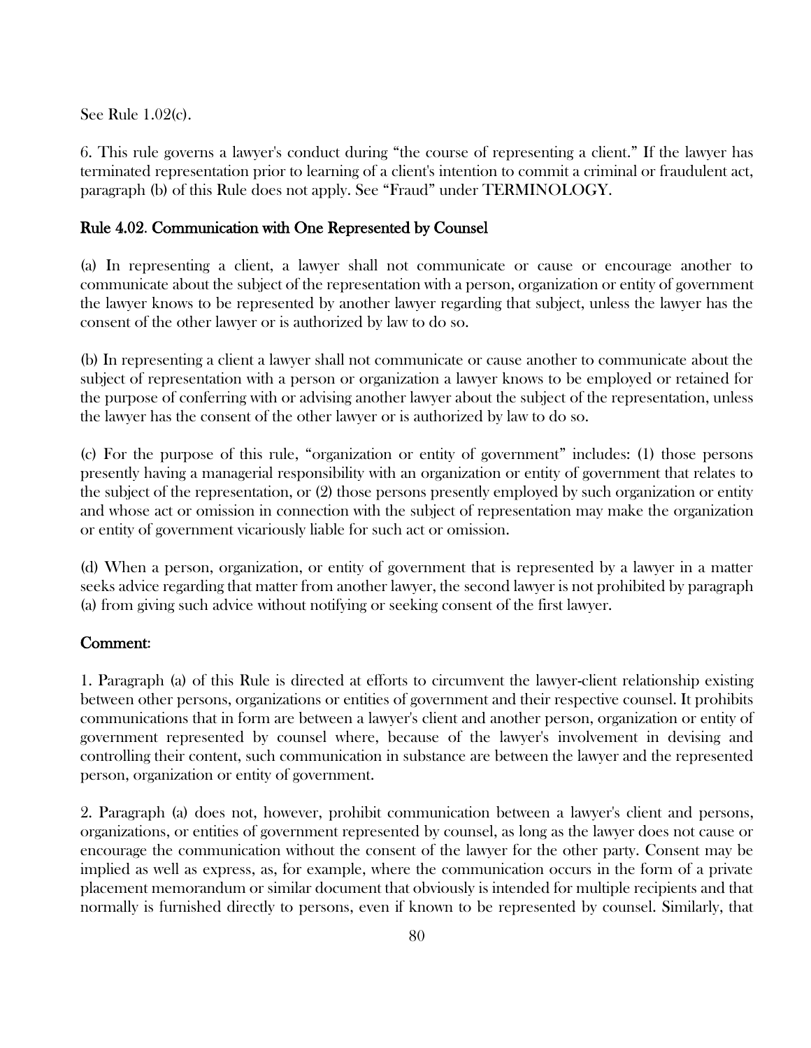See Rule 1.02(c).

6. This rule governs a lawyer's conduct during "the course of representing a client." If the lawyer has terminated representation prior to learning of a client's intention to commit a criminal or fraudulent act, paragraph (b) of this Rule does not apply. See "Fraud" under TERMINOLOGY.

## Rule 4.02. Communication with One Represented by Counsel

(a) In representing a client, a lawyer shall not communicate or cause or encourage another to communicate about the subject of the representation with a person, organization or entity of government the lawyer knows to be represented by another lawyer regarding that subject, unless the lawyer has the consent of the other lawyer or is authorized by law to do so.

(b) In representing a client a lawyer shall not communicate or cause another to communicate about the subject of representation with a person or organization a lawyer knows to be employed or retained for the purpose of conferring with or advising another lawyer about the subject of the representation, unless the lawyer has the consent of the other lawyer or is authorized by law to do so.

(c) For the purpose of this rule, "organization or entity of government" includes: (1) those persons presently having a managerial responsibility with an organization or entity of government that relates to the subject of the representation, or (2) those persons presently employed by such organization or entity and whose act or omission in connection with the subject of representation may make the organization or entity of government vicariously liable for such act or omission.

(d) When a person, organization, or entity of government that is represented by a lawyer in a matter seeks advice regarding that matter from another lawyer, the second lawyer is not prohibited by paragraph (a) from giving such advice without notifying or seeking consent of the first lawyer.

## Comment:

1. Paragraph (a) of this Rule is directed at efforts to circumvent the lawyer-client relationship existing between other persons, organizations or entities of government and their respective counsel. It prohibits communications that in form are between a lawyer's client and another person, organization or entity of government represented by counsel where, because of the lawyer's involvement in devising and controlling their content, such communication in substance are between the lawyer and the represented person, organization or entity of government.

2. Paragraph (a) does not, however, prohibit communication between a lawyer's client and persons, organizations, or entities of government represented by counsel, as long as the lawyer does not cause or encourage the communication without the consent of the lawyer for the other party. Consent may be implied as well as express, as, for example, where the communication occurs in the form of a private placement memorandum or similar document that obviously is intended for multiple recipients and that normally is furnished directly to persons, even if known to be represented by counsel. Similarly, that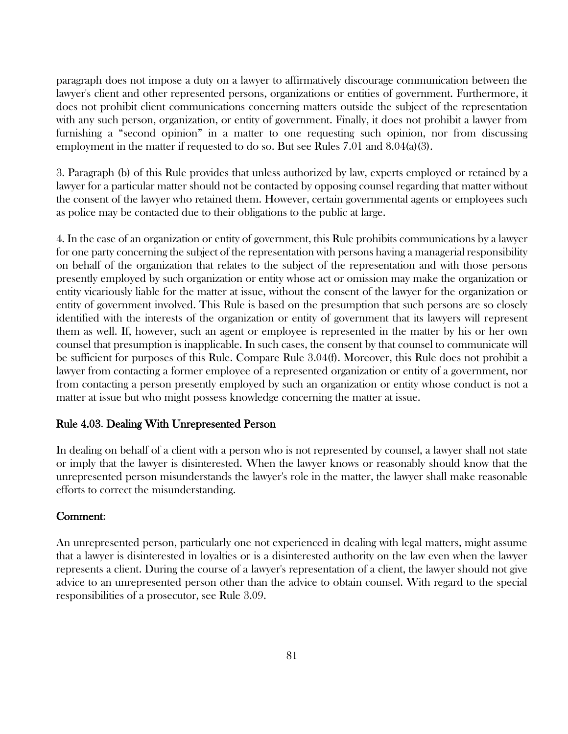paragraph does not impose a duty on a lawyer to affirmatively discourage communication between the lawyer's client and other represented persons, organizations or entities of government. Furthermore, it does not prohibit client communications concerning matters outside the subject of the representation with any such person, organization, or entity of government. Finally, it does not prohibit a lawyer from furnishing a "second opinion" in a matter to one requesting such opinion, nor from discussing employment in the matter if requested to do so. But see Rules 7.01 and 8.04(a)(3).

3. Paragraph (b) of this Rule provides that unless authorized by law, experts employed or retained by a lawyer for a particular matter should not be contacted by opposing counsel regarding that matter without the consent of the lawyer who retained them. However, certain governmental agents or employees such as police may be contacted due to their obligations to the public at large.

4. In the case of an organization or entity of government, this Rule prohibits communications by a lawyer for one party concerning the subject of the representation with persons having a managerial responsibility on behalf of the organization that relates to the subject of the representation and with those persons presently employed by such organization or entity whose act or omission may make the organization or entity vicariously liable for the matter at issue, without the consent of the lawyer for the organization or entity of government involved. This Rule is based on the presumption that such persons are so closely identified with the interests of the organization or entity of government that its lawyers will represent them as well. If, however, such an agent or employee is represented in the matter by his or her own counsel that presumption is inapplicable. In such cases, the consent by that counsel to communicate will be sufficient for purposes of this Rule. Compare Rule 3.04(f). Moreover, this Rule does not prohibit a lawyer from contacting a former employee of a represented organization or entity of a government, nor from contacting a person presently employed by such an organization or entity whose conduct is not a matter at issue but who might possess knowledge concerning the matter at issue.

## Rule 4.03. Dealing With Unrepresented Person

In dealing on behalf of a client with a person who is not represented by counsel, a lawyer shall not state or imply that the lawyer is disinterested. When the lawyer knows or reasonably should know that the unrepresented person misunderstands the lawyer's role in the matter, the lawyer shall make reasonable efforts to correct the misunderstanding.

### Comment:

An unrepresented person, particularly one not experienced in dealing with legal matters, might assume that a lawyer is disinterested in loyalties or is a disinterested authority on the law even when the lawyer represents a client. During the course of a lawyer's representation of a client, the lawyer should not give advice to an unrepresented person other than the advice to obtain counsel. With regard to the special responsibilities of a prosecutor, see Rule 3.09.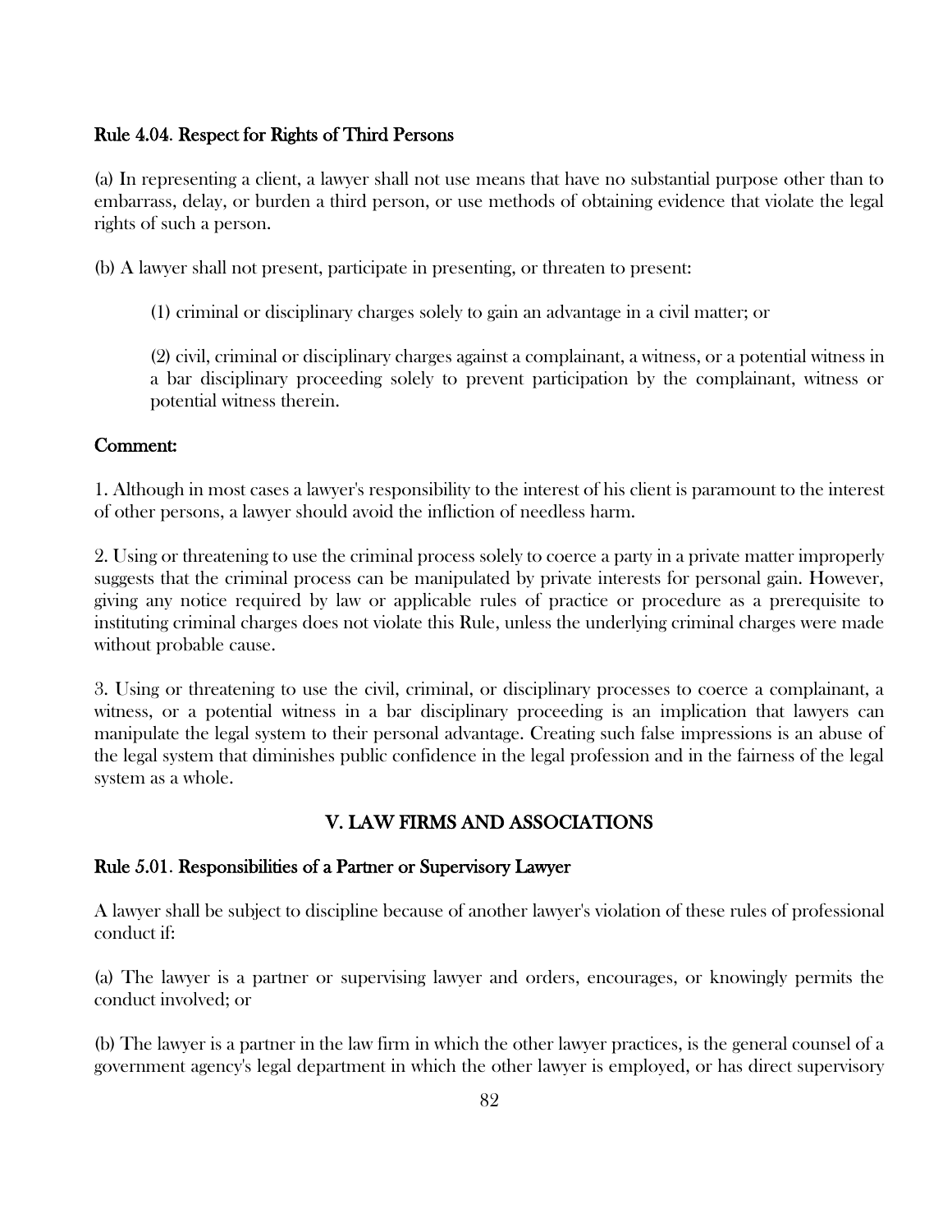### Rule 4.04. Respect for Rights of Third Persons

(a) In representing a client, a lawyer shall not use means that have no substantial purpose other than to embarrass, delay, or burden a third person, or use methods of obtaining evidence that violate the legal rights of such a person.

(b) A lawyer shall not present, participate in presenting, or threaten to present:

> (1) criminal or disciplinary charges solely to gain an advantage in a civil matter; or
>
> (2) civil, criminal or disciplinary charges against a complainant, a witness, or a potential witness in a bar disciplinary proceeding solely to prevent participation by the complainant, witness or potential witness therein.

#### Comment:

1. Although in most cases a lawyer's responsibility to the interest of his client is paramount to the interest of other persons, a lawyer should avoid the infliction of needless harm.

2. Using or threatening to use the criminal process solely to coerce a party in a private matter improperly suggests that the criminal process can be manipulated by private interests for personal gain. However, giving any notice required by law or applicable rules of practice or procedure as a prerequisite to instituting criminal charges does not violate this Rule, unless the underlying criminal charges were made without probable cause.

3. Using or threatening to use the civil, criminal, or disciplinary processes to coerce a complainant, a witness, or a potential witness in a bar disciplinary proceeding is an implication that lawyers can manipulate the legal system to their personal advantage. Creating such false impressions is an abuse of the legal system that diminishes public confidence in the legal profession and in the fairness of the legal system as a whole.

## V. LAW FIRMS AND ASSOCIATIONS

### Rule 5.01. Responsibilities of a Partner or Supervisory Lawyer

A lawyer shall be subject to discipline because of another lawyer's violation of these rules of professional conduct if:

(a) The lawyer is a partner or supervising lawyer and orders, encourages, or knowingly permits the conduct involved; or

(b) The lawyer is a partner in the law firm in which the other lawyer practices, is the general counsel of a government agency's legal department in which the other lawyer is employed, or has direct supervisory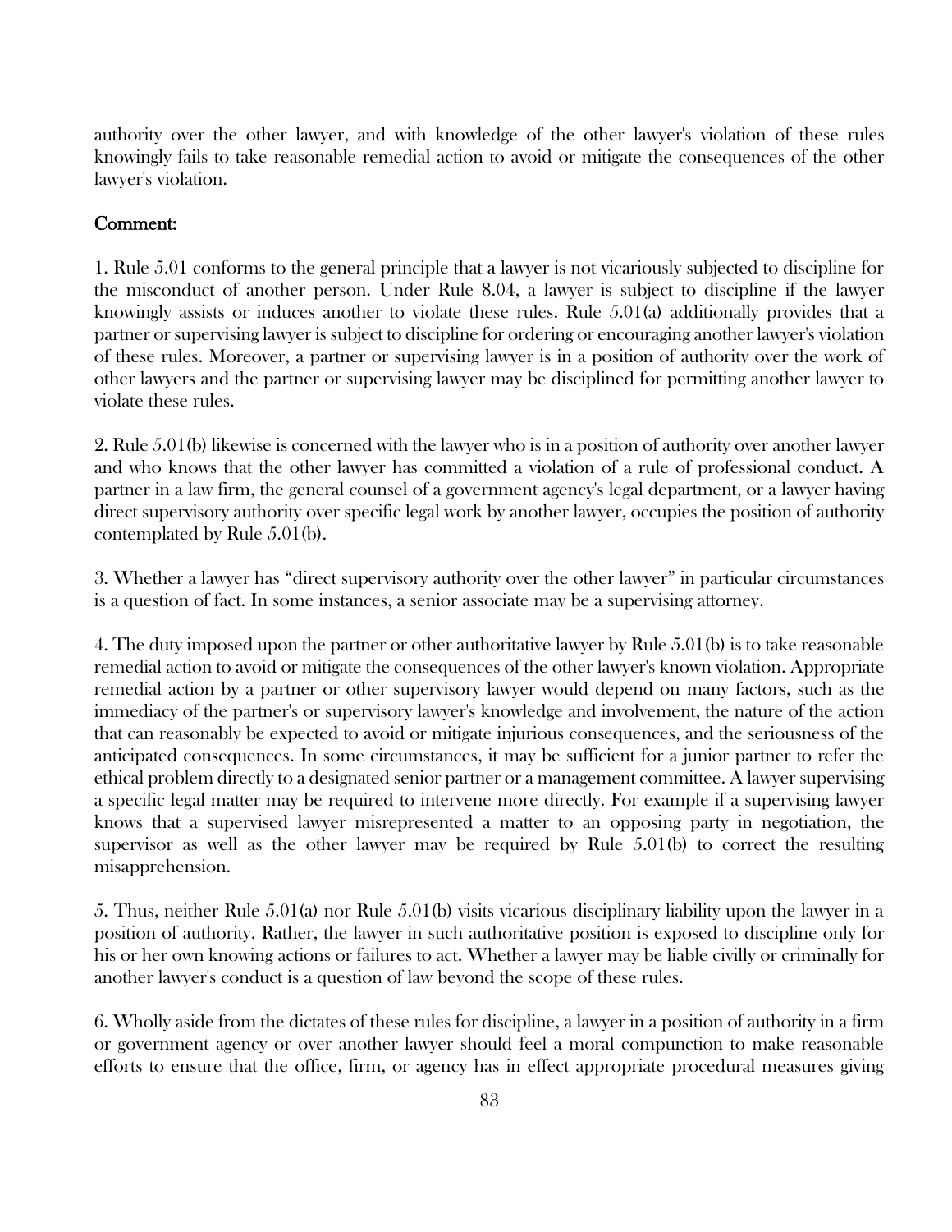authority over the other lawyer, and with knowledge of the other lawyer's violation of these rules knowingly fails to take reasonable remedial action to avoid or mitigate the consequences of the other lawyer's violation.

## Comment:

1. Rule 5.01 conforms to the general principle that a lawyer is not vicariously subjected to discipline for the misconduct of another person. Under Rule 8.04, a lawyer is subject to discipline if the lawyer knowingly assists or induces another to violate these rules. Rule 5.01(a) additionally provides that a partner or supervising lawyer is subject to discipline for ordering or encouraging another lawyer's violation of these rules. Moreover, a partner or supervising lawyer is in a position of authority over the work of other lawyers and the partner or supervising lawyer may be disciplined for permitting another lawyer to violate these rules.

2. Rule 5.01(b) likewise is concerned with the lawyer who is in a position of authority over another lawyer and who knows that the other lawyer has committed a violation of a rule of professional conduct. A partner in a law firm, the general counsel of a government agency's legal department, or a lawyer having direct supervisory authority over specific legal work by another lawyer, occupies the position of authority contemplated by Rule 5.01(b).

3. Whether a lawyer has "direct supervisory authority over the other lawyer" in particular circumstances is a question of fact. In some instances, a senior associate may be a supervising attorney.

4. The duty imposed upon the partner or other authoritative lawyer by Rule 5.01(b) is to take reasonable remedial action to avoid or mitigate the consequences of the other lawyer's known violation. Appropriate remedial action by a partner or other supervisory lawyer would depend on many factors, such as the immediacy of the partner's or supervisory lawyer's knowledge and involvement, the nature of the action that can reasonably be expected to avoid or mitigate injurious consequences, and the seriousness of the anticipated consequences. In some circumstances, it may be sufficient for a junior partner to refer the ethical problem directly to a designated senior partner or a management committee. A lawyer supervising a specific legal matter may be required to intervene more directly. For example if a supervising lawyer knows that a supervised lawyer misrepresented a matter to an opposing party in negotiation, the supervisor as well as the other lawyer may be required by Rule 5.01(b) to correct the resulting misapprehension.

5. Thus, neither Rule 5.01(a) nor Rule 5.01(b) visits vicarious disciplinary liability upon the lawyer in a position of authority. Rather, the lawyer in such authoritative position is exposed to discipline only for his or her own knowing actions or failures to act. Whether a lawyer may be liable civilly or criminally for another lawyer's conduct is a question of law beyond the scope of these rules.

6. Wholly aside from the dictates of these rules for discipline, a lawyer in a position of authority in a firm or government agency or over another lawyer should feel a moral compunction to make reasonable efforts to ensure that the office, firm, or agency has in effect appropriate procedural measures giving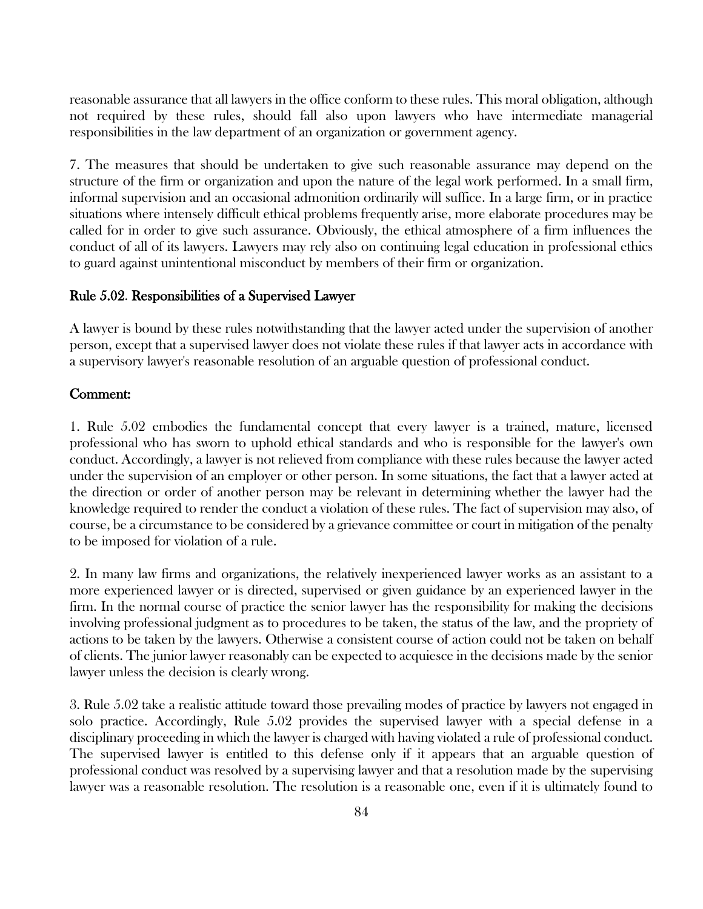reasonable assurance that all lawyers in the office conform to these rules. This moral obligation, although not required by these rules, should fall also upon lawyers who have intermediate managerial responsibilities in the law department of an organization or government agency.

7. The measures that should be undertaken to give such reasonable assurance may depend on the structure of the firm or organization and upon the nature of the legal work performed. In a small firm, informal supervision and an occasional admonition ordinarily will suffice. In a large firm, or in practice situations where intensely difficult ethical problems frequently arise, more elaborate procedures may be called for in order to give such assurance. Obviously, the ethical atmosphere of a firm influences the conduct of all of its lawyers. Lawyers may rely also on continuing legal education in professional ethics to guard against unintentional misconduct by members of their firm or organization.

## Rule 5.02. Responsibilities of a Supervised Lawyer

A lawyer is bound by these rules notwithstanding that the lawyer acted under the supervision of another person, except that a supervised lawyer does not violate these rules if that lawyer acts in accordance with a supervisory lawyer's reasonable resolution of an arguable question of professional conduct.

### Comment:

1. Rule 5.02 embodies the fundamental concept that every lawyer is a trained, mature, licensed professional who has sworn to uphold ethical standards and who is responsible for the lawyer's own conduct. Accordingly, a lawyer is not relieved from compliance with these rules because the lawyer acted under the supervision of an employer or other person. In some situations, the fact that a lawyer acted at the direction or order of another person may be relevant in determining whether the lawyer had the knowledge required to render the conduct a violation of these rules. The fact of supervision may also, of course, be a circumstance to be considered by a grievance committee or court in mitigation of the penalty to be imposed for violation of a rule.

2. In many law firms and organizations, the relatively inexperienced lawyer works as an assistant to a more experienced lawyer or is directed, supervised or given guidance by an experienced lawyer in the firm. In the normal course of practice the senior lawyer has the responsibility for making the decisions involving professional judgment as to procedures to be taken, the status of the law, and the propriety of actions to be taken by the lawyers. Otherwise a consistent course of action could not be taken on behalf of clients. The junior lawyer reasonably can be expected to acquiesce in the decisions made by the senior lawyer unless the decision is clearly wrong.

3. Rule 5.02 take a realistic attitude toward those prevailing modes of practice by lawyers not engaged in solo practice. Accordingly, Rule 5.02 provides the supervised lawyer with a special defense in a disciplinary proceeding in which the lawyer is charged with having violated a rule of professional conduct. The supervised lawyer is entitled to this defense only if it appears that an arguable question of professional conduct was resolved by a supervising lawyer and that a resolution made by the supervising lawyer was a reasonable resolution. The resolution is a reasonable one, even if it is ultimately found to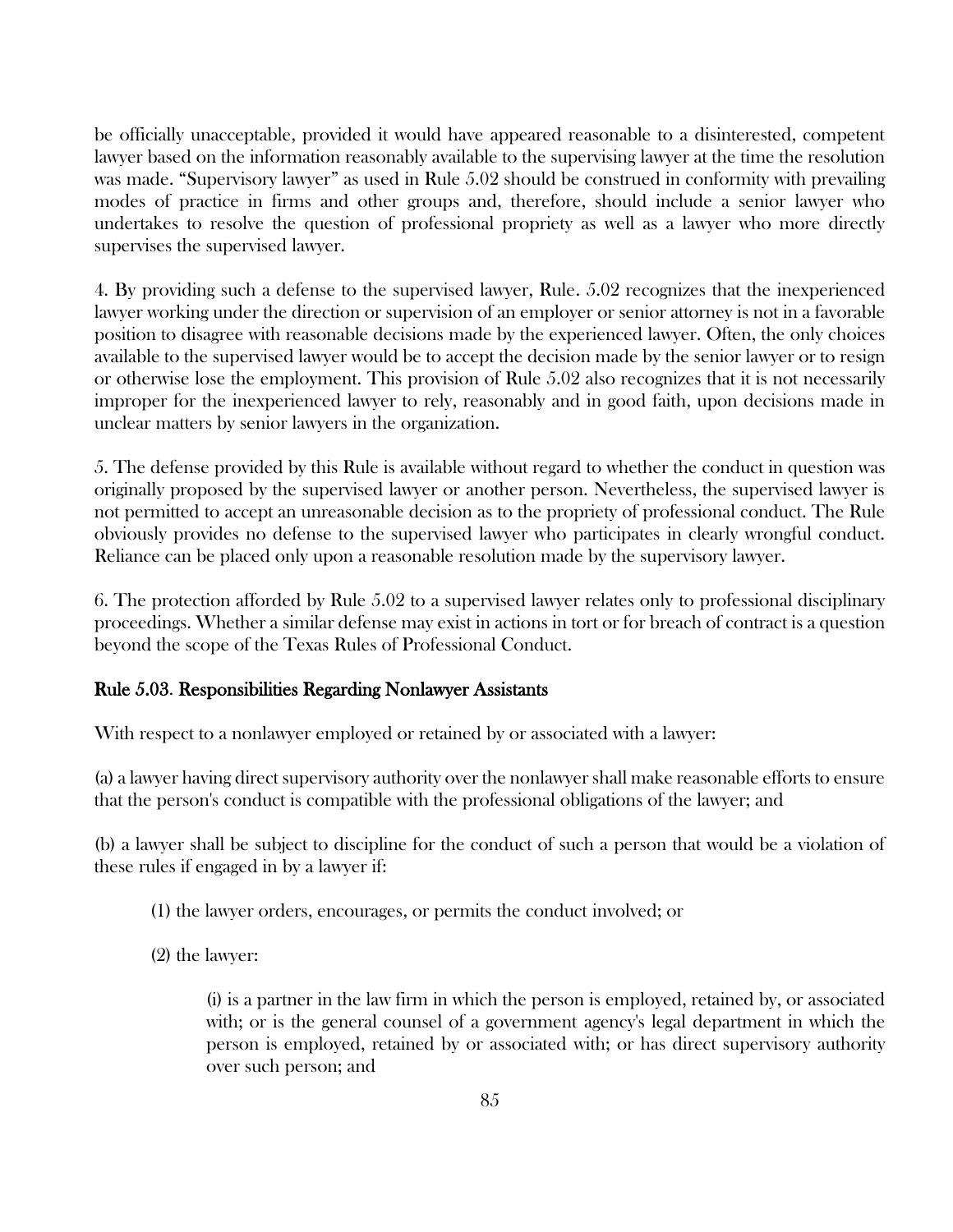be officially unacceptable, provided it would have appeared reasonable to a disinterested, competent lawyer based on the information reasonably available to the supervising lawyer at the time the resolution was made. "Supervisory lawyer" as used in Rule 5.02 should be construed in conformity with prevailing modes of practice in firms and other groups and, therefore, should include a senior lawyer who undertakes to resolve the question of professional propriety as well as a lawyer who more directly supervises the supervised lawyer.

4. By providing such a defense to the supervised lawyer, Rule. 5.02 recognizes that the inexperienced lawyer working under the direction or supervision of an employer or senior attorney is not in a favorable position to disagree with reasonable decisions made by the experienced lawyer. Often, the only choices available to the supervised lawyer would be to accept the decision made by the senior lawyer or to resign or otherwise lose the employment. This provision of Rule 5.02 also recognizes that it is not necessarily improper for the inexperienced lawyer to rely, reasonably and in good faith, upon decisions made in unclear matters by senior lawyers in the organization.

5. The defense provided by this Rule is available without regard to whether the conduct in question was originally proposed by the supervised lawyer or another person. Nevertheless, the supervised lawyer is not permitted to accept an unreasonable decision as to the propriety of professional conduct. The Rule obviously provides no defense to the supervised lawyer who participates in clearly wrongful conduct. Reliance can be placed only upon a reasonable resolution made by the supervisory lawyer.

6. The protection afforded by Rule 5.02 to a supervised lawyer relates only to professional disciplinary proceedings. Whether a similar defense may exist in actions in tort or for breach of contract is a question beyond the scope of the Texas Rules of Professional Conduct.

## Rule 5.03. Responsibilities Regarding Nonlawyer Assistants

With respect to a nonlawyer employed or retained by or associated with a lawyer:

(a) a lawyer having direct supervisory authority over the nonlawyer shall make reasonable efforts to ensure that the person's conduct is compatible with the professional obligations of the lawyer; and

(b) a lawyer shall be subject to discipline for the conduct of such a person that would be a violation of these rules if engaged in by a lawyer if:

> (1) the lawyer orders, encourages, or permits the conduct involved; or
>
> (2) the lawyer:
>
> > (i) is a partner in the law firm in which the person is employed, retained by, or associated with; or is the general counsel of a government agency's legal department in which the person is employed, retained by or associated with; or has direct supervisory authority over such person; and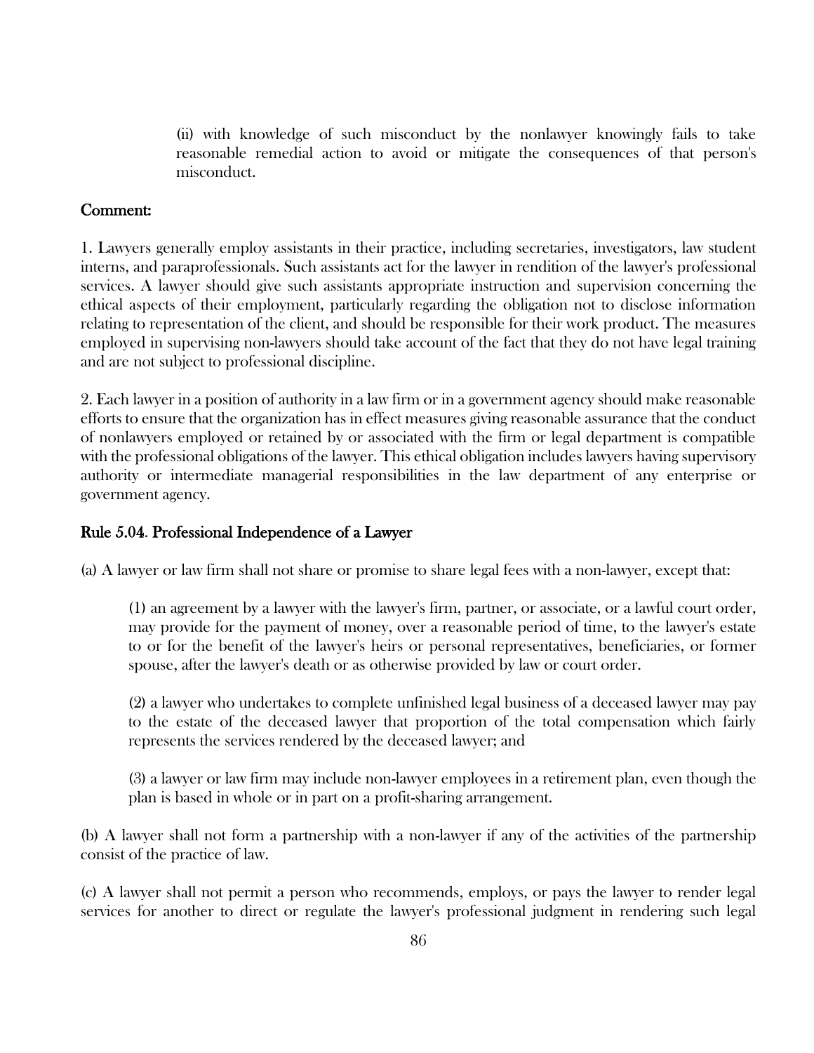(ii) with knowledge of such misconduct by the nonlawyer knowingly fails to take reasonable remedial action to avoid or mitigate the consequences of that person's misconduct.

**Comment:**

1. Lawyers generally employ assistants in their practice, including secretaries, investigators, law student interns, and paraprofessionals. Such assistants act for the lawyer in rendition of the lawyer's professional services. A lawyer should give such assistants appropriate instruction and supervision concerning the ethical aspects of their employment, particularly regarding the obligation not to disclose information relating to representation of the client, and should be responsible for their work product. The measures employed in supervising non-lawyers should take account of the fact that they do not have legal training and are not subject to professional discipline.

2. Each lawyer in a position of authority in a law firm or in a government agency should make reasonable efforts to ensure that the organization has in effect measures giving reasonable assurance that the conduct of nonlawyers employed or retained by or associated with the firm or legal department is compatible with the professional obligations of the lawyer. This ethical obligation includes lawyers having supervisory authority or intermediate managerial responsibilities in the law department of any enterprise or government agency.

## Rule 5.04. Professional Independence of a Lawyer

(a) A lawyer or law firm shall not share or promise to share legal fees with a non-lawyer, except that:

(1) an agreement by a lawyer with the lawyer's firm, partner, or associate, or a lawful court order, may provide for the payment of money, over a reasonable period of time, to the lawyer's estate to or for the benefit of the lawyer's heirs or personal representatives, beneficiaries, or former spouse, after the lawyer's death or as otherwise provided by law or court order.

(2) a lawyer who undertakes to complete unfinished legal business of a deceased lawyer may pay to the estate of the deceased lawyer that proportion of the total compensation which fairly represents the services rendered by the deceased lawyer; and

(3) a lawyer or law firm may include non-lawyer employees in a retirement plan, even though the plan is based in whole or in part on a profit-sharing arrangement.

(b) A lawyer shall not form a partnership with a non-lawyer if any of the activities of the partnership consist of the practice of law.

(c) A lawyer shall not permit a person who recommends, employs, or pays the lawyer to render legal services for another to direct or regulate the lawyer's professional judgment in rendering such legal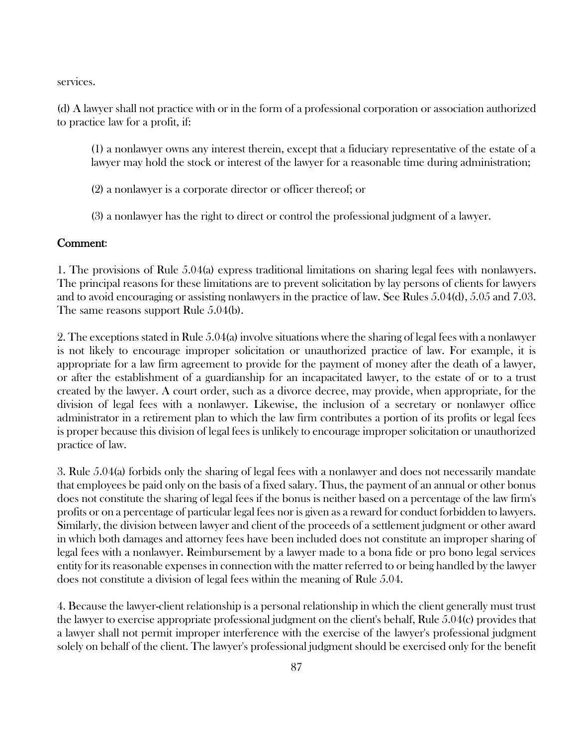services.

(d) A lawyer shall not practice with or in the form of a professional corporation or association authorized to practice law for a profit, if:

> (1) a nonlawyer owns any interest therein, except that a fiduciary representative of the estate of a lawyer may hold the stock or interest of the lawyer for a reasonable time during administration;
>
> (2) a nonlawyer is a corporate director or officer thereof; or
>
> (3) a nonlawyer has the right to direct or control the professional judgment of a lawyer.

## Comment:

1. The provisions of Rule 5.04(a) express traditional limitations on sharing legal fees with nonlawyers. The principal reasons for these limitations are to prevent solicitation by lay persons of clients for lawyers and to avoid encouraging or assisting nonlawyers in the practice of law. See Rules 5.04(d), 5.05 and 7.03. The same reasons support Rule 5.04(b).

2. The exceptions stated in Rule 5.04(a) involve situations where the sharing of legal fees with a nonlawyer is not likely to encourage improper solicitation or unauthorized practice of law. For example, it is appropriate for a law firm agreement to provide for the payment of money after the death of a lawyer, or after the establishment of a guardianship for an incapacitated lawyer, to the estate of or to a trust created by the lawyer. A court order, such as a divorce decree, may provide, when appropriate, for the division of legal fees with a nonlawyer. Likewise, the inclusion of a secretary or nonlawyer office administrator in a retirement plan to which the law firm contributes a portion of its profits or legal fees is proper because this division of legal fees is unlikely to encourage improper solicitation or unauthorized practice of law.

3. Rule 5.04(a) forbids only the sharing of legal fees with a nonlawyer and does not necessarily mandate that employees be paid only on the basis of a fixed salary. Thus, the payment of an annual or other bonus does not constitute the sharing of legal fees if the bonus is neither based on a percentage of the law firm's profits or on a percentage of particular legal fees nor is given as a reward for conduct forbidden to lawyers. Similarly, the division between lawyer and client of the proceeds of a settlement judgment or other award in which both damages and attorney fees have been included does not constitute an improper sharing of legal fees with a nonlawyer. Reimbursement by a lawyer made to a bona fide or pro bono legal services entity for its reasonable expenses in connection with the matter referred to or being handled by the lawyer does not constitute a division of legal fees within the meaning of Rule 5.04.

4. Because the lawyer-client relationship is a personal relationship in which the client generally must trust the lawyer to exercise appropriate professional judgment on the client's behalf, Rule 5.04(c) provides that a lawyer shall not permit improper interference with the exercise of the lawyer's professional judgment solely on behalf of the client. The lawyer's professional judgment should be exercised only for the benefit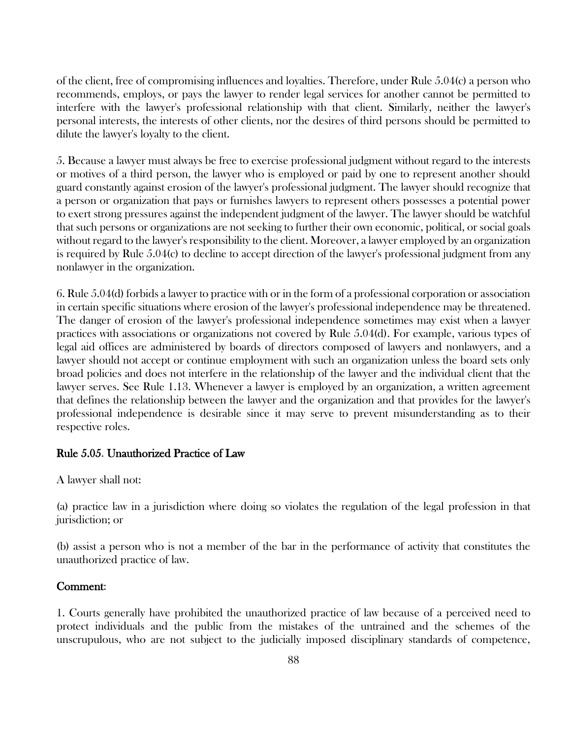of the client, free of compromising influences and loyalties. Therefore, under Rule 5.04(c) a person who recommends, employs, or pays the lawyer to render legal services for another cannot be permitted to interfere with the lawyer's professional relationship with that client. Similarly, neither the lawyer's personal interests, the interests of other clients, nor the desires of third persons should be permitted to dilute the lawyer's loyalty to the client.

5. Because a lawyer must always be free to exercise professional judgment without regard to the interests or motives of a third person, the lawyer who is employed or paid by one to represent another should guard constantly against erosion of the lawyer's professional judgment. The lawyer should recognize that a person or organization that pays or furnishes lawyers to represent others possesses a potential power to exert strong pressures against the independent judgment of the lawyer. The lawyer should be watchful that such persons or organizations are not seeking to further their own economic, political, or social goals without regard to the lawyer's responsibility to the client. Moreover, a lawyer employed by an organization is required by Rule 5.04(c) to decline to accept direction of the lawyer's professional judgment from any nonlawyer in the organization.

6. Rule 5.04(d) forbids a lawyer to practice with or in the form of a professional corporation or association in certain specific situations where erosion of the lawyer's professional independence may be threatened. The danger of erosion of the lawyer's professional independence sometimes may exist when a lawyer practices with associations or organizations not covered by Rule 5.04(d). For example, various types of legal aid offices are administered by boards of directors composed of lawyers and nonlawyers, and a lawyer should not accept or continue employment with such an organization unless the board sets only broad policies and does not interfere in the relationship of the lawyer and the individual client that the lawyer serves. See Rule 1.13. Whenever a lawyer is employed by an organization, a written agreement that defines the relationship between the lawyer and the organization and that provides for the lawyer's professional independence is desirable since it may serve to prevent misunderstanding as to their respective roles.

## Rule 5.05. Unauthorized Practice of Law

A lawyer shall not:

(a) practice law in a jurisdiction where doing so violates the regulation of the legal profession in that jurisdiction; or

(b) assist a person who is not a member of the bar in the performance of activity that constitutes the unauthorized practice of law.

### Comment:

1. Courts generally have prohibited the unauthorized practice of law because of a perceived need to protect individuals and the public from the mistakes of the untrained and the schemes of the unscrupulous, who are not subject to the judicially imposed disciplinary standards of competence,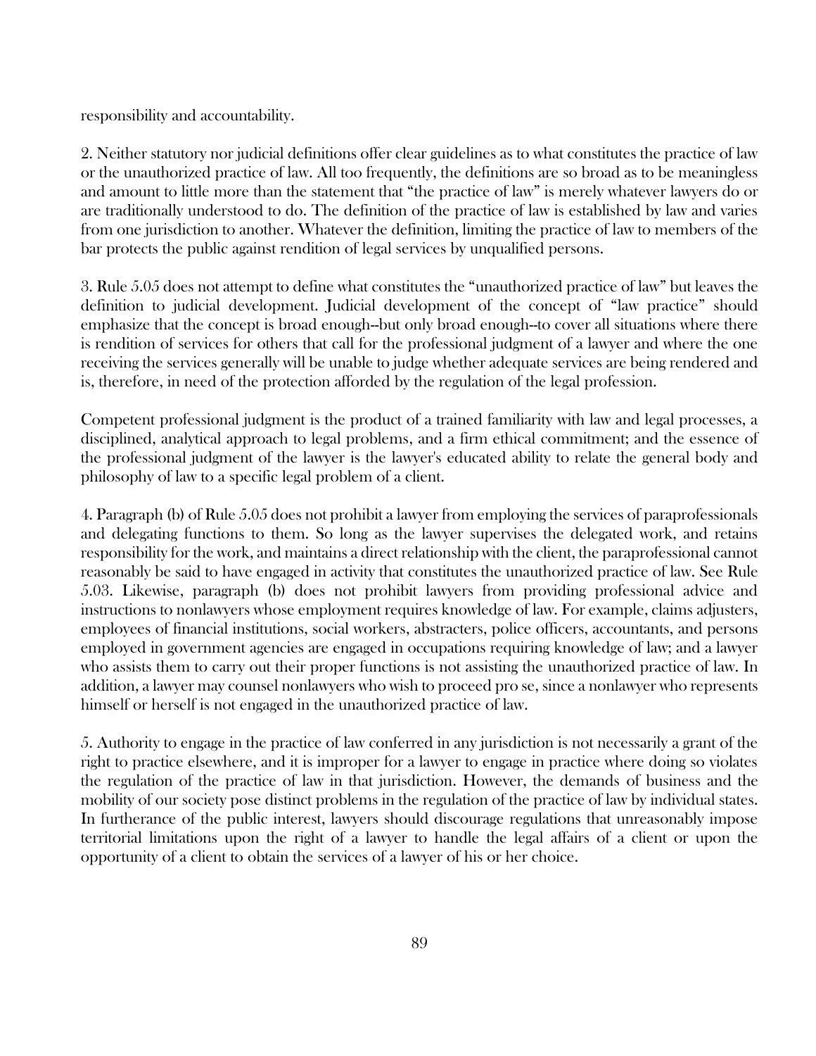responsibility and accountability.

2. Neither statutory nor judicial definitions offer clear guidelines as to what constitutes the practice of law or the unauthorized practice of law. All too frequently, the definitions are so broad as to be meaningless and amount to little more than the statement that "the practice of law" is merely whatever lawyers do or are traditionally understood to do. The definition of the practice of law is established by law and varies from one jurisdiction to another. Whatever the definition, limiting the practice of law to members of the bar protects the public against rendition of legal services by unqualified persons.

3. Rule 5.05 does not attempt to define what constitutes the "unauthorized practice of law" but leaves the definition to judicial development. Judicial development of the concept of "law practice" should emphasize that the concept is broad enough--but only broad enough--to cover all situations where there is rendition of services for others that call for the professional judgment of a lawyer and where the one receiving the services generally will be unable to judge whether adequate services are being rendered and is, therefore, in need of the protection afforded by the regulation of the legal profession.

Competent professional judgment is the product of a trained familiarity with law and legal processes, a disciplined, analytical approach to legal problems, and a firm ethical commitment; and the essence of the professional judgment of the lawyer is the lawyer's educated ability to relate the general body and philosophy of law to a specific legal problem of a client.

4. Paragraph (b) of Rule 5.05 does not prohibit a lawyer from employing the services of paraprofessionals and delegating functions to them. So long as the lawyer supervises the delegated work, and retains responsibility for the work, and maintains a direct relationship with the client, the paraprofessional cannot reasonably be said to have engaged in activity that constitutes the unauthorized practice of law. See Rule 5.03. Likewise, paragraph (b) does not prohibit lawyers from providing professional advice and instructions to nonlawyers whose employment requires knowledge of law. For example, claims adjusters, employees of financial institutions, social workers, abstracters, police officers, accountants, and persons employed in government agencies are engaged in occupations requiring knowledge of law; and a lawyer who assists them to carry out their proper functions is not assisting the unauthorized practice of law. In addition, a lawyer may counsel nonlawyers who wish to proceed pro se, since a nonlawyer who represents himself or herself is not engaged in the unauthorized practice of law.

5. Authority to engage in the practice of law conferred in any jurisdiction is not necessarily a grant of the right to practice elsewhere, and it is improper for a lawyer to engage in practice where doing so violates the regulation of the practice of law in that jurisdiction. However, the demands of business and the mobility of our society pose distinct problems in the regulation of the practice of law by individual states. In furtherance of the public interest, lawyers should discourage regulations that unreasonably impose territorial limitations upon the right of a lawyer to handle the legal affairs of a client or upon the opportunity of a client to obtain the services of a lawyer of his or her choice.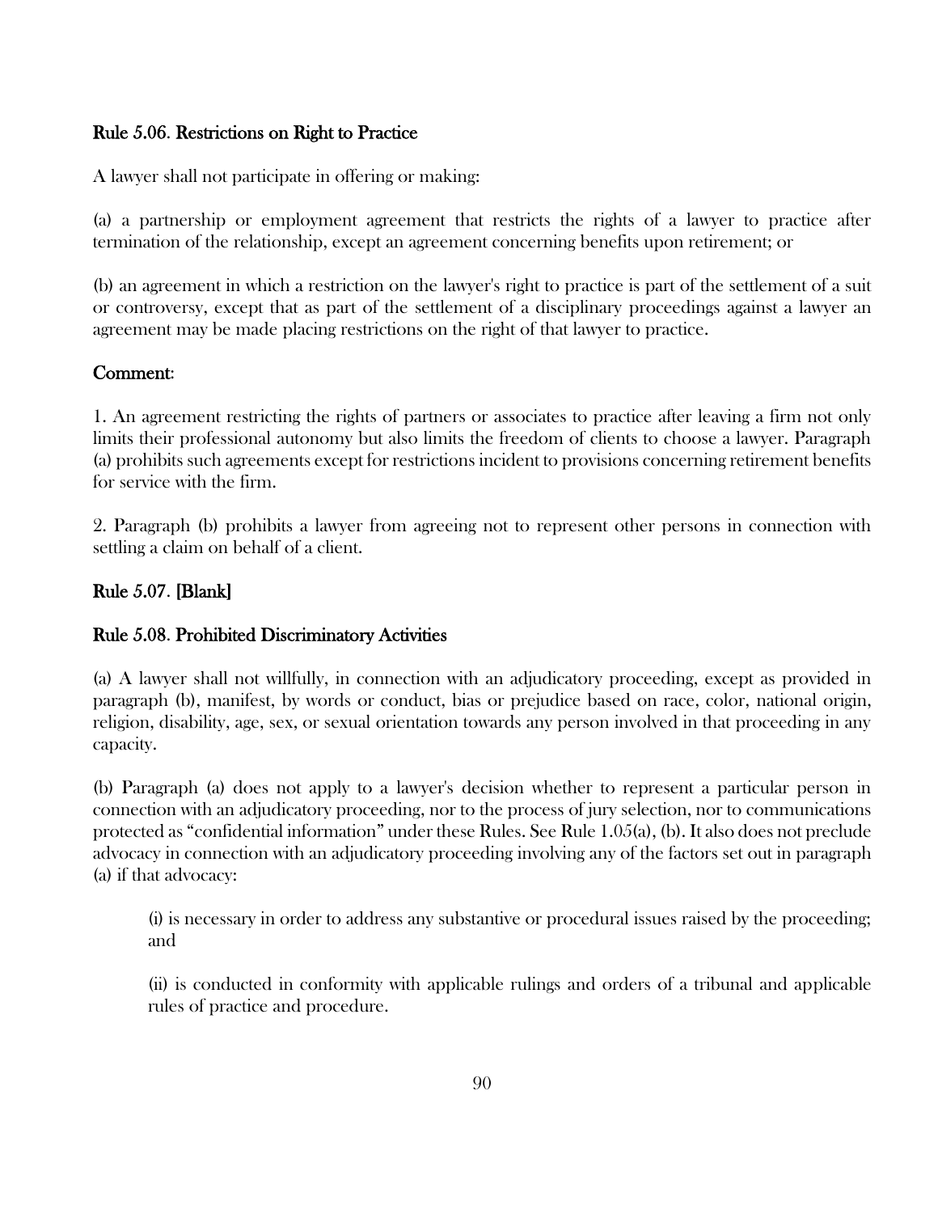## Rule 5.06. Restrictions on Right to Practice

A lawyer shall not participate in offering or making:

(a) a partnership or employment agreement that restricts the rights of a lawyer to practice after termination of the relationship, except an agreement concerning benefits upon retirement; or

(b) an agreement in which a restriction on the lawyer's right to practice is part of the settlement of a suit or controversy, except that as part of the settlement of a disciplinary proceedings against a lawyer an agreement may be made placing restrictions on the right of that lawyer to practice.

### Comment:

1. An agreement restricting the rights of partners or associates to practice after leaving a firm not only limits their professional autonomy but also limits the freedom of clients to choose a lawyer. Paragraph (a) prohibits such agreements except for restrictions incident to provisions concerning retirement benefits for service with the firm.

2. Paragraph (b) prohibits a lawyer from agreeing not to represent other persons in connection with settling a claim on behalf of a client.

## Rule 5.07. [Blank]

## Rule 5.08. Prohibited Discriminatory Activities

(a) A lawyer shall not willfully, in connection with an adjudicatory proceeding, except as provided in paragraph (b), manifest, by words or conduct, bias or prejudice based on race, color, national origin, religion, disability, age, sex, or sexual orientation towards any person involved in that proceeding in any capacity.

(b) Paragraph (a) does not apply to a lawyer's decision whether to represent a particular person in connection with an adjudicatory proceeding, nor to the process of jury selection, nor to communications protected as "confidential information" under these Rules. See Rule 1.05(a), (b). It also does not preclude advocacy in connection with an adjudicatory proceeding involving any of the factors set out in paragraph (a) if that advocacy:

> (i) is necessary in order to address any substantive or procedural issues raised by the proceeding; and
>
> (ii) is conducted in conformity with applicable rulings and orders of a tribunal and applicable rules of practice and procedure.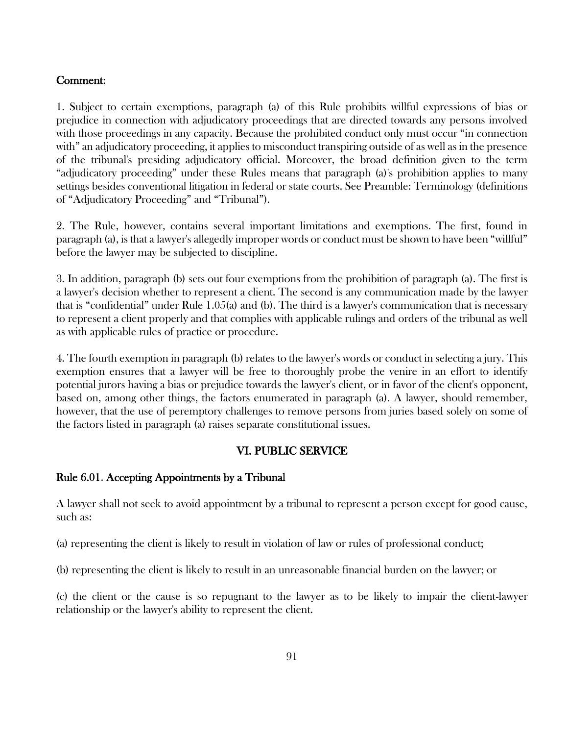**Comment:**

1. Subject to certain exemptions, paragraph (a) of this Rule prohibits willful expressions of bias or prejudice in connection with adjudicatory proceedings that are directed towards any persons involved with those proceedings in any capacity. Because the prohibited conduct only must occur "in connection with" an adjudicatory proceeding, it applies to misconduct transpiring outside of as well as in the presence of the tribunal's presiding adjudicatory official. Moreover, the broad definition given to the term "adjudicatory proceeding" under these Rules means that paragraph (a)'s prohibition applies to many settings besides conventional litigation in federal or state courts. See Preamble: Terminology (definitions of "Adjudicatory Proceeding" and "Tribunal").

2. The Rule, however, contains several important limitations and exemptions. The first, found in paragraph (a), is that a lawyer's allegedly improper words or conduct must be shown to have been "willful" before the lawyer may be subjected to discipline.

3. In addition, paragraph (b) sets out four exemptions from the prohibition of paragraph (a). The first is a lawyer's decision whether to represent a client. The second is any communication made by the lawyer that is "confidential" under Rule 1.05(a) and (b). The third is a lawyer's communication that is necessary to represent a client properly and that complies with applicable rulings and orders of the tribunal as well as with applicable rules of practice or procedure.

4. The fourth exemption in paragraph (b) relates to the lawyer's words or conduct in selecting a jury. This exemption ensures that a lawyer will be free to thoroughly probe the venire in an effort to identify potential jurors having a bias or prejudice towards the lawyer's client, or in favor of the client's opponent, based on, among other things, the factors enumerated in paragraph (a). A lawyer, should remember, however, that the use of peremptory challenges to remove persons from juries based solely on some of the factors listed in paragraph (a) raises separate constitutional issues.

## VI. PUBLIC SERVICE

### Rule 6.01. Accepting Appointments by a Tribunal

A lawyer shall not seek to avoid appointment by a tribunal to represent a person except for good cause, such as:

(a) representing the client is likely to result in violation of law or rules of professional conduct;

(b) representing the client is likely to result in an unreasonable financial burden on the lawyer; or

(c) the client or the cause is so repugnant to the lawyer as to be likely to impair the client-lawyer relationship or the lawyer's ability to represent the client.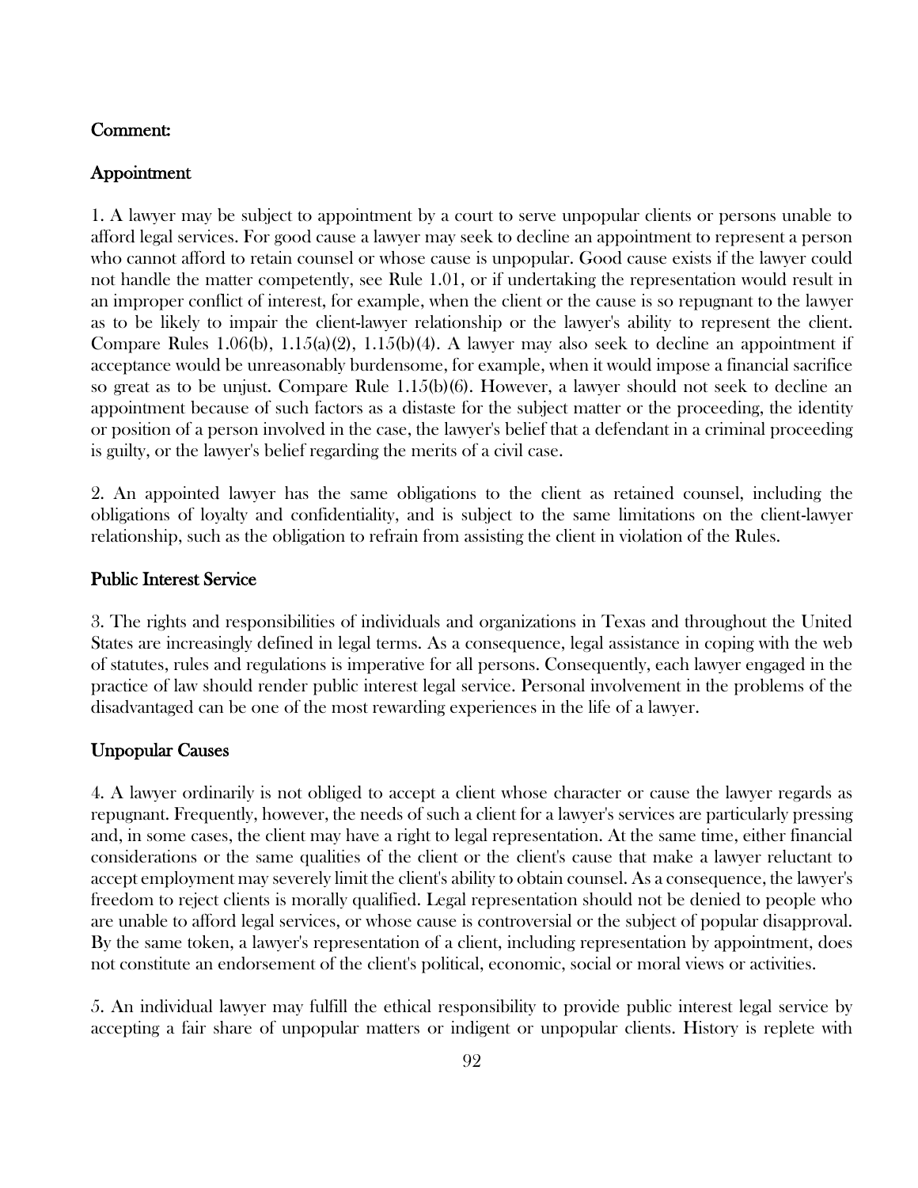Comment:

Appointment

1. A lawyer may be subject to appointment by a court to serve unpopular clients or persons unable to afford legal services. For good cause a lawyer may seek to decline an appointment to represent a person who cannot afford to retain counsel or whose cause is unpopular. Good cause exists if the lawyer could not handle the matter competently, see Rule 1.01, or if undertaking the representation would result in an improper conflict of interest, for example, when the client or the cause is so repugnant to the lawyer as to be likely to impair the client-lawyer relationship or the lawyer's ability to represent the client. Compare Rules 1.06(b), 1.15(a)(2), 1.15(b)(4). A lawyer may also seek to decline an appointment if acceptance would be unreasonably burdensome, for example, when it would impose a financial sacrifice so great as to be unjust. Compare Rule 1.15(b)(6). However, a lawyer should not seek to decline an appointment because of such factors as a distaste for the subject matter or the proceeding, the identity or position of a person involved in the case, the lawyer's belief that a defendant in a criminal proceeding is guilty, or the lawyer's belief regarding the merits of a civil case.

2. An appointed lawyer has the same obligations to the client as retained counsel, including the obligations of loyalty and confidentiality, and is subject to the same limitations on the client-lawyer relationship, such as the obligation to refrain from assisting the client in violation of the Rules.

Public Interest Service

3. The rights and responsibilities of individuals and organizations in Texas and throughout the United States are increasingly defined in legal terms. As a consequence, legal assistance in coping with the web of statutes, rules and regulations is imperative for all persons. Consequently, each lawyer engaged in the practice of law should render public interest legal service. Personal involvement in the problems of the disadvantaged can be one of the most rewarding experiences in the life of a lawyer.

Unpopular Causes

4. A lawyer ordinarily is not obliged to accept a client whose character or cause the lawyer regards as repugnant. Frequently, however, the needs of such a client for a lawyer's services are particularly pressing and, in some cases, the client may have a right to legal representation. At the same time, either financial considerations or the same qualities of the client or the client's cause that make a lawyer reluctant to accept employment may severely limit the client's ability to obtain counsel. As a consequence, the lawyer's freedom to reject clients is morally qualified. Legal representation should not be denied to people who are unable to afford legal services, or whose cause is controversial or the subject of popular disapproval. By the same token, a lawyer's representation of a client, including representation by appointment, does not constitute an endorsement of the client's political, economic, social or moral views or activities.

5. An individual lawyer may fulfill the ethical responsibility to provide public interest legal service by accepting a fair share of unpopular matters or indigent or unpopular clients. History is replete with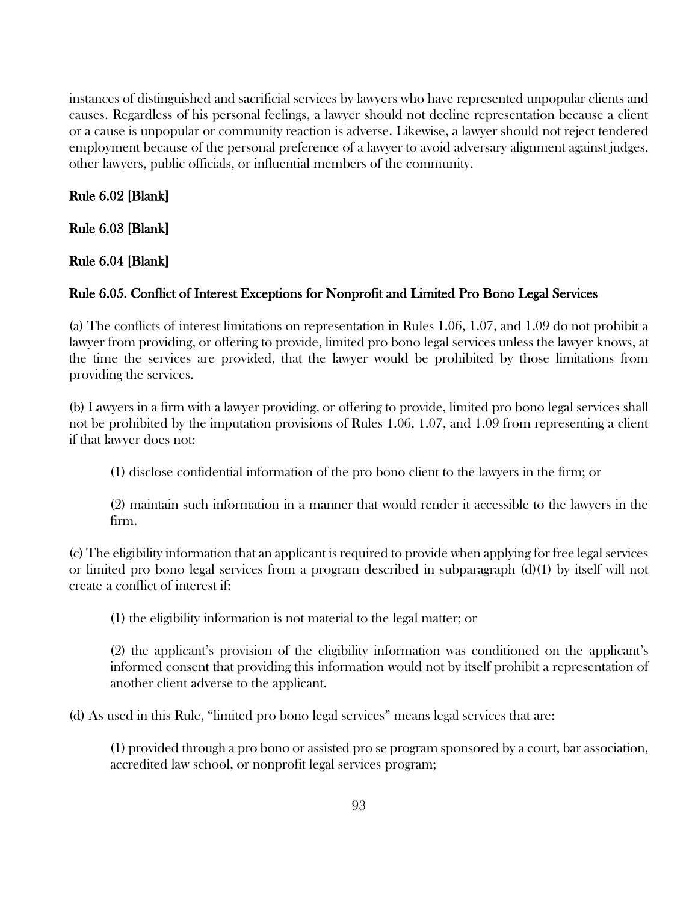instances of distinguished and sacrificial services by lawyers who have represented unpopular clients and causes. Regardless of his personal feelings, a lawyer should not decline representation because a client or a cause is unpopular or community reaction is adverse. Likewise, a lawyer should not reject tendered employment because of the personal preference of a lawyer to avoid adversary alignment against judges, other lawyers, public officials, or influential members of the community.

## Rule 6.02 [Blank]

## Rule 6.03 [Blank]

## Rule 6.04 [Blank]

## Rule 6.05. Conflict of Interest Exceptions for Nonprofit and Limited Pro Bono Legal Services

(a) The conflicts of interest limitations on representation in Rules 1.06, 1.07, and 1.09 do not prohibit a lawyer from providing, or offering to provide, limited pro bono legal services unless the lawyer knows, at the time the services are provided, that the lawyer would be prohibited by those limitations from providing the services.

(b) Lawyers in a firm with a lawyer providing, or offering to provide, limited pro bono legal services shall not be prohibited by the imputation provisions of Rules 1.06, 1.07, and 1.09 from representing a client if that lawyer does not:

> (1) disclose confidential information of the pro bono client to the lawyers in the firm; or
>
> (2) maintain such information in a manner that would render it accessible to the lawyers in the firm.

(c) The eligibility information that an applicant is required to provide when applying for free legal services or limited pro bono legal services from a program described in subparagraph (d)(1) by itself will not create a conflict of interest if:

> (1) the eligibility information is not material to the legal matter; or
>
> (2) the applicant's provision of the eligibility information was conditioned on the applicant's informed consent that providing this information would not by itself prohibit a representation of another client adverse to the applicant.

(d) As used in this Rule, "limited pro bono legal services" means legal services that are:

> (1) provided through a pro bono or assisted pro se program sponsored by a court, bar association, accredited law school, or nonprofit legal services program;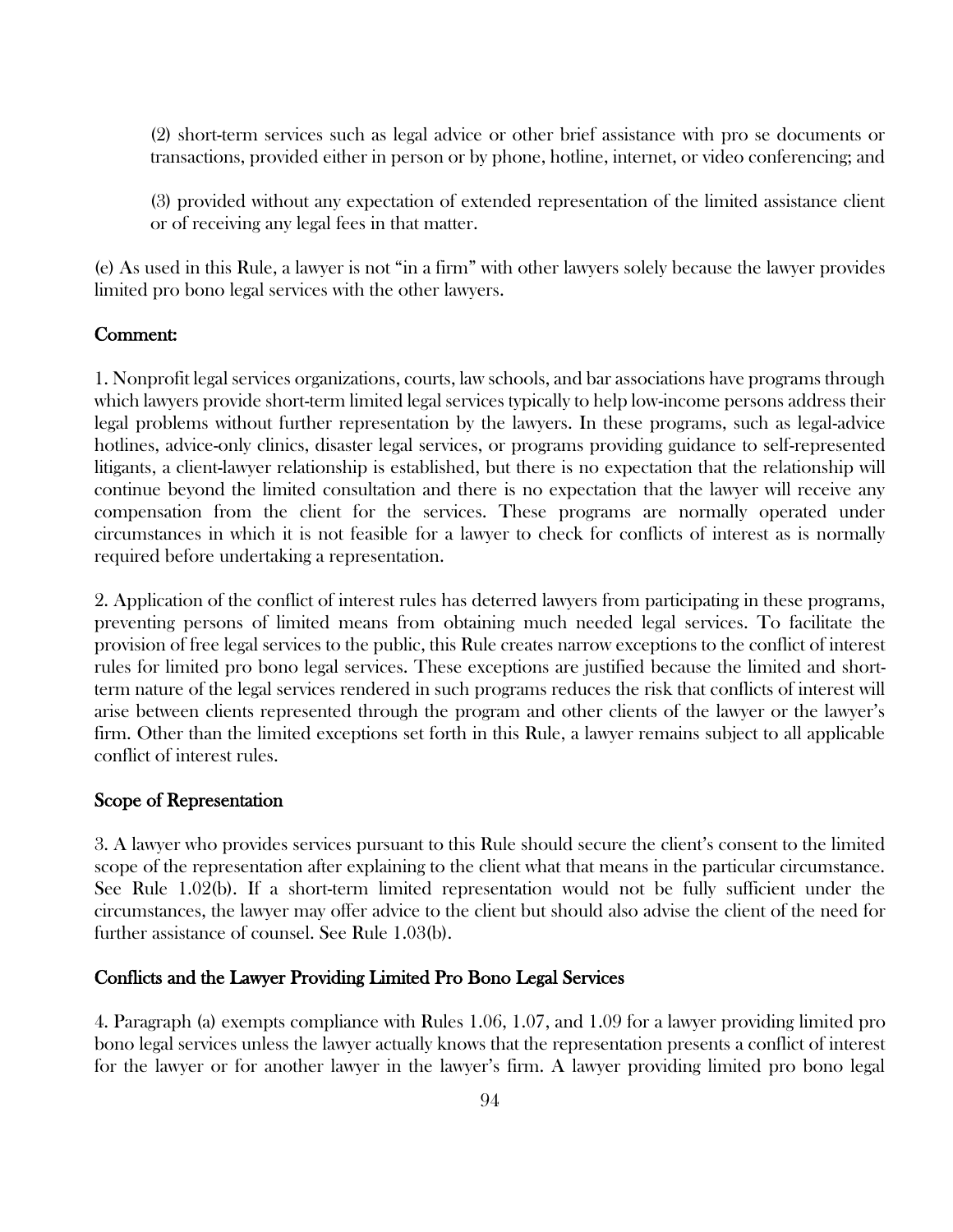(2) short-term services such as legal advice or other brief assistance with pro se documents or transactions, provided either in person or by phone, hotline, internet, or video conferencing; and

(3) provided without any expectation of extended representation of the limited assistance client or of receiving any legal fees in that matter.

(e) As used in this Rule, a lawyer is not "in a firm" with other lawyers solely because the lawyer provides limited pro bono legal services with the other lawyers.

## Comment:

1. Nonprofit legal services organizations, courts, law schools, and bar associations have programs through which lawyers provide short-term limited legal services typically to help low-income persons address their legal problems without further representation by the lawyers. In these programs, such as legal-advice hotlines, advice-only clinics, disaster legal services, or programs providing guidance to self-represented litigants, a client-lawyer relationship is established, but there is no expectation that the relationship will continue beyond the limited consultation and there is no expectation that the lawyer will receive any compensation from the client for the services. These programs are normally operated under circumstances in which it is not feasible for a lawyer to check for conflicts of interest as is normally required before undertaking a representation.

2. Application of the conflict of interest rules has deterred lawyers from participating in these programs, preventing persons of limited means from obtaining much needed legal services. To facilitate the provision of free legal services to the public, this Rule creates narrow exceptions to the conflict of interest rules for limited pro bono legal services. These exceptions are justified because the limited and short-term nature of the legal services rendered in such programs reduces the risk that conflicts of interest will arise between clients represented through the program and other clients of the lawyer or the lawyer's firm. Other than the limited exceptions set forth in this Rule, a lawyer remains subject to all applicable conflict of interest rules.

## Scope of Representation

3. A lawyer who provides services pursuant to this Rule should secure the client's consent to the limited scope of the representation after explaining to the client what that means in the particular circumstance. See Rule 1.02(b). If a short-term limited representation would not be fully sufficient under the circumstances, the lawyer may offer advice to the client but should also advise the client of the need for further assistance of counsel. See Rule 1.03(b).

## Conflicts and the Lawyer Providing Limited Pro Bono Legal Services

4. Paragraph (a) exempts compliance with Rules 1.06, 1.07, and 1.09 for a lawyer providing limited pro bono legal services unless the lawyer actually knows that the representation presents a conflict of interest for the lawyer or for another lawyer in the lawyer's firm. A lawyer providing limited pro bono legal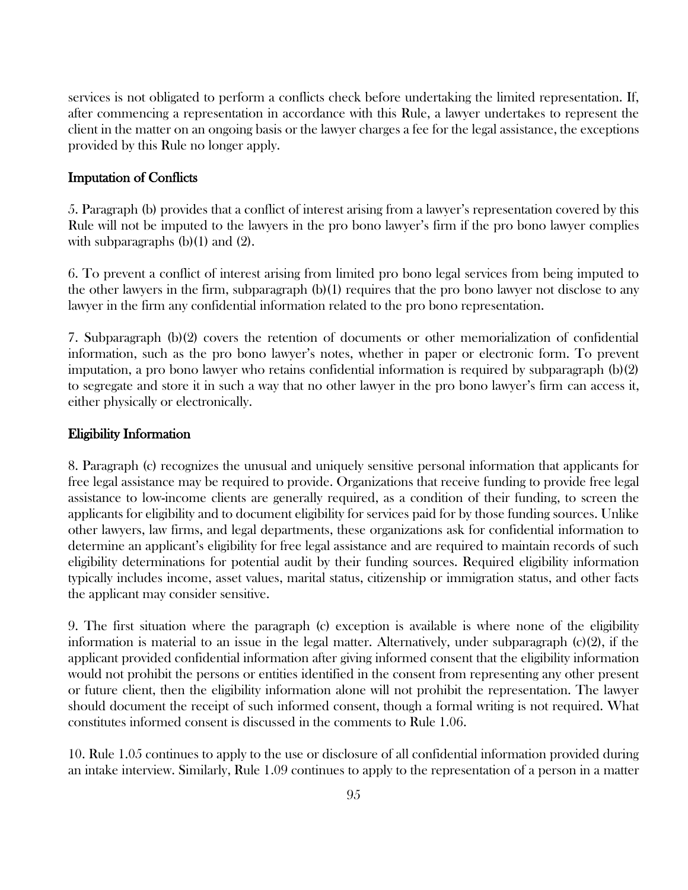services is not obligated to perform a conflicts check before undertaking the limited representation. If, after commencing a representation in accordance with this Rule, a lawyer undertakes to represent the client in the matter on an ongoing basis or the lawyer charges a fee for the legal assistance, the exceptions provided by this Rule no longer apply.

### Imputation of Conflicts

5. Paragraph (b) provides that a conflict of interest arising from a lawyer's representation covered by this Rule will not be imputed to the lawyers in the pro bono lawyer's firm if the pro bono lawyer complies with subparagraphs (b)(1) and (2).

6. To prevent a conflict of interest arising from limited pro bono legal services from being imputed to the other lawyers in the firm, subparagraph (b)(1) requires that the pro bono lawyer not disclose to any lawyer in the firm any confidential information related to the pro bono representation.

7. Subparagraph (b)(2) covers the retention of documents or other memorialization of confidential information, such as the pro bono lawyer's notes, whether in paper or electronic form. To prevent imputation, a pro bono lawyer who retains confidential information is required by subparagraph (b)(2) to segregate and store it in such a way that no other lawyer in the pro bono lawyer's firm can access it, either physically or electronically.

### Eligibility Information

8. Paragraph (c) recognizes the unusual and uniquely sensitive personal information that applicants for free legal assistance may be required to provide. Organizations that receive funding to provide free legal assistance to low-income clients are generally required, as a condition of their funding, to screen the applicants for eligibility and to document eligibility for services paid for by those funding sources. Unlike other lawyers, law firms, and legal departments, these organizations ask for confidential information to determine an applicant's eligibility for free legal assistance and are required to maintain records of such eligibility determinations for potential audit by their funding sources. Required eligibility information typically includes income, asset values, marital status, citizenship or immigration status, and other facts the applicant may consider sensitive.

9. The first situation where the paragraph (c) exception is available is where none of the eligibility information is material to an issue in the legal matter. Alternatively, under subparagraph (c)(2), if the applicant provided confidential information after giving informed consent that the eligibility information would not prohibit the persons or entities identified in the consent from representing any other present or future client, then the eligibility information alone will not prohibit the representation. The lawyer should document the receipt of such informed consent, though a formal writing is not required. What constitutes informed consent is discussed in the comments to Rule 1.06.

10. Rule 1.05 continues to apply to the use or disclosure of all confidential information provided during an intake interview. Similarly, Rule 1.09 continues to apply to the representation of a person in a matter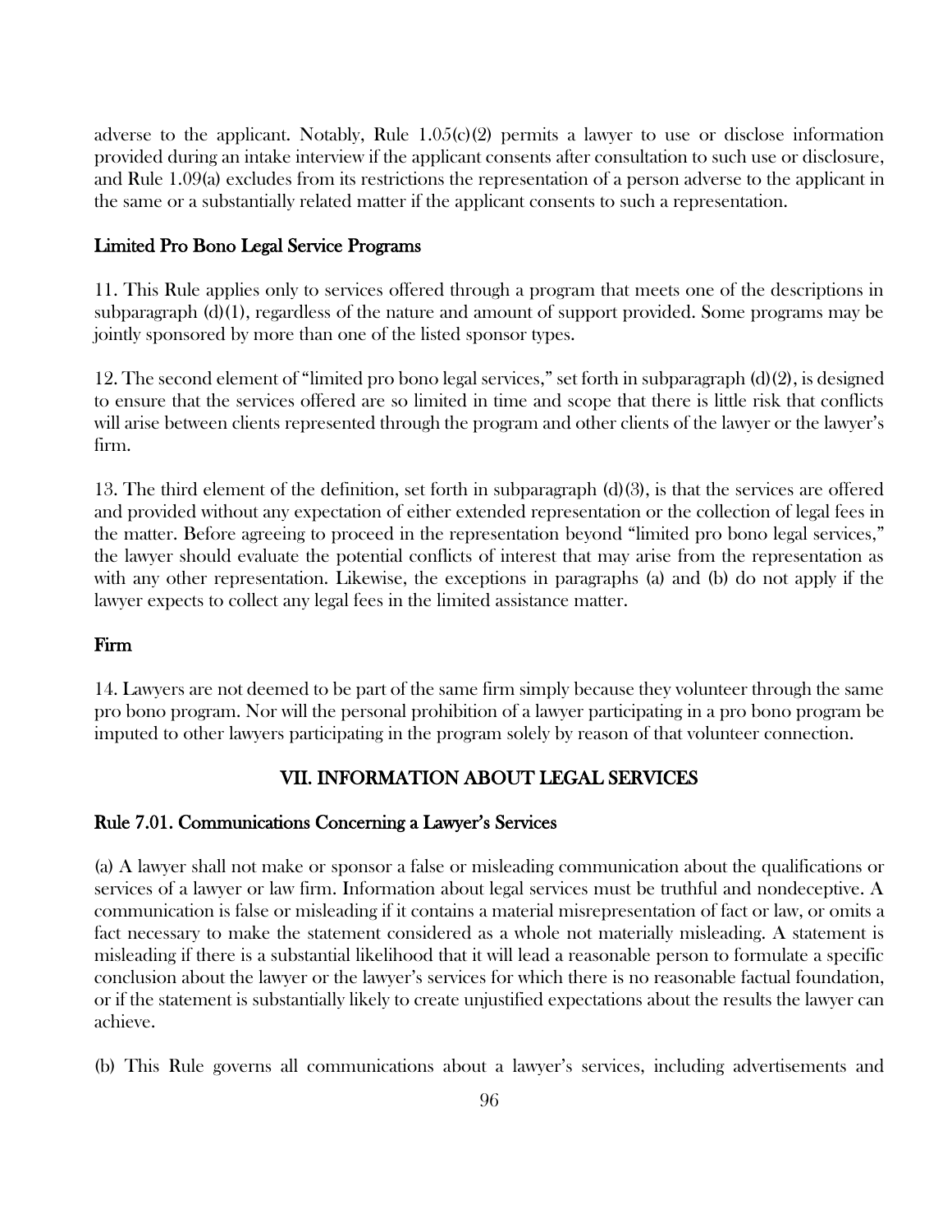adverse to the applicant. Notably, Rule 1.05(c)(2) permits a lawyer to use or disclose information provided during an intake interview if the applicant consents after consultation to such use or disclosure, and Rule 1.09(a) excludes from its restrictions the representation of a person adverse to the applicant in the same or a substantially related matter if the applicant consents to such a representation.

### Limited Pro Bono Legal Service Programs

11. This Rule applies only to services offered through a program that meets one of the descriptions in subparagraph (d)(1), regardless of the nature and amount of support provided. Some programs may be jointly sponsored by more than one of the listed sponsor types.

12. The second element of "limited pro bono legal services," set forth in subparagraph (d)(2), is designed to ensure that the services offered are so limited in time and scope that there is little risk that conflicts will arise between clients represented through the program and other clients of the lawyer or the lawyer's firm.

13. The third element of the definition, set forth in subparagraph (d)(3), is that the services are offered and provided without any expectation of either extended representation or the collection of legal fees in the matter. Before agreeing to proceed in the representation beyond "limited pro bono legal services," the lawyer should evaluate the potential conflicts of interest that may arise from the representation as with any other representation. Likewise, the exceptions in paragraphs (a) and (b) do not apply if the lawyer expects to collect any legal fees in the limited assistance matter.

### Firm

14. Lawyers are not deemed to be part of the same firm simply because they volunteer through the same pro bono program. Nor will the personal prohibition of a lawyer participating in a pro bono program be imputed to other lawyers participating in the program solely by reason of that volunteer connection.

## VII. INFORMATION ABOUT LEGAL SERVICES

### Rule 7.01. Communications Concerning a Lawyer's Services

(a) A lawyer shall not make or sponsor a false or misleading communication about the qualifications or services of a lawyer or law firm. Information about legal services must be truthful and nondeceptive. A communication is false or misleading if it contains a material misrepresentation of fact or law, or omits a fact necessary to make the statement considered as a whole not materially misleading. A statement is misleading if there is a substantial likelihood that it will lead a reasonable person to formulate a specific conclusion about the lawyer or the lawyer's services for which there is no reasonable factual foundation, or if the statement is substantially likely to create unjustified expectations about the results the lawyer can achieve.

(b) This Rule governs all communications about a lawyer's services, including advertisements and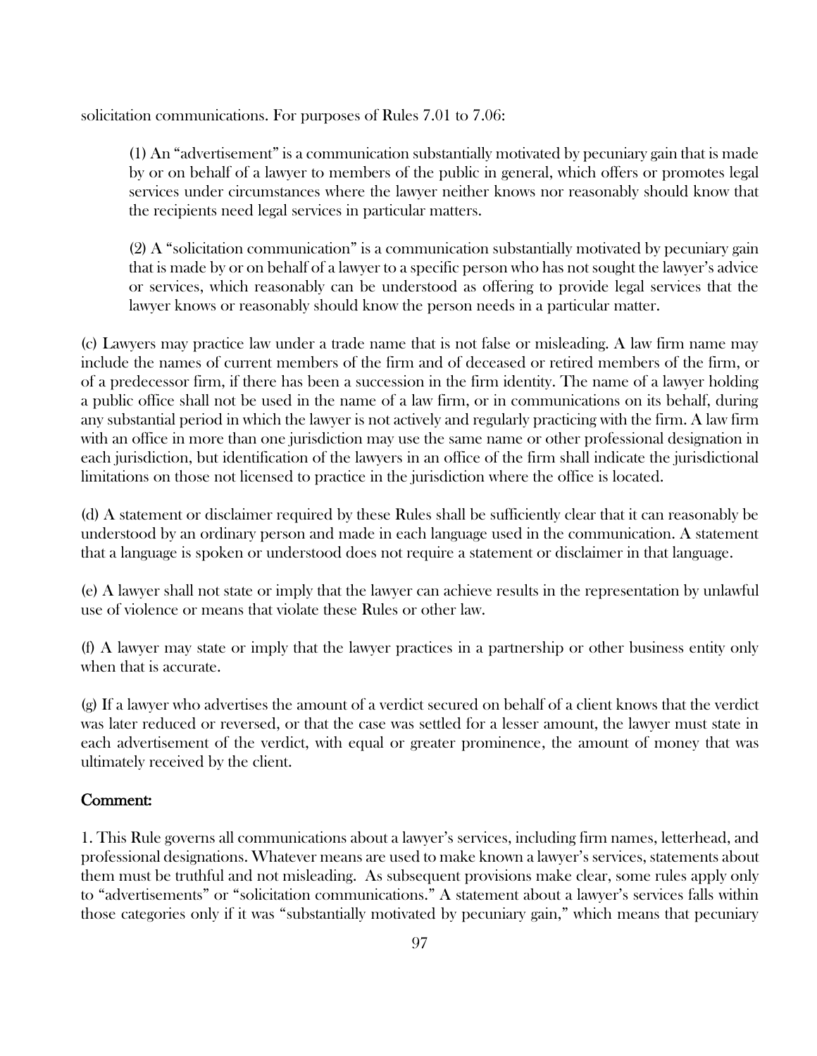solicitation communications. For purposes of Rules 7.01 to 7.06:

(1) An "advertisement" is a communication substantially motivated by pecuniary gain that is made by or on behalf of a lawyer to members of the public in general, which offers or promotes legal services under circumstances where the lawyer neither knows nor reasonably should know that the recipients need legal services in particular matters.

(2) A "solicitation communication" is a communication substantially motivated by pecuniary gain that is made by or on behalf of a lawyer to a specific person who has not sought the lawyer's advice or services, which reasonably can be understood as offering to provide legal services that the lawyer knows or reasonably should know the person needs in a particular matter.

(c) Lawyers may practice law under a trade name that is not false or misleading. A law firm name may include the names of current members of the firm and of deceased or retired members of the firm, or of a predecessor firm, if there has been a succession in the firm identity. The name of a lawyer holding a public office shall not be used in the name of a law firm, or in communications on its behalf, during any substantial period in which the lawyer is not actively and regularly practicing with the firm. A law firm with an office in more than one jurisdiction may use the same name or other professional designation in each jurisdiction, but identification of the lawyers in an office of the firm shall indicate the jurisdictional limitations on those not licensed to practice in the jurisdiction where the office is located.

(d) A statement or disclaimer required by these Rules shall be sufficiently clear that it can reasonably be understood by an ordinary person and made in each language used in the communication. A statement that a language is spoken or understood does not require a statement or disclaimer in that language.

(e) A lawyer shall not state or imply that the lawyer can achieve results in the representation by unlawful use of violence or means that violate these Rules or other law.

(f) A lawyer may state or imply that the lawyer practices in a partnership or other business entity only when that is accurate.

(g) If a lawyer who advertises the amount of a verdict secured on behalf of a client knows that the verdict was later reduced or reversed, or that the case was settled for a lesser amount, the lawyer must state in each advertisement of the verdict, with equal or greater prominence, the amount of money that was ultimately received by the client.

## Comment:

1. This Rule governs all communications about a lawyer's services, including firm names, letterhead, and professional designations. Whatever means are used to make known a lawyer's services, statements about them must be truthful and not misleading. As subsequent provisions make clear, some rules apply only to "advertisements" or "solicitation communications." A statement about a lawyer's services falls within those categories only if it was "substantially motivated by pecuniary gain," which means that pecuniary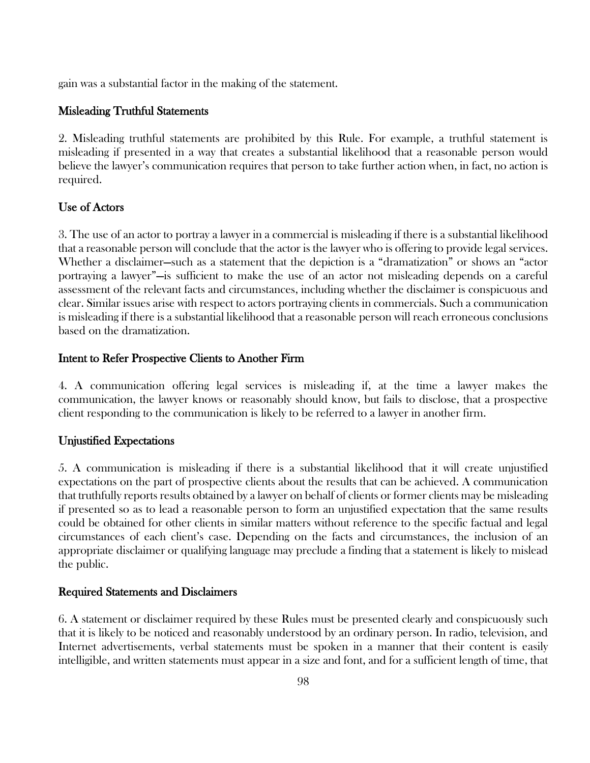gain was a substantial factor in the making of the statement.

### Misleading Truthful Statements

2. Misleading truthful statements are prohibited by this Rule. For example, a truthful statement is misleading if presented in a way that creates a substantial likelihood that a reasonable person would believe the lawyer's communication requires that person to take further action when, in fact, no action is required.

### Use of Actors

3. The use of an actor to portray a lawyer in a commercial is misleading if there is a substantial likelihood that a reasonable person will conclude that the actor is the lawyer who is offering to provide legal services. Whether a disclaimer—such as a statement that the depiction is a "dramatization" or shows an "actor portraying a lawyer"—is sufficient to make the use of an actor not misleading depends on a careful assessment of the relevant facts and circumstances, including whether the disclaimer is conspicuous and clear. Similar issues arise with respect to actors portraying clients in commercials. Such a communication is misleading if there is a substantial likelihood that a reasonable person will reach erroneous conclusions based on the dramatization.

### Intent to Refer Prospective Clients to Another Firm

4. A communication offering legal services is misleading if, at the time a lawyer makes the communication, the lawyer knows or reasonably should know, but fails to disclose, that a prospective client responding to the communication is likely to be referred to a lawyer in another firm.

### Unjustified Expectations

5. A communication is misleading if there is a substantial likelihood that it will create unjustified expectations on the part of prospective clients about the results that can be achieved. A communication that truthfully reports results obtained by a lawyer on behalf of clients or former clients may be misleading if presented so as to lead a reasonable person to form an unjustified expectation that the same results could be obtained for other clients in similar matters without reference to the specific factual and legal circumstances of each client's case. Depending on the facts and circumstances, the inclusion of an appropriate disclaimer or qualifying language may preclude a finding that a statement is likely to mislead the public.

### Required Statements and Disclaimers

6. A statement or disclaimer required by these Rules must be presented clearly and conspicuously such that it is likely to be noticed and reasonably understood by an ordinary person. In radio, television, and Internet advertisements, verbal statements must be spoken in a manner that their content is easily intelligible, and written statements must appear in a size and font, and for a sufficient length of time, that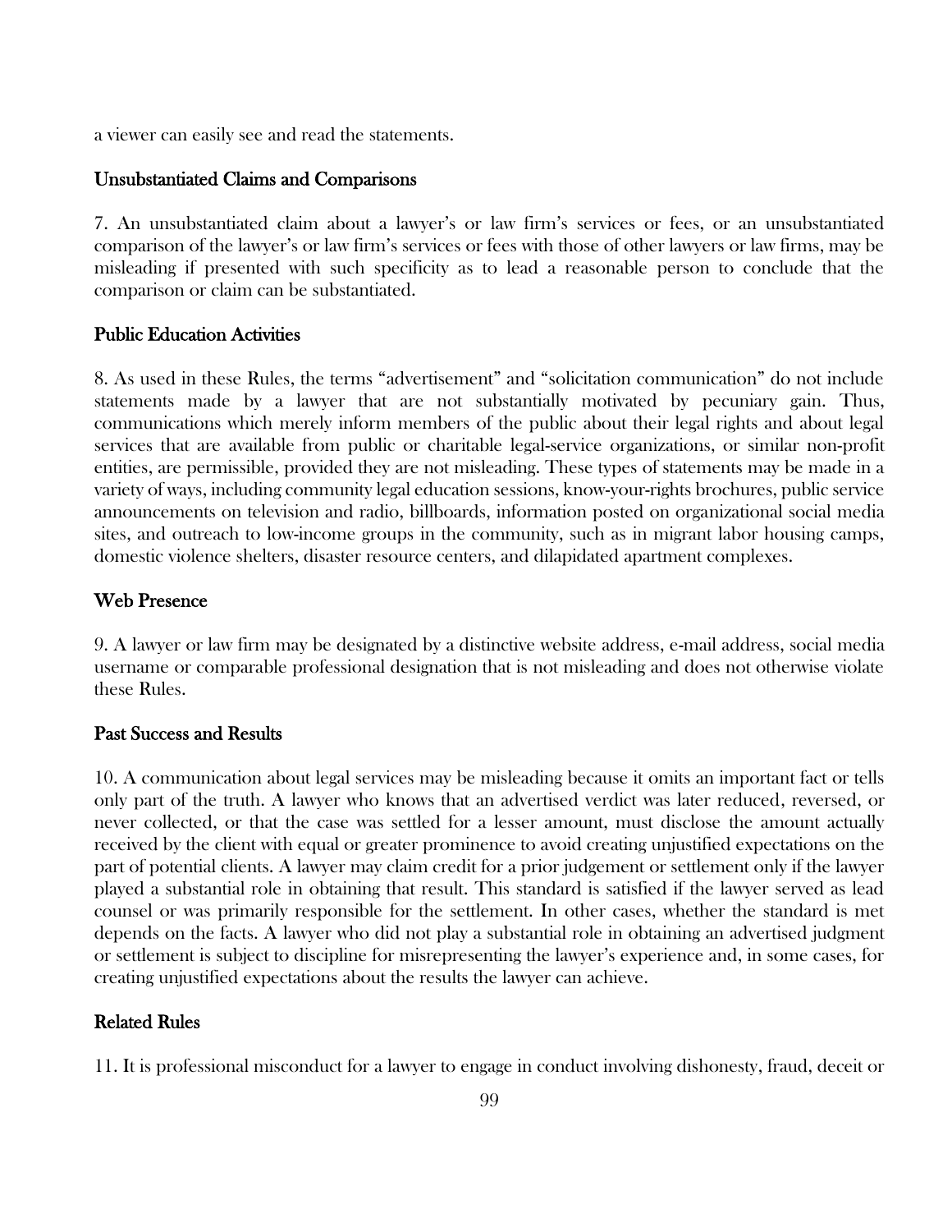a viewer can easily see and read the statements.

### Unsubstantiated Claims and Comparisons

7. An unsubstantiated claim about a lawyer's or law firm's services or fees, or an unsubstantiated comparison of the lawyer's or law firm's services or fees with those of other lawyers or law firms, may be misleading if presented with such specificity as to lead a reasonable person to conclude that the comparison or claim can be substantiated.

### Public Education Activities

8. As used in these Rules, the terms "advertisement" and "solicitation communication" do not include statements made by a lawyer that are not substantially motivated by pecuniary gain. Thus, communications which merely inform members of the public about their legal rights and about legal services that are available from public or charitable legal-service organizations, or similar non-profit entities, are permissible, provided they are not misleading. These types of statements may be made in a variety of ways, including community legal education sessions, know-your-rights brochures, public service announcements on television and radio, billboards, information posted on organizational social media sites, and outreach to low-income groups in the community, such as in migrant labor housing camps, domestic violence shelters, disaster resource centers, and dilapidated apartment complexes.

### Web Presence

9. A lawyer or law firm may be designated by a distinctive website address, e-mail address, social media username or comparable professional designation that is not misleading and does not otherwise violate these Rules.

### Past Success and Results

10. A communication about legal services may be misleading because it omits an important fact or tells only part of the truth. A lawyer who knows that an advertised verdict was later reduced, reversed, or never collected, or that the case was settled for a lesser amount, must disclose the amount actually received by the client with equal or greater prominence to avoid creating unjustified expectations on the part of potential clients. A lawyer may claim credit for a prior judgement or settlement only if the lawyer played a substantial role in obtaining that result. This standard is satisfied if the lawyer served as lead counsel or was primarily responsible for the settlement. In other cases, whether the standard is met depends on the facts. A lawyer who did not play a substantial role in obtaining an advertised judgment or settlement is subject to discipline for misrepresenting the lawyer's experience and, in some cases, for creating unjustified expectations about the results the lawyer can achieve.

### Related Rules

11. It is professional misconduct for a lawyer to engage in conduct involving dishonesty, fraud, deceit or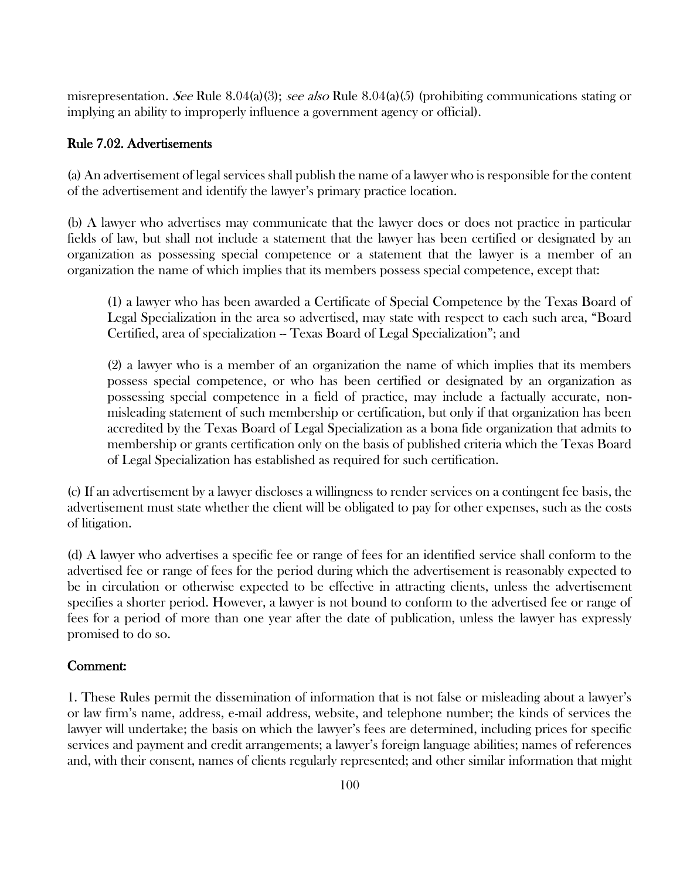misrepresentation. *See* Rule 8.04(a)(3); *see also* Rule 8.04(a)(5) (prohibiting communications stating or implying an ability to improperly influence a government agency or official).

## Rule 7.02. Advertisements

(a) An advertisement of legal services shall publish the name of a lawyer who is responsible for the content of the advertisement and identify the lawyer's primary practice location.

(b) A lawyer who advertises may communicate that the lawyer does or does not practice in particular fields of law, but shall not include a statement that the lawyer has been certified or designated by an organization as possessing special competence or a statement that the lawyer is a member of an organization the name of which implies that its members possess special competence, except that:

> (1) a lawyer who has been awarded a Certificate of Special Competence by the Texas Board of Legal Specialization in the area so advertised, may state with respect to each such area, "Board Certified, area of specialization -- Texas Board of Legal Specialization"; and
>
> (2) a lawyer who is a member of an organization the name of which implies that its members possess special competence, or who has been certified or designated by an organization as possessing special competence in a field of practice, may include a factually accurate, non-misleading statement of such membership or certification, but only if that organization has been accredited by the Texas Board of Legal Specialization as a bona fide organization that admits to membership or grants certification only on the basis of published criteria which the Texas Board of Legal Specialization has established as required for such certification.

(c) If an advertisement by a lawyer discloses a willingness to render services on a contingent fee basis, the advertisement must state whether the client will be obligated to pay for other expenses, such as the costs of litigation.

(d) A lawyer who advertises a specific fee or range of fees for an identified service shall conform to the advertised fee or range of fees for the period during which the advertisement is reasonably expected to be in circulation or otherwise expected to be effective in attracting clients, unless the advertisement specifies a shorter period. However, a lawyer is not bound to conform to the advertised fee or range of fees for a period of more than one year after the date of publication, unless the lawyer has expressly promised to do so.

## Comment:

1. These Rules permit the dissemination of information that is not false or misleading about a lawyer's or law firm's name, address, e-mail address, website, and telephone number; the kinds of services the lawyer will undertake; the basis on which the lawyer's fees are determined, including prices for specific services and payment and credit arrangements; a lawyer's foreign language abilities; names of references and, with their consent, names of clients regularly represented; and other similar information that might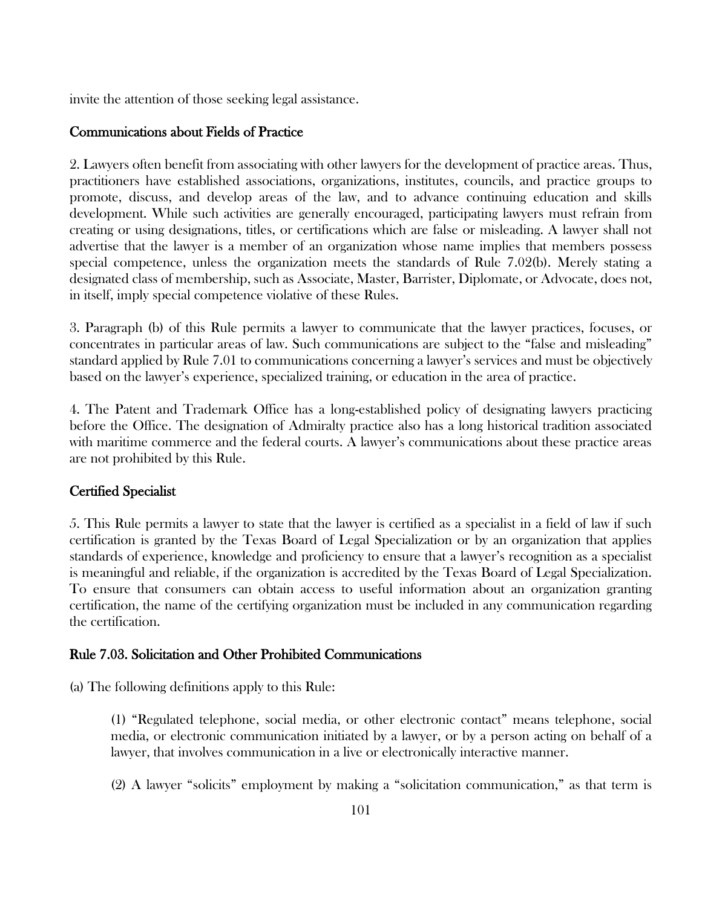invite the attention of those seeking legal assistance.

### Communications about Fields of Practice

2. Lawyers often benefit from associating with other lawyers for the development of practice areas. Thus, practitioners have established associations, organizations, institutes, councils, and practice groups to promote, discuss, and develop areas of the law, and to advance continuing education and skills development. While such activities are generally encouraged, participating lawyers must refrain from creating or using designations, titles, or certifications which are false or misleading. A lawyer shall not advertise that the lawyer is a member of an organization whose name implies that members possess special competence, unless the organization meets the standards of Rule 7.02(b). Merely stating a designated class of membership, such as Associate, Master, Barrister, Diplomate, or Advocate, does not, in itself, imply special competence violative of these Rules.

3. Paragraph (b) of this Rule permits a lawyer to communicate that the lawyer practices, focuses, or concentrates in particular areas of law. Such communications are subject to the "false and misleading" standard applied by Rule 7.01 to communications concerning a lawyer's services and must be objectively based on the lawyer's experience, specialized training, or education in the area of practice.

4. The Patent and Trademark Office has a long-established policy of designating lawyers practicing before the Office. The designation of Admiralty practice also has a long historical tradition associated with maritime commerce and the federal courts. A lawyer's communications about these practice areas are not prohibited by this Rule.

### Certified Specialist

5. This Rule permits a lawyer to state that the lawyer is certified as a specialist in a field of law if such certification is granted by the Texas Board of Legal Specialization or by an organization that applies standards of experience, knowledge and proficiency to ensure that a lawyer's recognition as a specialist is meaningful and reliable, if the organization is accredited by the Texas Board of Legal Specialization. To ensure that consumers can obtain access to useful information about an organization granting certification, the name of the certifying organization must be included in any communication regarding the certification.

## Rule 7.03. Solicitation and Other Prohibited Communications

(a) The following definitions apply to this Rule:

> (1) "Regulated telephone, social media, or other electronic contact" means telephone, social media, or electronic communication initiated by a lawyer, or by a person acting on behalf of a lawyer, that involves communication in a live or electronically interactive manner.
>
> (2) A lawyer "solicits" employment by making a "solicitation communication," as that term is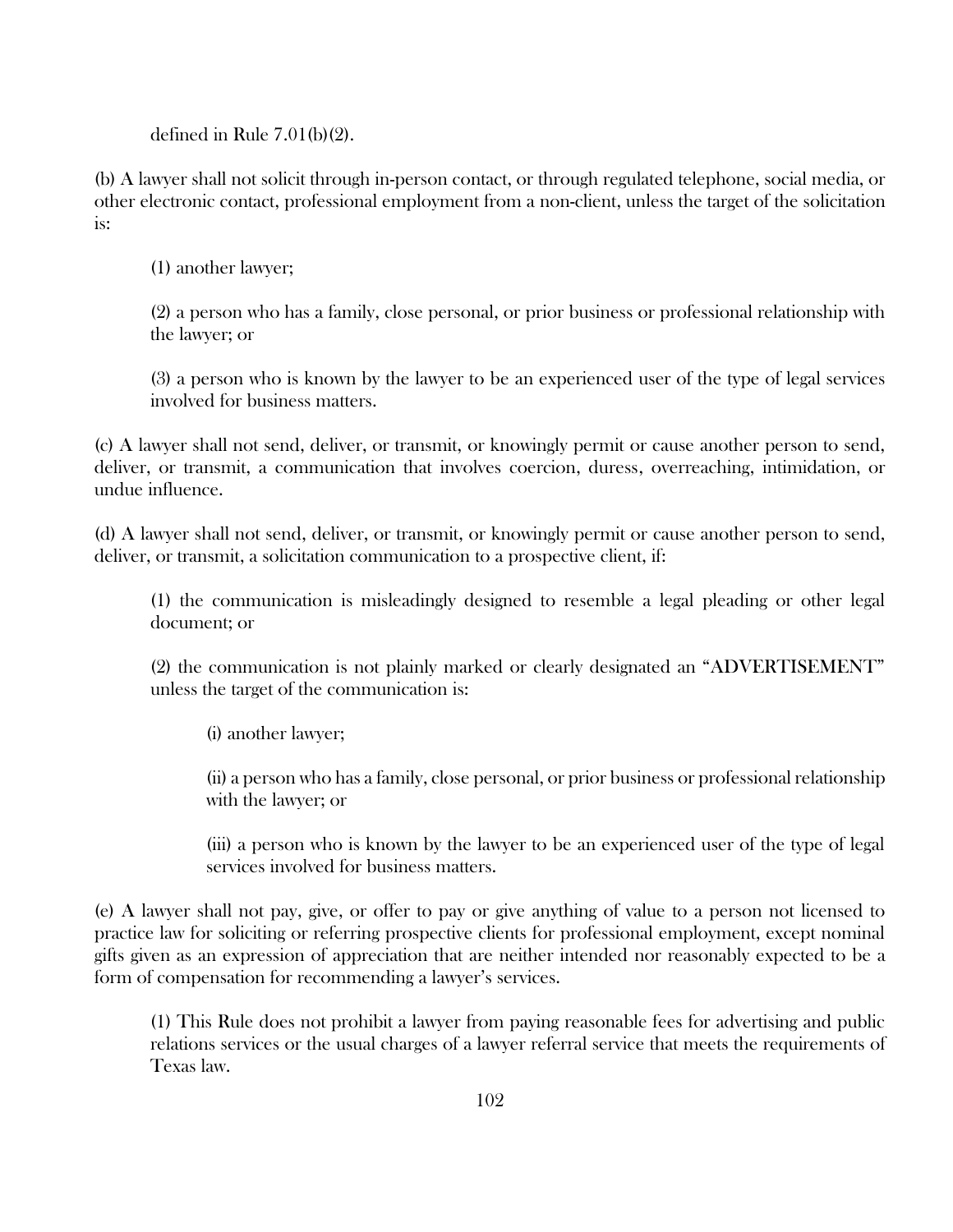defined in Rule 7.01(b)(2).

(b) A lawyer shall not solicit through in-person contact, or through regulated telephone, social media, or other electronic contact, professional employment from a non-client, unless the target of the solicitation is:

> (1) another lawyer;
>
> (2) a person who has a family, close personal, or prior business or professional relationship with the lawyer; or
>
> (3) a person who is known by the lawyer to be an experienced user of the type of legal services involved for business matters.

(c) A lawyer shall not send, deliver, or transmit, or knowingly permit or cause another person to send, deliver, or transmit, a communication that involves coercion, duress, overreaching, intimidation, or undue influence.

(d) A lawyer shall not send, deliver, or transmit, or knowingly permit or cause another person to send, deliver, or transmit, a solicitation communication to a prospective client, if:

> (1) the communication is misleadingly designed to resemble a legal pleading or other legal document; or
>
> (2) the communication is not plainly marked or clearly designated an "ADVERTISEMENT" unless the target of the communication is:
>
> > (i) another lawyer;
> >
> > (ii) a person who has a family, close personal, or prior business or professional relationship with the lawyer; or
> >
> > (iii) a person who is known by the lawyer to be an experienced user of the type of legal services involved for business matters.

(e) A lawyer shall not pay, give, or offer to pay or give anything of value to a person not licensed to practice law for soliciting or referring prospective clients for professional employment, except nominal gifts given as an expression of appreciation that are neither intended nor reasonably expected to be a form of compensation for recommending a lawyer's services.

> (1) This Rule does not prohibit a lawyer from paying reasonable fees for advertising and public relations services or the usual charges of a lawyer referral service that meets the requirements of Texas law.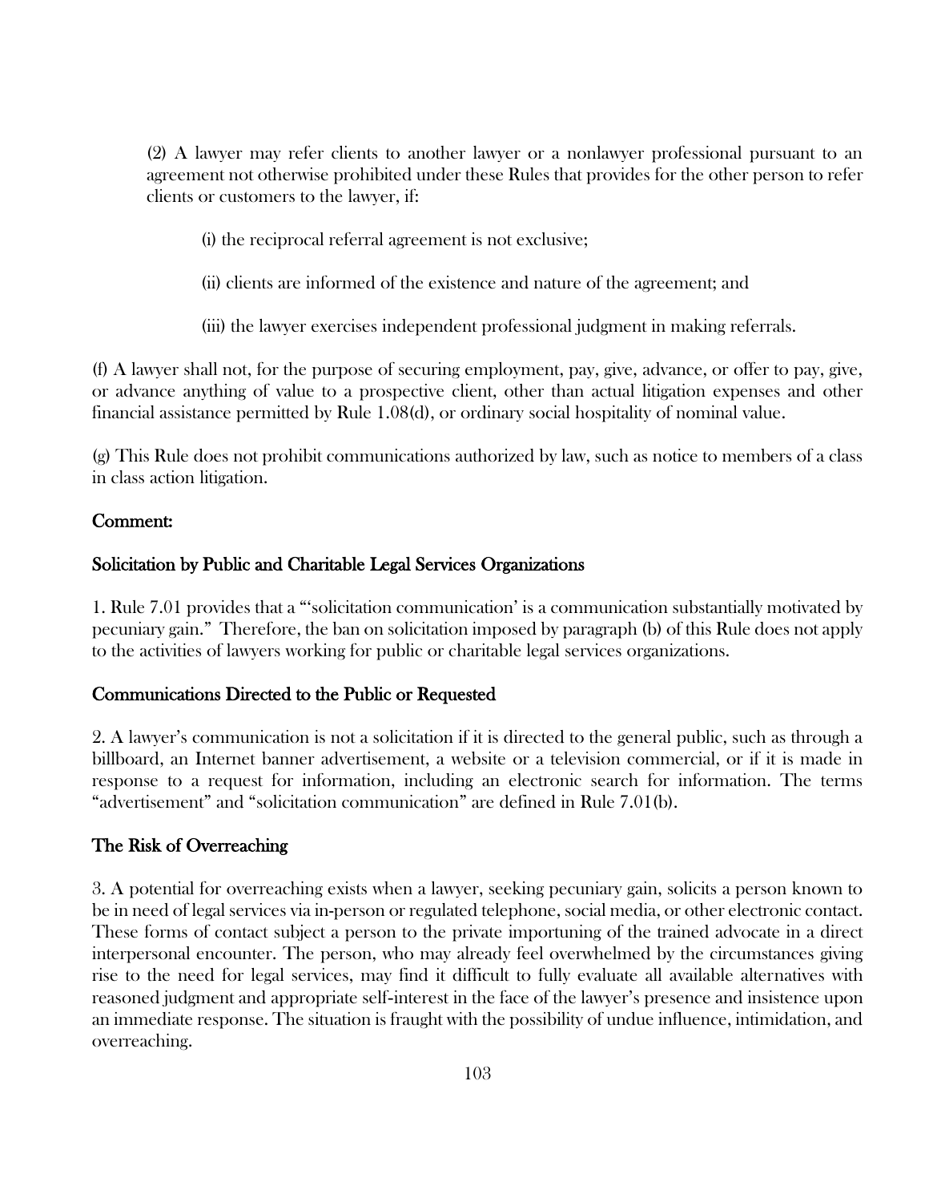(2) A lawyer may refer clients to another lawyer or a nonlawyer professional pursuant to an agreement not otherwise prohibited under these Rules that provides for the other person to refer clients or customers to the lawyer, if:

(i) the reciprocal referral agreement is not exclusive;

(ii) clients are informed of the existence and nature of the agreement; and

(iii) the lawyer exercises independent professional judgment in making referrals.

(f) A lawyer shall not, for the purpose of securing employment, pay, give, advance, or offer to pay, give, or advance anything of value to a prospective client, other than actual litigation expenses and other financial assistance permitted by Rule 1.08(d), or ordinary social hospitality of nominal value.

(g) This Rule does not prohibit communications authorized by law, such as notice to members of a class in class action litigation.

## Comment:

### Solicitation by Public and Charitable Legal Services Organizations

1. Rule 7.01 provides that a "'solicitation communication' is a communication substantially motivated by pecuniary gain." Therefore, the ban on solicitation imposed by paragraph (b) of this Rule does not apply to the activities of lawyers working for public or charitable legal services organizations.

### Communications Directed to the Public or Requested

2. A lawyer's communication is not a solicitation if it is directed to the general public, such as through a billboard, an Internet banner advertisement, a website or a television commercial, or if it is made in response to a request for information, including an electronic search for information. The terms "advertisement" and "solicitation communication" are defined in Rule 7.01(b).

### The Risk of Overreaching

3. A potential for overreaching exists when a lawyer, seeking pecuniary gain, solicits a person known to be in need of legal services via in-person or regulated telephone, social media, or other electronic contact. These forms of contact subject a person to the private importuning of the trained advocate in a direct interpersonal encounter. The person, who may already feel overwhelmed by the circumstances giving rise to the need for legal services, may find it difficult to fully evaluate all available alternatives with reasoned judgment and appropriate self-interest in the face of the lawyer's presence and insistence upon an immediate response. The situation is fraught with the possibility of undue influence, intimidation, and overreaching.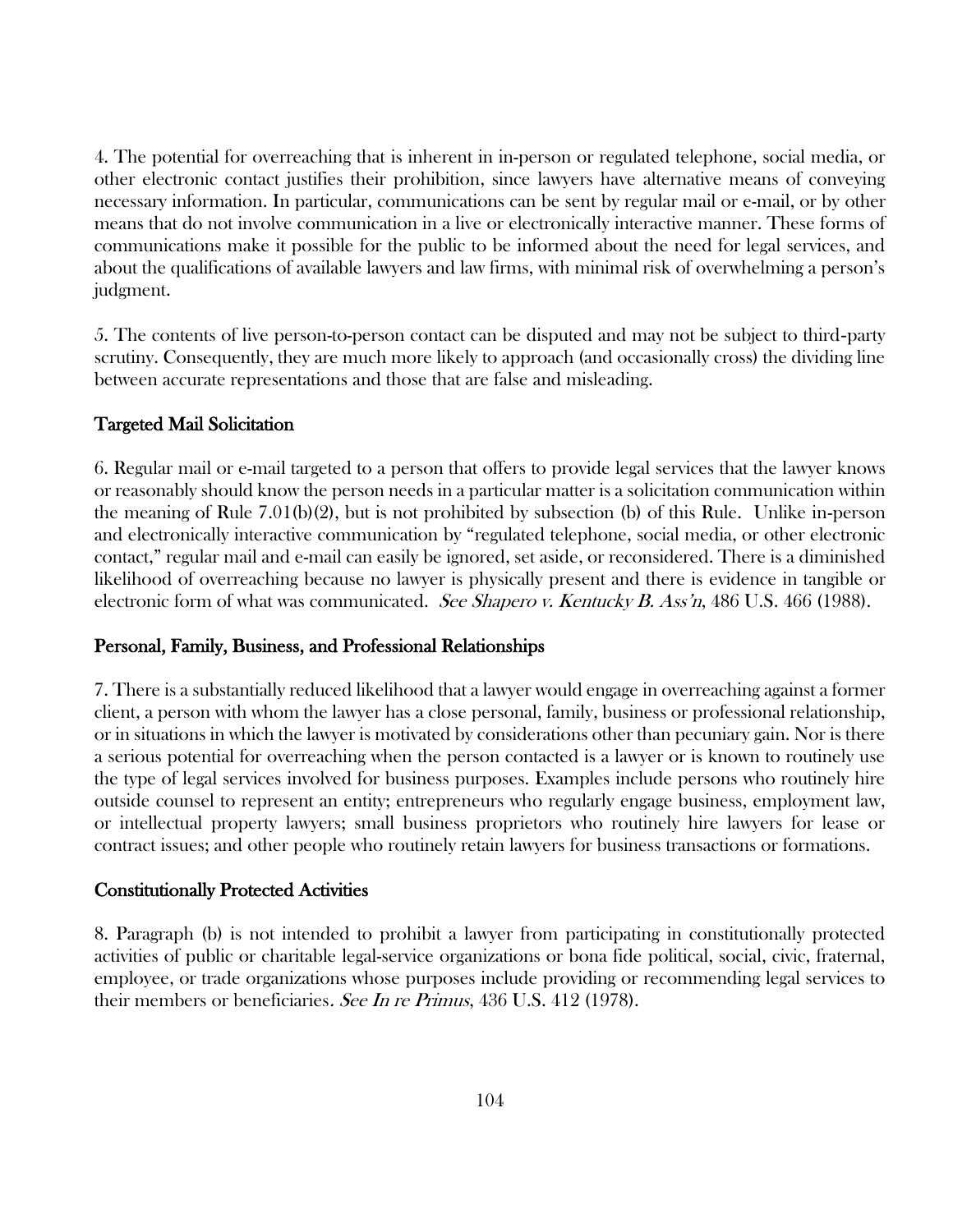4. The potential for overreaching that is inherent in in-person or regulated telephone, social media, or other electronic contact justifies their prohibition, since lawyers have alternative means of conveying necessary information. In particular, communications can be sent by regular mail or e-mail, or by other means that do not involve communication in a live or electronically interactive manner. These forms of communications make it possible for the public to be informed about the need for legal services, and about the qualifications of available lawyers and law firms, with minimal risk of overwhelming a person's judgment.

5. The contents of live person-to-person contact can be disputed and may not be subject to third-party scrutiny. Consequently, they are much more likely to approach (and occasionally cross) the dividing line between accurate representations and those that are false and misleading.

### Targeted Mail Solicitation

6. Regular mail or e-mail targeted to a person that offers to provide legal services that the lawyer knows or reasonably should know the person needs in a particular matter is a solicitation communication within the meaning of Rule 7.01(b)(2), but is not prohibited by subsection (b) of this Rule. Unlike in-person and electronically interactive communication by "regulated telephone, social media, or other electronic contact," regular mail and e-mail can easily be ignored, set aside, or reconsidered. There is a diminished likelihood of overreaching because no lawyer is physically present and there is evidence in tangible or electronic form of what was communicated. *See Shapero v. Kentucky B. Ass'n*, 486 U.S. 466 (1988).

### Personal, Family, Business, and Professional Relationships

7. There is a substantially reduced likelihood that a lawyer would engage in overreaching against a former client, a person with whom the lawyer has a close personal, family, business or professional relationship, or in situations in which the lawyer is motivated by considerations other than pecuniary gain. Nor is there a serious potential for overreaching when the person contacted is a lawyer or is known to routinely use the type of legal services involved for business purposes. Examples include persons who routinely hire outside counsel to represent an entity; entrepreneurs who regularly engage business, employment law, or intellectual property lawyers; small business proprietors who routinely hire lawyers for lease or contract issues; and other people who routinely retain lawyers for business transactions or formations.

### Constitutionally Protected Activities

8. Paragraph (b) is not intended to prohibit a lawyer from participating in constitutionally protected activities of public or charitable legal-service organizations or bona fide political, social, civic, fraternal, employee, or trade organizations whose purposes include providing or recommending legal services to their members or beneficiaries. *See In re Primus*, 436 U.S. 412 (1978).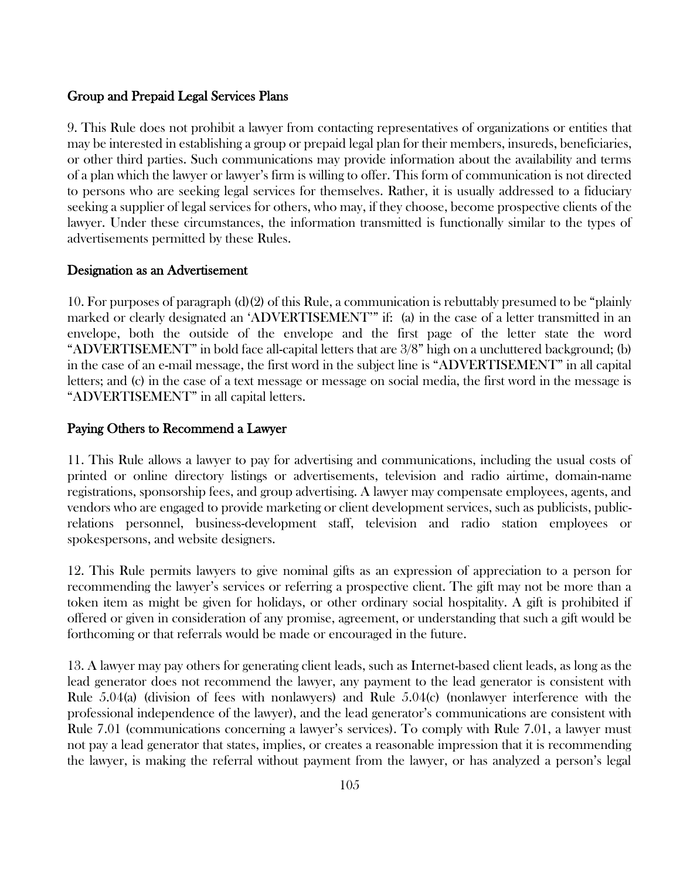### Group and Prepaid Legal Services Plans

9. This Rule does not prohibit a lawyer from contacting representatives of organizations or entities that may be interested in establishing a group or prepaid legal plan for their members, insureds, beneficiaries, or other third parties. Such communications may provide information about the availability and terms of a plan which the lawyer or lawyer's firm is willing to offer. This form of communication is not directed to persons who are seeking legal services for themselves. Rather, it is usually addressed to a fiduciary seeking a supplier of legal services for others, who may, if they choose, become prospective clients of the lawyer. Under these circumstances, the information transmitted is functionally similar to the types of advertisements permitted by these Rules.

### Designation as an Advertisement

10. For purposes of paragraph (d)(2) of this Rule, a communication is rebuttably presumed to be "plainly marked or clearly designated an 'ADVERTISEMENT'" if: (a) in the case of a letter transmitted in an envelope, both the outside of the envelope and the first page of the letter state the word "ADVERTISEMENT" in bold face all-capital letters that are 3/8" high on a uncluttered background; (b) in the case of an e-mail message, the first word in the subject line is "ADVERTISEMENT" in all capital letters; and (c) in the case of a text message or message on social media, the first word in the message is "ADVERTISEMENT" in all capital letters.

### Paying Others to Recommend a Lawyer

11. This Rule allows a lawyer to pay for advertising and communications, including the usual costs of printed or online directory listings or advertisements, television and radio airtime, domain-name registrations, sponsorship fees, and group advertising. A lawyer may compensate employees, agents, and vendors who are engaged to provide marketing or client development services, such as publicists, public-relations personnel, business-development staff, television and radio station employees or spokespersons, and website designers.

12. This Rule permits lawyers to give nominal gifts as an expression of appreciation to a person for recommending the lawyer's services or referring a prospective client. The gift may not be more than a token item as might be given for holidays, or other ordinary social hospitality. A gift is prohibited if offered or given in consideration of any promise, agreement, or understanding that such a gift would be forthcoming or that referrals would be made or encouraged in the future.

13. A lawyer may pay others for generating client leads, such as Internet-based client leads, as long as the lead generator does not recommend the lawyer, any payment to the lead generator is consistent with Rule 5.04(a) (division of fees with nonlawyers) and Rule 5.04(c) (nonlawyer interference with the professional independence of the lawyer), and the lead generator's communications are consistent with Rule 7.01 (communications concerning a lawyer's services). To comply with Rule 7.01, a lawyer must not pay a lead generator that states, implies, or creates a reasonable impression that it is recommending the lawyer, is making the referral without payment from the lawyer, or has analyzed a person's legal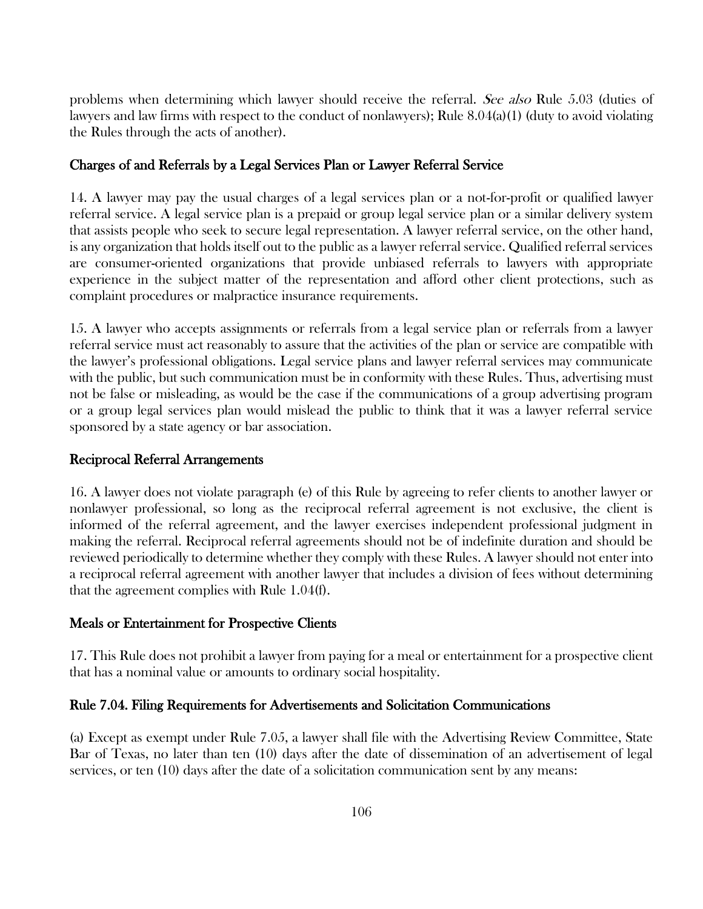problems when determining which lawyer should receive the referral. *See also* Rule 5.03 (duties of lawyers and law firms with respect to the conduct of nonlawyers); Rule 8.04(a)(1) (duty to avoid violating the Rules through the acts of another).

### Charges of and Referrals by a Legal Services Plan or Lawyer Referral Service

14. A lawyer may pay the usual charges of a legal services plan or a not-for-profit or qualified lawyer referral service. A legal service plan is a prepaid or group legal service plan or a similar delivery system that assists people who seek to secure legal representation. A lawyer referral service, on the other hand, is any organization that holds itself out to the public as a lawyer referral service. Qualified referral services are consumer-oriented organizations that provide unbiased referrals to lawyers with appropriate experience in the subject matter of the representation and afford other client protections, such as complaint procedures or malpractice insurance requirements.

15. A lawyer who accepts assignments or referrals from a legal service plan or referrals from a lawyer referral service must act reasonably to assure that the activities of the plan or service are compatible with the lawyer's professional obligations. Legal service plans and lawyer referral services may communicate with the public, but such communication must be in conformity with these Rules. Thus, advertising must not be false or misleading, as would be the case if the communications of a group advertising program or a group legal services plan would mislead the public to think that it was a lawyer referral service sponsored by a state agency or bar association.

### Reciprocal Referral Arrangements

16. A lawyer does not violate paragraph (e) of this Rule by agreeing to refer clients to another lawyer or nonlawyer professional, so long as the reciprocal referral agreement is not exclusive, the client is informed of the referral agreement, and the lawyer exercises independent professional judgment in making the referral. Reciprocal referral agreements should not be of indefinite duration and should be reviewed periodically to determine whether they comply with these Rules. A lawyer should not enter into a reciprocal referral agreement with another lawyer that includes a division of fees without determining that the agreement complies with Rule 1.04(f).

### Meals or Entertainment for Prospective Clients

17. This Rule does not prohibit a lawyer from paying for a meal or entertainment for a prospective client that has a nominal value or amounts to ordinary social hospitality.

## Rule 7.04. Filing Requirements for Advertisements and Solicitation Communications

(a) Except as exempt under Rule 7.05, a lawyer shall file with the Advertising Review Committee, State Bar of Texas, no later than ten (10) days after the date of dissemination of an advertisement of legal services, or ten (10) days after the date of a solicitation communication sent by any means: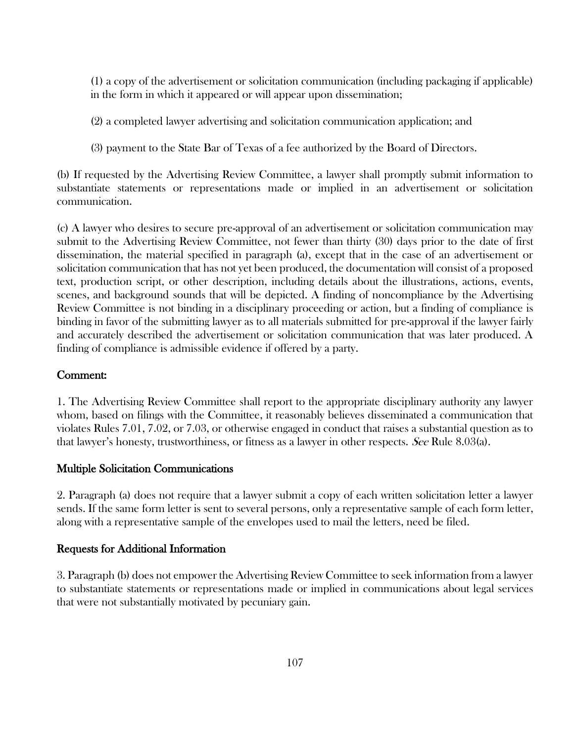(1) a copy of the advertisement or solicitation communication (including packaging if applicable) in the form in which it appeared or will appear upon dissemination;

(2) a completed lawyer advertising and solicitation communication application; and

(3) payment to the State Bar of Texas of a fee authorized by the Board of Directors.

(b) If requested by the Advertising Review Committee, a lawyer shall promptly submit information to substantiate statements or representations made or implied in an advertisement or solicitation communication.

(c) A lawyer who desires to secure pre-approval of an advertisement or solicitation communication may submit to the Advertising Review Committee, not fewer than thirty (30) days prior to the date of first dissemination, the material specified in paragraph (a), except that in the case of an advertisement or solicitation communication that has not yet been produced, the documentation will consist of a proposed text, production script, or other description, including details about the illustrations, actions, events, scenes, and background sounds that will be depicted. A finding of noncompliance by the Advertising Review Committee is not binding in a disciplinary proceeding or action, but a finding of compliance is binding in favor of the submitting lawyer as to all materials submitted for pre-approval if the lawyer fairly and accurately described the advertisement or solicitation communication that was later produced. A finding of compliance is admissible evidence if offered by a party.

## Comment:

1. The Advertising Review Committee shall report to the appropriate disciplinary authority any lawyer whom, based on filings with the Committee, it reasonably believes disseminated a communication that violates Rules 7.01, 7.02, or 7.03, or otherwise engaged in conduct that raises a substantial question as to that lawyer's honesty, trustworthiness, or fitness as a lawyer in other respects. *See* Rule 8.03(a).

### Multiple Solicitation Communications

2. Paragraph (a) does not require that a lawyer submit a copy of each written solicitation letter a lawyer sends. If the same form letter is sent to several persons, only a representative sample of each form letter, along with a representative sample of the envelopes used to mail the letters, need be filed.

### Requests for Additional Information

3. Paragraph (b) does not empower the Advertising Review Committee to seek information from a lawyer to substantiate statements or representations made or implied in communications about legal services that were not substantially motivated by pecuniary gain.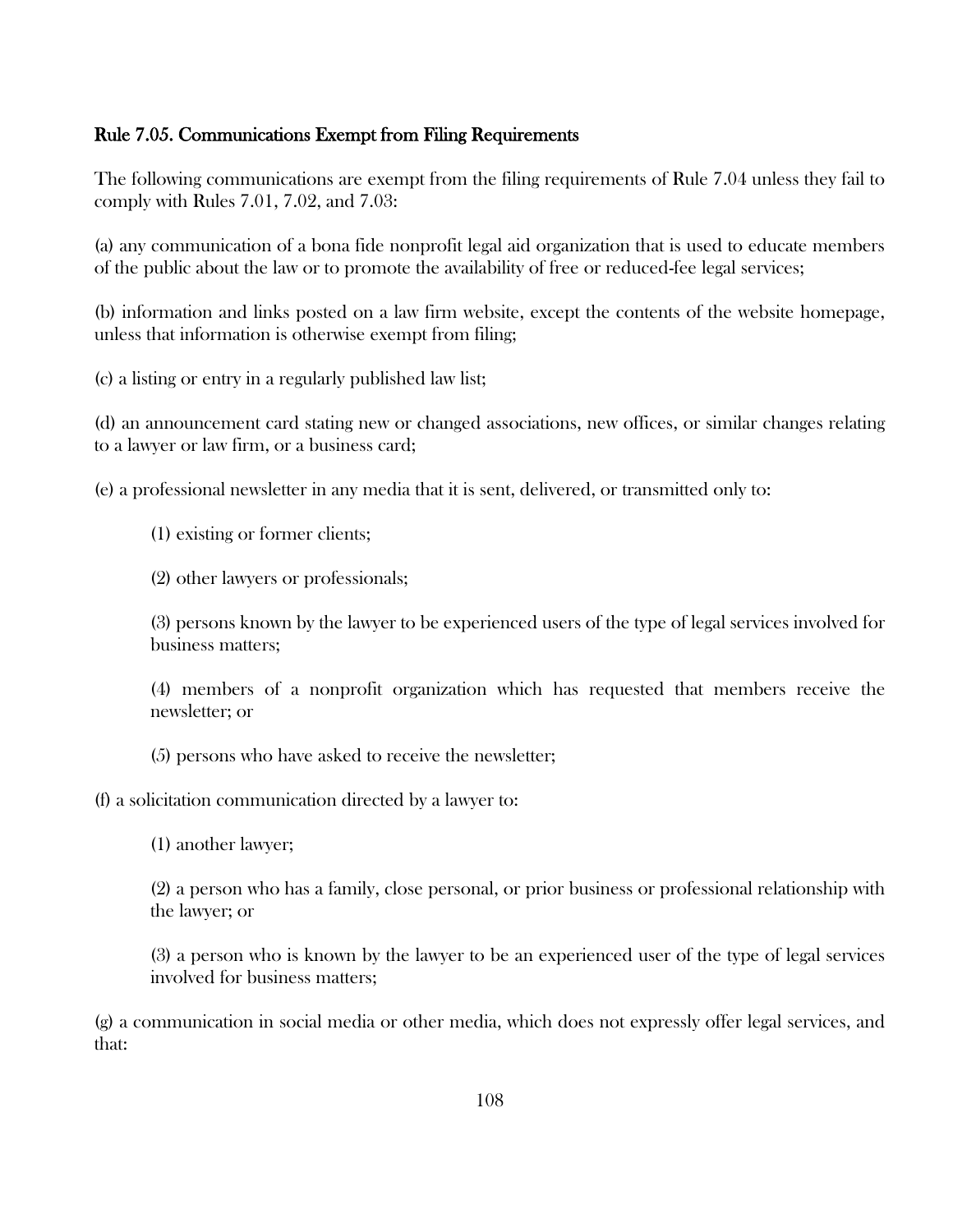### Rule 7.05. Communications Exempt from Filing Requirements

The following communications are exempt from the filing requirements of Rule 7.04 unless they fail to comply with Rules 7.01, 7.02, and 7.03:

(a) any communication of a bona fide nonprofit legal aid organization that is used to educate members of the public about the law or to promote the availability of free or reduced-fee legal services;

(b) information and links posted on a law firm website, except the contents of the website homepage, unless that information is otherwise exempt from filing;

(c) a listing or entry in a regularly published law list;

(d) an announcement card stating new or changed associations, new offices, or similar changes relating to a lawyer or law firm, or a business card;

(e) a professional newsletter in any media that it is sent, delivered, or transmitted only to:

> (1) existing or former clients;
>
> (2) other lawyers or professionals;
>
> (3) persons known by the lawyer to be experienced users of the type of legal services involved for business matters;
>
> (4) members of a nonprofit organization which has requested that members receive the newsletter; or
>
> (5) persons who have asked to receive the newsletter;

(f) a solicitation communication directed by a lawyer to:

> (1) another lawyer;
>
> (2) a person who has a family, close personal, or prior business or professional relationship with the lawyer; or
>
> (3) a person who is known by the lawyer to be an experienced user of the type of legal services involved for business matters;

(g) a communication in social media or other media, which does not expressly offer legal services, and that: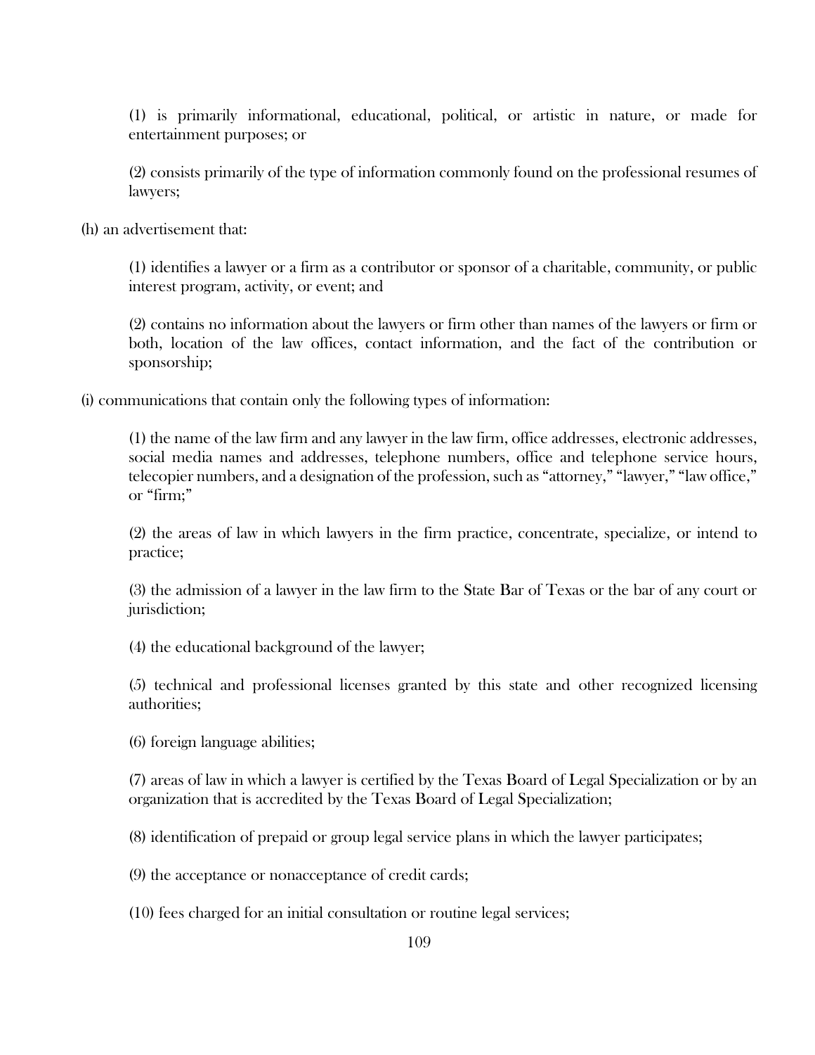(1) is primarily informational, educational, political, or artistic in nature, or made for entertainment purposes; or

(2) consists primarily of the type of information commonly found on the professional resumes of lawyers;

(h) an advertisement that:

(1) identifies a lawyer or a firm as a contributor or sponsor of a charitable, community, or public interest program, activity, or event; and

(2) contains no information about the lawyers or firm other than names of the lawyers or firm or both, location of the law offices, contact information, and the fact of the contribution or sponsorship;

(i) communications that contain only the following types of information:

(1) the name of the law firm and any lawyer in the law firm, office addresses, electronic addresses, social media names and addresses, telephone numbers, office and telephone service hours, telecopier numbers, and a designation of the profession, such as "attorney," "lawyer," "law office," or "firm;"

(2) the areas of law in which lawyers in the firm practice, concentrate, specialize, or intend to practice;

(3) the admission of a lawyer in the law firm to the State Bar of Texas or the bar of any court or jurisdiction;

(4) the educational background of the lawyer;

(5) technical and professional licenses granted by this state and other recognized licensing authorities;

(6) foreign language abilities;

(7) areas of law in which a lawyer is certified by the Texas Board of Legal Specialization or by an organization that is accredited by the Texas Board of Legal Specialization;

(8) identification of prepaid or group legal service plans in which the lawyer participates;

(9) the acceptance or nonacceptance of credit cards;

(10) fees charged for an initial consultation or routine legal services;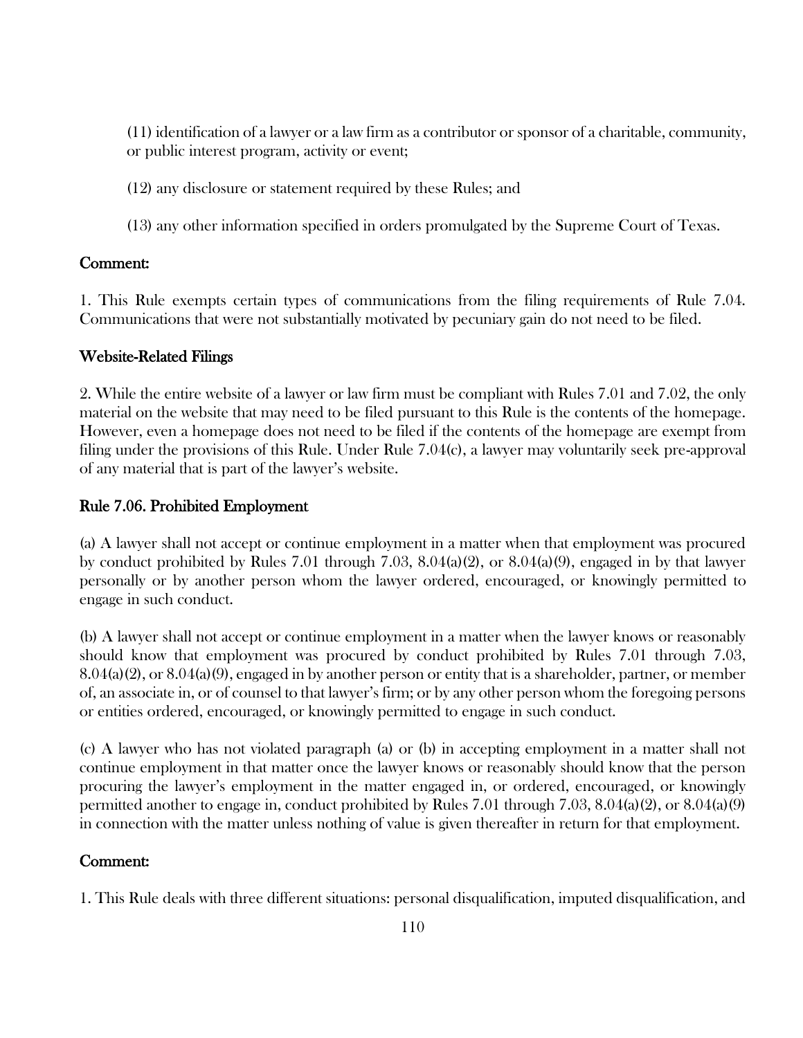(11) identification of a lawyer or a law firm as a contributor or sponsor of a charitable, community, or public interest program, activity or event;

(12) any disclosure or statement required by these Rules; and

(13) any other information specified in orders promulgated by the Supreme Court of Texas.

**Comment:**

1. This Rule exempts certain types of communications from the filing requirements of Rule 7.04. Communications that were not substantially motivated by pecuniary gain do not need to be filed.

**Website-Related Filings**

2. While the entire website of a lawyer or law firm must be compliant with Rules 7.01 and 7.02, the only material on the website that may need to be filed pursuant to this Rule is the contents of the homepage. However, even a homepage does not need to be filed if the contents of the homepage are exempt from filing under the provisions of this Rule. Under Rule 7.04(c), a lawyer may voluntarily seek pre-approval of any material that is part of the lawyer's website.

## Rule 7.06. Prohibited Employment

(a) A lawyer shall not accept or continue employment in a matter when that employment was procured by conduct prohibited by Rules 7.01 through 7.03, 8.04(a)(2), or 8.04(a)(9), engaged in by that lawyer personally or by another person whom the lawyer ordered, encouraged, or knowingly permitted to engage in such conduct.

(b) A lawyer shall not accept or continue employment in a matter when the lawyer knows or reasonably should know that employment was procured by conduct prohibited by Rules 7.01 through 7.03, 8.04(a)(2), or 8.04(a)(9), engaged in by another person or entity that is a shareholder, partner, or member of, an associate in, or of counsel to that lawyer's firm; or by any other person whom the foregoing persons or entities ordered, encouraged, or knowingly permitted to engage in such conduct.

(c) A lawyer who has not violated paragraph (a) or (b) in accepting employment in a matter shall not continue employment in that matter once the lawyer knows or reasonably should know that the person procuring the lawyer's employment in the matter engaged in, or ordered, encouraged, or knowingly permitted another to engage in, conduct prohibited by Rules 7.01 through 7.03, 8.04(a)(2), or 8.04(a)(9) in connection with the matter unless nothing of value is given thereafter in return for that employment.

**Comment:**

1. This Rule deals with three different situations: personal disqualification, imputed disqualification, and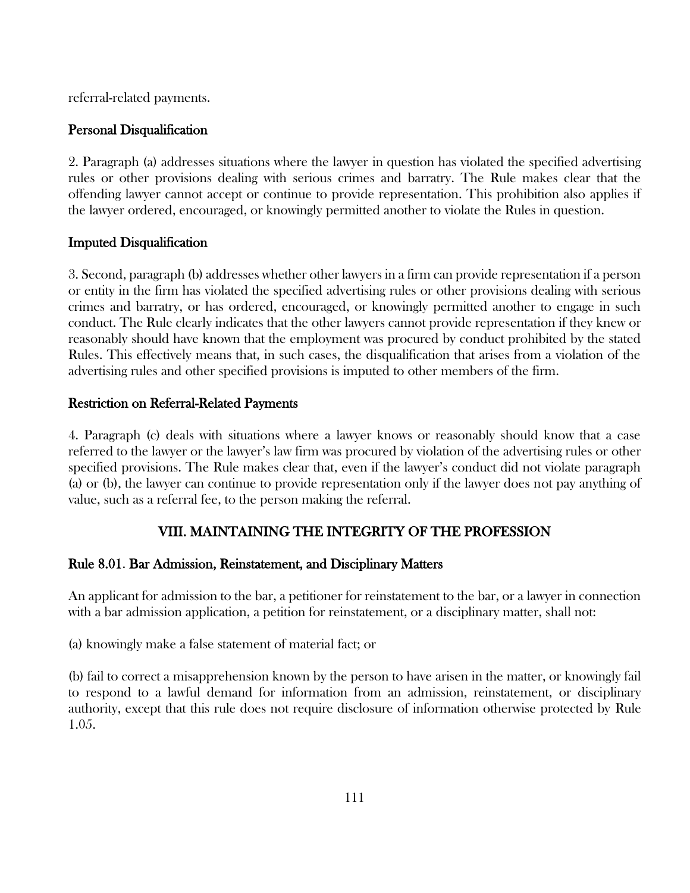referral-related payments.

### Personal Disqualification

2. Paragraph (a) addresses situations where the lawyer in question has violated the specified advertising rules or other provisions dealing with serious crimes and barratry. The Rule makes clear that the offending lawyer cannot accept or continue to provide representation. This prohibition also applies if the lawyer ordered, encouraged, or knowingly permitted another to violate the Rules in question.

### Imputed Disqualification

3. Second, paragraph (b) addresses whether other lawyers in a firm can provide representation if a person or entity in the firm has violated the specified advertising rules or other provisions dealing with serious crimes and barratry, or has ordered, encouraged, or knowingly permitted another to engage in such conduct. The Rule clearly indicates that the other lawyers cannot provide representation if they knew or reasonably should have known that the employment was procured by conduct prohibited by the stated Rules. This effectively means that, in such cases, the disqualification that arises from a violation of the advertising rules and other specified provisions is imputed to other members of the firm.

### Restriction on Referral-Related Payments

4. Paragraph (c) deals with situations where a lawyer knows or reasonably should know that a case referred to the lawyer or the lawyer's law firm was procured by violation of the advertising rules or other specified provisions. The Rule makes clear that, even if the lawyer's conduct did not violate paragraph (a) or (b), the lawyer can continue to provide representation only if the lawyer does not pay anything of value, such as a referral fee, to the person making the referral.

## VIII. MAINTAINING THE INTEGRITY OF THE PROFESSION

### Rule 8.01. Bar Admission, Reinstatement, and Disciplinary Matters

An applicant for admission to the bar, a petitioner for reinstatement to the bar, or a lawyer in connection with a bar admission application, a petition for reinstatement, or a disciplinary matter, shall not:

(a) knowingly make a false statement of material fact; or

(b) fail to correct a misapprehension known by the person to have arisen in the matter, or knowingly fail to respond to a lawful demand for information from an admission, reinstatement, or disciplinary authority, except that this rule does not require disclosure of information otherwise protected by Rule 1.05.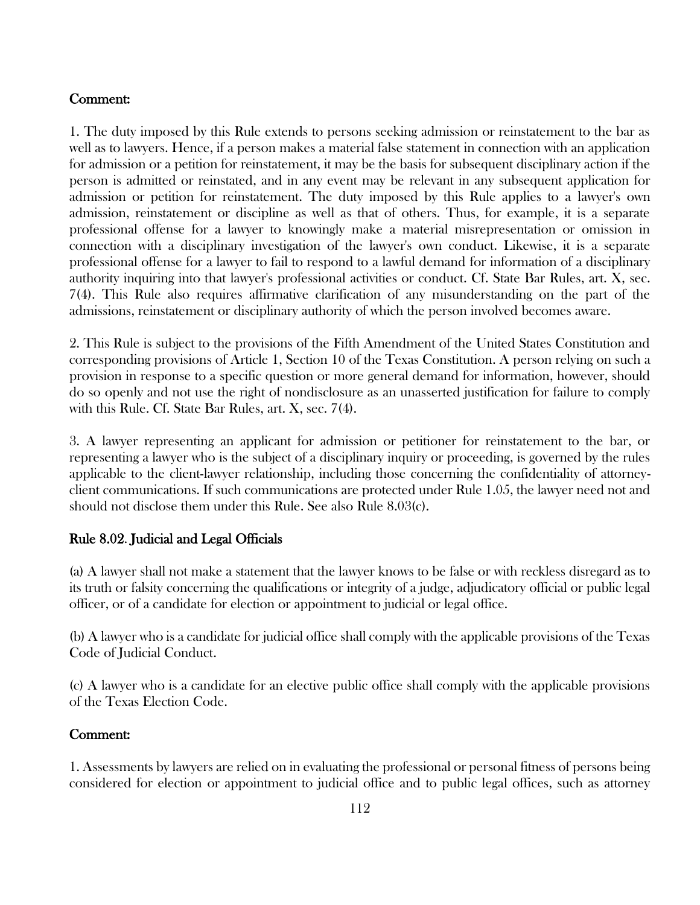### Comment:

1. The duty imposed by this Rule extends to persons seeking admission or reinstatement to the bar as well as to lawyers. Hence, if a person makes a material false statement in connection with an application for admission or a petition for reinstatement, it may be the basis for subsequent disciplinary action if the person is admitted or reinstated, and in any event may be relevant in any subsequent application for admission or petition for reinstatement. The duty imposed by this Rule applies to a lawyer's own admission, reinstatement or discipline as well as that of others. Thus, for example, it is a separate professional offense for a lawyer to knowingly make a material misrepresentation or omission in connection with a disciplinary investigation of the lawyer's own conduct. Likewise, it is a separate professional offense for a lawyer to fail to respond to a lawful demand for information of a disciplinary authority inquiring into that lawyer's professional activities or conduct. Cf. State Bar Rules, art. X, sec. 7(4). This Rule also requires affirmative clarification of any misunderstanding on the part of the admissions, reinstatement or disciplinary authority of which the person involved becomes aware.

2. This Rule is subject to the provisions of the Fifth Amendment of the United States Constitution and corresponding provisions of Article 1, Section 10 of the Texas Constitution. A person relying on such a provision in response to a specific question or more general demand for information, however, should do so openly and not use the right of nondisclosure as an unasserted justification for failure to comply with this Rule. Cf. State Bar Rules, art. X, sec. 7(4).

3. A lawyer representing an applicant for admission or petitioner for reinstatement to the bar, or representing a lawyer who is the subject of a disciplinary inquiry or proceeding, is governed by the rules applicable to the client-lawyer relationship, including those concerning the confidentiality of attorney-client communications. If such communications are protected under Rule 1.05, the lawyer need not and should not disclose them under this Rule. See also Rule 8.03(c).

## Rule 8.02. Judicial and Legal Officials

(a) A lawyer shall not make a statement that the lawyer knows to be false or with reckless disregard as to its truth or falsity concerning the qualifications or integrity of a judge, adjudicatory official or public legal officer, or of a candidate for election or appointment to judicial or legal office.

(b) A lawyer who is a candidate for judicial office shall comply with the applicable provisions of the Texas Code of Judicial Conduct.

(c) A lawyer who is a candidate for an elective public office shall comply with the applicable provisions of the Texas Election Code.

### Comment:

1. Assessments by lawyers are relied on in evaluating the professional or personal fitness of persons being considered for election or appointment to judicial office and to public legal offices, such as attorney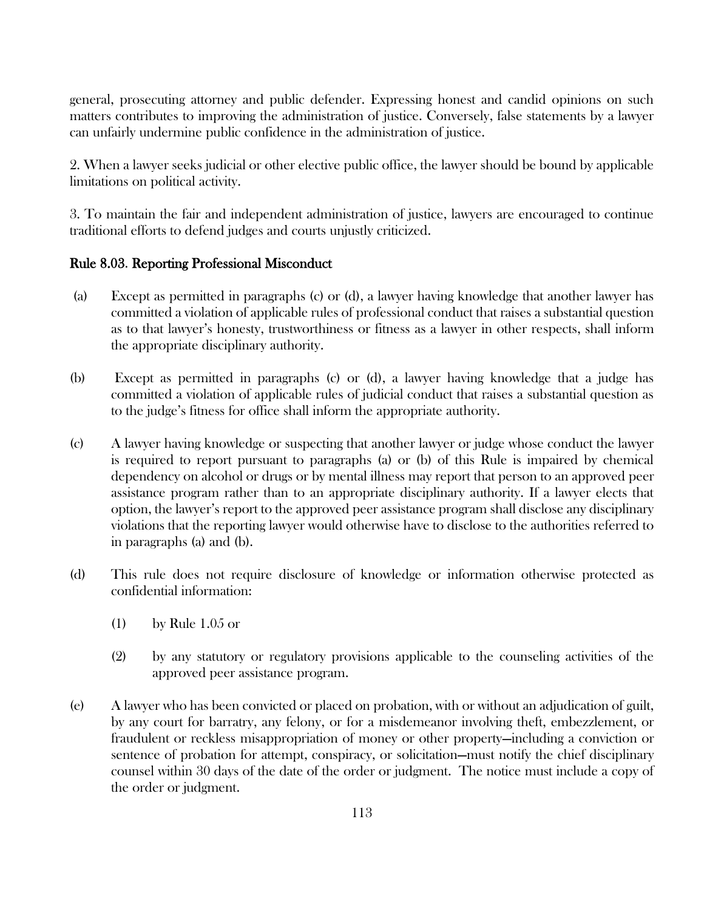general, prosecuting attorney and public defender. Expressing honest and candid opinions on such matters contributes to improving the administration of justice. Conversely, false statements by a lawyer can unfairly undermine public confidence in the administration of justice.

2. When a lawyer seeks judicial or other elective public office, the lawyer should be bound by applicable limitations on political activity.

3. To maintain the fair and independent administration of justice, lawyers are encouraged to continue traditional efforts to defend judges and courts unjustly criticized.

## Rule 8.03. Reporting Professional Misconduct

(a) Except as permitted in paragraphs (c) or (d), a lawyer having knowledge that another lawyer has committed a violation of applicable rules of professional conduct that raises a substantial question as to that lawyer's honesty, trustworthiness or fitness as a lawyer in other respects, shall inform the appropriate disciplinary authority.

(b) Except as permitted in paragraphs (c) or (d), a lawyer having knowledge that a judge has committed a violation of applicable rules of judicial conduct that raises a substantial question as to the judge's fitness for office shall inform the appropriate authority.

(c) A lawyer having knowledge or suspecting that another lawyer or judge whose conduct the lawyer is required to report pursuant to paragraphs (a) or (b) of this Rule is impaired by chemical dependency on alcohol or drugs or by mental illness may report that person to an approved peer assistance program rather than to an appropriate disciplinary authority. If a lawyer elects that option, the lawyer's report to the approved peer assistance program shall disclose any disciplinary violations that the reporting lawyer would otherwise have to disclose to the authorities referred to in paragraphs (a) and (b).

(d) This rule does not require disclosure of knowledge or information otherwise protected as confidential information:

(1) by Rule 1.05 or

(2) by any statutory or regulatory provisions applicable to the counseling activities of the approved peer assistance program.

(e) A lawyer who has been convicted or placed on probation, with or without an adjudication of guilt, by any court for barratry, any felony, or for a misdemeanor involving theft, embezzlement, or fraudulent or reckless misappropriation of money or other property—including a conviction or sentence of probation for attempt, conspiracy, or solicitation—must notify the chief disciplinary counsel within 30 days of the date of the order or judgment. The notice must include a copy of the order or judgment.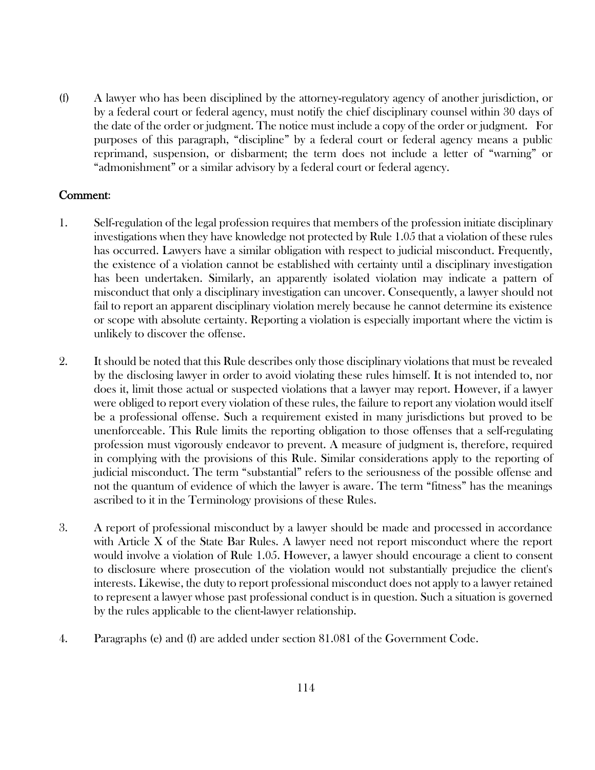(f) A lawyer who has been disciplined by the attorney-regulatory agency of another jurisdiction, or by a federal court or federal agency, must notify the chief disciplinary counsel within 30 days of the date of the order or judgment. The notice must include a copy of the order or judgment. For purposes of this paragraph, "discipline" by a federal court or federal agency means a public reprimand, suspension, or disbarment; the term does not include a letter of "warning" or "admonishment" or a similar advisory by a federal court or federal agency.

## Comment:

1. Self-regulation of the legal profession requires that members of the profession initiate disciplinary investigations when they have knowledge not protected by Rule 1.05 that a violation of these rules has occurred. Lawyers have a similar obligation with respect to judicial misconduct. Frequently, the existence of a violation cannot be established with certainty until a disciplinary investigation has been undertaken. Similarly, an apparently isolated violation may indicate a pattern of misconduct that only a disciplinary investigation can uncover. Consequently, a lawyer should not fail to report an apparent disciplinary violation merely because he cannot determine its existence or scope with absolute certainty. Reporting a violation is especially important where the victim is unlikely to discover the offense.

2. It should be noted that this Rule describes only those disciplinary violations that must be revealed by the disclosing lawyer in order to avoid violating these rules himself. It is not intended to, nor does it, limit those actual or suspected violations that a lawyer may report. However, if a lawyer were obliged to report every violation of these rules, the failure to report any violation would itself be a professional offense. Such a requirement existed in many jurisdictions but proved to be unenforceable. This Rule limits the reporting obligation to those offenses that a self-regulating profession must vigorously endeavor to prevent. A measure of judgment is, therefore, required in complying with the provisions of this Rule. Similar considerations apply to the reporting of judicial misconduct. The term "substantial" refers to the seriousness of the possible offense and not the quantum of evidence of which the lawyer is aware. The term "fitness" has the meanings ascribed to it in the Terminology provisions of these Rules.

3. A report of professional misconduct by a lawyer should be made and processed in accordance with Article X of the State Bar Rules. A lawyer need not report misconduct where the report would involve a violation of Rule 1.05. However, a lawyer should encourage a client to consent to disclosure where prosecution of the violation would not substantially prejudice the client's interests. Likewise, the duty to report professional misconduct does not apply to a lawyer retained to represent a lawyer whose past professional conduct is in question. Such a situation is governed by the rules applicable to the client-lawyer relationship.

4. Paragraphs (e) and (f) are added under section 81.081 of the Government Code.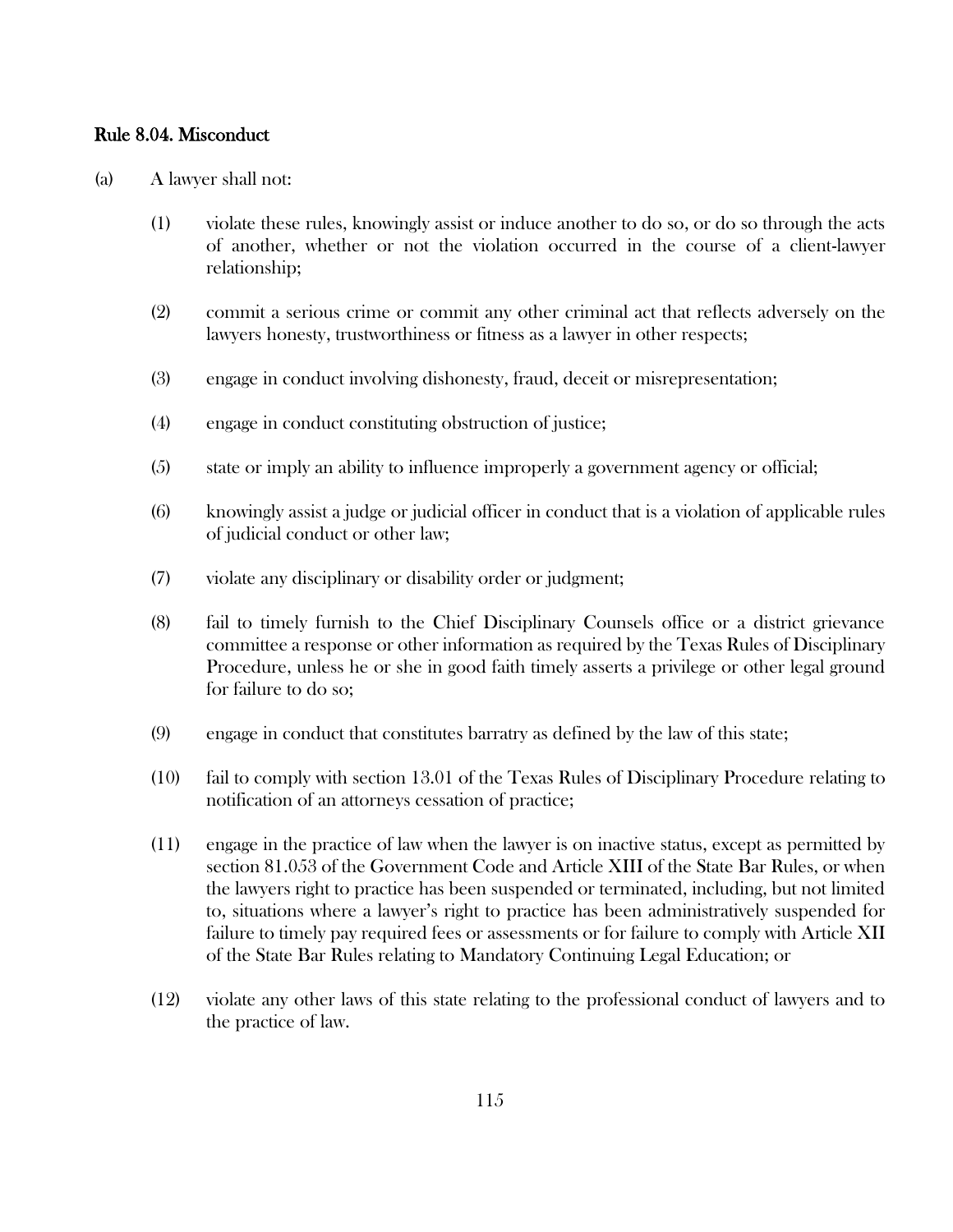## Rule 8.04. Misconduct

(a) A lawyer shall not:

(1) violate these rules, knowingly assist or induce another to do so, or do so through the acts of another, whether or not the violation occurred in the course of a client-lawyer relationship;

(2) commit a serious crime or commit any other criminal act that reflects adversely on the lawyers honesty, trustworthiness or fitness as a lawyer in other respects;

(3) engage in conduct involving dishonesty, fraud, deceit or misrepresentation;

(4) engage in conduct constituting obstruction of justice;

(5) state or imply an ability to influence improperly a government agency or official;

(6) knowingly assist a judge or judicial officer in conduct that is a violation of applicable rules of judicial conduct or other law;

(7) violate any disciplinary or disability order or judgment;

(8) fail to timely furnish to the Chief Disciplinary Counsels office or a district grievance committee a response or other information as required by the Texas Rules of Disciplinary Procedure, unless he or she in good faith timely asserts a privilege or other legal ground for failure to do so;

(9) engage in conduct that constitutes barratry as defined by the law of this state;

(10) fail to comply with section 13.01 of the Texas Rules of Disciplinary Procedure relating to notification of an attorneys cessation of practice;

(11) engage in the practice of law when the lawyer is on inactive status, except as permitted by section 81.053 of the Government Code and Article XIII of the State Bar Rules, or when the lawyers right to practice has been suspended or terminated, including, but not limited to, situations where a lawyer's right to practice has been administratively suspended for failure to timely pay required fees or assessments or for failure to comply with Article XII of the State Bar Rules relating to Mandatory Continuing Legal Education; or

(12) violate any other laws of this state relating to the professional conduct of lawyers and to the practice of law.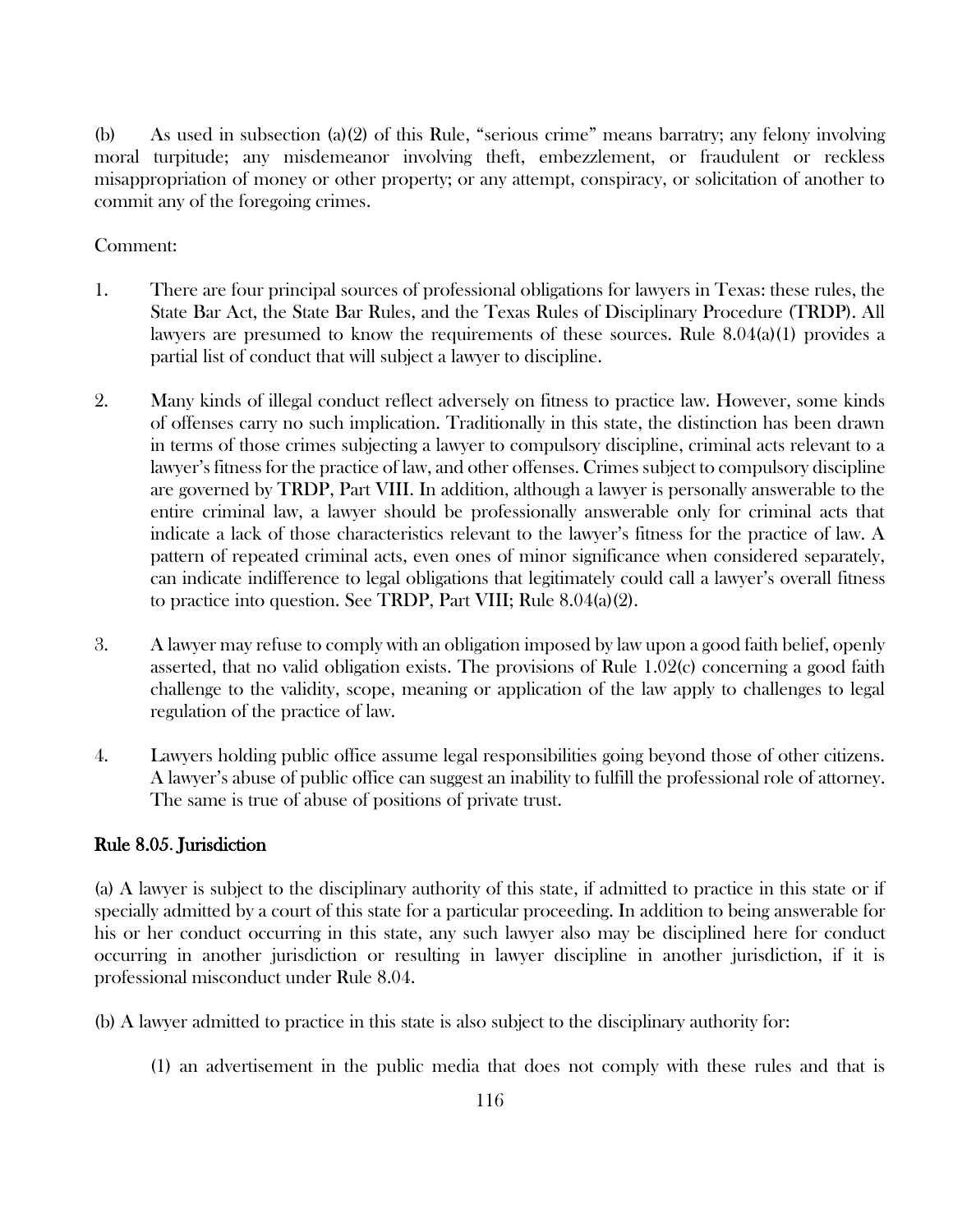(b) As used in subsection (a)(2) of this Rule, "serious crime" means barratry; any felony involving moral turpitude; any misdemeanor involving theft, embezzlement, or fraudulent or reckless misappropriation of money or other property; or any attempt, conspiracy, or solicitation of another to commit any of the foregoing crimes.

Comment:

1. There are four principal sources of professional obligations for lawyers in Texas: these rules, the State Bar Act, the State Bar Rules, and the Texas Rules of Disciplinary Procedure (TRDP). All lawyers are presumed to know the requirements of these sources. Rule 8.04(a)(1) provides a partial list of conduct that will subject a lawyer to discipline.

2. Many kinds of illegal conduct reflect adversely on fitness to practice law. However, some kinds of offenses carry no such implication. Traditionally in this state, the distinction has been drawn in terms of those crimes subjecting a lawyer to compulsory discipline, criminal acts relevant to a lawyer's fitness for the practice of law, and other offenses. Crimes subject to compulsory discipline are governed by TRDP, Part VIII. In addition, although a lawyer is personally answerable to the entire criminal law, a lawyer should be professionally answerable only for criminal acts that indicate a lack of those characteristics relevant to the lawyer's fitness for the practice of law. A pattern of repeated criminal acts, even ones of minor significance when considered separately, can indicate indifference to legal obligations that legitimately could call a lawyer's overall fitness to practice into question. See TRDP, Part VIII; Rule 8.04(a)(2).

3. A lawyer may refuse to comply with an obligation imposed by law upon a good faith belief, openly asserted, that no valid obligation exists. The provisions of Rule 1.02(c) concerning a good faith challenge to the validity, scope, meaning or application of the law apply to challenges to legal regulation of the practice of law.

4. Lawyers holding public office assume legal responsibilities going beyond those of other citizens. A lawyer's abuse of public office can suggest an inability to fulfill the professional role of attorney. The same is true of abuse of positions of private trust.

## Rule 8.05. Jurisdiction

(a) A lawyer is subject to the disciplinary authority of this state, if admitted to practice in this state or if specially admitted by a court of this state for a particular proceeding. In addition to being answerable for his or her conduct occurring in this state, any such lawyer also may be disciplined here for conduct occurring in another jurisdiction or resulting in lawyer discipline in another jurisdiction, if it is professional misconduct under Rule 8.04.

(b) A lawyer admitted to practice in this state is also subject to the disciplinary authority for:

(1) an advertisement in the public media that does not comply with these rules and that is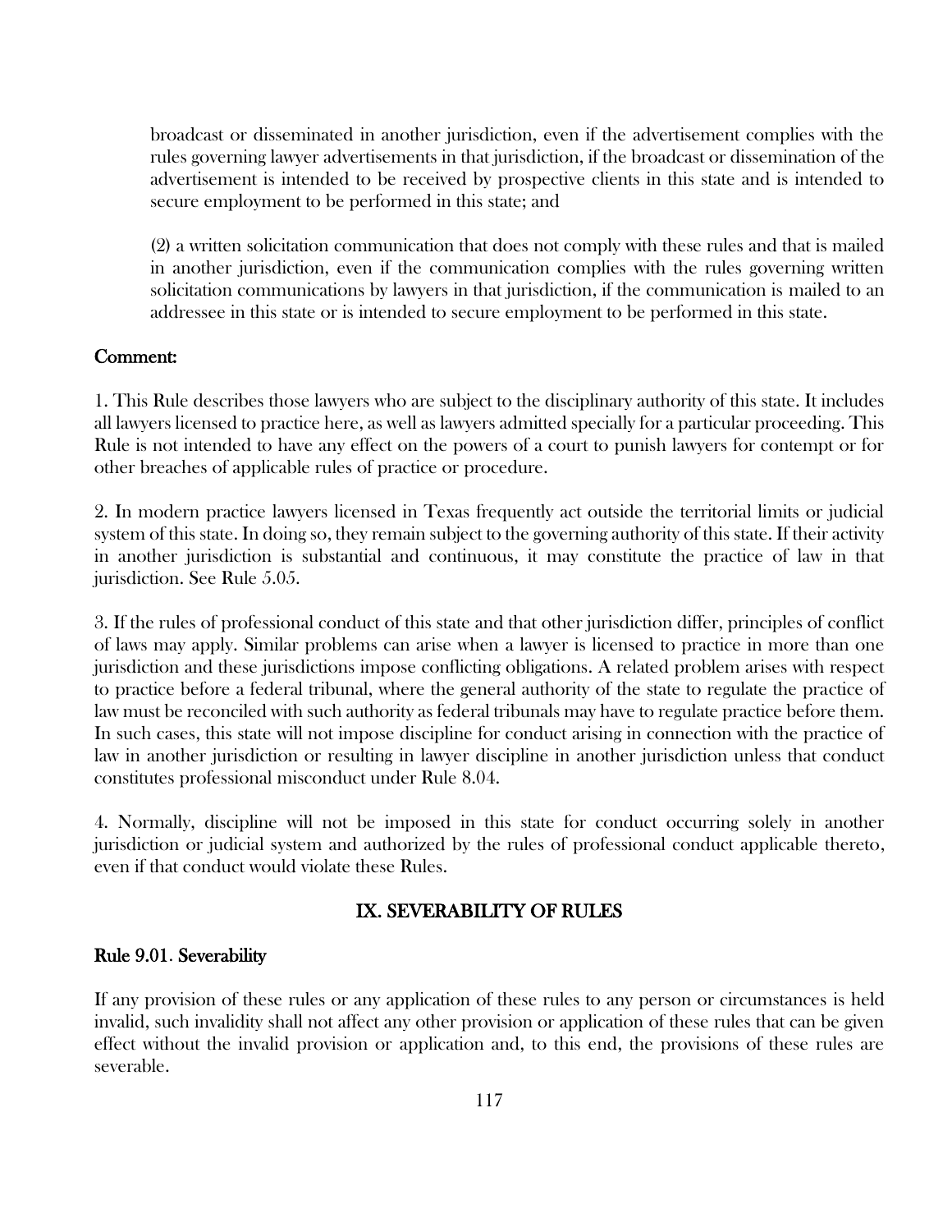broadcast or disseminated in another jurisdiction, even if the advertisement complies with the rules governing lawyer advertisements in that jurisdiction, if the broadcast or dissemination of the advertisement is intended to be received by prospective clients in this state and is intended to secure employment to be performed in this state; and

(2) a written solicitation communication that does not comply with these rules and that is mailed in another jurisdiction, even if the communication complies with the rules governing written solicitation communications by lawyers in that jurisdiction, if the communication is mailed to an addressee in this state or is intended to secure employment to be performed in this state.

**Comment:**

1. This Rule describes those lawyers who are subject to the disciplinary authority of this state. It includes all lawyers licensed to practice here, as well as lawyers admitted specially for a particular proceeding. This Rule is not intended to have any effect on the powers of a court to punish lawyers for contempt or for other breaches of applicable rules of practice or procedure.

2. In modern practice lawyers licensed in Texas frequently act outside the territorial limits or judicial system of this state. In doing so, they remain subject to the governing authority of this state. If their activity in another jurisdiction is substantial and continuous, it may constitute the practice of law in that jurisdiction. See Rule 5.05.

3. If the rules of professional conduct of this state and that other jurisdiction differ, principles of conflict of laws may apply. Similar problems can arise when a lawyer is licensed to practice in more than one jurisdiction and these jurisdictions impose conflicting obligations. A related problem arises with respect to practice before a federal tribunal, where the general authority of the state to regulate the practice of law must be reconciled with such authority as federal tribunals may have to regulate practice before them. In such cases, this state will not impose discipline for conduct arising in connection with the practice of law in another jurisdiction or resulting in lawyer discipline in another jurisdiction unless that conduct constitutes professional misconduct under Rule 8.04.

4. Normally, discipline will not be imposed in this state for conduct occurring solely in another jurisdiction or judicial system and authorized by the rules of professional conduct applicable thereto, even if that conduct would violate these Rules.

## IX. SEVERABILITY OF RULES

### Rule 9.01. Severability

If any provision of these rules or any application of these rules to any person or circumstances is held invalid, such invalidity shall not affect any other provision or application of these rules that can be given effect without the invalid provision or application and, to this end, the provisions of these rules are severable.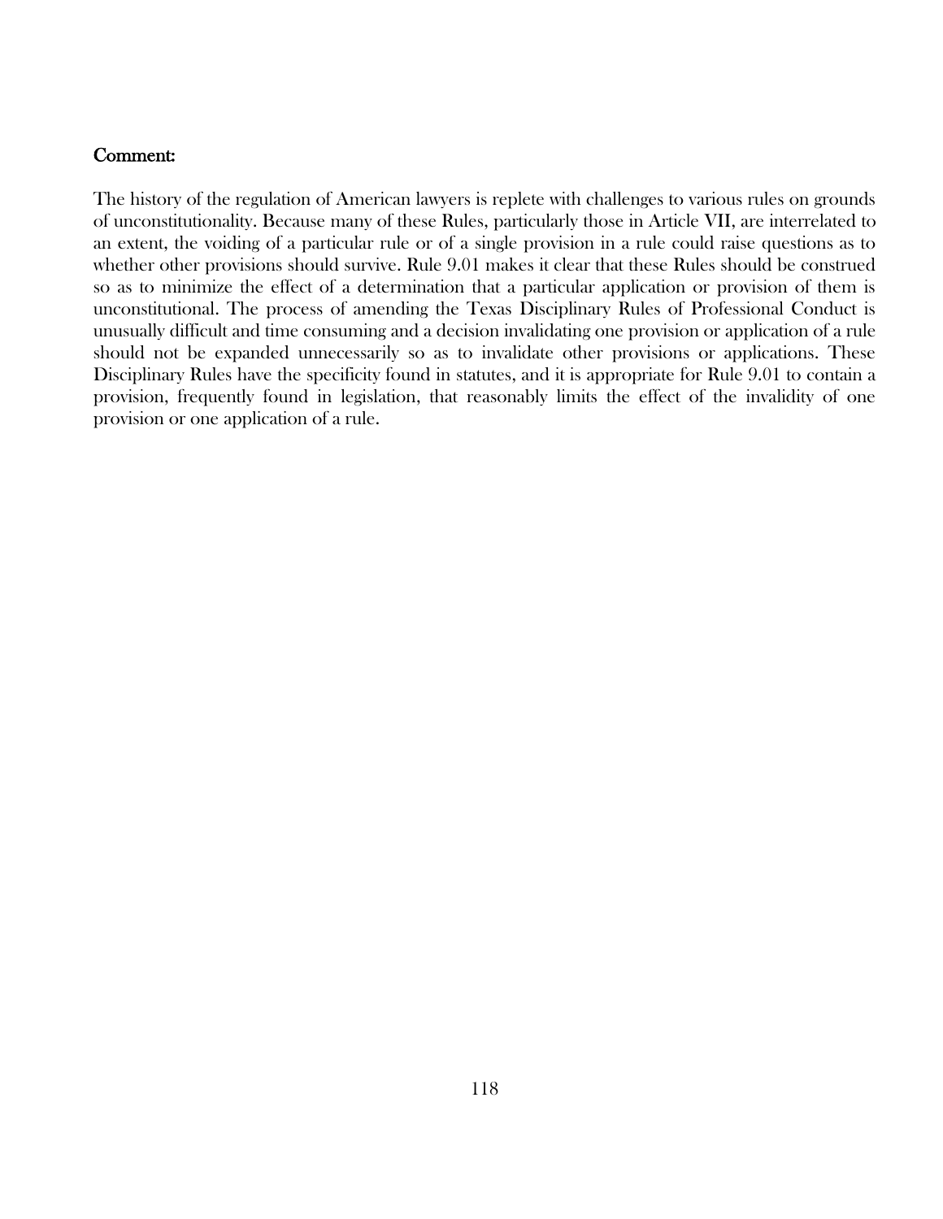**Comment:**

The history of the regulation of American lawyers is replete with challenges to various rules on grounds of unconstitutionality. Because many of these Rules, particularly those in Article VII, are interrelated to an extent, the voiding of a particular rule or of a single provision in a rule could raise questions as to whether other provisions should survive. Rule 9.01 makes it clear that these Rules should be construed so as to minimize the effect of a determination that a particular application or provision of them is unconstitutional. The process of amending the Texas Disciplinary Rules of Professional Conduct is unusually difficult and time consuming and a decision invalidating one provision or application of a rule should not be expanded unnecessarily so as to invalidate other provisions or applications. These Disciplinary Rules have the specificity found in statutes, and it is appropriate for Rule 9.01 to contain a provision, frequently found in legislation, that reasonably limits the effect of the invalidity of one provision or one application of a rule.